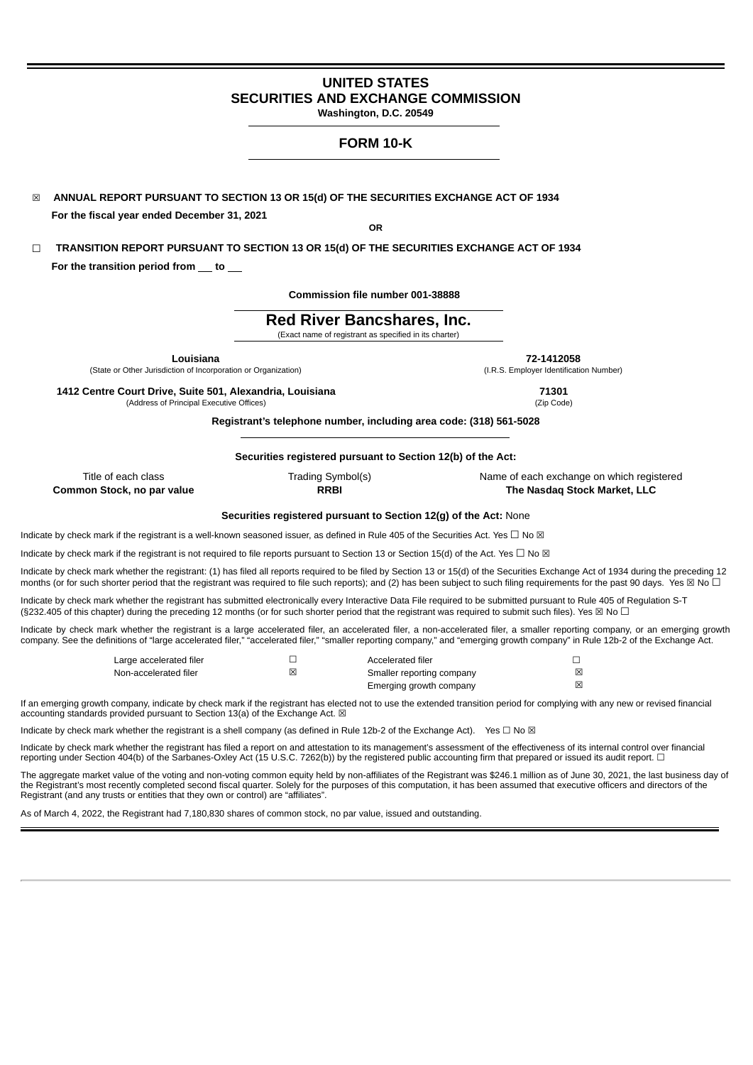# UNITED STATES
# SECURITIES AND EXCHANGE COMMISSION
**Washington, D.C. 20549**

## FORM 10-K

☒ **ANNUAL REPORT PURSUANT TO SECTION 13 OR 15(d) OF THE SECURITIES EXCHANGE ACT OF 1934**

**For the fiscal year ended December 31, 2021**

**OR**

☐ **TRANSITION REPORT PURSUANT TO SECTION 13 OR 15(d) OF THE SECURITIES EXCHANGE ACT OF 1934**

**For the transition period from \_\_ to \_\_**

**Commission file number 001-38888**

## Red River Bancshares, Inc.
(Exact name of registrant as specified in its charter)

| | |
|---|---|
| **Louisiana** | **72-1412058** |
| (State or Other Jurisdiction of Incorporation or Organization) | (I.R.S. Employer Identification Number) |
| **1412 Centre Court Drive, Suite 501, Alexandria, Louisiana** | **71301** |
| (Address of Principal Executive Offices) | (Zip Code) |

**Registrant's telephone number, including area code: (318) 561-5028**

**Securities registered pursuant to Section 12(b) of the Act:**

| Title of each class | Trading Symbol(s) | Name of each exchange on which registered |
|---|---|---|
| **Common Stock, no par value** | **RRBI** | **The Nasdaq Stock Market, LLC** |

**Securities registered pursuant to Section 12(g) of the Act:** None

Indicate by check mark if the registrant is a well-known seasoned issuer, as defined in Rule 405 of the Securities Act. Yes ☐ No ☒

Indicate by check mark if the registrant is not required to file reports pursuant to Section 13 or Section 15(d) of the Act. Yes ☐ No ☒

Indicate by check mark whether the registrant: (1) has filed all reports required to be filed by Section 13 or 15(d) of the Securities Exchange Act of 1934 during the preceding 12 months (or for such shorter period that the registrant was required to file such reports); and (2) has been subject to such filing requirements for the past 90 days. Yes ☒ No ☐

Indicate by check mark whether the registrant has submitted electronically every Interactive Data File required to be submitted pursuant to Rule 405 of Regulation S-T (§232.405 of this chapter) during the preceding 12 months (or for such shorter period that the registrant was required to submit such files). Yes ☒ No ☐

Indicate by check mark whether the registrant is a large accelerated filer, an accelerated filer, a non-accelerated filer, a smaller reporting company, or an emerging growth company. See the definitions of "large accelerated filer," "accelerated filer," "smaller reporting company," and "emerging growth company" in Rule 12b-2 of the Exchange Act.

| | | | |
|---|---|---|---|
| Large accelerated filer | ☐ | Accelerated filer | ☐ |
| Non-accelerated filer | ☒ | Smaller reporting company | ☒ |
| | | Emerging growth company | ☒ |

If an emerging growth company, indicate by check mark if the registrant has elected not to use the extended transition period for complying with any new or revised financial accounting standards provided pursuant to Section 13(a) of the Exchange Act. ☒

Indicate by check mark whether the registrant is a shell company (as defined in Rule 12b-2 of the Exchange Act). Yes ☐ No ☒

Indicate by check mark whether the registrant has filed a report on and attestation to its management's assessment of the effectiveness of its internal control over financial reporting under Section 404(b) of the Sarbanes-Oxley Act (15 U.S.C. 7262(b)) by the registered public accounting firm that prepared or issued its audit report. ☐

The aggregate market value of the voting and non-voting common equity held by non-affiliates of the Registrant was $246.1 million as of June 30, 2021, the last business day of the Registrant's most recently completed second fiscal quarter. Solely for the purposes of this computation, it has been assumed that executive officers and directors of the Registrant (and any trusts or entities that they own or control) are "affiliates".

As of March 4, 2022, the Registrant had 7,180,830 shares of common stock, no par value, issued and outstanding.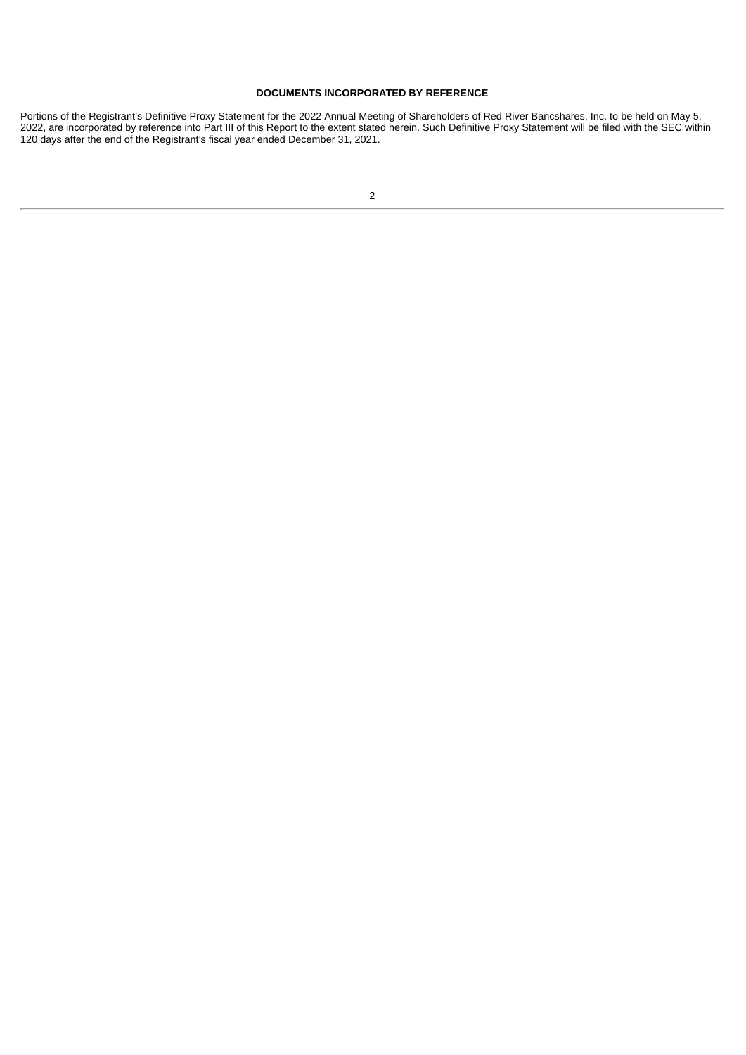## DOCUMENTS INCORPORATED BY REFERENCE

Portions of the Registrant's Definitive Proxy Statement for the 2022 Annual Meeting of Shareholders of Red River Bancshares, Inc. to be held on May 5, 2022, are incorporated by reference into Part III of this Report to the extent stated herein. Such Definitive Proxy Statement will be filed with the SEC within 120 days after the end of the Registrant's fiscal year ended December 31, 2021.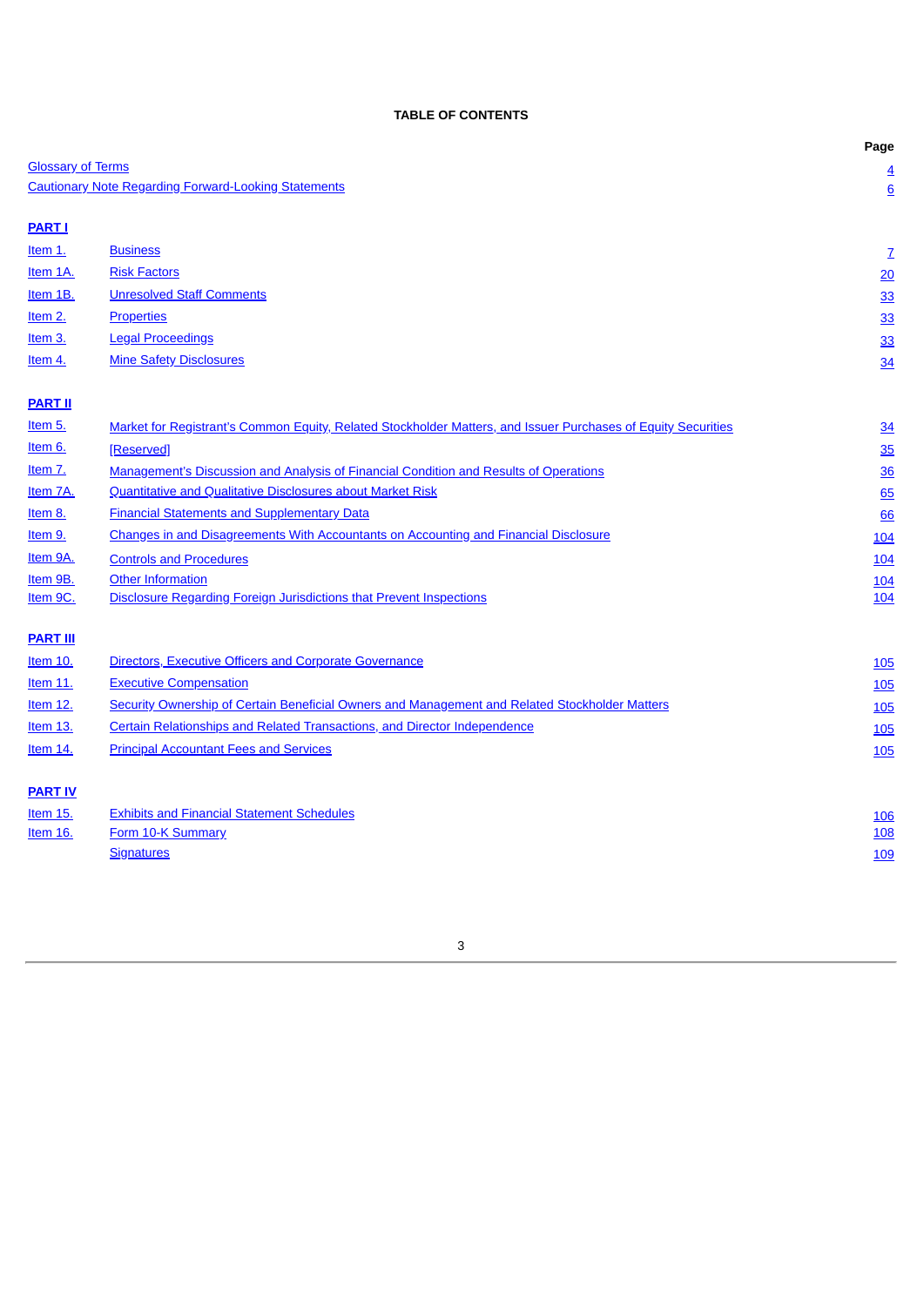## TABLE OF CONTENTS

| | | Page |
|---|---|---|
| Glossary of Terms | | 4 |
| Cautionary Note Regarding Forward-Looking Statements | | 6 |
| **PART I** | | |
| Item 1. | Business | 7 |
| Item 1A. | Risk Factors | 20 |
| Item 1B. | Unresolved Staff Comments | 33 |
| Item 2. | Properties | 33 |
| Item 3. | Legal Proceedings | 33 |
| Item 4. | Mine Safety Disclosures | 34 |
| **PART II** | | |
| Item 5. | Market for Registrant's Common Equity, Related Stockholder Matters, and Issuer Purchases of Equity Securities | 34 |
| Item 6. | [Reserved] | 35 |
| Item 7. | Management's Discussion and Analysis of Financial Condition and Results of Operations | 36 |
| Item 7A. | Quantitative and Qualitative Disclosures about Market Risk | 65 |
| Item 8. | Financial Statements and Supplementary Data | 66 |
| Item 9. | Changes in and Disagreements With Accountants on Accounting and Financial Disclosure | 104 |
| Item 9A. | Controls and Procedures | 104 |
| Item 9B. | Other Information | 104 |
| Item 9C. | Disclosure Regarding Foreign Jurisdictions that Prevent Inspections | 104 |
| **PART III** | | |
| Item 10. | Directors, Executive Officers and Corporate Governance | 105 |
| Item 11. | Executive Compensation | 105 |
| Item 12. | Security Ownership of Certain Beneficial Owners and Management and Related Stockholder Matters | 105 |
| Item 13. | Certain Relationships and Related Transactions, and Director Independence | 105 |
| Item 14. | Principal Accountant Fees and Services | 105 |
| **PART IV** | | |
| Item 15. | Exhibits and Financial Statement Schedules | 106 |
| Item 16. | Form 10-K Summary | 108 |
| | Signatures | 109 |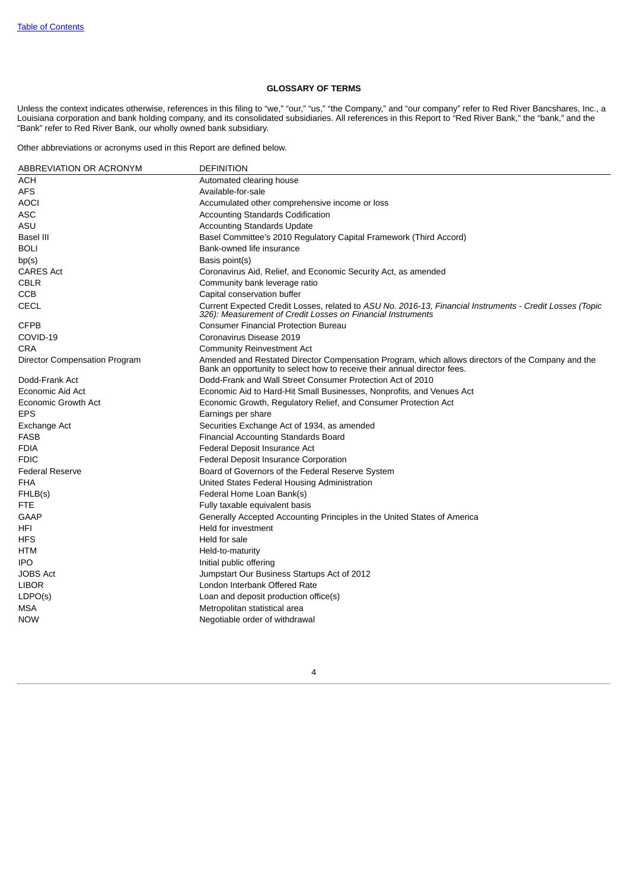## GLOSSARY OF TERMS

Unless the context indicates otherwise, references in this filing to "we," "our," "us," "the Company," and "our company" refer to Red River Bancshares, Inc., a Louisiana corporation and bank holding company, and its consolidated subsidiaries. All references in this Report to "Red River Bank," the "bank," and the "Bank" refer to Red River Bank, our wholly owned bank subsidiary.

Other abbreviations or acronyms used in this Report are defined below.

| ABBREVIATION OR ACRONYM | DEFINITION |
|---|---|
| ACH | Automated clearing house |
| AFS | Available-for-sale |
| AOCI | Accumulated other comprehensive income or loss |
| ASC | Accounting Standards Codification |
| ASU | Accounting Standards Update |
| Basel III | Basel Committee's 2010 Regulatory Capital Framework (Third Accord) |
| BOLI | Bank-owned life insurance |
| bp(s) | Basis point(s) |
| CARES Act | Coronavirus Aid, Relief, and Economic Security Act, as amended |
| CBLR | Community bank leverage ratio |
| CCB | Capital conservation buffer |
| CECL | Current Expected Credit Losses, related to *ASU No. 2016-13, Financial Instruments - Credit Losses (Topic 326): Measurement of Credit Losses on Financial Instruments* |
| CFPB | Consumer Financial Protection Bureau |
| COVID-19 | Coronavirus Disease 2019 |
| CRA | Community Reinvestment Act |
| Director Compensation Program | Amended and Restated Director Compensation Program, which allows directors of the Company and the Bank an opportunity to select how to receive their annual director fees. |
| Dodd-Frank Act | Dodd-Frank and Wall Street Consumer Protection Act of 2010 |
| Economic Aid Act | Economic Aid to Hard-Hit Small Businesses, Nonprofits, and Venues Act |
| Economic Growth Act | Economic Growth, Regulatory Relief, and Consumer Protection Act |
| EPS | Earnings per share |
| Exchange Act | Securities Exchange Act of 1934, as amended |
| FASB | Financial Accounting Standards Board |
| FDIA | Federal Deposit Insurance Act |
| FDIC | Federal Deposit Insurance Corporation |
| Federal Reserve | Board of Governors of the Federal Reserve System |
| FHA | United States Federal Housing Administration |
| FHLB(s) | Federal Home Loan Bank(s) |
| FTE | Fully taxable equivalent basis |
| GAAP | Generally Accepted Accounting Principles in the United States of America |
| HFI | Held for investment |
| HFS | Held for sale |
| HTM | Held-to-maturity |
| IPO | Initial public offering |
| JOBS Act | Jumpstart Our Business Startups Act of 2012 |
| LIBOR | London Interbank Offered Rate |
| LDPO(s) | Loan and deposit production office(s) |
| MSA | Metropolitan statistical area |
| NOW | Negotiable order of withdrawal |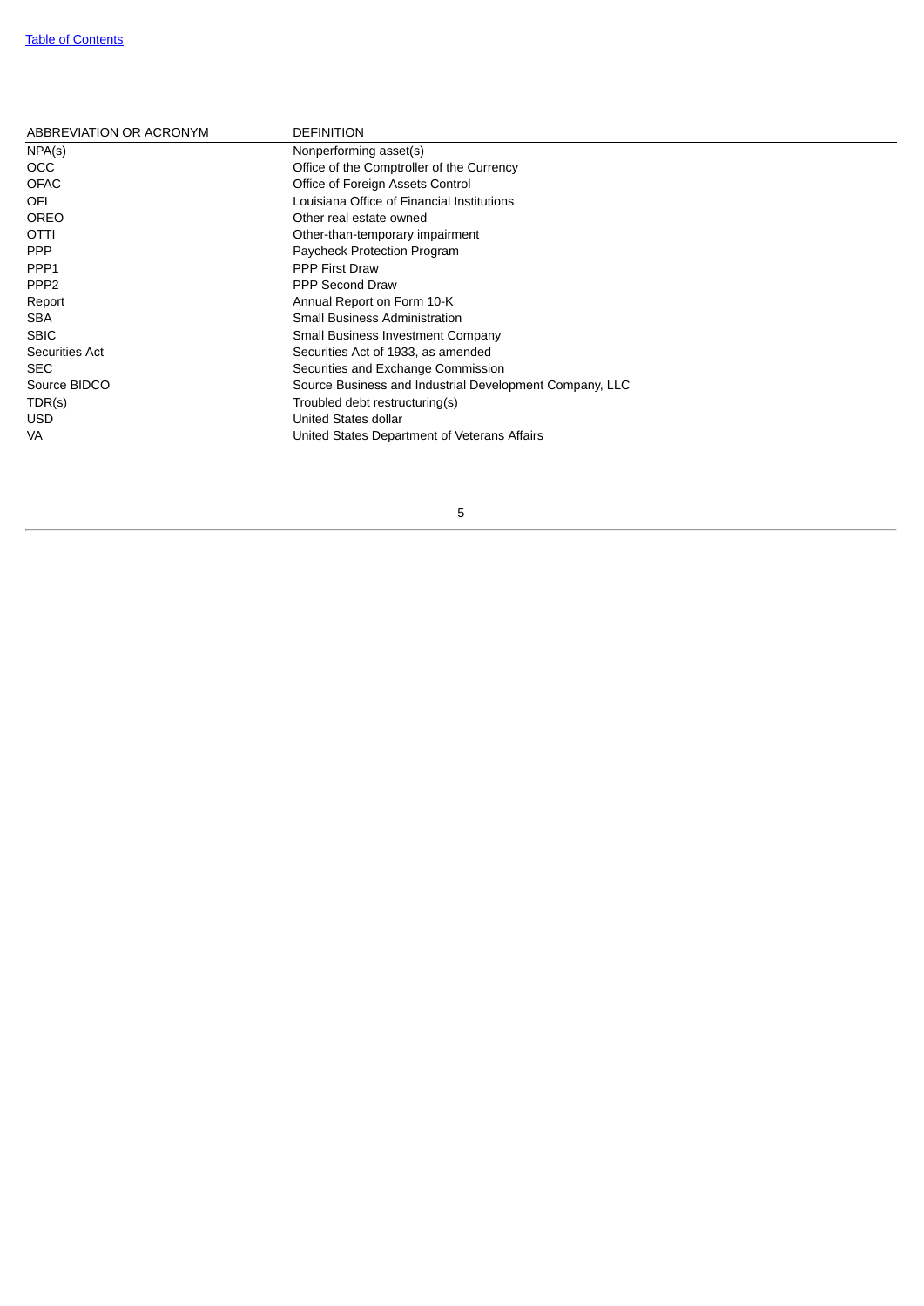| ABBREVIATION OR ACRONYM | DEFINITION |
| --- | --- |
| NPA(s) | Nonperforming asset(s) |
| OCC | Office of the Comptroller of the Currency |
| OFAC | Office of Foreign Assets Control |
| OFI | Louisiana Office of Financial Institutions |
| OREO | Other real estate owned |
| OTTI | Other-than-temporary impairment |
| PPP | Paycheck Protection Program |
| PPP1 | PPP First Draw |
| PPP2 | PPP Second Draw |
| Report | Annual Report on Form 10-K |
| SBA | Small Business Administration |
| SBIC | Small Business Investment Company |
| Securities Act | Securities Act of 1933, as amended |
| SEC | Securities and Exchange Commission |
| Source BIDCO | Source Business and Industrial Development Company, LLC |
| TDR(s) | Troubled debt restructuring(s) |
| USD | United States dollar |
| VA | United States Department of Veterans Affairs |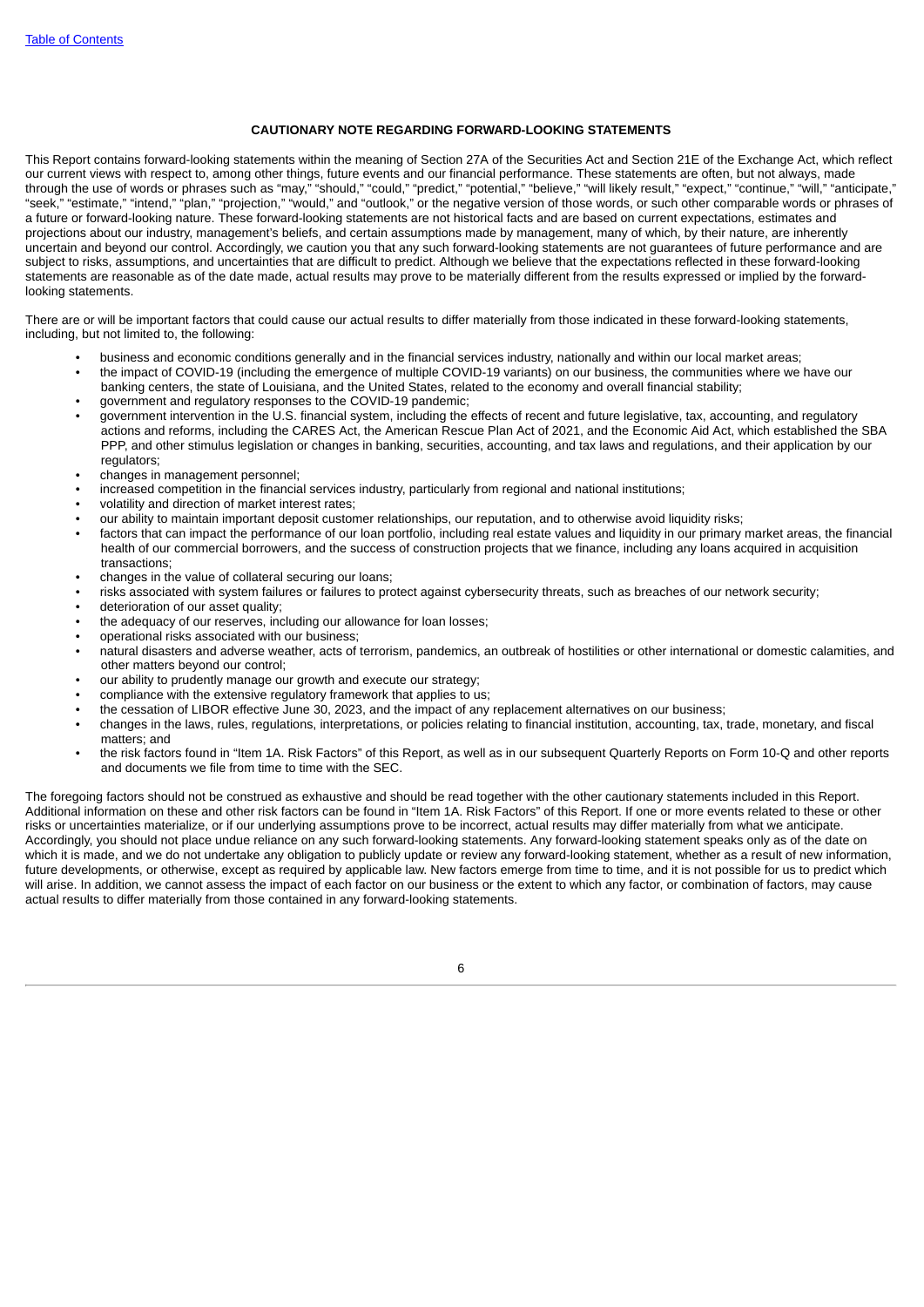## CAUTIONARY NOTE REGARDING FORWARD-LOOKING STATEMENTS

This Report contains forward-looking statements within the meaning of Section 27A of the Securities Act and Section 21E of the Exchange Act, which reflect our current views with respect to, among other things, future events and our financial performance. These statements are often, but not always, made through the use of words or phrases such as "may," "should," "could," "predict," "potential," "believe," "will likely result," "expect," "continue," "will," "anticipate," "seek," "estimate," "intend," "plan," "projection," "would," and "outlook," or the negative version of those words, or such other comparable words or phrases of a future or forward-looking nature. These forward-looking statements are not historical facts and are based on current expectations, estimates and projections about our industry, management's beliefs, and certain assumptions made by management, many of which, by their nature, are inherently uncertain and beyond our control. Accordingly, we caution you that any such forward-looking statements are not guarantees of future performance and are subject to risks, assumptions, and uncertainties that are difficult to predict. Although we believe that the expectations reflected in these forward-looking statements are reasonable as of the date made, actual results may prove to be materially different from the results expressed or implied by the forward-looking statements.

There are or will be important factors that could cause our actual results to differ materially from those indicated in these forward-looking statements, including, but not limited to, the following:

- business and economic conditions generally and in the financial services industry, nationally and within our local market areas;
- the impact of COVID-19 (including the emergence of multiple COVID-19 variants) on our business, the communities where we have our banking centers, the state of Louisiana, and the United States, related to the economy and overall financial stability;
- government and regulatory responses to the COVID-19 pandemic;
- government intervention in the U.S. financial system, including the effects of recent and future legislative, tax, accounting, and regulatory actions and reforms, including the CARES Act, the American Rescue Plan Act of 2021, and the Economic Aid Act, which established the SBA PPP, and other stimulus legislation or changes in banking, securities, accounting, and tax laws and regulations, and their application by our regulators;
- changes in management personnel;
- increased competition in the financial services industry, particularly from regional and national institutions;
- volatility and direction of market interest rates;
- our ability to maintain important deposit customer relationships, our reputation, and to otherwise avoid liquidity risks;
- factors that can impact the performance of our loan portfolio, including real estate values and liquidity in our primary market areas, the financial health of our commercial borrowers, and the success of construction projects that we finance, including any loans acquired in acquisition transactions;
- changes in the value of collateral securing our loans;
- risks associated with system failures or failures to protect against cybersecurity threats, such as breaches of our network security;
- deterioration of our asset quality;
- the adequacy of our reserves, including our allowance for loan losses;
- operational risks associated with our business;
- natural disasters and adverse weather, acts of terrorism, pandemics, an outbreak of hostilities or other international or domestic calamities, and other matters beyond our control;
- our ability to prudently manage our growth and execute our strategy;
- compliance with the extensive regulatory framework that applies to us;
- the cessation of LIBOR effective June 30, 2023, and the impact of any replacement alternatives on our business;
- changes in the laws, rules, regulations, interpretations, or policies relating to financial institution, accounting, tax, trade, monetary, and fiscal matters; and
- the risk factors found in "Item 1A. Risk Factors" of this Report, as well as in our subsequent Quarterly Reports on Form 10-Q and other reports and documents we file from time to time with the SEC.

The foregoing factors should not be construed as exhaustive and should be read together with the other cautionary statements included in this Report. Additional information on these and other risk factors can be found in "Item 1A. Risk Factors" of this Report. If one or more events related to these or other risks or uncertainties materialize, or if our underlying assumptions prove to be incorrect, actual results may differ materially from what we anticipate. Accordingly, you should not place undue reliance on any such forward-looking statements. Any forward-looking statement speaks only as of the date on which it is made, and we do not undertake any obligation to publicly update or review any forward-looking statement, whether as a result of new information, future developments, or otherwise, except as required by applicable law. New factors emerge from time to time, and it is not possible for us to predict which will arise. In addition, we cannot assess the impact of each factor on our business or the extent to which any factor, or combination of factors, may cause actual results to differ materially from those contained in any forward-looking statements.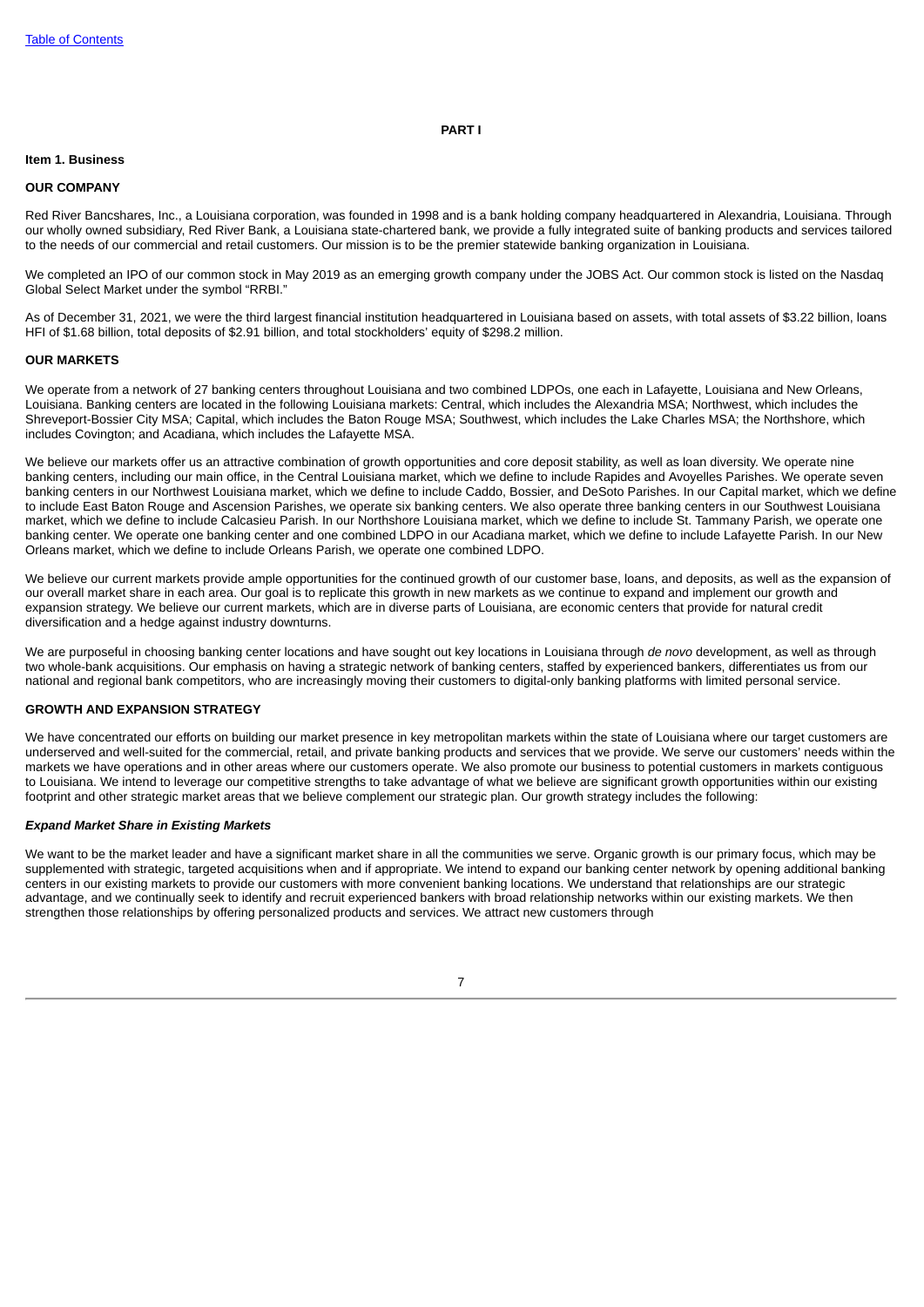# PART I

## Item 1. Business

### OUR COMPANY

Red River Bancshares, Inc., a Louisiana corporation, was founded in 1998 and is a bank holding company headquartered in Alexandria, Louisiana. Through our wholly owned subsidiary, Red River Bank, a Louisiana state-chartered bank, we provide a fully integrated suite of banking products and services tailored to the needs of our commercial and retail customers. Our mission is to be the premier statewide banking organization in Louisiana.

We completed an IPO of our common stock in May 2019 as an emerging growth company under the JOBS Act. Our common stock is listed on the Nasdaq Global Select Market under the symbol "RRBI."

As of December 31, 2021, we were the third largest financial institution headquartered in Louisiana based on assets, with total assets of $3.22 billion, loans HFI of $1.68 billion, total deposits of $2.91 billion, and total stockholders' equity of $298.2 million.

### OUR MARKETS

We operate from a network of 27 banking centers throughout Louisiana and two combined LDPOs, one each in Lafayette, Louisiana and New Orleans, Louisiana. Banking centers are located in the following Louisiana markets: Central, which includes the Alexandria MSA; Northwest, which includes the Shreveport-Bossier City MSA; Capital, which includes the Baton Rouge MSA; Southwest, which includes the Lake Charles MSA; the Northshore, which includes Covington; and Acadiana, which includes the Lafayette MSA.

We believe our markets offer us an attractive combination of growth opportunities and core deposit stability, as well as loan diversity. We operate nine banking centers, including our main office, in the Central Louisiana market, which we define to include Rapides and Avoyelles Parishes. We operate seven banking centers in our Northwest Louisiana market, which we define to include Caddo, Bossier, and DeSoto Parishes. In our Capital market, which we define to include East Baton Rouge and Ascension Parishes, we operate six banking centers. We also operate three banking centers in our Southwest Louisiana market, which we define to include Calcasieu Parish. In our Northshore Louisiana market, which we define to include St. Tammany Parish, we operate one banking center. We operate one banking center and one combined LDPO in our Acadiana market, which we define to include Lafayette Parish. In our New Orleans market, which we define to include Orleans Parish, we operate one combined LDPO.

We believe our current markets provide ample opportunities for the continued growth of our customer base, loans, and deposits, as well as the expansion of our overall market share in each area. Our goal is to replicate this growth in new markets as we continue to expand and implement our growth and expansion strategy. We believe our current markets, which are in diverse parts of Louisiana, are economic centers that provide for natural credit diversification and a hedge against industry downturns.

We are purposeful in choosing banking center locations and have sought out key locations in Louisiana through *de novo* development, as well as through two whole-bank acquisitions. Our emphasis on having a strategic network of banking centers, staffed by experienced bankers, differentiates us from our national and regional bank competitors, who are increasingly moving their customers to digital-only banking platforms with limited personal service.

### GROWTH AND EXPANSION STRATEGY

We have concentrated our efforts on building our market presence in key metropolitan markets within the state of Louisiana where our target customers are underserved and well-suited for the commercial, retail, and private banking products and services that we provide. We serve our customers' needs within the markets we have operations and in other areas where our customers operate. We also promote our business to potential customers in markets contiguous to Louisiana. We intend to leverage our competitive strengths to take advantage of what we believe are significant growth opportunities within our existing footprint and other strategic market areas that we believe complement our strategic plan. Our growth strategy includes the following:

#### *Expand Market Share in Existing Markets*

We want to be the market leader and have a significant market share in all the communities we serve. Organic growth is our primary focus, which may be supplemented with strategic, targeted acquisitions when and if appropriate. We intend to expand our banking center network by opening additional banking centers in our existing markets to provide our customers with more convenient banking locations. We understand that relationships are our strategic advantage, and we continually seek to identify and recruit experienced bankers with broad relationship networks within our existing markets. We then strengthen those relationships by offering personalized products and services. We attract new customers through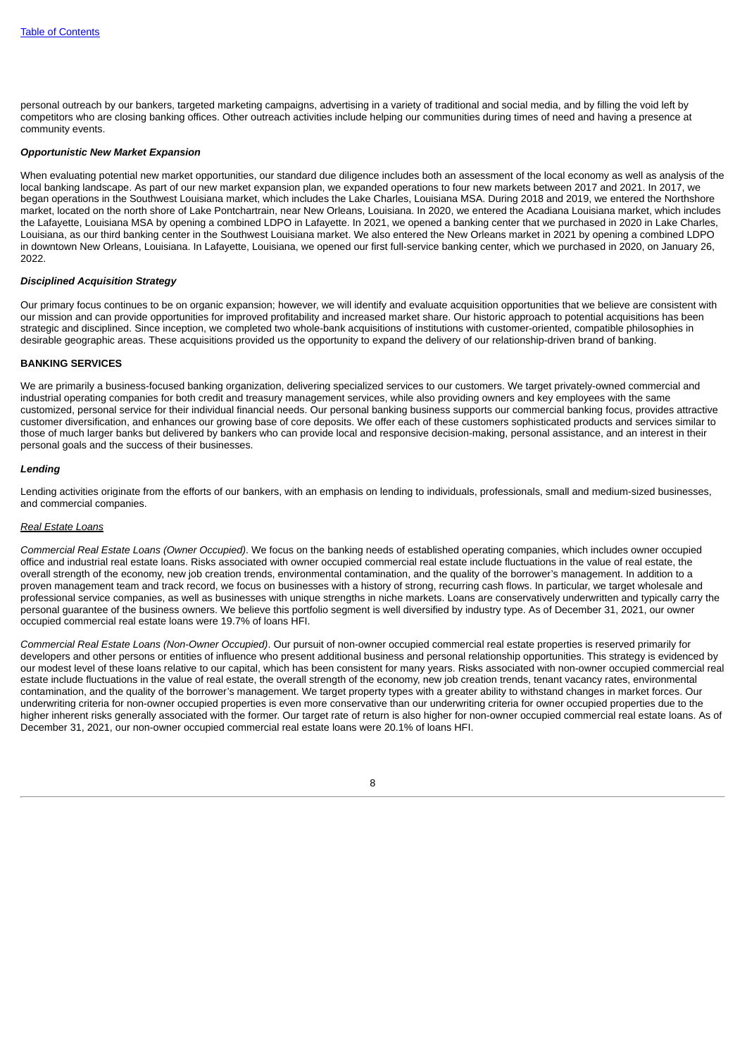personal outreach by our bankers, targeted marketing campaigns, advertising in a variety of traditional and social media, and by filling the void left by competitors who are closing banking offices. Other outreach activities include helping our communities during times of need and having a presence at community events.

***Opportunistic New Market Expansion***

When evaluating potential new market opportunities, our standard due diligence includes both an assessment of the local economy as well as analysis of the local banking landscape. As part of our new market expansion plan, we expanded operations to four new markets between 2017 and 2021. In 2017, we began operations in the Southwest Louisiana market, which includes the Lake Charles, Louisiana MSA. During 2018 and 2019, we entered the Northshore market, located on the north shore of Lake Pontchartrain, near New Orleans, Louisiana. In 2020, we entered the Acadiana Louisiana market, which includes the Lafayette, Louisiana MSA by opening a combined LDPO in Lafayette. In 2021, we opened a banking center that we purchased in 2020 in Lake Charles, Louisiana, as our third banking center in the Southwest Louisiana market. We also entered the New Orleans market in 2021 by opening a combined LDPO in downtown New Orleans, Louisiana. In Lafayette, Louisiana, we opened our first full-service banking center, which we purchased in 2020, on January 26, 2022.

***Disciplined Acquisition Strategy***

Our primary focus continues to be on organic expansion; however, we will identify and evaluate acquisition opportunities that we believe are consistent with our mission and can provide opportunities for improved profitability and increased market share. Our historic approach to potential acquisitions has been strategic and disciplined. Since inception, we completed two whole-bank acquisitions of institutions with customer-oriented, compatible philosophies in desirable geographic areas. These acquisitions provided us the opportunity to expand the delivery of our relationship-driven brand of banking.

**BANKING SERVICES**

We are primarily a business-focused banking organization, delivering specialized services to our customers. We target privately-owned commercial and industrial operating companies for both credit and treasury management services, while also providing owners and key employees with the same customized, personal service for their individual financial needs. Our personal banking business supports our commercial banking focus, provides attractive customer diversification, and enhances our growing base of core deposits. We offer each of these customers sophisticated products and services similar to those of much larger banks but delivered by bankers who can provide local and responsive decision-making, personal assistance, and an interest in their personal goals and the success of their businesses.

***Lending***

Lending activities originate from the efforts of our bankers, with an emphasis on lending to individuals, professionals, small and medium-sized businesses, and commercial companies.

<u>Real Estate Loans</u>

*Commercial Real Estate Loans (Owner Occupied)*. We focus on the banking needs of established operating companies, which includes owner occupied office and industrial real estate loans. Risks associated with owner occupied commercial real estate include fluctuations in the value of real estate, the overall strength of the economy, new job creation trends, environmental contamination, and the quality of the borrower's management. In addition to a proven management team and track record, we focus on businesses with a history of strong, recurring cash flows. In particular, we target wholesale and professional service companies, as well as businesses with unique strengths in niche markets. Loans are conservatively underwritten and typically carry the personal guarantee of the business owners. We believe this portfolio segment is well diversified by industry type. As of December 31, 2021, our owner occupied commercial real estate loans were 19.7% of loans HFI.

*Commercial Real Estate Loans (Non-Owner Occupied)*. Our pursuit of non-owner occupied commercial real estate properties is reserved primarily for developers and other persons or entities of influence who present additional business and personal relationship opportunities. This strategy is evidenced by our modest level of these loans relative to our capital, which has been consistent for many years. Risks associated with non-owner occupied commercial real estate include fluctuations in the value of real estate, the overall strength of the economy, new job creation trends, tenant vacancy rates, environmental contamination, and the quality of the borrower's management. We target property types with a greater ability to withstand changes in market forces. Our underwriting criteria for non-owner occupied properties is even more conservative than our underwriting criteria for owner occupied properties due to the higher inherent risks generally associated with the former. Our target rate of return is also higher for non-owner occupied commercial real estate loans. As of December 31, 2021, our non-owner occupied commercial real estate loans were 20.1% of loans HFI.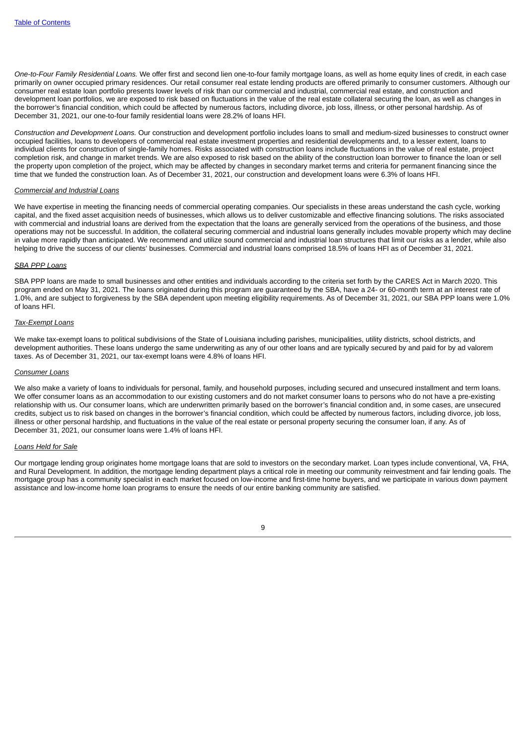*One-to-Four Family Residential Loans.* We offer first and second lien one-to-four family mortgage loans, as well as home equity lines of credit, in each case primarily on owner occupied primary residences. Our retail consumer real estate lending products are offered primarily to consumer customers. Although our consumer real estate loan portfolio presents lower levels of risk than our commercial and industrial, commercial real estate, and construction and development loan portfolios, we are exposed to risk based on fluctuations in the value of the real estate collateral securing the loan, as well as changes in the borrower's financial condition, which could be affected by numerous factors, including divorce, job loss, illness, or other personal hardship. As of December 31, 2021, our one-to-four family residential loans were 28.2% of loans HFI.

*Construction and Development Loans.* Our construction and development portfolio includes loans to small and medium-sized businesses to construct owner occupied facilities, loans to developers of commercial real estate investment properties and residential developments and, to a lesser extent, loans to individual clients for construction of single-family homes. Risks associated with construction loans include fluctuations in the value of real estate, project completion risk, and change in market trends. We are also exposed to risk based on the ability of the construction loan borrower to finance the loan or sell the property upon completion of the project, which may be affected by changes in secondary market terms and criteria for permanent financing since the time that we funded the construction loan. As of December 31, 2021, our construction and development loans were 6.3% of loans HFI.

*Commercial and Industrial Loans*

We have expertise in meeting the financing needs of commercial operating companies. Our specialists in these areas understand the cash cycle, working capital, and the fixed asset acquisition needs of businesses, which allows us to deliver customizable and effective financing solutions. The risks associated with commercial and industrial loans are derived from the expectation that the loans are generally serviced from the operations of the business, and those operations may not be successful. In addition, the collateral securing commercial and industrial loans generally includes movable property which may decline in value more rapidly than anticipated. We recommend and utilize sound commercial and industrial loan structures that limit our risks as a lender, while also helping to drive the success of our clients' businesses. Commercial and industrial loans comprised 18.5% of loans HFI as of December 31, 2021.

*SBA PPP Loans*

SBA PPP loans are made to small businesses and other entities and individuals according to the criteria set forth by the CARES Act in March 2020. This program ended on May 31, 2021. The loans originated during this program are guaranteed by the SBA, have a 24- or 60-month term at an interest rate of 1.0%, and are subject to forgiveness by the SBA dependent upon meeting eligibility requirements. As of December 31, 2021, our SBA PPP loans were 1.0% of loans HFI.

*Tax-Exempt Loans*

We make tax-exempt loans to political subdivisions of the State of Louisiana including parishes, municipalities, utility districts, school districts, and development authorities. These loans undergo the same underwriting as any of our other loans and are typically secured by and paid for by ad valorem taxes. As of December 31, 2021, our tax-exempt loans were 4.8% of loans HFI.

*Consumer Loans*

We also make a variety of loans to individuals for personal, family, and household purposes, including secured and unsecured installment and term loans. We offer consumer loans as an accommodation to our existing customers and do not market consumer loans to persons who do not have a pre-existing relationship with us. Our consumer loans, which are underwritten primarily based on the borrower's financial condition and, in some cases, are unsecured credits, subject us to risk based on changes in the borrower's financial condition, which could be affected by numerous factors, including divorce, job loss, illness or other personal hardship, and fluctuations in the value of the real estate or personal property securing the consumer loan, if any. As of December 31, 2021, our consumer loans were 1.4% of loans HFI.

*Loans Held for Sale*

Our mortgage lending group originates home mortgage loans that are sold to investors on the secondary market. Loan types include conventional, VA, FHA, and Rural Development. In addition, the mortgage lending department plays a critical role in meeting our community reinvestment and fair lending goals. The mortgage group has a community specialist in each market focused on low-income and first-time home buyers, and we participate in various down payment assistance and low-income home loan programs to ensure the needs of our entire banking community are satisfied.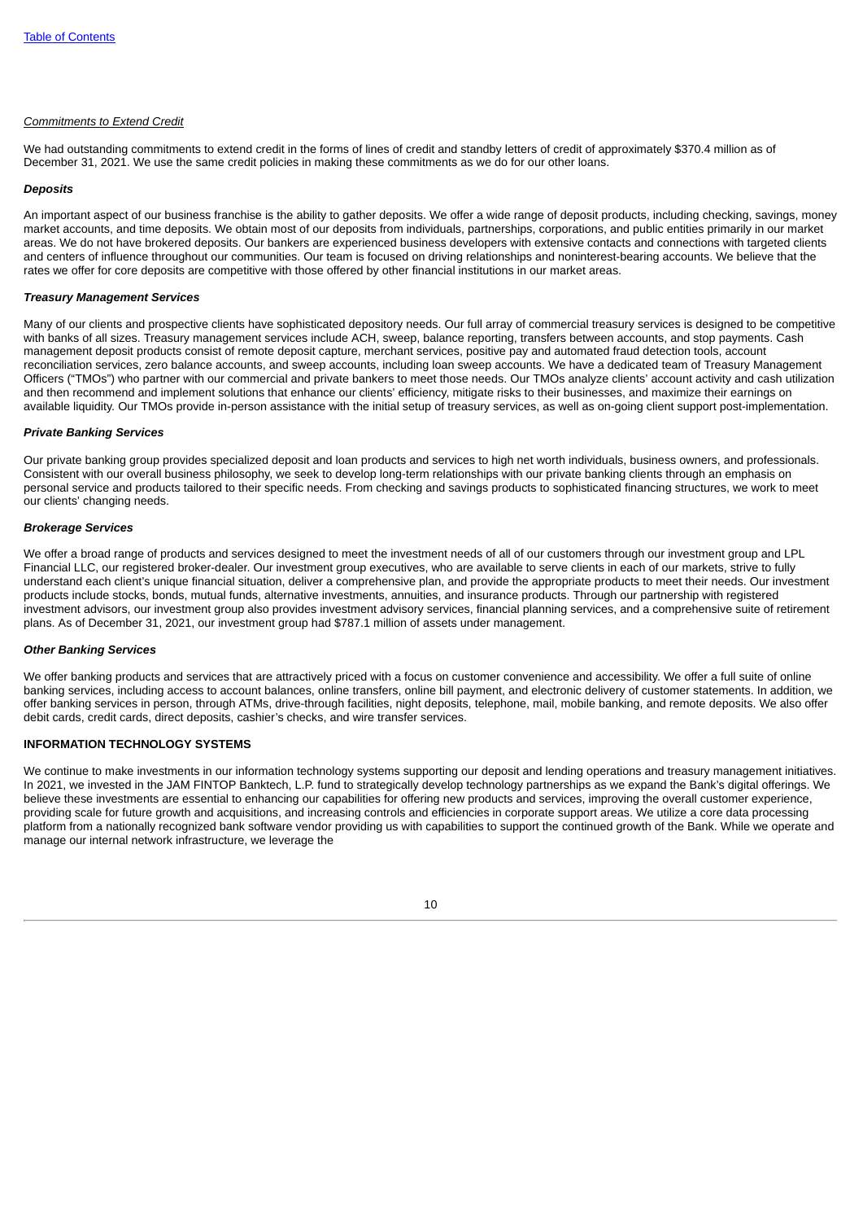*Commitments to Extend Credit*

We had outstanding commitments to extend credit in the forms of lines of credit and standby letters of credit of approximately $370.4 million as of December 31, 2021. We use the same credit policies in making these commitments as we do for our other loans.

***Deposits***

An important aspect of our business franchise is the ability to gather deposits. We offer a wide range of deposit products, including checking, savings, money market accounts, and time deposits. We obtain most of our deposits from individuals, partnerships, corporations, and public entities primarily in our market areas. We do not have brokered deposits. Our bankers are experienced business developers with extensive contacts and connections with targeted clients and centers of influence throughout our communities. Our team is focused on driving relationships and noninterest-bearing accounts. We believe that the rates we offer for core deposits are competitive with those offered by other financial institutions in our market areas.

***Treasury Management Services***

Many of our clients and prospective clients have sophisticated depository needs. Our full array of commercial treasury services is designed to be competitive with banks of all sizes. Treasury management services include ACH, sweep, balance reporting, transfers between accounts, and stop payments. Cash management deposit products consist of remote deposit capture, merchant services, positive pay and automated fraud detection tools, account reconciliation services, zero balance accounts, and sweep accounts, including loan sweep accounts. We have a dedicated team of Treasury Management Officers ("TMOs") who partner with our commercial and private bankers to meet those needs. Our TMOs analyze clients' account activity and cash utilization and then recommend and implement solutions that enhance our clients' efficiency, mitigate risks to their businesses, and maximize their earnings on available liquidity. Our TMOs provide in-person assistance with the initial setup of treasury services, as well as on-going client support post-implementation.

***Private Banking Services***

Our private banking group provides specialized deposit and loan products and services to high net worth individuals, business owners, and professionals. Consistent with our overall business philosophy, we seek to develop long-term relationships with our private banking clients through an emphasis on personal service and products tailored to their specific needs. From checking and savings products to sophisticated financing structures, we work to meet our clients' changing needs.

***Brokerage Services***

We offer a broad range of products and services designed to meet the investment needs of all of our customers through our investment group and LPL Financial LLC, our registered broker-dealer. Our investment group executives, who are available to serve clients in each of our markets, strive to fully understand each client's unique financial situation, deliver a comprehensive plan, and provide the appropriate products to meet their needs. Our investment products include stocks, bonds, mutual funds, alternative investments, annuities, and insurance products. Through our partnership with registered investment advisors, our investment group also provides investment advisory services, financial planning services, and a comprehensive suite of retirement plans. As of December 31, 2021, our investment group had $787.1 million of assets under management.

***Other Banking Services***

We offer banking products and services that are attractively priced with a focus on customer convenience and accessibility. We offer a full suite of online banking services, including access to account balances, online transfers, online bill payment, and electronic delivery of customer statements. In addition, we offer banking services in person, through ATMs, drive-through facilities, night deposits, telephone, mail, mobile banking, and remote deposits. We also offer debit cards, credit cards, direct deposits, cashier's checks, and wire transfer services.

**INFORMATION TECHNOLOGY SYSTEMS**

We continue to make investments in our information technology systems supporting our deposit and lending operations and treasury management initiatives. In 2021, we invested in the JAM FINTOP Banktech, L.P. fund to strategically develop technology partnerships as we expand the Bank's digital offerings. We believe these investments are essential to enhancing our capabilities for offering new products and services, improving the overall customer experience, providing scale for future growth and acquisitions, and increasing controls and efficiencies in corporate support areas. We utilize a core data processing platform from a nationally recognized bank software vendor providing us with capabilities to support the continued growth of the Bank. While we operate and manage our internal network infrastructure, we leverage the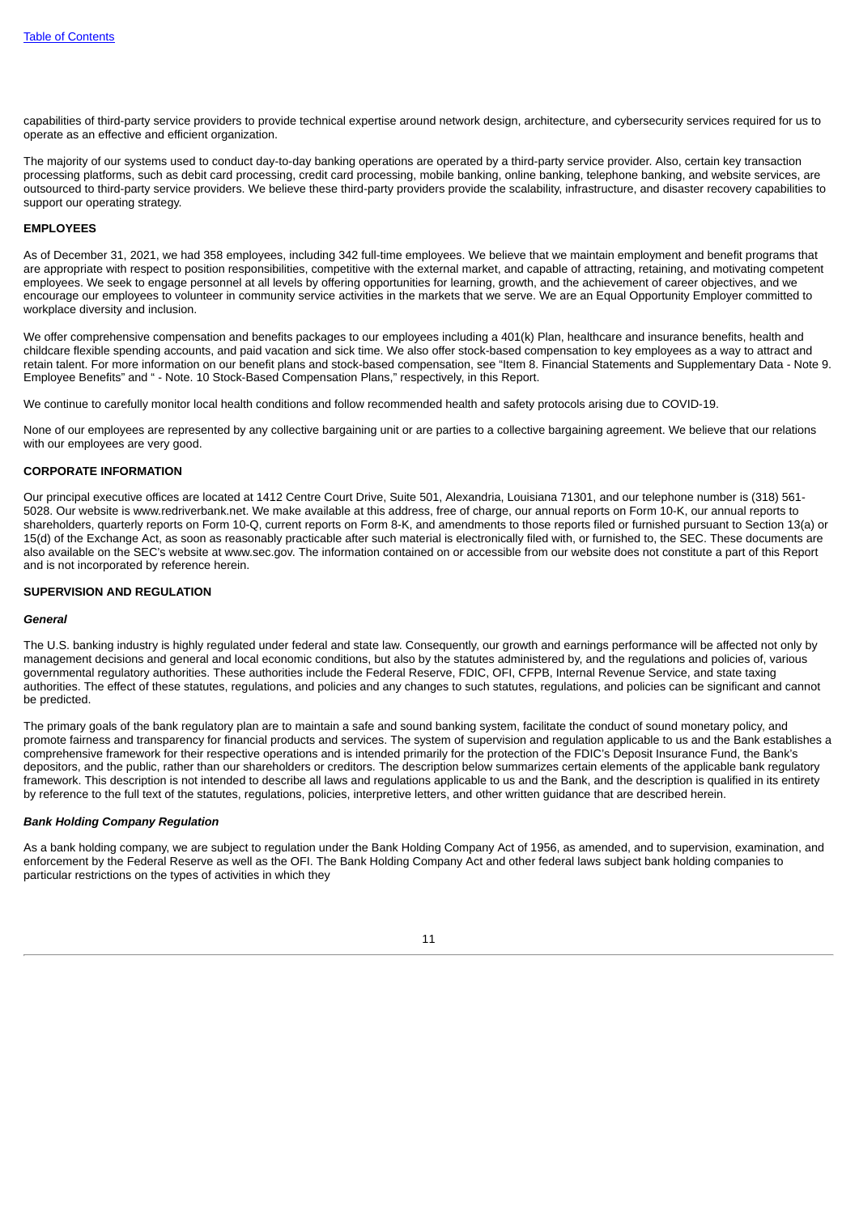capabilities of third-party service providers to provide technical expertise around network design, architecture, and cybersecurity services required for us to operate as an effective and efficient organization.

The majority of our systems used to conduct day-to-day banking operations are operated by a third-party service provider. Also, certain key transaction processing platforms, such as debit card processing, credit card processing, mobile banking, online banking, telephone banking, and website services, are outsourced to third-party service providers. We believe these third-party providers provide the scalability, infrastructure, and disaster recovery capabilities to support our operating strategy.

## EMPLOYEES

As of December 31, 2021, we had 358 employees, including 342 full-time employees. We believe that we maintain employment and benefit programs that are appropriate with respect to position responsibilities, competitive with the external market, and capable of attracting, retaining, and motivating competent employees. We seek to engage personnel at all levels by offering opportunities for learning, growth, and the achievement of career objectives, and we encourage our employees to volunteer in community service activities in the markets that we serve. We are an Equal Opportunity Employer committed to workplace diversity and inclusion.

We offer comprehensive compensation and benefits packages to our employees including a 401(k) Plan, healthcare and insurance benefits, health and childcare flexible spending accounts, and paid vacation and sick time. We also offer stock-based compensation to key employees as a way to attract and retain talent. For more information on our benefit plans and stock-based compensation, see "Item 8. Financial Statements and Supplementary Data - Note 9. Employee Benefits" and " - Note. 10 Stock-Based Compensation Plans," respectively, in this Report.

We continue to carefully monitor local health conditions and follow recommended health and safety protocols arising due to COVID-19.

None of our employees are represented by any collective bargaining unit or are parties to a collective bargaining agreement. We believe that our relations with our employees are very good.

## CORPORATE INFORMATION

Our principal executive offices are located at 1412 Centre Court Drive, Suite 501, Alexandria, Louisiana 71301, and our telephone number is (318) 561-5028. Our website is www.redriverbank.net. We make available at this address, free of charge, our annual reports on Form 10-K, our annual reports to shareholders, quarterly reports on Form 10-Q, current reports on Form 8-K, and amendments to those reports filed or furnished pursuant to Section 13(a) or 15(d) of the Exchange Act, as soon as reasonably practicable after such material is electronically filed with, or furnished to, the SEC. These documents are also available on the SEC's website at www.sec.gov. The information contained on or accessible from our website does not constitute a part of this Report and is not incorporated by reference herein.

## SUPERVISION AND REGULATION

### *General*

The U.S. banking industry is highly regulated under federal and state law. Consequently, our growth and earnings performance will be affected not only by management decisions and general and local economic conditions, but also by the statutes administered by, and the regulations and policies of, various governmental regulatory authorities. These authorities include the Federal Reserve, FDIC, OFI, CFPB, Internal Revenue Service, and state taxing authorities. The effect of these statutes, regulations, and policies and any changes to such statutes, regulations, and policies can be significant and cannot be predicted.

The primary goals of the bank regulatory plan are to maintain a safe and sound banking system, facilitate the conduct of sound monetary policy, and promote fairness and transparency for financial products and services. The system of supervision and regulation applicable to us and the Bank establishes a comprehensive framework for their respective operations and is intended primarily for the protection of the FDIC's Deposit Insurance Fund, the Bank's depositors, and the public, rather than our shareholders or creditors. The description below summarizes certain elements of the applicable bank regulatory framework. This description is not intended to describe all laws and regulations applicable to us and the Bank, and the description is qualified in its entirety by reference to the full text of the statutes, regulations, policies, interpretive letters, and other written guidance that are described herein.

### *Bank Holding Company Regulation*

As a bank holding company, we are subject to regulation under the Bank Holding Company Act of 1956, as amended, and to supervision, examination, and enforcement by the Federal Reserve as well as the OFI. The Bank Holding Company Act and other federal laws subject bank holding companies to particular restrictions on the types of activities in which they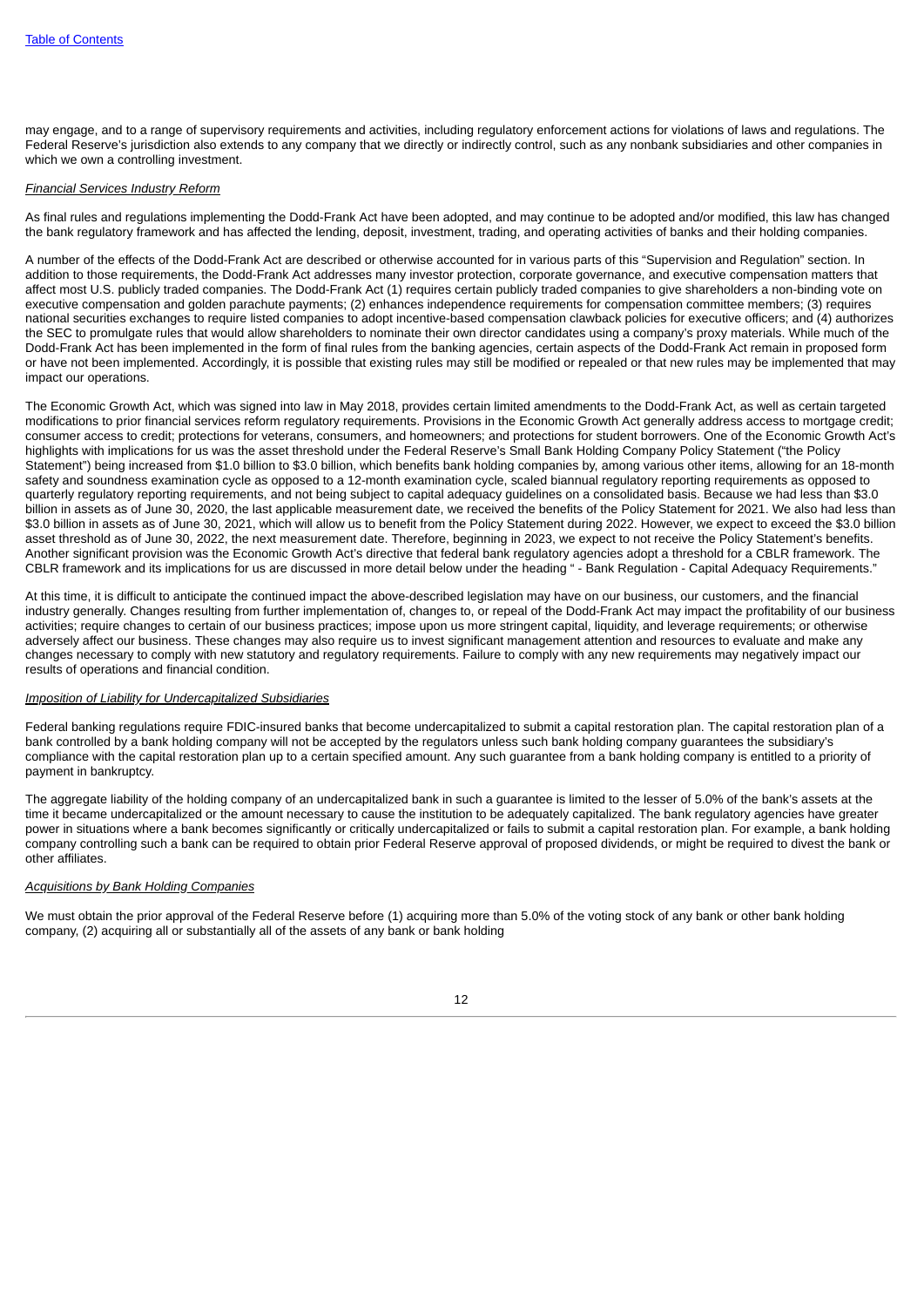may engage, and to a range of supervisory requirements and activities, including regulatory enforcement actions for violations of laws and regulations. The Federal Reserve's jurisdiction also extends to any company that we directly or indirectly control, such as any nonbank subsidiaries and other companies in which we own a controlling investment.

*Financial Services Industry Reform*

As final rules and regulations implementing the Dodd-Frank Act have been adopted, and may continue to be adopted and/or modified, this law has changed the bank regulatory framework and has affected the lending, deposit, investment, trading, and operating activities of banks and their holding companies.

A number of the effects of the Dodd-Frank Act are described or otherwise accounted for in various parts of this "Supervision and Regulation" section. In addition to those requirements, the Dodd-Frank Act addresses many investor protection, corporate governance, and executive compensation matters that affect most U.S. publicly traded companies. The Dodd-Frank Act (1) requires certain publicly traded companies to give shareholders a non-binding vote on executive compensation and golden parachute payments; (2) enhances independence requirements for compensation committee members; (3) requires national securities exchanges to require listed companies to adopt incentive-based compensation clawback policies for executive officers; and (4) authorizes the SEC to promulgate rules that would allow shareholders to nominate their own director candidates using a company's proxy materials. While much of the Dodd-Frank Act has been implemented in the form of final rules from the banking agencies, certain aspects of the Dodd-Frank Act remain in proposed form or have not been implemented. Accordingly, it is possible that existing rules may still be modified or repealed or that new rules may be implemented that may impact our operations.

The Economic Growth Act, which was signed into law in May 2018, provides certain limited amendments to the Dodd-Frank Act, as well as certain targeted modifications to prior financial services reform regulatory requirements. Provisions in the Economic Growth Act generally address access to mortgage credit; consumer access to credit; protections for veterans, consumers, and homeowners; and protections for student borrowers. One of the Economic Growth Act's highlights with implications for us was the asset threshold under the Federal Reserve's Small Bank Holding Company Policy Statement ("the Policy Statement") being increased from $1.0 billion to $3.0 billion, which benefits bank holding companies by, among various other items, allowing for an 18-month safety and soundness examination cycle as opposed to a 12-month examination cycle, scaled biannual regulatory reporting requirements as opposed to quarterly regulatory reporting requirements, and not being subject to capital adequacy guidelines on a consolidated basis. Because we had less than $3.0 billion in assets as of June 30, 2020, the last applicable measurement date, we received the benefits of the Policy Statement for 2021. We also had less than $3.0 billion in assets as of June 30, 2021, which will allow us to benefit from the Policy Statement during 2022. However, we expect to exceed the $3.0 billion asset threshold as of June 30, 2022, the next measurement date. Therefore, beginning in 2023, we expect to not receive the Policy Statement's benefits. Another significant provision was the Economic Growth Act's directive that federal bank regulatory agencies adopt a threshold for a CBLR framework. The CBLR framework and its implications for us are discussed in more detail below under the heading " - Bank Regulation - Capital Adequacy Requirements."

At this time, it is difficult to anticipate the continued impact the above-described legislation may have on our business, our customers, and the financial industry generally. Changes resulting from further implementation of, changes to, or repeal of the Dodd-Frank Act may impact the profitability of our business activities; require changes to certain of our business practices; impose upon us more stringent capital, liquidity, and leverage requirements; or otherwise adversely affect our business. These changes may also require us to invest significant management attention and resources to evaluate and make any changes necessary to comply with new statutory and regulatory requirements. Failure to comply with any new requirements may negatively impact our results of operations and financial condition.

*Imposition of Liability for Undercapitalized Subsidiaries*

Federal banking regulations require FDIC-insured banks that become undercapitalized to submit a capital restoration plan. The capital restoration plan of a bank controlled by a bank holding company will not be accepted by the regulators unless such bank holding company guarantees the subsidiary's compliance with the capital restoration plan up to a certain specified amount. Any such guarantee from a bank holding company is entitled to a priority of payment in bankruptcy.

The aggregate liability of the holding company of an undercapitalized bank in such a guarantee is limited to the lesser of 5.0% of the bank's assets at the time it became undercapitalized or the amount necessary to cause the institution to be adequately capitalized. The bank regulatory agencies have greater power in situations where a bank becomes significantly or critically undercapitalized or fails to submit a capital restoration plan. For example, a bank holding company controlling such a bank can be required to obtain prior Federal Reserve approval of proposed dividends, or might be required to divest the bank or other affiliates.

*Acquisitions by Bank Holding Companies*

We must obtain the prior approval of the Federal Reserve before (1) acquiring more than 5.0% of the voting stock of any bank or other bank holding company, (2) acquiring all or substantially all of the assets of any bank or bank holding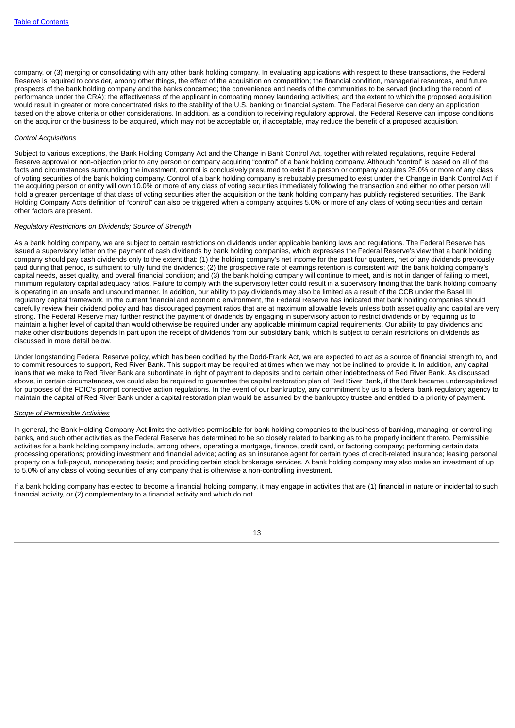company, or (3) merging or consolidating with any other bank holding company. In evaluating applications with respect to these transactions, the Federal Reserve is required to consider, among other things, the effect of the acquisition on competition; the financial condition, managerial resources, and future prospects of the bank holding company and the banks concerned; the convenience and needs of the communities to be served (including the record of performance under the CRA); the effectiveness of the applicant in combating money laundering activities; and the extent to which the proposed acquisition would result in greater or more concentrated risks to the stability of the U.S. banking or financial system. The Federal Reserve can deny an application based on the above criteria or other considerations. In addition, as a condition to receiving regulatory approval, the Federal Reserve can impose conditions on the acquiror or the business to be acquired, which may not be acceptable or, if acceptable, may reduce the benefit of a proposed acquisition.

*Control Acquisitions*

Subject to various exceptions, the Bank Holding Company Act and the Change in Bank Control Act, together with related regulations, require Federal Reserve approval or non-objection prior to any person or company acquiring "control" of a bank holding company. Although "control" is based on all of the facts and circumstances surrounding the investment, control is conclusively presumed to exist if a person or company acquires 25.0% or more of any class of voting securities of the bank holding company. Control of a bank holding company is rebuttably presumed to exist under the Change in Bank Control Act if the acquiring person or entity will own 10.0% or more of any class of voting securities immediately following the transaction and either no other person will hold a greater percentage of that class of voting securities after the acquisition or the bank holding company has publicly registered securities. The Bank Holding Company Act's definition of "control" can also be triggered when a company acquires 5.0% or more of any class of voting securities and certain other factors are present.

*Regulatory Restrictions on Dividends; Source of Strength*

As a bank holding company, we are subject to certain restrictions on dividends under applicable banking laws and regulations. The Federal Reserve has issued a supervisory letter on the payment of cash dividends by bank holding companies, which expresses the Federal Reserve's view that a bank holding company should pay cash dividends only to the extent that: (1) the holding company's net income for the past four quarters, net of any dividends previously paid during that period, is sufficient to fully fund the dividends; (2) the prospective rate of earnings retention is consistent with the bank holding company's capital needs, asset quality, and overall financial condition; and (3) the bank holding company will continue to meet, and is not in danger of failing to meet, minimum regulatory capital adequacy ratios. Failure to comply with the supervisory letter could result in a supervisory finding that the bank holding company is operating in an unsafe and unsound manner. In addition, our ability to pay dividends may also be limited as a result of the CCB under the Basel III regulatory capital framework. In the current financial and economic environment, the Federal Reserve has indicated that bank holding companies should carefully review their dividend policy and has discouraged payment ratios that are at maximum allowable levels unless both asset quality and capital are very strong. The Federal Reserve may further restrict the payment of dividends by engaging in supervisory action to restrict dividends or by requiring us to maintain a higher level of capital than would otherwise be required under any applicable minimum capital requirements. Our ability to pay dividends and make other distributions depends in part upon the receipt of dividends from our subsidiary bank, which is subject to certain restrictions on dividends as discussed in more detail below.

Under longstanding Federal Reserve policy, which has been codified by the Dodd-Frank Act, we are expected to act as a source of financial strength to, and to commit resources to support, Red River Bank. This support may be required at times when we may not be inclined to provide it. In addition, any capital loans that we make to Red River Bank are subordinate in right of payment to deposits and to certain other indebtedness of Red River Bank. As discussed above, in certain circumstances, we could also be required to guarantee the capital restoration plan of Red River Bank, if the Bank became undercapitalized for purposes of the FDIC's prompt corrective action regulations. In the event of our bankruptcy, any commitment by us to a federal bank regulatory agency to maintain the capital of Red River Bank under a capital restoration plan would be assumed by the bankruptcy trustee and entitled to a priority of payment.

*Scope of Permissible Activities*

In general, the Bank Holding Company Act limits the activities permissible for bank holding companies to the business of banking, managing, or controlling banks, and such other activities as the Federal Reserve has determined to be so closely related to banking as to be properly incident thereto. Permissible activities for a bank holding company include, among others, operating a mortgage, finance, credit card, or factoring company; performing certain data processing operations; providing investment and financial advice; acting as an insurance agent for certain types of credit-related insurance; leasing personal property on a full-payout, nonoperating basis; and providing certain stock brokerage services. A bank holding company may also make an investment of up to 5.0% of any class of voting securities of any company that is otherwise a non-controlling investment.

If a bank holding company has elected to become a financial holding company, it may engage in activities that are (1) financial in nature or incidental to such financial activity, or (2) complementary to a financial activity and which do not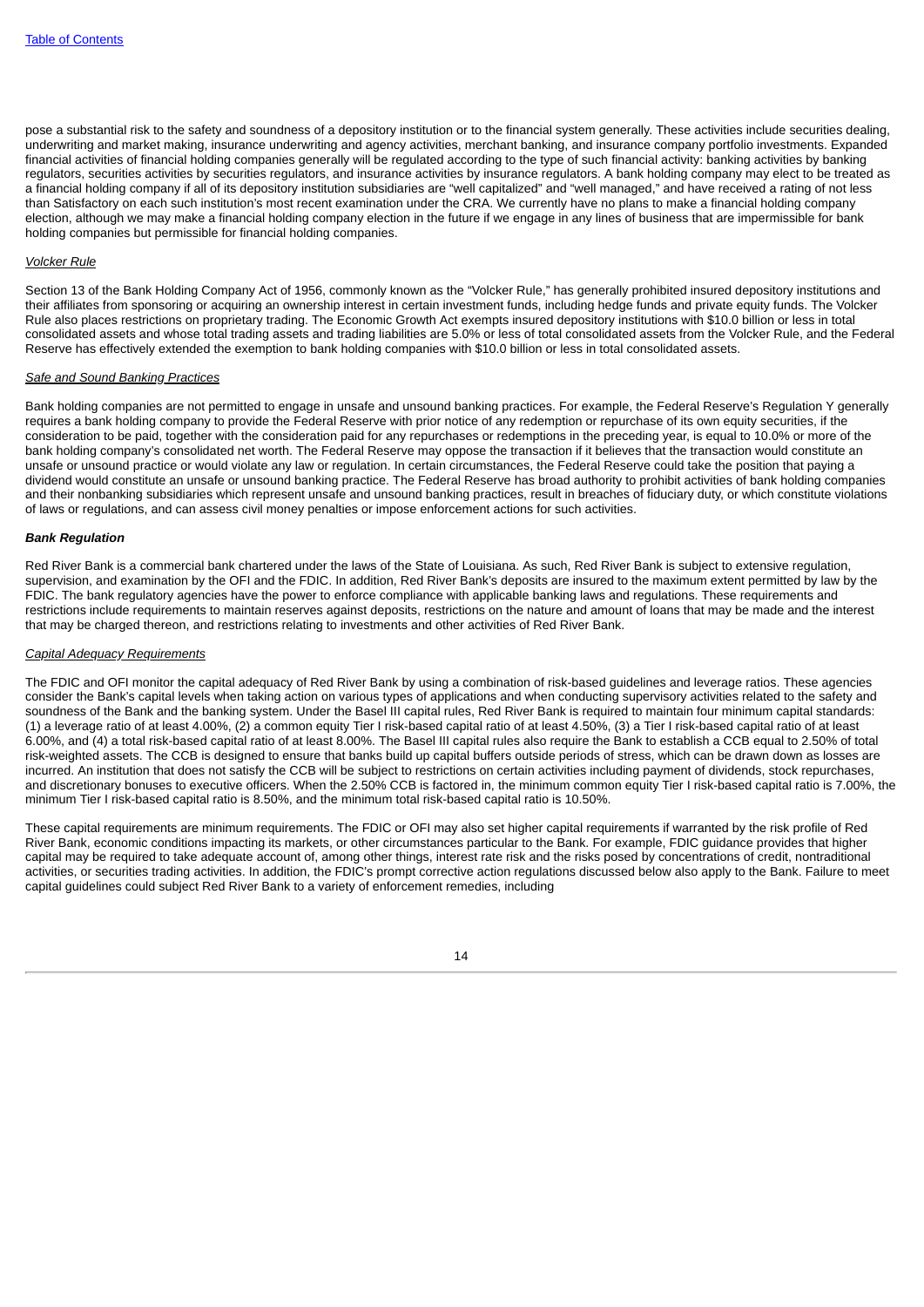pose a substantial risk to the safety and soundness of a depository institution or to the financial system generally. These activities include securities dealing, underwriting and market making, insurance underwriting and agency activities, merchant banking, and insurance company portfolio investments. Expanded financial activities of financial holding companies generally will be regulated according to the type of such financial activity: banking activities by banking regulators, securities activities by securities regulators, and insurance activities by insurance regulators. A bank holding company may elect to be treated as a financial holding company if all of its depository institution subsidiaries are "well capitalized" and "well managed," and have received a rating of not less than Satisfactory on each such institution's most recent examination under the CRA. We currently have no plans to make a financial holding company election, although we may make a financial holding company election in the future if we engage in any lines of business that are impermissible for bank holding companies but permissible for financial holding companies.

*Volcker Rule*

Section 13 of the Bank Holding Company Act of 1956, commonly known as the "Volcker Rule," has generally prohibited insured depository institutions and their affiliates from sponsoring or acquiring an ownership interest in certain investment funds, including hedge funds and private equity funds. The Volcker Rule also places restrictions on proprietary trading. The Economic Growth Act exempts insured depository institutions with $10.0 billion or less in total consolidated assets and whose total trading assets and trading liabilities are 5.0% or less of total consolidated assets from the Volcker Rule, and the Federal Reserve has effectively extended the exemption to bank holding companies with $10.0 billion or less in total consolidated assets.

*Safe and Sound Banking Practices*

Bank holding companies are not permitted to engage in unsafe and unsound banking practices. For example, the Federal Reserve's Regulation Y generally requires a bank holding company to provide the Federal Reserve with prior notice of any redemption or repurchase of its own equity securities, if the consideration to be paid, together with the consideration paid for any repurchases or redemptions in the preceding year, is equal to 10.0% or more of the bank holding company's consolidated net worth. The Federal Reserve may oppose the transaction if it believes that the transaction would constitute an unsafe or unsound practice or would violate any law or regulation. In certain circumstances, the Federal Reserve could take the position that paying a dividend would constitute an unsafe or unsound banking practice. The Federal Reserve has broad authority to prohibit activities of bank holding companies and their nonbanking subsidiaries which represent unsafe and unsound banking practices, result in breaches of fiduciary duty, or which constitute violations of laws or regulations, and can assess civil money penalties or impose enforcement actions for such activities.

***Bank Regulation***

Red River Bank is a commercial bank chartered under the laws of the State of Louisiana. As such, Red River Bank is subject to extensive regulation, supervision, and examination by the OFI and the FDIC. In addition, Red River Bank's deposits are insured to the maximum extent permitted by law by the FDIC. The bank regulatory agencies have the power to enforce compliance with applicable banking laws and regulations. These requirements and restrictions include requirements to maintain reserves against deposits, restrictions on the nature and amount of loans that may be made and the interest that may be charged thereon, and restrictions relating to investments and other activities of Red River Bank.

*Capital Adequacy Requirements*

The FDIC and OFI monitor the capital adequacy of Red River Bank by using a combination of risk-based guidelines and leverage ratios. These agencies consider the Bank's capital levels when taking action on various types of applications and when conducting supervisory activities related to the safety and soundness of the Bank and the banking system. Under the Basel III capital rules, Red River Bank is required to maintain four minimum capital standards: (1) a leverage ratio of at least 4.00%, (2) a common equity Tier I risk-based capital ratio of at least 4.50%, (3) a Tier I risk-based capital ratio of at least 6.00%, and (4) a total risk-based capital ratio of at least 8.00%. The Basel III capital rules also require the Bank to establish a CCB equal to 2.50% of total risk-weighted assets. The CCB is designed to ensure that banks build up capital buffers outside periods of stress, which can be drawn down as losses are incurred. An institution that does not satisfy the CCB will be subject to restrictions on certain activities including payment of dividends, stock repurchases, and discretionary bonuses to executive officers. When the 2.50% CCB is factored in, the minimum common equity Tier I risk-based capital ratio is 7.00%, the minimum Tier I risk-based capital ratio is 8.50%, and the minimum total risk-based capital ratio is 10.50%.

These capital requirements are minimum requirements. The FDIC or OFI may also set higher capital requirements if warranted by the risk profile of Red River Bank, economic conditions impacting its markets, or other circumstances particular to the Bank. For example, FDIC guidance provides that higher capital may be required to take adequate account of, among other things, interest rate risk and the risks posed by concentrations of credit, nontraditional activities, or securities trading activities. In addition, the FDIC's prompt corrective action regulations discussed below also apply to the Bank. Failure to meet capital guidelines could subject Red River Bank to a variety of enforcement remedies, including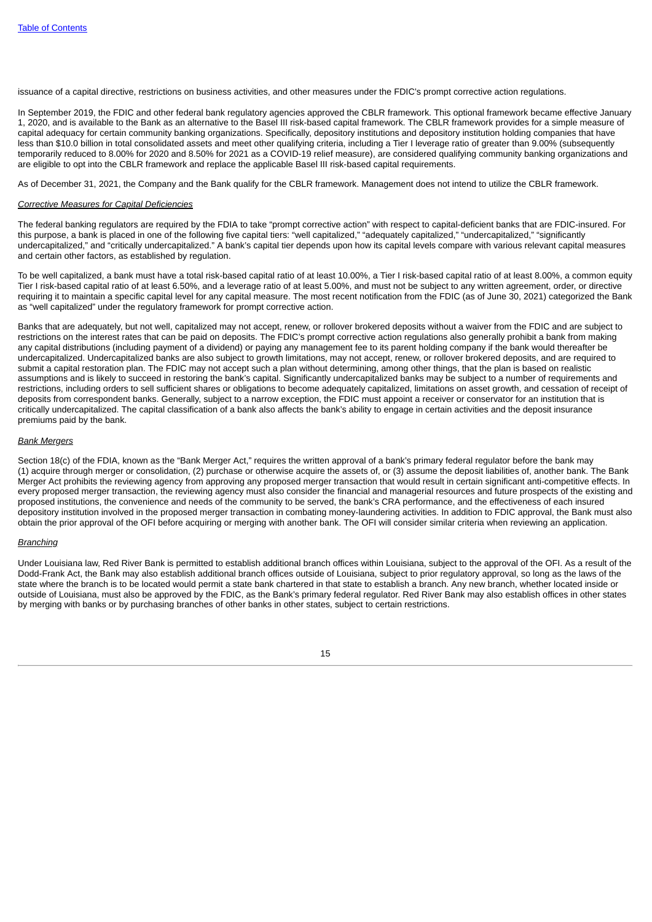issuance of a capital directive, restrictions on business activities, and other measures under the FDIC's prompt corrective action regulations.

In September 2019, the FDIC and other federal bank regulatory agencies approved the CBLR framework. This optional framework became effective January 1, 2020, and is available to the Bank as an alternative to the Basel III risk-based capital framework. The CBLR framework provides for a simple measure of capital adequacy for certain community banking organizations. Specifically, depository institutions and depository institution holding companies that have less than $10.0 billion in total consolidated assets and meet other qualifying criteria, including a Tier I leverage ratio of greater than 9.00% (subsequently temporarily reduced to 8.00% for 2020 and 8.50% for 2021 as a COVID-19 relief measure), are considered qualifying community banking organizations and are eligible to opt into the CBLR framework and replace the applicable Basel III risk-based capital requirements.

As of December 31, 2021, the Company and the Bank qualify for the CBLR framework. Management does not intend to utilize the CBLR framework.

*Corrective Measures for Capital Deficiencies*

The federal banking regulators are required by the FDIA to take "prompt corrective action" with respect to capital-deficient banks that are FDIC-insured. For this purpose, a bank is placed in one of the following five capital tiers: "well capitalized," "adequately capitalized," "undercapitalized," "significantly undercapitalized," and "critically undercapitalized." A bank's capital tier depends upon how its capital levels compare with various relevant capital measures and certain other factors, as established by regulation.

To be well capitalized, a bank must have a total risk-based capital ratio of at least 10.00%, a Tier I risk-based capital ratio of at least 8.00%, a common equity Tier I risk-based capital ratio of at least 6.50%, and a leverage ratio of at least 5.00%, and must not be subject to any written agreement, order, or directive requiring it to maintain a specific capital level for any capital measure. The most recent notification from the FDIC (as of June 30, 2021) categorized the Bank as "well capitalized" under the regulatory framework for prompt corrective action.

Banks that are adequately, but not well, capitalized may not accept, renew, or rollover brokered deposits without a waiver from the FDIC and are subject to restrictions on the interest rates that can be paid on deposits. The FDIC's prompt corrective action regulations also generally prohibit a bank from making any capital distributions (including payment of a dividend) or paying any management fee to its parent holding company if the bank would thereafter be undercapitalized. Undercapitalized banks are also subject to growth limitations, may not accept, renew, or rollover brokered deposits, and are required to submit a capital restoration plan. The FDIC may not accept such a plan without determining, among other things, that the plan is based on realistic assumptions and is likely to succeed in restoring the bank's capital. Significantly undercapitalized banks may be subject to a number of requirements and restrictions, including orders to sell sufficient shares or obligations to become adequately capitalized, limitations on asset growth, and cessation of receipt of deposits from correspondent banks. Generally, subject to a narrow exception, the FDIC must appoint a receiver or conservator for an institution that is critically undercapitalized. The capital classification of a bank also affects the bank's ability to engage in certain activities and the deposit insurance premiums paid by the bank.

*Bank Mergers*

Section 18(c) of the FDIA, known as the "Bank Merger Act," requires the written approval of a bank's primary federal regulator before the bank may (1) acquire through merger or consolidation, (2) purchase or otherwise acquire the assets of, or (3) assume the deposit liabilities of, another bank. The Bank Merger Act prohibits the reviewing agency from approving any proposed merger transaction that would result in certain significant anti-competitive effects. In every proposed merger transaction, the reviewing agency must also consider the financial and managerial resources and future prospects of the existing and proposed institutions, the convenience and needs of the community to be served, the bank's CRA performance, and the effectiveness of each insured depository institution involved in the proposed merger transaction in combating money-laundering activities. In addition to FDIC approval, the Bank must also obtain the prior approval of the OFI before acquiring or merging with another bank. The OFI will consider similar criteria when reviewing an application.

*Branching*

Under Louisiana law, Red River Bank is permitted to establish additional branch offices within Louisiana, subject to the approval of the OFI. As a result of the Dodd-Frank Act, the Bank may also establish additional branch offices outside of Louisiana, subject to prior regulatory approval, so long as the laws of the state where the branch is to be located would permit a state bank chartered in that state to establish a branch. Any new branch, whether located inside or outside of Louisiana, must also be approved by the FDIC, as the Bank's primary federal regulator. Red River Bank may also establish offices in other states by merging with banks or by purchasing branches of other banks in other states, subject to certain restrictions.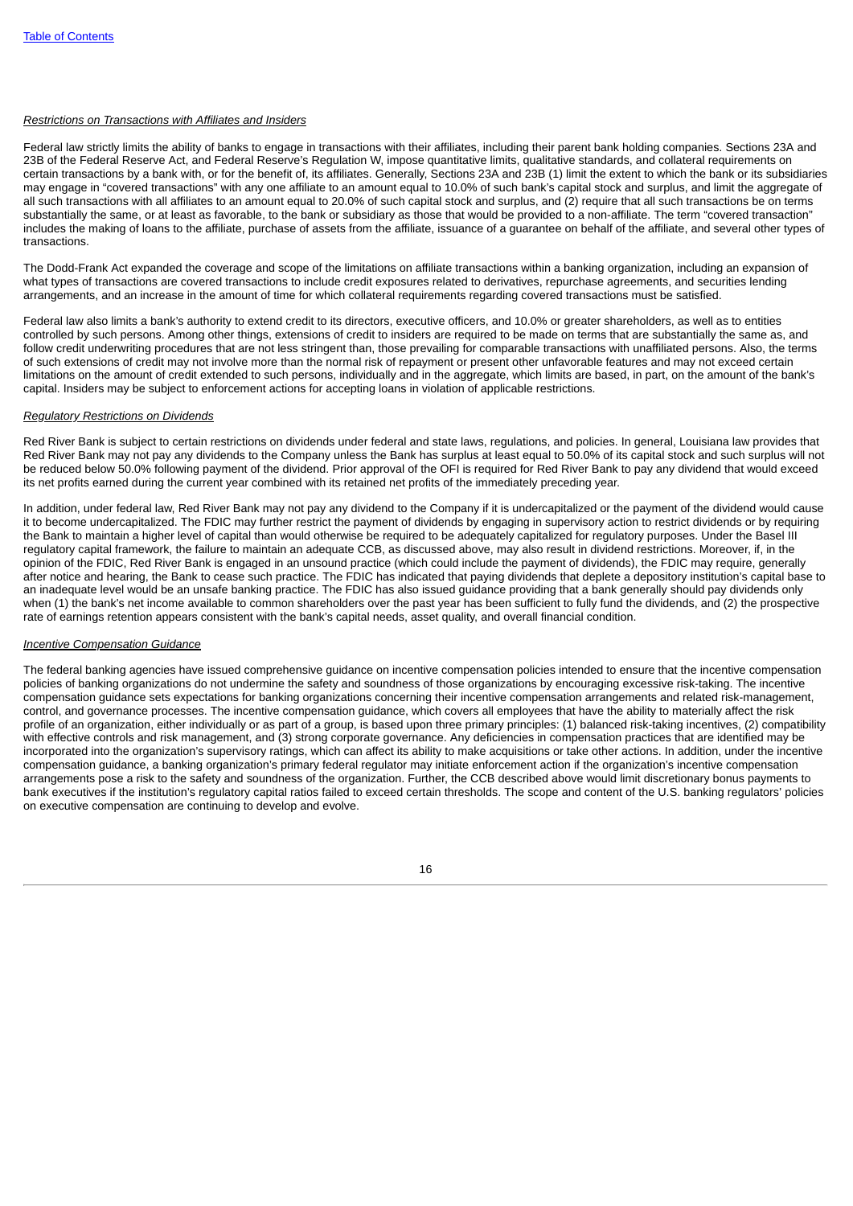*Restrictions on Transactions with Affiliates and Insiders*

Federal law strictly limits the ability of banks to engage in transactions with their affiliates, including their parent bank holding companies. Sections 23A and 23B of the Federal Reserve Act, and Federal Reserve's Regulation W, impose quantitative limits, qualitative standards, and collateral requirements on certain transactions by a bank with, or for the benefit of, its affiliates. Generally, Sections 23A and 23B (1) limit the extent to which the bank or its subsidiaries may engage in "covered transactions" with any one affiliate to an amount equal to 10.0% of such bank's capital stock and surplus, and limit the aggregate of all such transactions with all affiliates to an amount equal to 20.0% of such capital stock and surplus, and (2) require that all such transactions be on terms substantially the same, or at least as favorable, to the bank or subsidiary as those that would be provided to a non-affiliate. The term "covered transaction" includes the making of loans to the affiliate, purchase of assets from the affiliate, issuance of a guarantee on behalf of the affiliate, and several other types of transactions.

The Dodd-Frank Act expanded the coverage and scope of the limitations on affiliate transactions within a banking organization, including an expansion of what types of transactions are covered transactions to include credit exposures related to derivatives, repurchase agreements, and securities lending arrangements, and an increase in the amount of time for which collateral requirements regarding covered transactions must be satisfied.

Federal law also limits a bank's authority to extend credit to its directors, executive officers, and 10.0% or greater shareholders, as well as to entities controlled by such persons. Among other things, extensions of credit to insiders are required to be made on terms that are substantially the same as, and follow credit underwriting procedures that are not less stringent than, those prevailing for comparable transactions with unaffiliated persons. Also, the terms of such extensions of credit may not involve more than the normal risk of repayment or present other unfavorable features and may not exceed certain limitations on the amount of credit extended to such persons, individually and in the aggregate, which limits are based, in part, on the amount of the bank's capital. Insiders may be subject to enforcement actions for accepting loans in violation of applicable restrictions.

*Regulatory Restrictions on Dividends*

Red River Bank is subject to certain restrictions on dividends under federal and state laws, regulations, and policies. In general, Louisiana law provides that Red River Bank may not pay any dividends to the Company unless the Bank has surplus at least equal to 50.0% of its capital stock and such surplus will not be reduced below 50.0% following payment of the dividend. Prior approval of the OFI is required for Red River Bank to pay any dividend that would exceed its net profits earned during the current year combined with its retained net profits of the immediately preceding year.

In addition, under federal law, Red River Bank may not pay any dividend to the Company if it is undercapitalized or the payment of the dividend would cause it to become undercapitalized. The FDIC may further restrict the payment of dividends by engaging in supervisory action to restrict dividends or by requiring the Bank to maintain a higher level of capital than would otherwise be required to be adequately capitalized for regulatory purposes. Under the Basel III regulatory capital framework, the failure to maintain an adequate CCB, as discussed above, may also result in dividend restrictions. Moreover, if, in the opinion of the FDIC, Red River Bank is engaged in an unsound practice (which could include the payment of dividends), the FDIC may require, generally after notice and hearing, the Bank to cease such practice. The FDIC has indicated that paying dividends that deplete a depository institution's capital base to an inadequate level would be an unsafe banking practice. The FDIC has also issued guidance providing that a bank generally should pay dividends only when (1) the bank's net income available to common shareholders over the past year has been sufficient to fully fund the dividends, and (2) the prospective rate of earnings retention appears consistent with the bank's capital needs, asset quality, and overall financial condition.

*Incentive Compensation Guidance*

The federal banking agencies have issued comprehensive guidance on incentive compensation policies intended to ensure that the incentive compensation policies of banking organizations do not undermine the safety and soundness of those organizations by encouraging excessive risk-taking. The incentive compensation guidance sets expectations for banking organizations concerning their incentive compensation arrangements and related risk-management, control, and governance processes. The incentive compensation guidance, which covers all employees that have the ability to materially affect the risk profile of an organization, either individually or as part of a group, is based upon three primary principles: (1) balanced risk-taking incentives, (2) compatibility with effective controls and risk management, and (3) strong corporate governance. Any deficiencies in compensation practices that are identified may be incorporated into the organization's supervisory ratings, which can affect its ability to make acquisitions or take other actions. In addition, under the incentive compensation guidance, a banking organization's primary federal regulator may initiate enforcement action if the organization's incentive compensation arrangements pose a risk to the safety and soundness of the organization. Further, the CCB described above would limit discretionary bonus payments to bank executives if the institution's regulatory capital ratios failed to exceed certain thresholds. The scope and content of the U.S. banking regulators' policies on executive compensation are continuing to develop and evolve.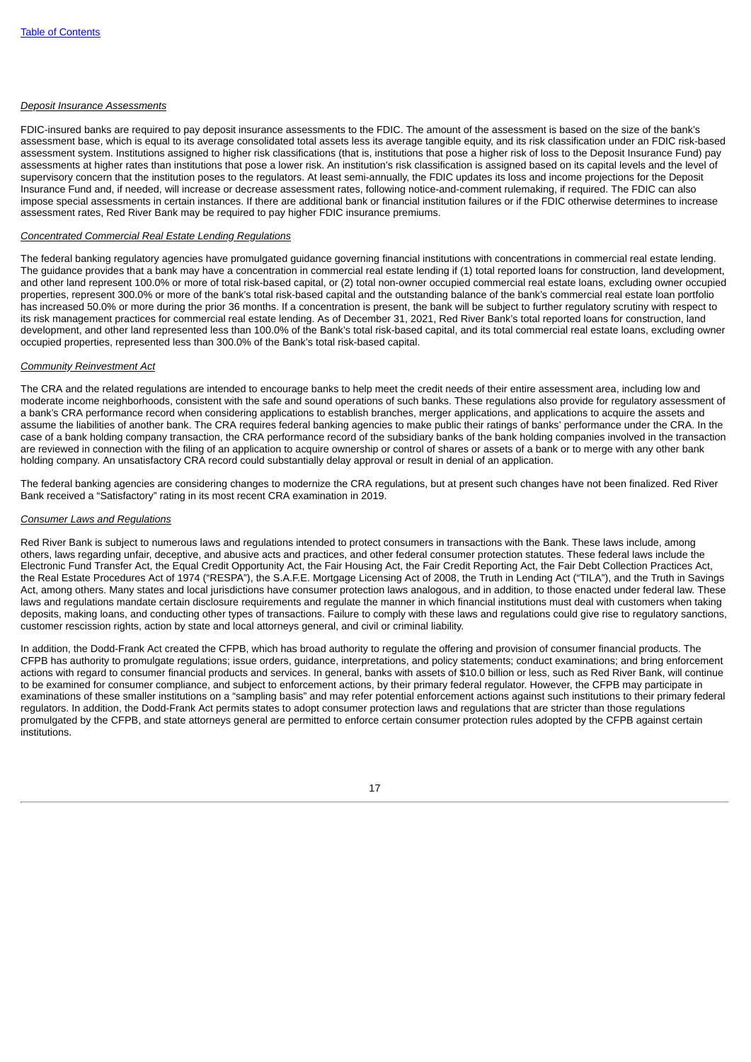*Deposit Insurance Assessments*

FDIC-insured banks are required to pay deposit insurance assessments to the FDIC. The amount of the assessment is based on the size of the bank's assessment base, which is equal to its average consolidated total assets less its average tangible equity, and its risk classification under an FDIC risk-based assessment system. Institutions assigned to higher risk classifications (that is, institutions that pose a higher risk of loss to the Deposit Insurance Fund) pay assessments at higher rates than institutions that pose a lower risk. An institution's risk classification is assigned based on its capital levels and the level of supervisory concern that the institution poses to the regulators. At least semi-annually, the FDIC updates its loss and income projections for the Deposit Insurance Fund and, if needed, will increase or decrease assessment rates, following notice-and-comment rulemaking, if required. The FDIC can also impose special assessments in certain instances. If there are additional bank or financial institution failures or if the FDIC otherwise determines to increase assessment rates, Red River Bank may be required to pay higher FDIC insurance premiums.

*Concentrated Commercial Real Estate Lending Regulations*

The federal banking regulatory agencies have promulgated guidance governing financial institutions with concentrations in commercial real estate lending. The guidance provides that a bank may have a concentration in commercial real estate lending if (1) total reported loans for construction, land development, and other land represent 100.0% or more of total risk-based capital, or (2) total non-owner occupied commercial real estate loans, excluding owner occupied properties, represent 300.0% or more of the bank's total risk-based capital and the outstanding balance of the bank's commercial real estate loan portfolio has increased 50.0% or more during the prior 36 months. If a concentration is present, the bank will be subject to further regulatory scrutiny with respect to its risk management practices for commercial real estate lending. As of December 31, 2021, Red River Bank's total reported loans for construction, land development, and other land represented less than 100.0% of the Bank's total risk-based capital, and its total commercial real estate loans, excluding owner occupied properties, represented less than 300.0% of the Bank's total risk-based capital.

*Community Reinvestment Act*

The CRA and the related regulations are intended to encourage banks to help meet the credit needs of their entire assessment area, including low and moderate income neighborhoods, consistent with the safe and sound operations of such banks. These regulations also provide for regulatory assessment of a bank's CRA performance record when considering applications to establish branches, merger applications, and applications to acquire the assets and assume the liabilities of another bank. The CRA requires federal banking agencies to make public their ratings of banks' performance under the CRA. In the case of a bank holding company transaction, the CRA performance record of the subsidiary banks of the bank holding companies involved in the transaction are reviewed in connection with the filing of an application to acquire ownership or control of shares or assets of a bank or to merge with any other bank holding company. An unsatisfactory CRA record could substantially delay approval or result in denial of an application.

The federal banking agencies are considering changes to modernize the CRA regulations, but at present such changes have not been finalized. Red River Bank received a "Satisfactory" rating in its most recent CRA examination in 2019.

*Consumer Laws and Regulations*

Red River Bank is subject to numerous laws and regulations intended to protect consumers in transactions with the Bank. These laws include, among others, laws regarding unfair, deceptive, and abusive acts and practices, and other federal consumer protection statutes. These federal laws include the Electronic Fund Transfer Act, the Equal Credit Opportunity Act, the Fair Housing Act, the Fair Credit Reporting Act, the Fair Debt Collection Practices Act, the Real Estate Procedures Act of 1974 ("RESPA"), the S.A.F.E. Mortgage Licensing Act of 2008, the Truth in Lending Act ("TILA"), and the Truth in Savings Act, among others. Many states and local jurisdictions have consumer protection laws analogous, and in addition, to those enacted under federal law. These laws and regulations mandate certain disclosure requirements and regulate the manner in which financial institutions must deal with customers when taking deposits, making loans, and conducting other types of transactions. Failure to comply with these laws and regulations could give rise to regulatory sanctions, customer rescission rights, action by state and local attorneys general, and civil or criminal liability.

In addition, the Dodd-Frank Act created the CFPB, which has broad authority to regulate the offering and provision of consumer financial products. The CFPB has authority to promulgate regulations; issue orders, guidance, interpretations, and policy statements; conduct examinations; and bring enforcement actions with regard to consumer financial products and services. In general, banks with assets of $10.0 billion or less, such as Red River Bank, will continue to be examined for consumer compliance, and subject to enforcement actions, by their primary federal regulator. However, the CFPB may participate in examinations of these smaller institutions on a "sampling basis" and may refer potential enforcement actions against such institutions to their primary federal regulators. In addition, the Dodd-Frank Act permits states to adopt consumer protection laws and regulations that are stricter than those regulations promulgated by the CFPB, and state attorneys general are permitted to enforce certain consumer protection rules adopted by the CFPB against certain institutions.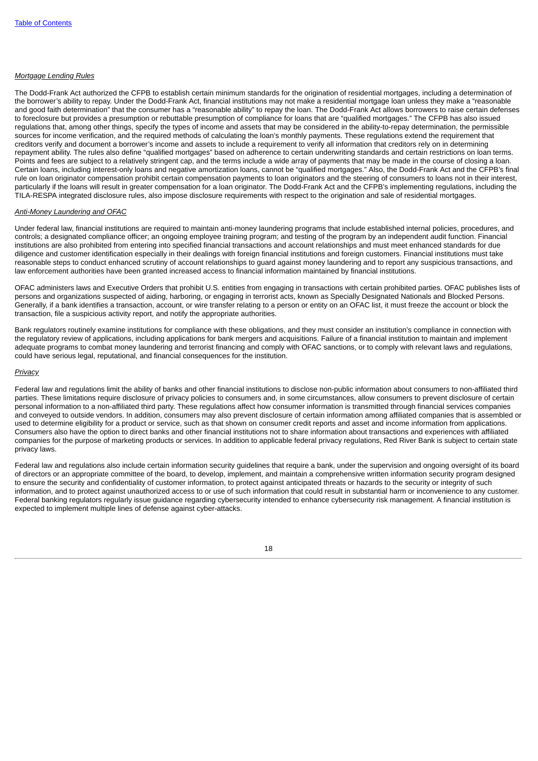*Mortgage Lending Rules*

The Dodd-Frank Act authorized the CFPB to establish certain minimum standards for the origination of residential mortgages, including a determination of the borrower's ability to repay. Under the Dodd-Frank Act, financial institutions may not make a residential mortgage loan unless they make a "reasonable and good faith determination" that the consumer has a "reasonable ability" to repay the loan. The Dodd-Frank Act allows borrowers to raise certain defenses to foreclosure but provides a presumption or rebuttable presumption of compliance for loans that are "qualified mortgages." The CFPB has also issued regulations that, among other things, specify the types of income and assets that may be considered in the ability-to-repay determination, the permissible sources for income verification, and the required methods of calculating the loan's monthly payments. These regulations extend the requirement that creditors verify and document a borrower's income and assets to include a requirement to verify all information that creditors rely on in determining repayment ability. The rules also define "qualified mortgages" based on adherence to certain underwriting standards and certain restrictions on loan terms. Points and fees are subject to a relatively stringent cap, and the terms include a wide array of payments that may be made in the course of closing a loan. Certain loans, including interest-only loans and negative amortization loans, cannot be "qualified mortgages." Also, the Dodd-Frank Act and the CFPB's final rule on loan originator compensation prohibit certain compensation payments to loan originators and the steering of consumers to loans not in their interest, particularly if the loans will result in greater compensation for a loan originator. The Dodd-Frank Act and the CFPB's implementing regulations, including the TILA-RESPA integrated disclosure rules, also impose disclosure requirements with respect to the origination and sale of residential mortgages.

*Anti-Money Laundering and OFAC*

Under federal law, financial institutions are required to maintain anti-money laundering programs that include established internal policies, procedures, and controls; a designated compliance officer; an ongoing employee training program; and testing of the program by an independent audit function. Financial institutions are also prohibited from entering into specified financial transactions and account relationships and must meet enhanced standards for due diligence and customer identification especially in their dealings with foreign financial institutions and foreign customers. Financial institutions must take reasonable steps to conduct enhanced scrutiny of account relationships to guard against money laundering and to report any suspicious transactions, and law enforcement authorities have been granted increased access to financial information maintained by financial institutions.

OFAC administers laws and Executive Orders that prohibit U.S. entities from engaging in transactions with certain prohibited parties. OFAC publishes lists of persons and organizations suspected of aiding, harboring, or engaging in terrorist acts, known as Specially Designated Nationals and Blocked Persons. Generally, if a bank identifies a transaction, account, or wire transfer relating to a person or entity on an OFAC list, it must freeze the account or block the transaction, file a suspicious activity report, and notify the appropriate authorities.

Bank regulators routinely examine institutions for compliance with these obligations, and they must consider an institution's compliance in connection with the regulatory review of applications, including applications for bank mergers and acquisitions. Failure of a financial institution to maintain and implement adequate programs to combat money laundering and terrorist financing and comply with OFAC sanctions, or to comply with relevant laws and regulations, could have serious legal, reputational, and financial consequences for the institution.

*Privacy*

Federal law and regulations limit the ability of banks and other financial institutions to disclose non-public information about consumers to non-affiliated third parties. These limitations require disclosure of privacy policies to consumers and, in some circumstances, allow consumers to prevent disclosure of certain personal information to a non-affiliated third party. These regulations affect how consumer information is transmitted through financial services companies and conveyed to outside vendors. In addition, consumers may also prevent disclosure of certain information among affiliated companies that is assembled or used to determine eligibility for a product or service, such as that shown on consumer credit reports and asset and income information from applications. Consumers also have the option to direct banks and other financial institutions not to share information about transactions and experiences with affiliated companies for the purpose of marketing products or services. In addition to applicable federal privacy regulations, Red River Bank is subject to certain state privacy laws.

Federal law and regulations also include certain information security guidelines that require a bank, under the supervision and ongoing oversight of its board of directors or an appropriate committee of the board, to develop, implement, and maintain a comprehensive written information security program designed to ensure the security and confidentiality of customer information, to protect against anticipated threats or hazards to the security or integrity of such information, and to protect against unauthorized access to or use of such information that could result in substantial harm or inconvenience to any customer. Federal banking regulators regularly issue guidance regarding cybersecurity intended to enhance cybersecurity risk management. A financial institution is expected to implement multiple lines of defense against cyber-attacks.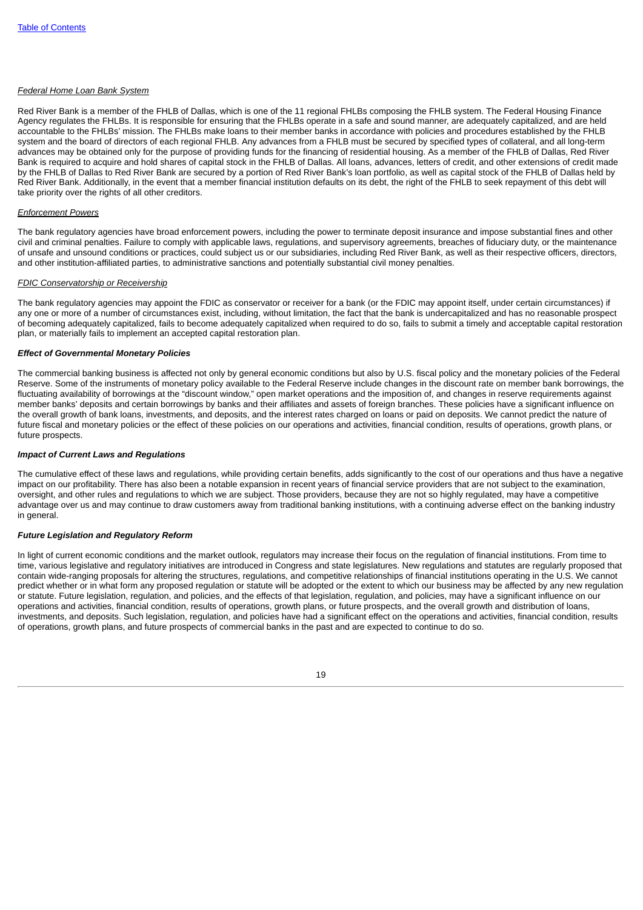*Federal Home Loan Bank System*

Red River Bank is a member of the FHLB of Dallas, which is one of the 11 regional FHLBs composing the FHLB system. The Federal Housing Finance Agency regulates the FHLBs. It is responsible for ensuring that the FHLBs operate in a safe and sound manner, are adequately capitalized, and are held accountable to the FHLBs' mission. The FHLBs make loans to their member banks in accordance with policies and procedures established by the FHLB system and the board of directors of each regional FHLB. Any advances from a FHLB must be secured by specified types of collateral, and all long-term advances may be obtained only for the purpose of providing funds for the financing of residential housing. As a member of the FHLB of Dallas, Red River Bank is required to acquire and hold shares of capital stock in the FHLB of Dallas. All loans, advances, letters of credit, and other extensions of credit made by the FHLB of Dallas to Red River Bank are secured by a portion of Red River Bank's loan portfolio, as well as capital stock of the FHLB of Dallas held by Red River Bank. Additionally, in the event that a member financial institution defaults on its debt, the right of the FHLB to seek repayment of this debt will take priority over the rights of all other creditors.

*Enforcement Powers*

The bank regulatory agencies have broad enforcement powers, including the power to terminate deposit insurance and impose substantial fines and other civil and criminal penalties. Failure to comply with applicable laws, regulations, and supervisory agreements, breaches of fiduciary duty, or the maintenance of unsafe and unsound conditions or practices, could subject us or our subsidiaries, including Red River Bank, as well as their respective officers, directors, and other institution-affiliated parties, to administrative sanctions and potentially substantial civil money penalties.

*FDIC Conservatorship or Receivership*

The bank regulatory agencies may appoint the FDIC as conservator or receiver for a bank (or the FDIC may appoint itself, under certain circumstances) if any one or more of a number of circumstances exist, including, without limitation, the fact that the bank is undercapitalized and has no reasonable prospect of becoming adequately capitalized, fails to become adequately capitalized when required to do so, fails to submit a timely and acceptable capital restoration plan, or materially fails to implement an accepted capital restoration plan.

***Effect of Governmental Monetary Policies***

The commercial banking business is affected not only by general economic conditions but also by U.S. fiscal policy and the monetary policies of the Federal Reserve. Some of the instruments of monetary policy available to the Federal Reserve include changes in the discount rate on member bank borrowings, the fluctuating availability of borrowings at the "discount window," open market operations and the imposition of, and changes in reserve requirements against member banks' deposits and certain borrowings by banks and their affiliates and assets of foreign branches. These policies have a significant influence on the overall growth of bank loans, investments, and deposits, and the interest rates charged on loans or paid on deposits. We cannot predict the nature of future fiscal and monetary policies or the effect of these policies on our operations and activities, financial condition, results of operations, growth plans, or future prospects.

***Impact of Current Laws and Regulations***

The cumulative effect of these laws and regulations, while providing certain benefits, adds significantly to the cost of our operations and thus have a negative impact on our profitability. There has also been a notable expansion in recent years of financial service providers that are not subject to the examination, oversight, and other rules and regulations to which we are subject. Those providers, because they are not so highly regulated, may have a competitive advantage over us and may continue to draw customers away from traditional banking institutions, with a continuing adverse effect on the banking industry in general.

***Future Legislation and Regulatory Reform***

In light of current economic conditions and the market outlook, regulators may increase their focus on the regulation of financial institutions. From time to time, various legislative and regulatory initiatives are introduced in Congress and state legislatures. New regulations and statutes are regularly proposed that contain wide-ranging proposals for altering the structures, regulations, and competitive relationships of financial institutions operating in the U.S. We cannot predict whether or in what form any proposed regulation or statute will be adopted or the extent to which our business may be affected by any new regulation or statute. Future legislation, regulation, and policies, and the effects of that legislation, regulation, and policies, may have a significant influence on our operations and activities, financial condition, results of operations, growth plans, or future prospects, and the overall growth and distribution of loans, investments, and deposits. Such legislation, regulation, and policies have had a significant effect on the operations and activities, financial condition, results of operations, growth plans, and future prospects of commercial banks in the past and are expected to continue to do so.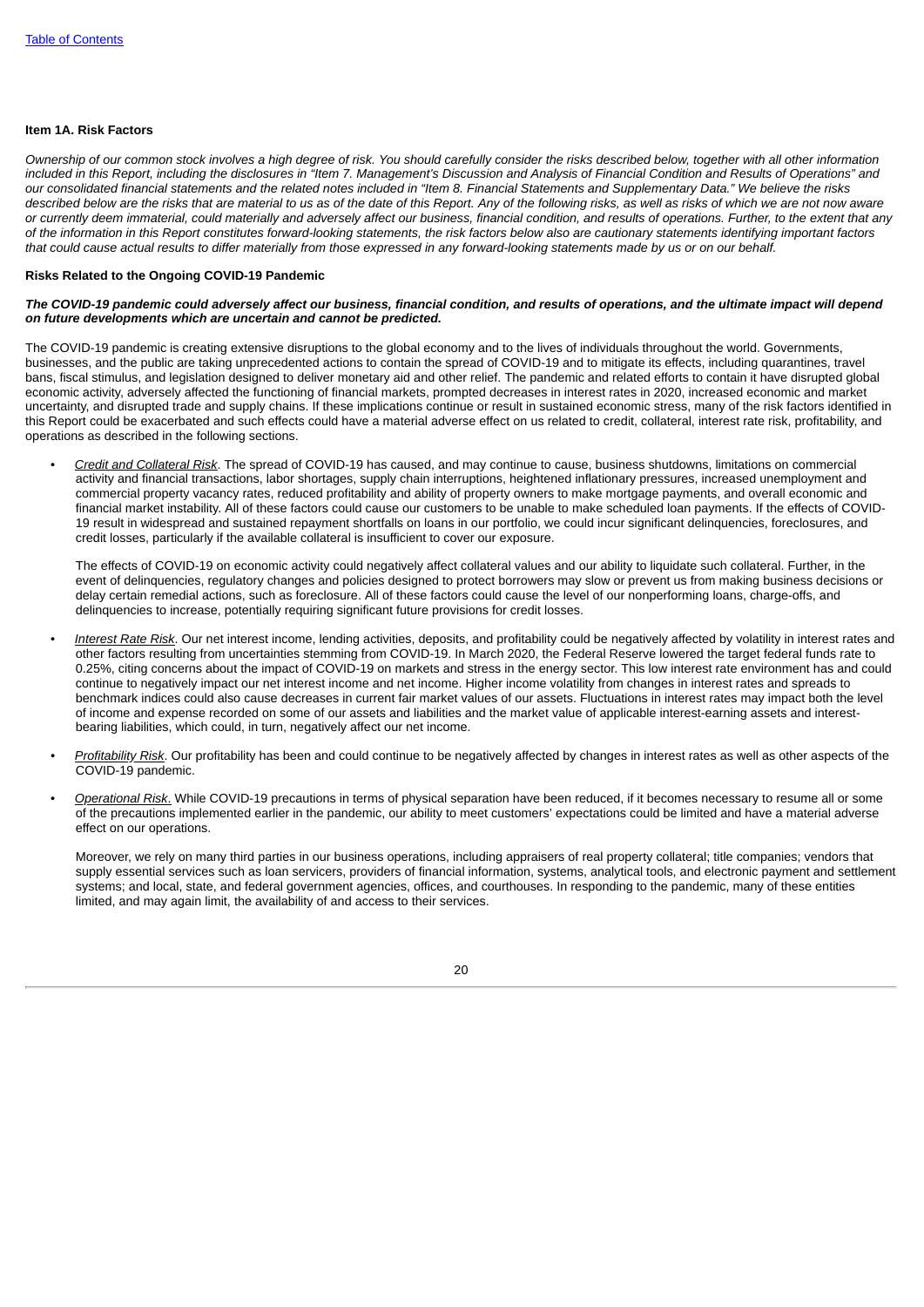## Item 1A. Risk Factors

*Ownership of our common stock involves a high degree of risk. You should carefully consider the risks described below, together with all other information included in this Report, including the disclosures in "Item 7. Management's Discussion and Analysis of Financial Condition and Results of Operations" and our consolidated financial statements and the related notes included in "Item 8. Financial Statements and Supplementary Data." We believe the risks described below are the risks that are material to us as of the date of this Report. Any of the following risks, as well as risks of which we are not now aware or currently deem immaterial, could materially and adversely affect our business, financial condition, and results of operations. Further, to the extent that any of the information in this Report constitutes forward-looking statements, the risk factors below also are cautionary statements identifying important factors that could cause actual results to differ materially from those expressed in any forward-looking statements made by us or on our behalf.*

### Risks Related to the Ongoing COVID-19 Pandemic

***The COVID-19 pandemic could adversely affect our business, financial condition, and results of operations, and the ultimate impact will depend on future developments which are uncertain and cannot be predicted.***

The COVID-19 pandemic is creating extensive disruptions to the global economy and to the lives of individuals throughout the world. Governments, businesses, and the public are taking unprecedented actions to contain the spread of COVID-19 and to mitigate its effects, including quarantines, travel bans, fiscal stimulus, and legislation designed to deliver monetary aid and other relief. The pandemic and related efforts to contain it have disrupted global economic activity, adversely affected the functioning of financial markets, prompted decreases in interest rates in 2020, increased economic and market uncertainty, and disrupted trade and supply chains. If these implications continue or result in sustained economic stress, many of the risk factors identified in this Report could be exacerbated and such effects could have a material adverse effect on us related to credit, collateral, interest rate risk, profitability, and operations as described in the following sections.

- *Credit and Collateral Risk*. The spread of COVID-19 has caused, and may continue to cause, business shutdowns, limitations on commercial activity and financial transactions, labor shortages, supply chain interruptions, heightened inflationary pressures, increased unemployment and commercial property vacancy rates, reduced profitability and ability of property owners to make mortgage payments, and overall economic and financial market instability. All of these factors could cause our customers to be unable to make scheduled loan payments. If the effects of COVID-19 result in widespread and sustained repayment shortfalls on loans in our portfolio, we could incur significant delinquencies, foreclosures, and credit losses, particularly if the available collateral is insufficient to cover our exposure.

  The effects of COVID-19 on economic activity could negatively affect collateral values and our ability to liquidate such collateral. Further, in the event of delinquencies, regulatory changes and policies designed to protect borrowers may slow or prevent us from making business decisions or delay certain remedial actions, such as foreclosure. All of these factors could cause the level of our nonperforming loans, charge-offs, and delinquencies to increase, potentially requiring significant future provisions for credit losses.

- *Interest Rate Risk*. Our net interest income, lending activities, deposits, and profitability could be negatively affected by volatility in interest rates and other factors resulting from uncertainties stemming from COVID-19. In March 2020, the Federal Reserve lowered the target federal funds rate to 0.25%, citing concerns about the impact of COVID-19 on markets and stress in the energy sector. This low interest rate environment has and could continue to negatively impact our net interest income and net income. Higher income volatility from changes in interest rates and spreads to benchmark indices could also cause decreases in current fair market values of our assets. Fluctuations in interest rates may impact both the level of income and expense recorded on some of our assets and liabilities and the market value of applicable interest-earning assets and interest-bearing liabilities, which could, in turn, negatively affect our net income.

- *Profitability Risk*. Our profitability has been and could continue to be negatively affected by changes in interest rates as well as other aspects of the COVID-19 pandemic.

- *Operational Risk*. While COVID-19 precautions in terms of physical separation have been reduced, if it becomes necessary to resume all or some of the precautions implemented earlier in the pandemic, our ability to meet customers' expectations could be limited and have a material adverse effect on our operations.

  Moreover, we rely on many third parties in our business operations, including appraisers of real property collateral; title companies; vendors that supply essential services such as loan servicers, providers of financial information, systems, analytical tools, and electronic payment and settlement systems; and local, state, and federal government agencies, offices, and courthouses. In responding to the pandemic, many of these entities limited, and may again limit, the availability of and access to their services.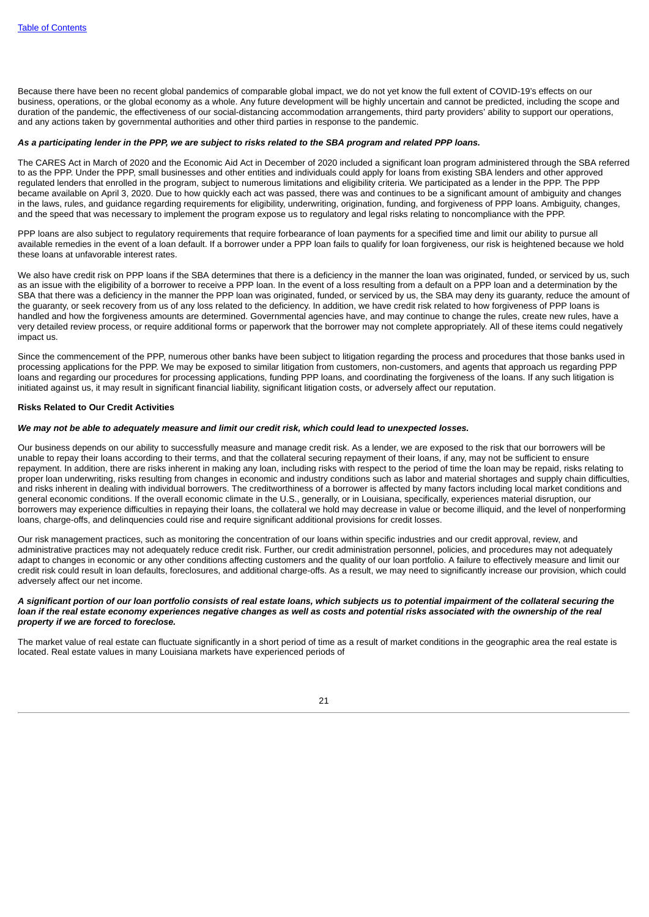Because there have been no recent global pandemics of comparable global impact, we do not yet know the full extent of COVID-19's effects on our business, operations, or the global economy as a whole. Any future development will be highly uncertain and cannot be predicted, including the scope and duration of the pandemic, the effectiveness of our social-distancing accommodation arrangements, third party providers' ability to support our operations, and any actions taken by governmental authorities and other third parties in response to the pandemic.

***As a participating lender in the PPP, we are subject to risks related to the SBA program and related PPP loans.***

The CARES Act in March of 2020 and the Economic Aid Act in December of 2020 included a significant loan program administered through the SBA referred to as the PPP. Under the PPP, small businesses and other entities and individuals could apply for loans from existing SBA lenders and other approved regulated lenders that enrolled in the program, subject to numerous limitations and eligibility criteria. We participated as a lender in the PPP. The PPP became available on April 3, 2020. Due to how quickly each act was passed, there was and continues to be a significant amount of ambiguity and changes in the laws, rules, and guidance regarding requirements for eligibility, underwriting, origination, funding, and forgiveness of PPP loans. Ambiguity, changes, and the speed that was necessary to implement the program expose us to regulatory and legal risks relating to noncompliance with the PPP.

PPP loans are also subject to regulatory requirements that require forbearance of loan payments for a specified time and limit our ability to pursue all available remedies in the event of a loan default. If a borrower under a PPP loan fails to qualify for loan forgiveness, our risk is heightened because we hold these loans at unfavorable interest rates.

We also have credit risk on PPP loans if the SBA determines that there is a deficiency in the manner the loan was originated, funded, or serviced by us, such as an issue with the eligibility of a borrower to receive a PPP loan. In the event of a loss resulting from a default on a PPP loan and a determination by the SBA that there was a deficiency in the manner the PPP loan was originated, funded, or serviced by us, the SBA may deny its guaranty, reduce the amount of the guaranty, or seek recovery from us of any loss related to the deficiency. In addition, we have credit risk related to how forgiveness of PPP loans is handled and how the forgiveness amounts are determined. Governmental agencies have, and may continue to change the rules, create new rules, have a very detailed review process, or require additional forms or paperwork that the borrower may not complete appropriately. All of these items could negatively impact us.

Since the commencement of the PPP, numerous other banks have been subject to litigation regarding the process and procedures that those banks used in processing applications for the PPP. We may be exposed to similar litigation from customers, non-customers, and agents that approach us regarding PPP loans and regarding our procedures for processing applications, funding PPP loans, and coordinating the forgiveness of the loans. If any such litigation is initiated against us, it may result in significant financial liability, significant litigation costs, or adversely affect our reputation.

**Risks Related to Our Credit Activities**

***We may not be able to adequately measure and limit our credit risk, which could lead to unexpected losses.***

Our business depends on our ability to successfully measure and manage credit risk. As a lender, we are exposed to the risk that our borrowers will be unable to repay their loans according to their terms, and that the collateral securing repayment of their loans, if any, may not be sufficient to ensure repayment. In addition, there are risks inherent in making any loan, including risks with respect to the period of time the loan may be repaid, risks relating to proper loan underwriting, risks resulting from changes in economic and industry conditions such as labor and material shortages and supply chain difficulties, and risks inherent in dealing with individual borrowers. The creditworthiness of a borrower is affected by many factors including local market conditions and general economic conditions. If the overall economic climate in the U.S., generally, or in Louisiana, specifically, experiences material disruption, our borrowers may experience difficulties in repaying their loans, the collateral we hold may decrease in value or become illiquid, and the level of nonperforming loans, charge-offs, and delinquencies could rise and require significant additional provisions for credit losses.

Our risk management practices, such as monitoring the concentration of our loans within specific industries and our credit approval, review, and administrative practices may not adequately reduce credit risk. Further, our credit administration personnel, policies, and procedures may not adequately adapt to changes in economic or any other conditions affecting customers and the quality of our loan portfolio. A failure to effectively measure and limit our credit risk could result in loan defaults, foreclosures, and additional charge-offs. As a result, we may need to significantly increase our provision, which could adversely affect our net income.

***A significant portion of our loan portfolio consists of real estate loans, which subjects us to potential impairment of the collateral securing the loan if the real estate economy experiences negative changes as well as costs and potential risks associated with the ownership of the real property if we are forced to foreclose.***

The market value of real estate can fluctuate significantly in a short period of time as a result of market conditions in the geographic area the real estate is located. Real estate values in many Louisiana markets have experienced periods of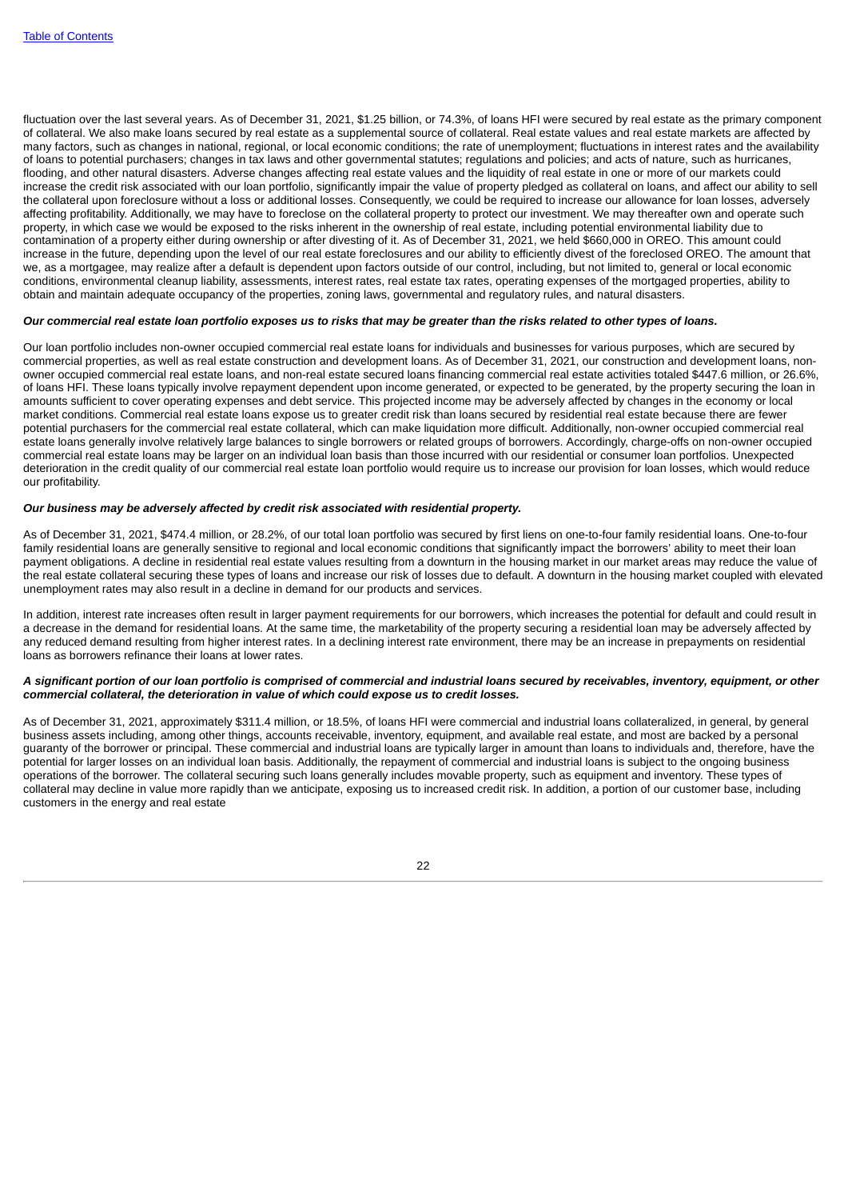fluctuation over the last several years. As of December 31, 2021, $1.25 billion, or 74.3%, of loans HFI were secured by real estate as the primary component of collateral. We also make loans secured by real estate as a supplemental source of collateral. Real estate values and real estate markets are affected by many factors, such as changes in national, regional, or local economic conditions; the rate of unemployment; fluctuations in interest rates and the availability of loans to potential purchasers; changes in tax laws and other governmental statutes; regulations and policies; and acts of nature, such as hurricanes, flooding, and other natural disasters. Adverse changes affecting real estate values and the liquidity of real estate in one or more of our markets could increase the credit risk associated with our loan portfolio, significantly impair the value of property pledged as collateral on loans, and affect our ability to sell the collateral upon foreclosure without a loss or additional losses. Consequently, we could be required to increase our allowance for loan losses, adversely affecting profitability. Additionally, we may have to foreclose on the collateral property to protect our investment. We may thereafter own and operate such property, in which case we would be exposed to the risks inherent in the ownership of real estate, including potential environmental liability due to contamination of a property either during ownership or after divesting of it. As of December 31, 2021, we held $660,000 in OREO. This amount could increase in the future, depending upon the level of our real estate foreclosures and our ability to efficiently divest of the foreclosed OREO. The amount that we, as a mortgagee, may realize after a default is dependent upon factors outside of our control, including, but not limited to, general or local economic conditions, environmental cleanup liability, assessments, interest rates, real estate tax rates, operating expenses of the mortgaged properties, ability to obtain and maintain adequate occupancy of the properties, zoning laws, governmental and regulatory rules, and natural disasters.

***Our commercial real estate loan portfolio exposes us to risks that may be greater than the risks related to other types of loans.***

Our loan portfolio includes non-owner occupied commercial real estate loans for individuals and businesses for various purposes, which are secured by commercial properties, as well as real estate construction and development loans. As of December 31, 2021, our construction and development loans, non-owner occupied commercial real estate loans, and non-real estate secured loans financing commercial real estate activities totaled $447.6 million, or 26.6%, of loans HFI. These loans typically involve repayment dependent upon income generated, or expected to be generated, by the property securing the loan in amounts sufficient to cover operating expenses and debt service. This projected income may be adversely affected by changes in the economy or local market conditions. Commercial real estate loans expose us to greater credit risk than loans secured by residential real estate because there are fewer potential purchasers for the commercial real estate collateral, which can make liquidation more difficult. Additionally, non-owner occupied commercial real estate loans generally involve relatively large balances to single borrowers or related groups of borrowers. Accordingly, charge-offs on non-owner occupied commercial real estate loans may be larger on an individual loan basis than those incurred with our residential or consumer loan portfolios. Unexpected deterioration in the credit quality of our commercial real estate loan portfolio would require us to increase our provision for loan losses, which would reduce our profitability.

***Our business may be adversely affected by credit risk associated with residential property.***

As of December 31, 2021, $474.4 million, or 28.2%, of our total loan portfolio was secured by first liens on one-to-four family residential loans. One-to-four family residential loans are generally sensitive to regional and local economic conditions that significantly impact the borrowers' ability to meet their loan payment obligations. A decline in residential real estate values resulting from a downturn in the housing market in our market areas may reduce the value of the real estate collateral securing these types of loans and increase our risk of losses due to default. A downturn in the housing market coupled with elevated unemployment rates may also result in a decline in demand for our products and services.

In addition, interest rate increases often result in larger payment requirements for our borrowers, which increases the potential for default and could result in a decrease in the demand for residential loans. At the same time, the marketability of the property securing a residential loan may be adversely affected by any reduced demand resulting from higher interest rates. In a declining interest rate environment, there may be an increase in prepayments on residential loans as borrowers refinance their loans at lower rates.

***A significant portion of our loan portfolio is comprised of commercial and industrial loans secured by receivables, inventory, equipment, or other commercial collateral, the deterioration in value of which could expose us to credit losses.***

As of December 31, 2021, approximately $311.4 million, or 18.5%, of loans HFI were commercial and industrial loans collateralized, in general, by general business assets including, among other things, accounts receivable, inventory, equipment, and available real estate, and most are backed by a personal guaranty of the borrower or principal. These commercial and industrial loans are typically larger in amount than loans to individuals and, therefore, have the potential for larger losses on an individual loan basis. Additionally, the repayment of commercial and industrial loans is subject to the ongoing business operations of the borrower. The collateral securing such loans generally includes movable property, such as equipment and inventory. These types of collateral may decline in value more rapidly than we anticipate, exposing us to increased credit risk. In addition, a portion of our customer base, including customers in the energy and real estate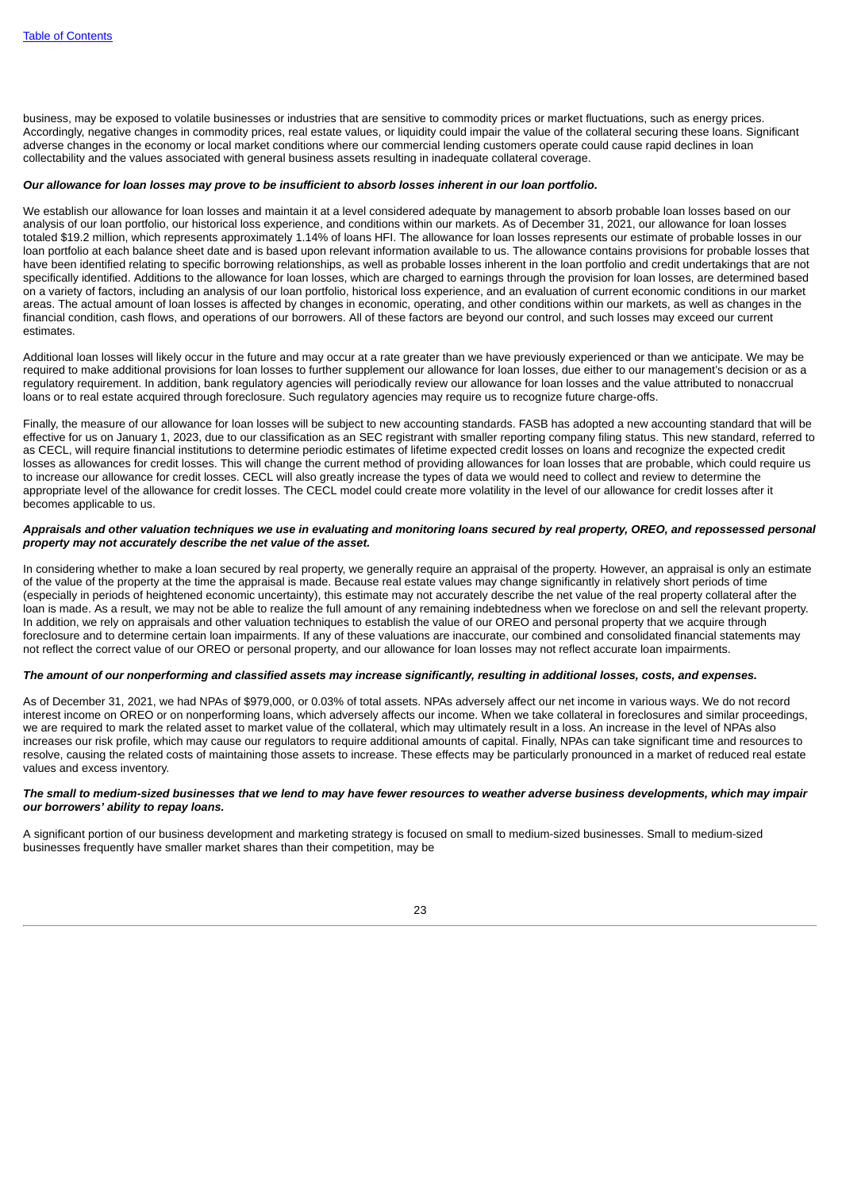business, may be exposed to volatile businesses or industries that are sensitive to commodity prices or market fluctuations, such as energy prices. Accordingly, negative changes in commodity prices, real estate values, or liquidity could impair the value of the collateral securing these loans. Significant adverse changes in the economy or local market conditions where our commercial lending customers operate could cause rapid declines in loan collectability and the values associated with general business assets resulting in inadequate collateral coverage.

***Our allowance for loan losses may prove to be insufficient to absorb losses inherent in our loan portfolio.***

We establish our allowance for loan losses and maintain it at a level considered adequate by management to absorb probable loan losses based on our analysis of our loan portfolio, our historical loss experience, and conditions within our markets. As of December 31, 2021, our allowance for loan losses totaled $19.2 million, which represents approximately 1.14% of loans HFI. The allowance for loan losses represents our estimate of probable losses in our loan portfolio at each balance sheet date and is based upon relevant information available to us. The allowance contains provisions for probable losses that have been identified relating to specific borrowing relationships, as well as probable losses inherent in the loan portfolio and credit undertakings that are not specifically identified. Additions to the allowance for loan losses, which are charged to earnings through the provision for loan losses, are determined based on a variety of factors, including an analysis of our loan portfolio, historical loss experience, and an evaluation of current economic conditions in our market areas. The actual amount of loan losses is affected by changes in economic, operating, and other conditions within our markets, as well as changes in the financial condition, cash flows, and operations of our borrowers. All of these factors are beyond our control, and such losses may exceed our current estimates.

Additional loan losses will likely occur in the future and may occur at a rate greater than we have previously experienced or than we anticipate. We may be required to make additional provisions for loan losses to further supplement our allowance for loan losses, due either to our management's decision or as a regulatory requirement. In addition, bank regulatory agencies will periodically review our allowance for loan losses and the value attributed to nonaccrual loans or to real estate acquired through foreclosure. Such regulatory agencies may require us to recognize future charge-offs.

Finally, the measure of our allowance for loan losses will be subject to new accounting standards. FASB has adopted a new accounting standard that will be effective for us on January 1, 2023, due to our classification as an SEC registrant with smaller reporting company filing status. This new standard, referred to as CECL, will require financial institutions to determine periodic estimates of lifetime expected credit losses on loans and recognize the expected credit losses as allowances for credit losses. This will change the current method of providing allowances for loan losses that are probable, which could require us to increase our allowance for credit losses. CECL will also greatly increase the types of data we would need to collect and review to determine the appropriate level of the allowance for credit losses. The CECL model could create more volatility in the level of our allowance for credit losses after it becomes applicable to us.

***Appraisals and other valuation techniques we use in evaluating and monitoring loans secured by real property, OREO, and repossessed personal property may not accurately describe the net value of the asset.***

In considering whether to make a loan secured by real property, we generally require an appraisal of the property. However, an appraisal is only an estimate of the value of the property at the time the appraisal is made. Because real estate values may change significantly in relatively short periods of time (especially in periods of heightened economic uncertainty), this estimate may not accurately describe the net value of the real property collateral after the loan is made. As a result, we may not be able to realize the full amount of any remaining indebtedness when we foreclose on and sell the relevant property. In addition, we rely on appraisals and other valuation techniques to establish the value of our OREO and personal property that we acquire through foreclosure and to determine certain loan impairments. If any of these valuations are inaccurate, our combined and consolidated financial statements may not reflect the correct value of our OREO or personal property, and our allowance for loan losses may not reflect accurate loan impairments.

***The amount of our nonperforming and classified assets may increase significantly, resulting in additional losses, costs, and expenses.***

As of December 31, 2021, we had NPAs of $979,000, or 0.03% of total assets. NPAs adversely affect our net income in various ways. We do not record interest income on OREO or on nonperforming loans, which adversely affects our income. When we take collateral in foreclosures and similar proceedings, we are required to mark the related asset to market value of the collateral, which may ultimately result in a loss. An increase in the level of NPAs also increases our risk profile, which may cause our regulators to require additional amounts of capital. Finally, NPAs can take significant time and resources to resolve, causing the related costs of maintaining those assets to increase. These effects may be particularly pronounced in a market of reduced real estate values and excess inventory.

***The small to medium-sized businesses that we lend to may have fewer resources to weather adverse business developments, which may impair our borrowers' ability to repay loans.***

A significant portion of our business development and marketing strategy is focused on small to medium-sized businesses. Small to medium-sized businesses frequently have smaller market shares than their competition, may be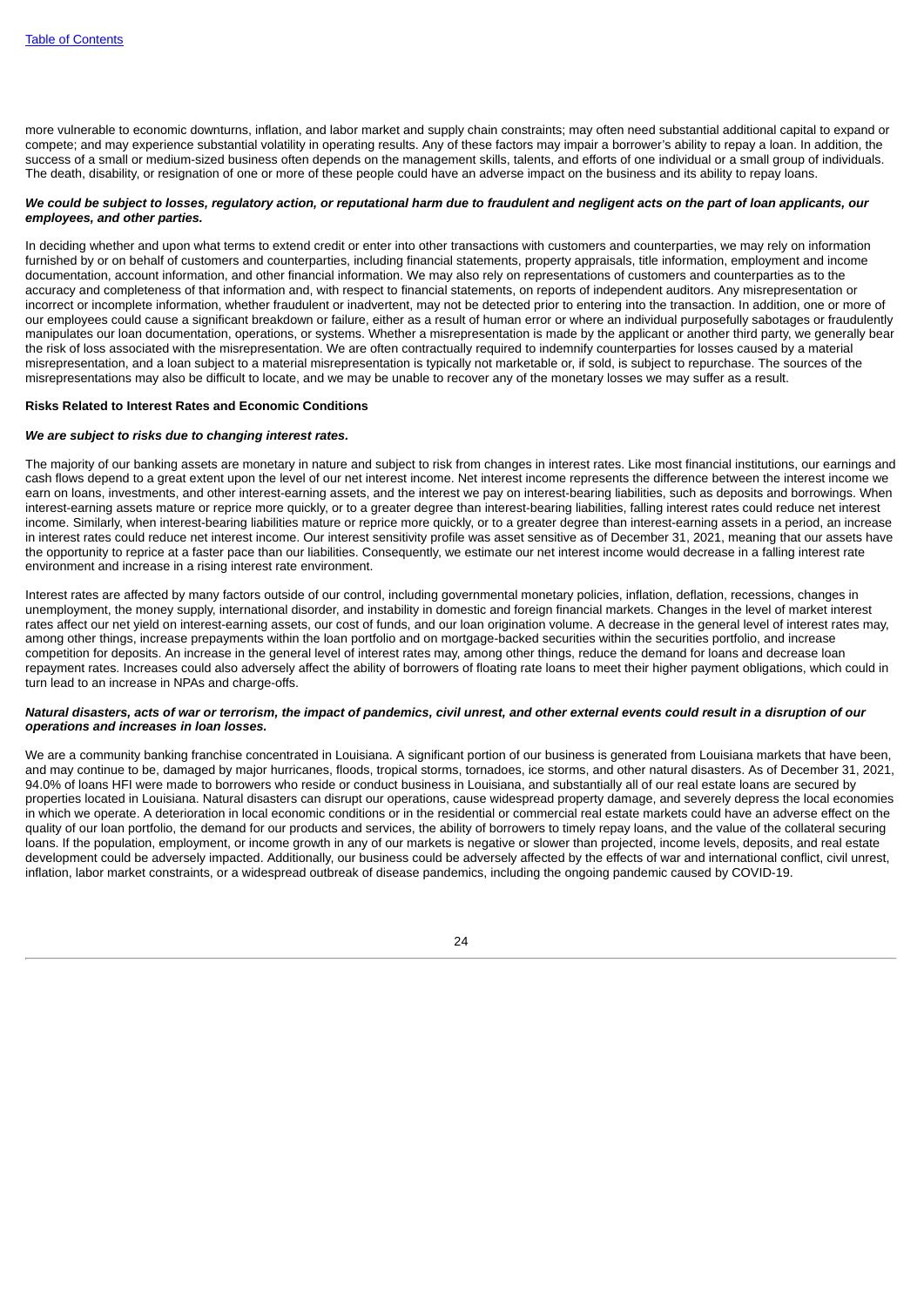more vulnerable to economic downturns, inflation, and labor market and supply chain constraints; may often need substantial additional capital to expand or compete; and may experience substantial volatility in operating results. Any of these factors may impair a borrower's ability to repay a loan. In addition, the success of a small or medium-sized business often depends on the management skills, talents, and efforts of one individual or a small group of individuals. The death, disability, or resignation of one or more of these people could have an adverse impact on the business and its ability to repay loans.

***We could be subject to losses, regulatory action, or reputational harm due to fraudulent and negligent acts on the part of loan applicants, our employees, and other parties.***

In deciding whether and upon what terms to extend credit or enter into other transactions with customers and counterparties, we may rely on information furnished by or on behalf of customers and counterparties, including financial statements, property appraisals, title information, employment and income documentation, account information, and other financial information. We may also rely on representations of customers and counterparties as to the accuracy and completeness of that information and, with respect to financial statements, on reports of independent auditors. Any misrepresentation or incorrect or incomplete information, whether fraudulent or inadvertent, may not be detected prior to entering into the transaction. In addition, one or more of our employees could cause a significant breakdown or failure, either as a result of human error or where an individual purposefully sabotages or fraudulently manipulates our loan documentation, operations, or systems. Whether a misrepresentation is made by the applicant or another third party, we generally bear the risk of loss associated with the misrepresentation. We are often contractually required to indemnify counterparties for losses caused by a material misrepresentation, and a loan subject to a material misrepresentation is typically not marketable or, if sold, is subject to repurchase. The sources of the misrepresentations may also be difficult to locate, and we may be unable to recover any of the monetary losses we may suffer as a result.

**Risks Related to Interest Rates and Economic Conditions**

***We are subject to risks due to changing interest rates.***

The majority of our banking assets are monetary in nature and subject to risk from changes in interest rates. Like most financial institutions, our earnings and cash flows depend to a great extent upon the level of our net interest income. Net interest income represents the difference between the interest income we earn on loans, investments, and other interest-earning assets, and the interest we pay on interest-bearing liabilities, such as deposits and borrowings. When interest-earning assets mature or reprice more quickly, or to a greater degree than interest-bearing liabilities, falling interest rates could reduce net interest income. Similarly, when interest-bearing liabilities mature or reprice more quickly, or to a greater degree than interest-earning assets in a period, an increase in interest rates could reduce net interest income. Our interest sensitivity profile was asset sensitive as of December 31, 2021, meaning that our assets have the opportunity to reprice at a faster pace than our liabilities. Consequently, we estimate our net interest income would decrease in a falling interest rate environment and increase in a rising interest rate environment.

Interest rates are affected by many factors outside of our control, including governmental monetary policies, inflation, deflation, recessions, changes in unemployment, the money supply, international disorder, and instability in domestic and foreign financial markets. Changes in the level of market interest rates affect our net yield on interest-earning assets, our cost of funds, and our loan origination volume. A decrease in the general level of interest rates may, among other things, increase prepayments within the loan portfolio and on mortgage-backed securities within the securities portfolio, and increase competition for deposits. An increase in the general level of interest rates may, among other things, reduce the demand for loans and decrease loan repayment rates. Increases could also adversely affect the ability of borrowers of floating rate loans to meet their higher payment obligations, which could in turn lead to an increase in NPAs and charge-offs.

***Natural disasters, acts of war or terrorism, the impact of pandemics, civil unrest, and other external events could result in a disruption of our operations and increases in loan losses.***

We are a community banking franchise concentrated in Louisiana. A significant portion of our business is generated from Louisiana markets that have been, and may continue to be, damaged by major hurricanes, floods, tropical storms, tornadoes, ice storms, and other natural disasters. As of December 31, 2021, 94.0% of loans HFI were made to borrowers who reside or conduct business in Louisiana, and substantially all of our real estate loans are secured by properties located in Louisiana. Natural disasters can disrupt our operations, cause widespread property damage, and severely depress the local economies in which we operate. A deterioration in local economic conditions or in the residential or commercial real estate markets could have an adverse effect on the quality of our loan portfolio, the demand for our products and services, the ability of borrowers to timely repay loans, and the value of the collateral securing loans. If the population, employment, or income growth in any of our markets is negative or slower than projected, income levels, deposits, and real estate development could be adversely impacted. Additionally, our business could be adversely affected by the effects of war and international conflict, civil unrest, inflation, labor market constraints, or a widespread outbreak of disease pandemics, including the ongoing pandemic caused by COVID-19.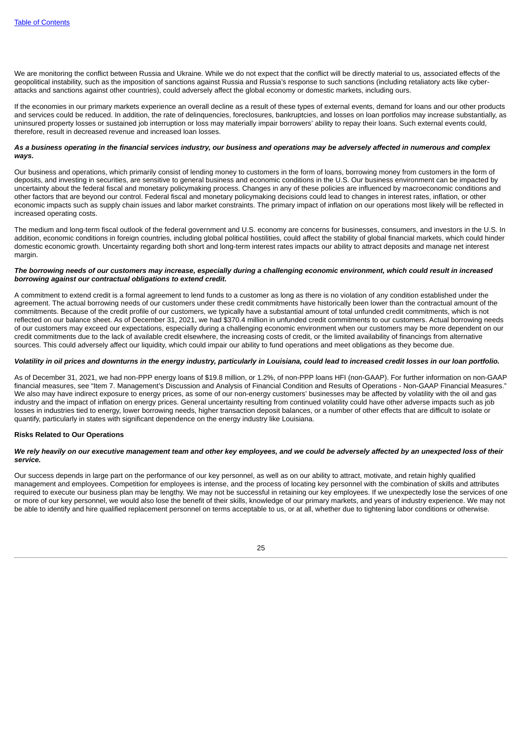We are monitoring the conflict between Russia and Ukraine. While we do not expect that the conflict will be directly material to us, associated effects of the geopolitical instability, such as the imposition of sanctions against Russia and Russia's response to such sanctions (including retaliatory acts like cyber-attacks and sanctions against other countries), could adversely affect the global economy or domestic markets, including ours.

If the economies in our primary markets experience an overall decline as a result of these types of external events, demand for loans and our other products and services could be reduced. In addition, the rate of delinquencies, foreclosures, bankruptcies, and losses on loan portfolios may increase substantially, as uninsured property losses or sustained job interruption or loss may materially impair borrowers' ability to repay their loans. Such external events could, therefore, result in decreased revenue and increased loan losses.

***As a business operating in the financial services industry, our business and operations may be adversely affected in numerous and complex ways.***

Our business and operations, which primarily consist of lending money to customers in the form of loans, borrowing money from customers in the form of deposits, and investing in securities, are sensitive to general business and economic conditions in the U.S. Our business environment can be impacted by uncertainty about the federal fiscal and monetary policymaking process. Changes in any of these policies are influenced by macroeconomic conditions and other factors that are beyond our control. Federal fiscal and monetary policymaking decisions could lead to changes in interest rates, inflation, or other economic impacts such as supply chain issues and labor market constraints. The primary impact of inflation on our operations most likely will be reflected in increased operating costs.

The medium and long-term fiscal outlook of the federal government and U.S. economy are concerns for businesses, consumers, and investors in the U.S. In addition, economic conditions in foreign countries, including global political hostilities, could affect the stability of global financial markets, which could hinder domestic economic growth. Uncertainty regarding both short and long-term interest rates impacts our ability to attract deposits and manage net interest margin.

***The borrowing needs of our customers may increase, especially during a challenging economic environment, which could result in increased borrowing against our contractual obligations to extend credit.***

A commitment to extend credit is a formal agreement to lend funds to a customer as long as there is no violation of any condition established under the agreement. The actual borrowing needs of our customers under these credit commitments have historically been lower than the contractual amount of the commitments. Because of the credit profile of our customers, we typically have a substantial amount of total unfunded credit commitments, which is not reflected on our balance sheet. As of December 31, 2021, we had $370.4 million in unfunded credit commitments to our customers. Actual borrowing needs of our customers may exceed our expectations, especially during a challenging economic environment when our customers may be more dependent on our credit commitments due to the lack of available credit elsewhere, the increasing costs of credit, or the limited availability of financings from alternative sources. This could adversely affect our liquidity, which could impair our ability to fund operations and meet obligations as they become due.

***Volatility in oil prices and downturns in the energy industry, particularly in Louisiana, could lead to increased credit losses in our loan portfolio.***

As of December 31, 2021, we had non-PPP energy loans of $19.8 million, or 1.2%, of non-PPP loans HFI (non-GAAP). For further information on non-GAAP financial measures, see "Item 7. Management's Discussion and Analysis of Financial Condition and Results of Operations - Non-GAAP Financial Measures." We also may have indirect exposure to energy prices, as some of our non-energy customers' businesses may be affected by volatility with the oil and gas industry and the impact of inflation on energy prices. General uncertainty resulting from continued volatility could have other adverse impacts such as job losses in industries tied to energy, lower borrowing needs, higher transaction deposit balances, or a number of other effects that are difficult to isolate or quantify, particularly in states with significant dependence on the energy industry like Louisiana.

**Risks Related to Our Operations**

***We rely heavily on our executive management team and other key employees, and we could be adversely affected by an unexpected loss of their service.***

Our success depends in large part on the performance of our key personnel, as well as on our ability to attract, motivate, and retain highly qualified management and employees. Competition for employees is intense, and the process of locating key personnel with the combination of skills and attributes required to execute our business plan may be lengthy. We may not be successful in retaining our key employees. If we unexpectedly lose the services of one or more of our key personnel, we would also lose the benefit of their skills, knowledge of our primary markets, and years of industry experience. We may not be able to identify and hire qualified replacement personnel on terms acceptable to us, or at all, whether due to tightening labor conditions or otherwise.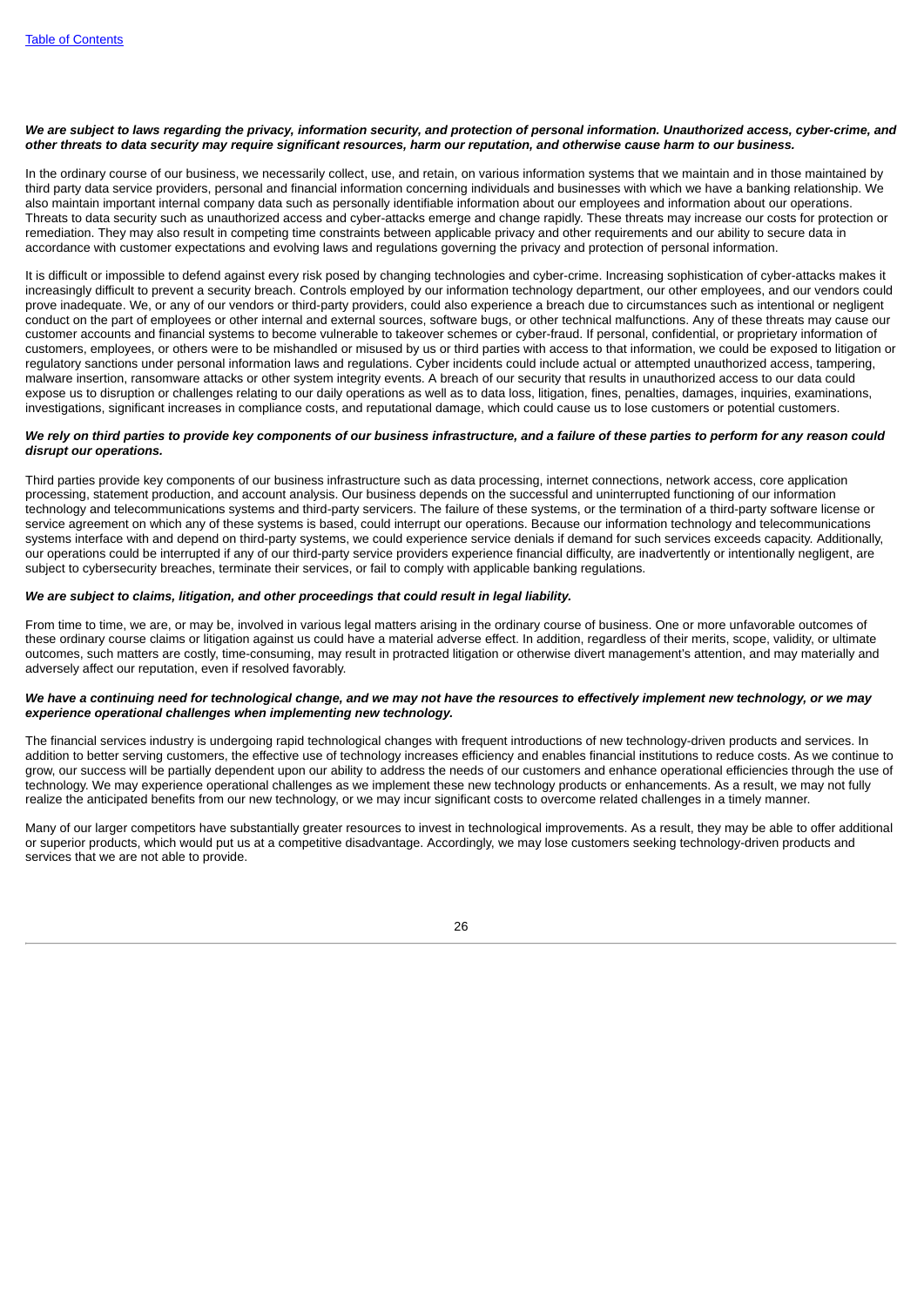***We are subject to laws regarding the privacy, information security, and protection of personal information. Unauthorized access, cyber-crime, and other threats to data security may require significant resources, harm our reputation, and otherwise cause harm to our business.***

In the ordinary course of our business, we necessarily collect, use, and retain, on various information systems that we maintain and in those maintained by third party data service providers, personal and financial information concerning individuals and businesses with which we have a banking relationship. We also maintain important internal company data such as personally identifiable information about our employees and information about our operations. Threats to data security such as unauthorized access and cyber-attacks emerge and change rapidly. These threats may increase our costs for protection or remediation. They may also result in competing time constraints between applicable privacy and other requirements and our ability to secure data in accordance with customer expectations and evolving laws and regulations governing the privacy and protection of personal information.

It is difficult or impossible to defend against every risk posed by changing technologies and cyber-crime. Increasing sophistication of cyber-attacks makes it increasingly difficult to prevent a security breach. Controls employed by our information technology department, our other employees, and our vendors could prove inadequate. We, or any of our vendors or third-party providers, could also experience a breach due to circumstances such as intentional or negligent conduct on the part of employees or other internal and external sources, software bugs, or other technical malfunctions. Any of these threats may cause our customer accounts and financial systems to become vulnerable to takeover schemes or cyber-fraud. If personal, confidential, or proprietary information of customers, employees, or others were to be mishandled or misused by us or third parties with access to that information, we could be exposed to litigation or regulatory sanctions under personal information laws and regulations. Cyber incidents could include actual or attempted unauthorized access, tampering, malware insertion, ransomware attacks or other system integrity events. A breach of our security that results in unauthorized access to our data could expose us to disruption or challenges relating to our daily operations as well as to data loss, litigation, fines, penalties, damages, inquiries, examinations, investigations, significant increases in compliance costs, and reputational damage, which could cause us to lose customers or potential customers.

***We rely on third parties to provide key components of our business infrastructure, and a failure of these parties to perform for any reason could disrupt our operations.***

Third parties provide key components of our business infrastructure such as data processing, internet connections, network access, core application processing, statement production, and account analysis. Our business depends on the successful and uninterrupted functioning of our information technology and telecommunications systems and third-party servicers. The failure of these systems, or the termination of a third-party software license or service agreement on which any of these systems is based, could interrupt our operations. Because our information technology and telecommunications systems interface with and depend on third-party systems, we could experience service denials if demand for such services exceeds capacity. Additionally, our operations could be interrupted if any of our third-party service providers experience financial difficulty, are inadvertently or intentionally negligent, are subject to cybersecurity breaches, terminate their services, or fail to comply with applicable banking regulations.

***We are subject to claims, litigation, and other proceedings that could result in legal liability.***

From time to time, we are, or may be, involved in various legal matters arising in the ordinary course of business. One or more unfavorable outcomes of these ordinary course claims or litigation against us could have a material adverse effect. In addition, regardless of their merits, scope, validity, or ultimate outcomes, such matters are costly, time-consuming, may result in protracted litigation or otherwise divert management's attention, and may materially and adversely affect our reputation, even if resolved favorably.

***We have a continuing need for technological change, and we may not have the resources to effectively implement new technology, or we may experience operational challenges when implementing new technology.***

The financial services industry is undergoing rapid technological changes with frequent introductions of new technology-driven products and services. In addition to better serving customers, the effective use of technology increases efficiency and enables financial institutions to reduce costs. As we continue to grow, our success will be partially dependent upon our ability to address the needs of our customers and enhance operational efficiencies through the use of technology. We may experience operational challenges as we implement these new technology products or enhancements. As a result, we may not fully realize the anticipated benefits from our new technology, or we may incur significant costs to overcome related challenges in a timely manner.

Many of our larger competitors have substantially greater resources to invest in technological improvements. As a result, they may be able to offer additional or superior products, which would put us at a competitive disadvantage. Accordingly, we may lose customers seeking technology-driven products and services that we are not able to provide.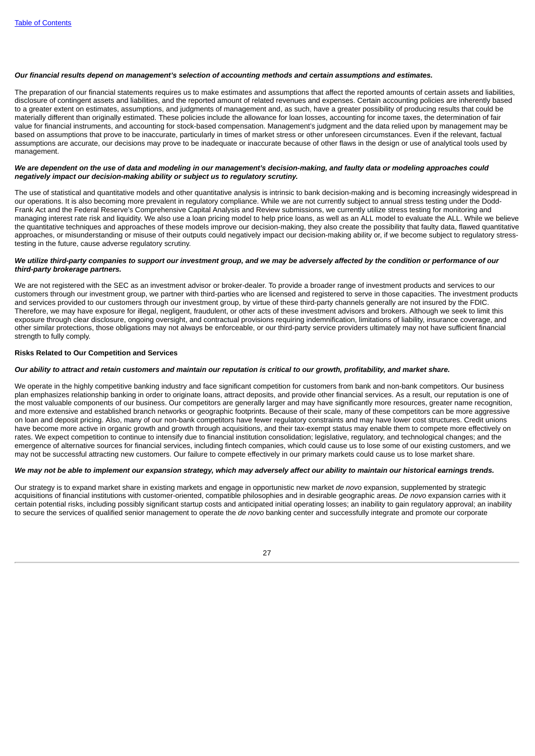***Our financial results depend on management's selection of accounting methods and certain assumptions and estimates.***

The preparation of our financial statements requires us to make estimates and assumptions that affect the reported amounts of certain assets and liabilities, disclosure of contingent assets and liabilities, and the reported amount of related revenues and expenses. Certain accounting policies are inherently based to a greater extent on estimates, assumptions, and judgments of management and, as such, have a greater possibility of producing results that could be materially different than originally estimated. These policies include the allowance for loan losses, accounting for income taxes, the determination of fair value for financial instruments, and accounting for stock-based compensation. Management's judgment and the data relied upon by management may be based on assumptions that prove to be inaccurate, particularly in times of market stress or other unforeseen circumstances. Even if the relevant, factual assumptions are accurate, our decisions may prove to be inadequate or inaccurate because of other flaws in the design or use of analytical tools used by management.

***We are dependent on the use of data and modeling in our management's decision-making, and faulty data or modeling approaches could negatively impact our decision-making ability or subject us to regulatory scrutiny.***

The use of statistical and quantitative models and other quantitative analysis is intrinsic to bank decision-making and is becoming increasingly widespread in our operations. It is also becoming more prevalent in regulatory compliance. While we are not currently subject to annual stress testing under the Dodd-Frank Act and the Federal Reserve's Comprehensive Capital Analysis and Review submissions, we currently utilize stress testing for monitoring and managing interest rate risk and liquidity. We also use a loan pricing model to help price loans, as well as an ALL model to evaluate the ALL. While we believe the quantitative techniques and approaches of these models improve our decision-making, they also create the possibility that faulty data, flawed quantitative approaches, or misunderstanding or misuse of their outputs could negatively impact our decision-making ability or, if we become subject to regulatory stress-testing in the future, cause adverse regulatory scrutiny.

***We utilize third-party companies to support our investment group, and we may be adversely affected by the condition or performance of our third-party brokerage partners.***

We are not registered with the SEC as an investment advisor or broker-dealer. To provide a broader range of investment products and services to our customers through our investment group, we partner with third-parties who are licensed and registered to serve in those capacities. The investment products and services provided to our customers through our investment group, by virtue of these third-party channels generally are not insured by the FDIC. Therefore, we may have exposure for illegal, negligent, fraudulent, or other acts of these investment advisors and brokers. Although we seek to limit this exposure through clear disclosure, ongoing oversight, and contractual provisions requiring indemnification, limitations of liability, insurance coverage, and other similar protections, those obligations may not always be enforceable, or our third-party service providers ultimately may not have sufficient financial strength to fully comply.

**Risks Related to Our Competition and Services**

***Our ability to attract and retain customers and maintain our reputation is critical to our growth, profitability, and market share.***

We operate in the highly competitive banking industry and face significant competition for customers from bank and non-bank competitors. Our business plan emphasizes relationship banking in order to originate loans, attract deposits, and provide other financial services. As a result, our reputation is one of the most valuable components of our business. Our competitors are generally larger and may have significantly more resources, greater name recognition, and more extensive and established branch networks or geographic footprints. Because of their scale, many of these competitors can be more aggressive on loan and deposit pricing. Also, many of our non-bank competitors have fewer regulatory constraints and may have lower cost structures. Credit unions have become more active in organic growth and growth through acquisitions, and their tax-exempt status may enable them to compete more effectively on rates. We expect competition to continue to intensify due to financial institution consolidation; legislative, regulatory, and technological changes; and the emergence of alternative sources for financial services, including fintech companies, which could cause us to lose some of our existing customers, and we may not be successful attracting new customers. Our failure to compete effectively in our primary markets could cause us to lose market share.

***We may not be able to implement our expansion strategy, which may adversely affect our ability to maintain our historical earnings trends.***

Our strategy is to expand market share in existing markets and engage in opportunistic new market *de novo* expansion, supplemented by strategic acquisitions of financial institutions with customer-oriented, compatible philosophies and in desirable geographic areas. *De novo* expansion carries with it certain potential risks, including possibly significant startup costs and anticipated initial operating losses; an inability to gain regulatory approval; an inability to secure the services of qualified senior management to operate the *de novo* banking center and successfully integrate and promote our corporate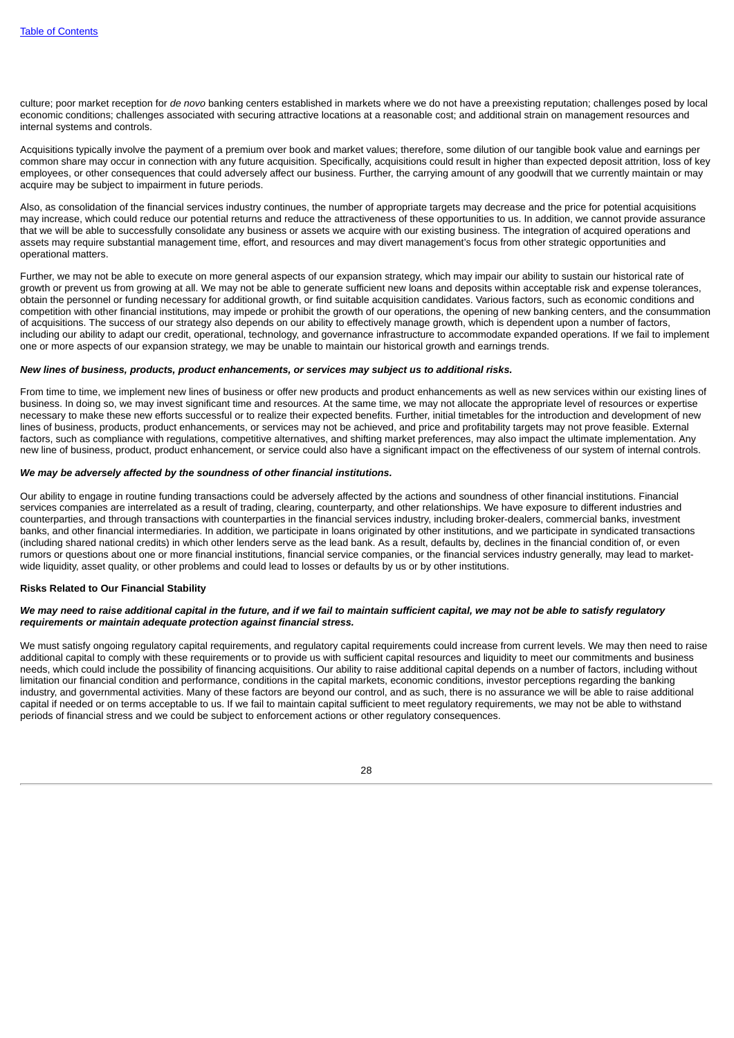culture; poor market reception for *de novo* banking centers established in markets where we do not have a preexisting reputation; challenges posed by local economic conditions; challenges associated with securing attractive locations at a reasonable cost; and additional strain on management resources and internal systems and controls.

Acquisitions typically involve the payment of a premium over book and market values; therefore, some dilution of our tangible book value and earnings per common share may occur in connection with any future acquisition. Specifically, acquisitions could result in higher than expected deposit attrition, loss of key employees, or other consequences that could adversely affect our business. Further, the carrying amount of any goodwill that we currently maintain or may acquire may be subject to impairment in future periods.

Also, as consolidation of the financial services industry continues, the number of appropriate targets may decrease and the price for potential acquisitions may increase, which could reduce our potential returns and reduce the attractiveness of these opportunities to us. In addition, we cannot provide assurance that we will be able to successfully consolidate any business or assets we acquire with our existing business. The integration of acquired operations and assets may require substantial management time, effort, and resources and may divert management's focus from other strategic opportunities and operational matters.

Further, we may not be able to execute on more general aspects of our expansion strategy, which may impair our ability to sustain our historical rate of growth or prevent us from growing at all. We may not be able to generate sufficient new loans and deposits within acceptable risk and expense tolerances, obtain the personnel or funding necessary for additional growth, or find suitable acquisition candidates. Various factors, such as economic conditions and competition with other financial institutions, may impede or prohibit the growth of our operations, the opening of new banking centers, and the consummation of acquisitions. The success of our strategy also depends on our ability to effectively manage growth, which is dependent upon a number of factors, including our ability to adapt our credit, operational, technology, and governance infrastructure to accommodate expanded operations. If we fail to implement one or more aspects of our expansion strategy, we may be unable to maintain our historical growth and earnings trends.

***New lines of business, products, product enhancements, or services may subject us to additional risks.***

From time to time, we implement new lines of business or offer new products and product enhancements as well as new services within our existing lines of business. In doing so, we may invest significant time and resources. At the same time, we may not allocate the appropriate level of resources or expertise necessary to make these new efforts successful or to realize their expected benefits. Further, initial timetables for the introduction and development of new lines of business, products, product enhancements, or services may not be achieved, and price and profitability targets may not prove feasible. External factors, such as compliance with regulations, competitive alternatives, and shifting market preferences, may also impact the ultimate implementation. Any new line of business, product, product enhancement, or service could also have a significant impact on the effectiveness of our system of internal controls.

***We may be adversely affected by the soundness of other financial institutions.***

Our ability to engage in routine funding transactions could be adversely affected by the actions and soundness of other financial institutions. Financial services companies are interrelated as a result of trading, clearing, counterparty, and other relationships. We have exposure to different industries and counterparties, and through transactions with counterparties in the financial services industry, including broker-dealers, commercial banks, investment banks, and other financial intermediaries. In addition, we participate in loans originated by other institutions, and we participate in syndicated transactions (including shared national credits) in which other lenders serve as the lead bank. As a result, defaults by, declines in the financial condition of, or even rumors or questions about one or more financial institutions, financial service companies, or the financial services industry generally, may lead to market-wide liquidity, asset quality, or other problems and could lead to losses or defaults by us or by other institutions.

**Risks Related to Our Financial Stability**

***We may need to raise additional capital in the future, and if we fail to maintain sufficient capital, we may not be able to satisfy regulatory requirements or maintain adequate protection against financial stress.***

We must satisfy ongoing regulatory capital requirements, and regulatory capital requirements could increase from current levels. We may then need to raise additional capital to comply with these requirements or to provide us with sufficient capital resources and liquidity to meet our commitments and business needs, which could include the possibility of financing acquisitions. Our ability to raise additional capital depends on a number of factors, including without limitation our financial condition and performance, conditions in the capital markets, economic conditions, investor perceptions regarding the banking industry, and governmental activities. Many of these factors are beyond our control, and as such, there is no assurance we will be able to raise additional capital if needed or on terms acceptable to us. If we fail to maintain capital sufficient to meet regulatory requirements, we may not be able to withstand periods of financial stress and we could be subject to enforcement actions or other regulatory consequences.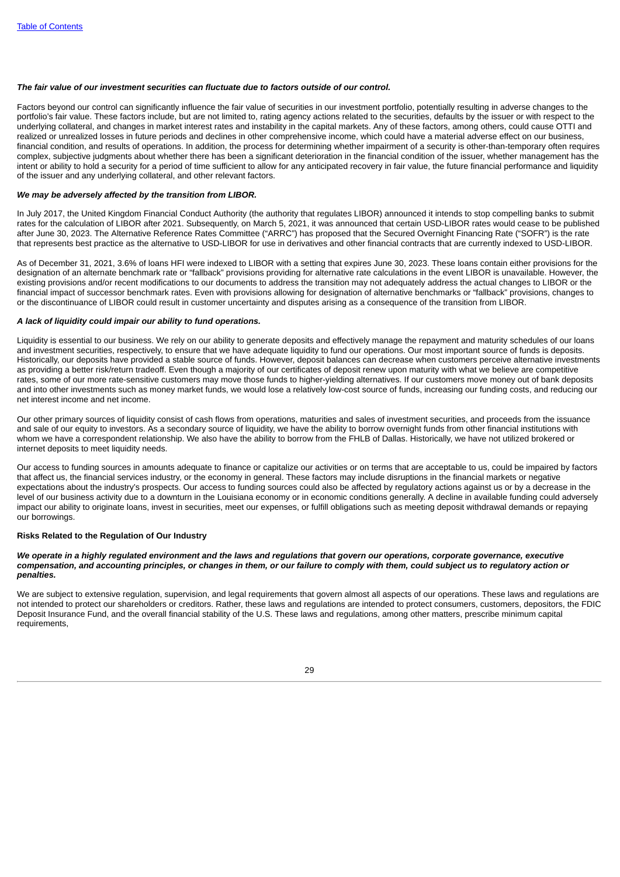*__The fair value of our investment securities can fluctuate due to factors outside of our control.__*

Factors beyond our control can significantly influence the fair value of securities in our investment portfolio, potentially resulting in adverse changes to the portfolio's fair value. These factors include, but are not limited to, rating agency actions related to the securities, defaults by the issuer or with respect to the underlying collateral, and changes in market interest rates and instability in the capital markets. Any of these factors, among others, could cause OTTI and realized or unrealized losses in future periods and declines in other comprehensive income, which could have a material adverse effect on our business, financial condition, and results of operations. In addition, the process for determining whether impairment of a security is other-than-temporary often requires complex, subjective judgments about whether there has been a significant deterioration in the financial condition of the issuer, whether management has the intent or ability to hold a security for a period of time sufficient to allow for any anticipated recovery in fair value, the future financial performance and liquidity of the issuer and any underlying collateral, and other relevant factors.

*__We may be adversely affected by the transition from LIBOR.__*

In July 2017, the United Kingdom Financial Conduct Authority (the authority that regulates LIBOR) announced it intends to stop compelling banks to submit rates for the calculation of LIBOR after 2021. Subsequently, on March 5, 2021, it was announced that certain USD-LIBOR rates would cease to be published after June 30, 2023. The Alternative Reference Rates Committee ("ARRC") has proposed that the Secured Overnight Financing Rate ("SOFR") is the rate that represents best practice as the alternative to USD-LIBOR for use in derivatives and other financial contracts that are currently indexed to USD-LIBOR.

As of December 31, 2021, 3.6% of loans HFI were indexed to LIBOR with a setting that expires June 30, 2023. These loans contain either provisions for the designation of an alternate benchmark rate or "fallback" provisions providing for alternative rate calculations in the event LIBOR is unavailable. However, the existing provisions and/or recent modifications to our documents to address the transition may not adequately address the actual changes to LIBOR or the financial impact of successor benchmark rates. Even with provisions allowing for designation of alternative benchmarks or "fallback" provisions, changes to or the discontinuance of LIBOR could result in customer uncertainty and disputes arising as a consequence of the transition from LIBOR.

*__A lack of liquidity could impair our ability to fund operations.__*

Liquidity is essential to our business. We rely on our ability to generate deposits and effectively manage the repayment and maturity schedules of our loans and investment securities, respectively, to ensure that we have adequate liquidity to fund our operations. Our most important source of funds is deposits. Historically, our deposits have provided a stable source of funds. However, deposit balances can decrease when customers perceive alternative investments as providing a better risk/return tradeoff. Even though a majority of our certificates of deposit renew upon maturity with what we believe are competitive rates, some of our more rate-sensitive customers may move those funds to higher-yielding alternatives. If our customers move money out of bank deposits and into other investments such as money market funds, we would lose a relatively low-cost source of funds, increasing our funding costs, and reducing our net interest income and net income.

Our other primary sources of liquidity consist of cash flows from operations, maturities and sales of investment securities, and proceeds from the issuance and sale of our equity to investors. As a secondary source of liquidity, we have the ability to borrow overnight funds from other financial institutions with whom we have a correspondent relationship. We also have the ability to borrow from the FHLB of Dallas. Historically, we have not utilized brokered or internet deposits to meet liquidity needs.

Our access to funding sources in amounts adequate to finance or capitalize our activities or on terms that are acceptable to us, could be impaired by factors that affect us, the financial services industry, or the economy in general. These factors may include disruptions in the financial markets or negative expectations about the industry's prospects. Our access to funding sources could also be affected by regulatory actions against us or by a decrease in the level of our business activity due to a downturn in the Louisiana economy or in economic conditions generally. A decline in available funding could adversely impact our ability to originate loans, invest in securities, meet our expenses, or fulfill obligations such as meeting deposit withdrawal demands or repaying our borrowings.

**Risks Related to the Regulation of Our Industry**

*__We operate in a highly regulated environment and the laws and regulations that govern our operations, corporate governance, executive compensation, and accounting principles, or changes in them, or our failure to comply with them, could subject us to regulatory action or penalties.__*

We are subject to extensive regulation, supervision, and legal requirements that govern almost all aspects of our operations. These laws and regulations are not intended to protect our shareholders or creditors. Rather, these laws and regulations are intended to protect consumers, customers, depositors, the FDIC Deposit Insurance Fund, and the overall financial stability of the U.S. These laws and regulations, among other matters, prescribe minimum capital requirements,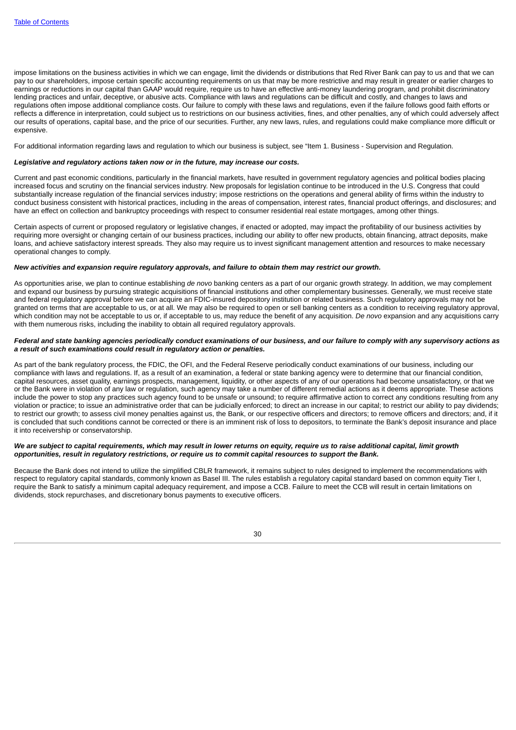impose limitations on the business activities in which we can engage, limit the dividends or distributions that Red River Bank can pay to us and that we can pay to our shareholders, impose certain specific accounting requirements on us that may be more restrictive and may result in greater or earlier charges to earnings or reductions in our capital than GAAP would require, require us to have an effective anti-money laundering program, and prohibit discriminatory lending practices and unfair, deceptive, or abusive acts. Compliance with laws and regulations can be difficult and costly, and changes to laws and regulations often impose additional compliance costs. Our failure to comply with these laws and regulations, even if the failure follows good faith efforts or reflects a difference in interpretation, could subject us to restrictions on our business activities, fines, and other penalties, any of which could adversely affect our results of operations, capital base, and the price of our securities. Further, any new laws, rules, and regulations could make compliance more difficult or expensive.

For additional information regarding laws and regulation to which our business is subject, see "Item 1. Business - Supervision and Regulation.

***Legislative and regulatory actions taken now or in the future, may increase our costs.***

Current and past economic conditions, particularly in the financial markets, have resulted in government regulatory agencies and political bodies placing increased focus and scrutiny on the financial services industry. New proposals for legislation continue to be introduced in the U.S. Congress that could substantially increase regulation of the financial services industry; impose restrictions on the operations and general ability of firms within the industry to conduct business consistent with historical practices, including in the areas of compensation, interest rates, financial product offerings, and disclosures; and have an effect on collection and bankruptcy proceedings with respect to consumer residential real estate mortgages, among other things.

Certain aspects of current or proposed regulatory or legislative changes, if enacted or adopted, may impact the profitability of our business activities by requiring more oversight or changing certain of our business practices, including our ability to offer new products, obtain financing, attract deposits, make loans, and achieve satisfactory interest spreads. They also may require us to invest significant management attention and resources to make necessary operational changes to comply.

***New activities and expansion require regulatory approvals, and failure to obtain them may restrict our growth.***

As opportunities arise, we plan to continue establishing *de novo* banking centers as a part of our organic growth strategy. In addition, we may complement and expand our business by pursuing strategic acquisitions of financial institutions and other complementary businesses. Generally, we must receive state and federal regulatory approval before we can acquire an FDIC-insured depository institution or related business. Such regulatory approvals may not be granted on terms that are acceptable to us, or at all. We may also be required to open or sell banking centers as a condition to receiving regulatory approval, which condition may not be acceptable to us or, if acceptable to us, may reduce the benefit of any acquisition. *De novo* expansion and any acquisitions carry with them numerous risks, including the inability to obtain all required regulatory approvals.

***Federal and state banking agencies periodically conduct examinations of our business, and our failure to comply with any supervisory actions as a result of such examinations could result in regulatory action or penalties.***

As part of the bank regulatory process, the FDIC, the OFI, and the Federal Reserve periodically conduct examinations of our business, including our compliance with laws and regulations. If, as a result of an examination, a federal or state banking agency were to determine that our financial condition, capital resources, asset quality, earnings prospects, management, liquidity, or other aspects of any of our operations had become unsatisfactory, or that we or the Bank were in violation of any law or regulation, such agency may take a number of different remedial actions as it deems appropriate. These actions include the power to stop any practices such agency found to be unsafe or unsound; to require affirmative action to correct any conditions resulting from any violation or practice; to issue an administrative order that can be judicially enforced; to direct an increase in our capital; to restrict our ability to pay dividends; to restrict our growth; to assess civil money penalties against us, the Bank, or our respective officers and directors; to remove officers and directors; and, if it is concluded that such conditions cannot be corrected or there is an imminent risk of loss to depositors, to terminate the Bank's deposit insurance and place it into receivership or conservatorship.

***We are subject to capital requirements, which may result in lower returns on equity, require us to raise additional capital, limit growth opportunities, result in regulatory restrictions, or require us to commit capital resources to support the Bank.***

Because the Bank does not intend to utilize the simplified CBLR framework, it remains subject to rules designed to implement the recommendations with respect to regulatory capital standards, commonly known as Basel III. The rules establish a regulatory capital standard based on common equity Tier I, require the Bank to satisfy a minimum capital adequacy requirement, and impose a CCB. Failure to meet the CCB will result in certain limitations on dividends, stock repurchases, and discretionary bonus payments to executive officers.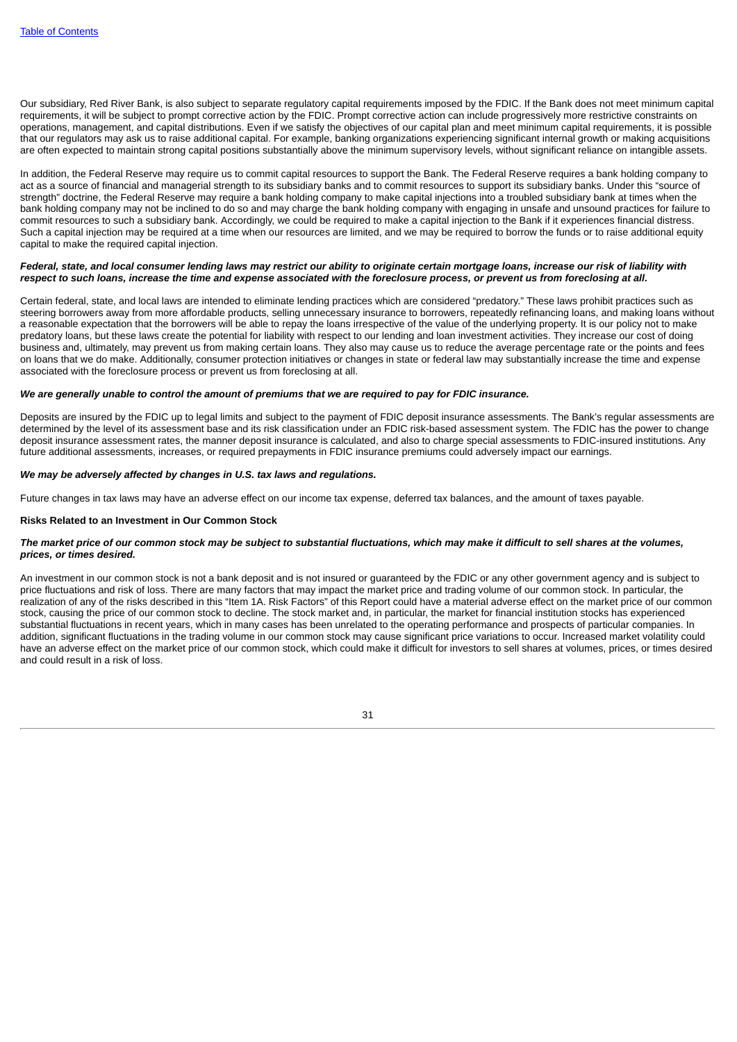Our subsidiary, Red River Bank, is also subject to separate regulatory capital requirements imposed by the FDIC. If the Bank does not meet minimum capital requirements, it will be subject to prompt corrective action by the FDIC. Prompt corrective action can include progressively more restrictive constraints on operations, management, and capital distributions. Even if we satisfy the objectives of our capital plan and meet minimum capital requirements, it is possible that our regulators may ask us to raise additional capital. For example, banking organizations experiencing significant internal growth or making acquisitions are often expected to maintain strong capital positions substantially above the minimum supervisory levels, without significant reliance on intangible assets.

In addition, the Federal Reserve may require us to commit capital resources to support the Bank. The Federal Reserve requires a bank holding company to act as a source of financial and managerial strength to its subsidiary banks and to commit resources to support its subsidiary banks. Under this "source of strength" doctrine, the Federal Reserve may require a bank holding company to make capital injections into a troubled subsidiary bank at times when the bank holding company may not be inclined to do so and may charge the bank holding company with engaging in unsafe and unsound practices for failure to commit resources to such a subsidiary bank. Accordingly, we could be required to make a capital injection to the Bank if it experiences financial distress. Such a capital injection may be required at a time when our resources are limited, and we may be required to borrow the funds or to raise additional equity capital to make the required capital injection.

***Federal, state, and local consumer lending laws may restrict our ability to originate certain mortgage loans, increase our risk of liability with respect to such loans, increase the time and expense associated with the foreclosure process, or prevent us from foreclosing at all.***

Certain federal, state, and local laws are intended to eliminate lending practices which are considered "predatory." These laws prohibit practices such as steering borrowers away from more affordable products, selling unnecessary insurance to borrowers, repeatedly refinancing loans, and making loans without a reasonable expectation that the borrowers will be able to repay the loans irrespective of the value of the underlying property. It is our policy not to make predatory loans, but these laws create the potential for liability with respect to our lending and loan investment activities. They increase our cost of doing business and, ultimately, may prevent us from making certain loans. They also may cause us to reduce the average percentage rate or the points and fees on loans that we do make. Additionally, consumer protection initiatives or changes in state or federal law may substantially increase the time and expense associated with the foreclosure process or prevent us from foreclosing at all.

***We are generally unable to control the amount of premiums that we are required to pay for FDIC insurance.***

Deposits are insured by the FDIC up to legal limits and subject to the payment of FDIC deposit insurance assessments. The Bank's regular assessments are determined by the level of its assessment base and its risk classification under an FDIC risk-based assessment system. The FDIC has the power to change deposit insurance assessment rates, the manner deposit insurance is calculated, and also to charge special assessments to FDIC-insured institutions. Any future additional assessments, increases, or required prepayments in FDIC insurance premiums could adversely impact our earnings.

***We may be adversely affected by changes in U.S. tax laws and regulations.***

Future changes in tax laws may have an adverse effect on our income tax expense, deferred tax balances, and the amount of taxes payable.

**Risks Related to an Investment in Our Common Stock**

***The market price of our common stock may be subject to substantial fluctuations, which may make it difficult to sell shares at the volumes, prices, or times desired.***

An investment in our common stock is not a bank deposit and is not insured or guaranteed by the FDIC or any other government agency and is subject to price fluctuations and risk of loss. There are many factors that may impact the market price and trading volume of our common stock. In particular, the realization of any of the risks described in this "Item 1A. Risk Factors" of this Report could have a material adverse effect on the market price of our common stock, causing the price of our common stock to decline. The stock market and, in particular, the market for financial institution stocks has experienced substantial fluctuations in recent years, which in many cases has been unrelated to the operating performance and prospects of particular companies. In addition, significant fluctuations in the trading volume in our common stock may cause significant price variations to occur. Increased market volatility could have an adverse effect on the market price of our common stock, which could make it difficult for investors to sell shares at volumes, prices, or times desired and could result in a risk of loss.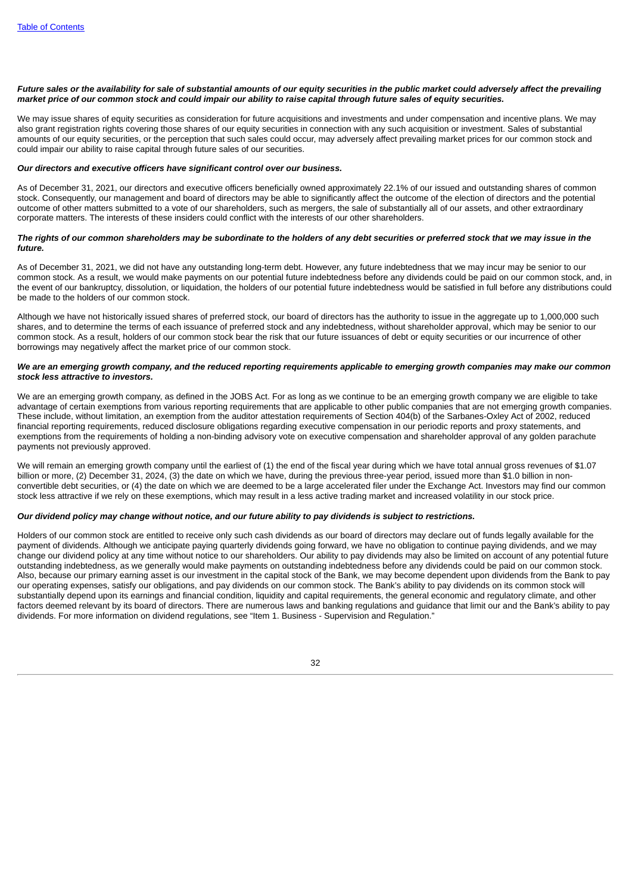***Future sales or the availability for sale of substantial amounts of our equity securities in the public market could adversely affect the prevailing market price of our common stock and could impair our ability to raise capital through future sales of equity securities.***

We may issue shares of equity securities as consideration for future acquisitions and investments and under compensation and incentive plans. We may also grant registration rights covering those shares of our equity securities in connection with any such acquisition or investment. Sales of substantial amounts of our equity securities, or the perception that such sales could occur, may adversely affect prevailing market prices for our common stock and could impair our ability to raise capital through future sales of our securities.

***Our directors and executive officers have significant control over our business.***

As of December 31, 2021, our directors and executive officers beneficially owned approximately 22.1% of our issued and outstanding shares of common stock. Consequently, our management and board of directors may be able to significantly affect the outcome of the election of directors and the potential outcome of other matters submitted to a vote of our shareholders, such as mergers, the sale of substantially all of our assets, and other extraordinary corporate matters. The interests of these insiders could conflict with the interests of our other shareholders.

***The rights of our common shareholders may be subordinate to the holders of any debt securities or preferred stock that we may issue in the future.***

As of December 31, 2021, we did not have any outstanding long-term debt. However, any future indebtedness that we may incur may be senior to our common stock. As a result, we would make payments on our potential future indebtedness before any dividends could be paid on our common stock, and, in the event of our bankruptcy, dissolution, or liquidation, the holders of our potential future indebtedness would be satisfied in full before any distributions could be made to the holders of our common stock.

Although we have not historically issued shares of preferred stock, our board of directors has the authority to issue in the aggregate up to 1,000,000 such shares, and to determine the terms of each issuance of preferred stock and any indebtedness, without shareholder approval, which may be senior to our common stock. As a result, holders of our common stock bear the risk that our future issuances of debt or equity securities or our incurrence of other borrowings may negatively affect the market price of our common stock.

***We are an emerging growth company, and the reduced reporting requirements applicable to emerging growth companies may make our common stock less attractive to investors.***

We are an emerging growth company, as defined in the JOBS Act. For as long as we continue to be an emerging growth company we are eligible to take advantage of certain exemptions from various reporting requirements that are applicable to other public companies that are not emerging growth companies. These include, without limitation, an exemption from the auditor attestation requirements of Section 404(b) of the Sarbanes-Oxley Act of 2002, reduced financial reporting requirements, reduced disclosure obligations regarding executive compensation in our periodic reports and proxy statements, and exemptions from the requirements of holding a non-binding advisory vote on executive compensation and shareholder approval of any golden parachute payments not previously approved.

We will remain an emerging growth company until the earliest of (1) the end of the fiscal year during which we have total annual gross revenues of $1.07 billion or more, (2) December 31, 2024, (3) the date on which we have, during the previous three-year period, issued more than $1.0 billion in non-convertible debt securities, or (4) the date on which we are deemed to be a large accelerated filer under the Exchange Act. Investors may find our common stock less attractive if we rely on these exemptions, which may result in a less active trading market and increased volatility in our stock price.

***Our dividend policy may change without notice, and our future ability to pay dividends is subject to restrictions.***

Holders of our common stock are entitled to receive only such cash dividends as our board of directors may declare out of funds legally available for the payment of dividends. Although we anticipate paying quarterly dividends going forward, we have no obligation to continue paying dividends, and we may change our dividend policy at any time without notice to our shareholders. Our ability to pay dividends may also be limited on account of any potential future outstanding indebtedness, as we generally would make payments on outstanding indebtedness before any dividends could be paid on our common stock. Also, because our primary earning asset is our investment in the capital stock of the Bank, we may become dependent upon dividends from the Bank to pay our operating expenses, satisfy our obligations, and pay dividends on our common stock. The Bank's ability to pay dividends on its common stock will substantially depend upon its earnings and financial condition, liquidity and capital requirements, the general economic and regulatory climate, and other factors deemed relevant by its board of directors. There are numerous laws and banking regulations and guidance that limit our and the Bank's ability to pay dividends. For more information on dividend regulations, see "Item 1. Business - Supervision and Regulation."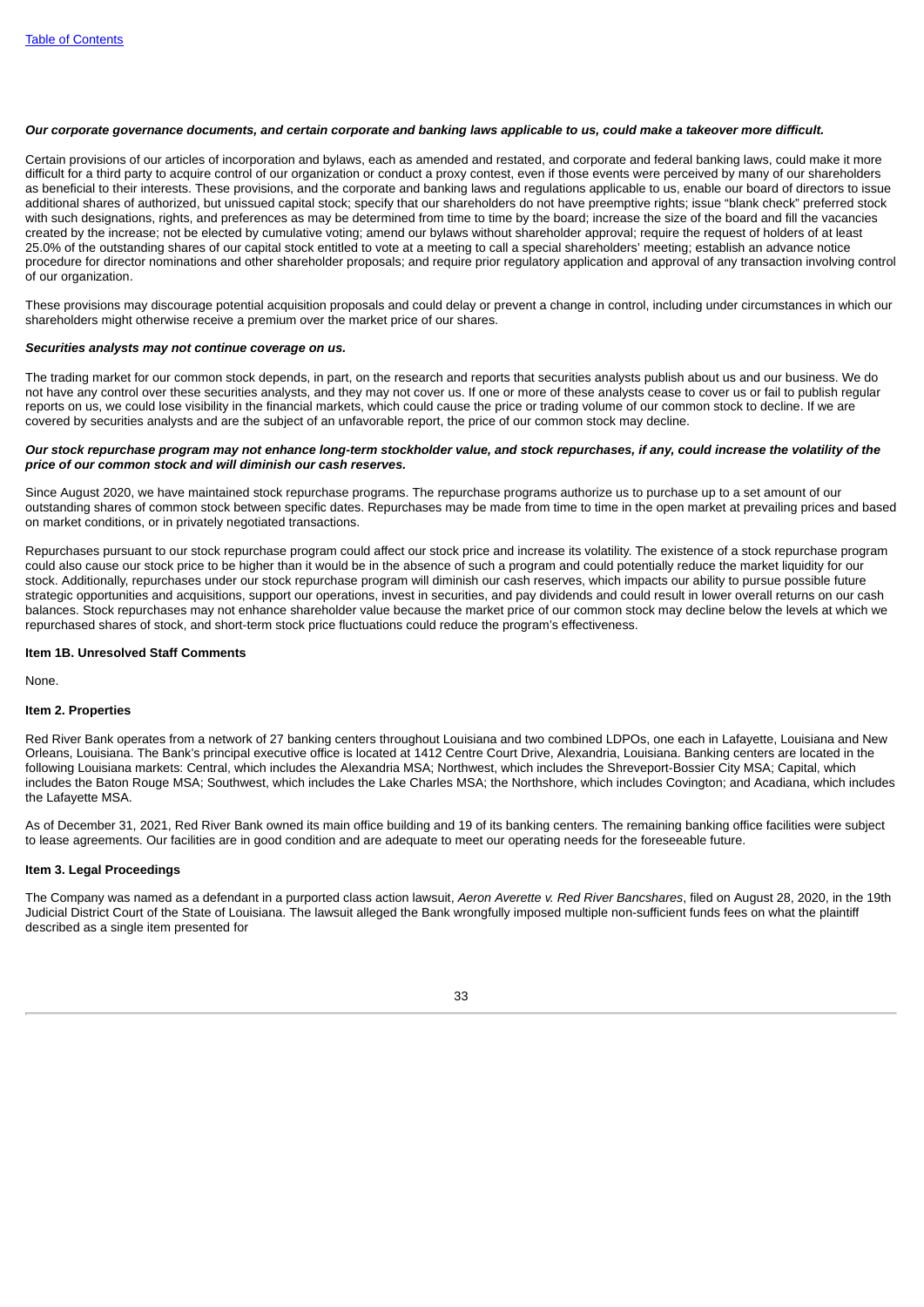***Our corporate governance documents, and certain corporate and banking laws applicable to us, could make a takeover more difficult.***

Certain provisions of our articles of incorporation and bylaws, each as amended and restated, and corporate and federal banking laws, could make it more difficult for a third party to acquire control of our organization or conduct a proxy contest, even if those events were perceived by many of our shareholders as beneficial to their interests. These provisions, and the corporate and banking laws and regulations applicable to us, enable our board of directors to issue additional shares of authorized, but unissued capital stock; specify that our shareholders do not have preemptive rights; issue "blank check" preferred stock with such designations, rights, and preferences as may be determined from time to time by the board; increase the size of the board and fill the vacancies created by the increase; not be elected by cumulative voting; amend our bylaws without shareholder approval; require the request of holders of at least 25.0% of the outstanding shares of our capital stock entitled to vote at a meeting to call a special shareholders' meeting; establish an advance notice procedure for director nominations and other shareholder proposals; and require prior regulatory application and approval of any transaction involving control of our organization.

These provisions may discourage potential acquisition proposals and could delay or prevent a change in control, including under circumstances in which our shareholders might otherwise receive a premium over the market price of our shares.

***Securities analysts may not continue coverage on us.***

The trading market for our common stock depends, in part, on the research and reports that securities analysts publish about us and our business. We do not have any control over these securities analysts, and they may not cover us. If one or more of these analysts cease to cover us or fail to publish regular reports on us, we could lose visibility in the financial markets, which could cause the price or trading volume of our common stock to decline. If we are covered by securities analysts and are the subject of an unfavorable report, the price of our common stock may decline.

***Our stock repurchase program may not enhance long-term stockholder value, and stock repurchases, if any, could increase the volatility of the price of our common stock and will diminish our cash reserves.***

Since August 2020, we have maintained stock repurchase programs. The repurchase programs authorize us to purchase up to a set amount of our outstanding shares of common stock between specific dates. Repurchases may be made from time to time in the open market at prevailing prices and based on market conditions, or in privately negotiated transactions.

Repurchases pursuant to our stock repurchase program could affect our stock price and increase its volatility. The existence of a stock repurchase program could also cause our stock price to be higher than it would be in the absence of such a program and could potentially reduce the market liquidity for our stock. Additionally, repurchases under our stock repurchase program will diminish our cash reserves, which impacts our ability to pursue possible future strategic opportunities and acquisitions, support our operations, invest in securities, and pay dividends and could result in lower overall returns on our cash balances. Stock repurchases may not enhance shareholder value because the market price of our common stock may decline below the levels at which we repurchased shares of stock, and short-term stock price fluctuations could reduce the program's effectiveness.

**Item 1B. Unresolved Staff Comments**

None.

**Item 2. Properties**

Red River Bank operates from a network of 27 banking centers throughout Louisiana and two combined LDPOs, one each in Lafayette, Louisiana and New Orleans, Louisiana. The Bank's principal executive office is located at 1412 Centre Court Drive, Alexandria, Louisiana. Banking centers are located in the following Louisiana markets: Central, which includes the Alexandria MSA; Northwest, which includes the Shreveport-Bossier City MSA; Capital, which includes the Baton Rouge MSA; Southwest, which includes the Lake Charles MSA; the Northshore, which includes Covington; and Acadiana, which includes the Lafayette MSA.

As of December 31, 2021, Red River Bank owned its main office building and 19 of its banking centers. The remaining banking office facilities were subject to lease agreements. Our facilities are in good condition and are adequate to meet our operating needs for the foreseeable future.

**Item 3. Legal Proceedings**

The Company was named as a defendant in a purported class action lawsuit, *Aeron Averette v. Red River Bancshares*, filed on August 28, 2020, in the 19th Judicial District Court of the State of Louisiana. The lawsuit alleged the Bank wrongfully imposed multiple non-sufficient funds fees on what the plaintiff described as a single item presented for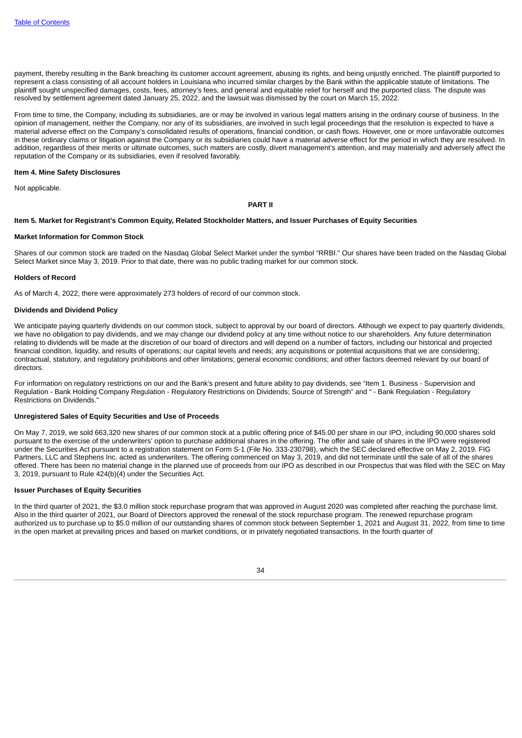payment, thereby resulting in the Bank breaching its customer account agreement, abusing its rights, and being unjustly enriched. The plaintiff purported to represent a class consisting of all account holders in Louisiana who incurred similar charges by the Bank within the applicable statute of limitations. The plaintiff sought unspecified damages, costs, fees, attorney's fees, and general and equitable relief for herself and the purported class. The dispute was resolved by settlement agreement dated January 25, 2022, and the lawsuit was dismissed by the court on March 15, 2022.

From time to time, the Company, including its subsidiaries, are or may be involved in various legal matters arising in the ordinary course of business. In the opinion of management, neither the Company, nor any of its subsidiaries, are involved in such legal proceedings that the resolution is expected to have a material adverse effect on the Company's consolidated results of operations, financial condition, or cash flows. However, one or more unfavorable outcomes in these ordinary claims or litigation against the Company or its subsidiaries could have a material adverse effect for the period in which they are resolved. In addition, regardless of their merits or ultimate outcomes, such matters are costly, divert management's attention, and may materially and adversely affect the reputation of the Company or its subsidiaries, even if resolved favorably.

### Item 4. Mine Safety Disclosures

Not applicable.

## PART II

### Item 5. Market for Registrant's Common Equity, Related Stockholder Matters, and Issuer Purchases of Equity Securities

#### Market Information for Common Stock

Shares of our common stock are traded on the Nasdaq Global Select Market under the symbol "RRBI." Our shares have been traded on the Nasdaq Global Select Market since May 3, 2019. Prior to that date, there was no public trading market for our common stock.

#### Holders of Record

As of March 4, 2022, there were approximately 273 holders of record of our common stock.

#### Dividends and Dividend Policy

We anticipate paying quarterly dividends on our common stock, subject to approval by our board of directors. Although we expect to pay quarterly dividends, we have no obligation to pay dividends, and we may change our dividend policy at any time without notice to our shareholders. Any future determination relating to dividends will be made at the discretion of our board of directors and will depend on a number of factors, including our historical and projected financial condition, liquidity, and results of operations; our capital levels and needs; any acquisitions or potential acquisitions that we are considering; contractual, statutory, and regulatory prohibitions and other limitations; general economic conditions; and other factors deemed relevant by our board of directors.

For information on regulatory restrictions on our and the Bank's present and future ability to pay dividends, see "Item 1. Business - Supervision and Regulation - Bank Holding Company Regulation - Regulatory Restrictions on Dividends; Source of Strength" and " - Bank Regulation - Regulatory Restrictions on Dividends."

#### Unregistered Sales of Equity Securities and Use of Proceeds

On May 7, 2019, we sold 663,320 new shares of our common stock at a public offering price of $45.00 per share in our IPO, including 90,000 shares sold pursuant to the exercise of the underwriters' option to purchase additional shares in the offering. The offer and sale of shares in the IPO were registered under the Securities Act pursuant to a registration statement on Form S-1 (File No. 333-230798), which the SEC declared effective on May 2, 2019. FIG Partners, LLC and Stephens Inc. acted as underwriters. The offering commenced on May 3, 2019, and did not terminate until the sale of all of the shares offered. There has been no material change in the planned use of proceeds from our IPO as described in our Prospectus that was filed with the SEC on May 3, 2019, pursuant to Rule 424(b)(4) under the Securities Act.

#### Issuer Purchases of Equity Securities

In the third quarter of 2021, the $3.0 million stock repurchase program that was approved in August 2020 was completed after reaching the purchase limit. Also in the third quarter of 2021, our Board of Directors approved the renewal of the stock repurchase program. The renewed repurchase program authorized us to purchase up to $5.0 million of our outstanding shares of common stock between September 1, 2021 and August 31, 2022, from time to time in the open market at prevailing prices and based on market conditions, or in privately negotiated transactions. In the fourth quarter of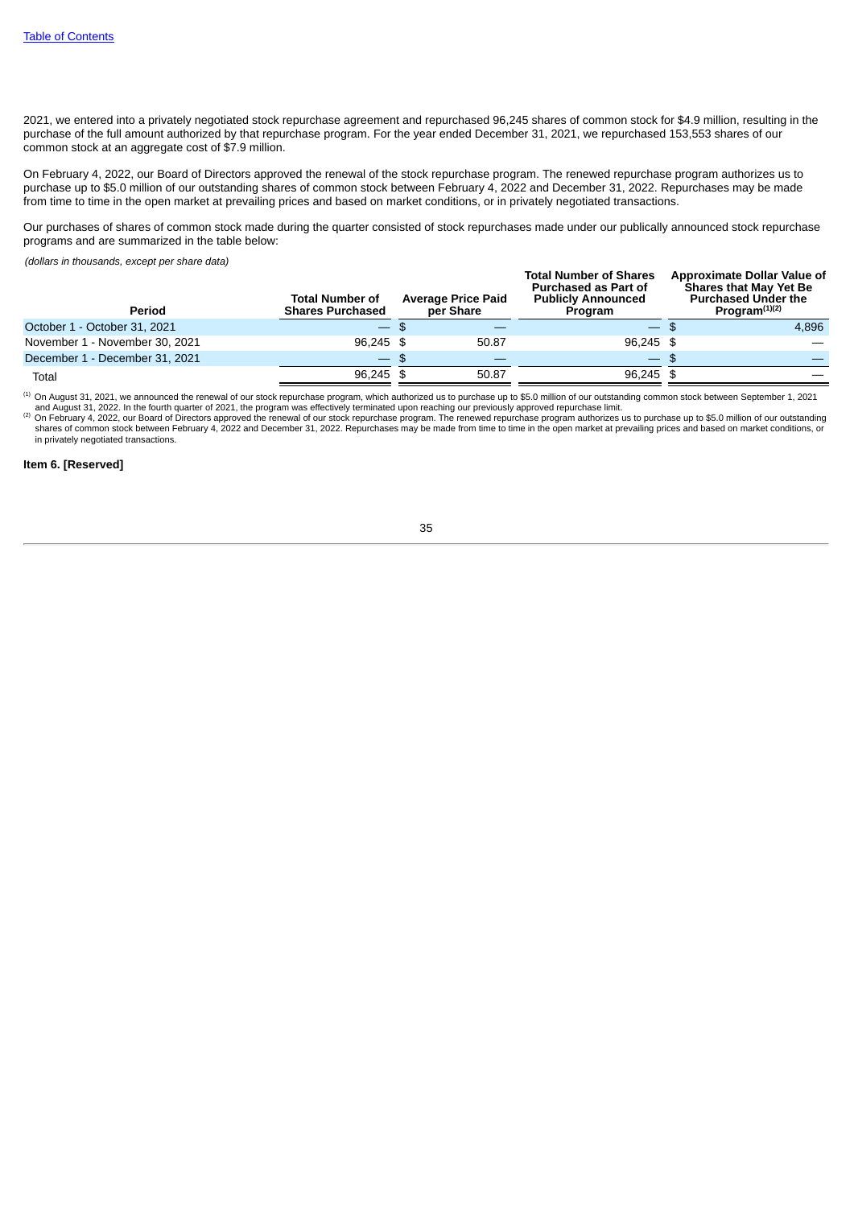2021, we entered into a privately negotiated stock repurchase agreement and repurchased 96,245 shares of common stock for $4.9 million, resulting in the purchase of the full amount authorized by that repurchase program. For the year ended December 31, 2021, we repurchased 153,553 shares of our common stock at an aggregate cost of $7.9 million.

On February 4, 2022, our Board of Directors approved the renewal of the stock repurchase program. The renewed repurchase program authorizes us to purchase up to $5.0 million of our outstanding shares of common stock between February 4, 2022 and December 31, 2022. Repurchases may be made from time to time in the open market at prevailing prices and based on market conditions, or in privately negotiated transactions.

Our purchases of shares of common stock made during the quarter consisted of stock repurchases made under our publically announced stock repurchase programs and are summarized in the table below:

*(dollars in thousands, except per share data)*

| Period | Total Number of Shares Purchased | Average Price Paid per Share | Total Number of Shares Purchased as Part of Publicly Announced Program | Approximate Dollar Value of Shares that May Yet Be Purchased Under the Program[(1)(2)] |
|---|---|---|---|---|
| October 1 - October 31, 2021 | — | $ — | — | $ 4,896 |
| November 1 - November 30, 2021 | 96,245 | $ 50.87 | 96,245 | $ — |
| December 1 - December 31, 2021 | — | $ — | — | $ — |
| Total | 96,245 | $ 50.87 | 96,245 | $ — |

[(1)] On August 31, 2021, we announced the renewal of our stock repurchase program, which authorized us to purchase up to $5.0 million of our outstanding common stock between September 1, 2021 and August 31, 2022. In the fourth quarter of 2021, the program was effectively terminated upon reaching our previously approved repurchase limit.

[(2)] On February 4, 2022, our Board of Directors approved the renewal of our stock repurchase program. The renewed repurchase program authorizes us to purchase up to $5.0 million of our outstanding shares of common stock between February 4, 2022 and December 31, 2022. Repurchases may be made from time to time in the open market at prevailing prices and based on market conditions, or in privately negotiated transactions.

**Item 6. [Reserved]**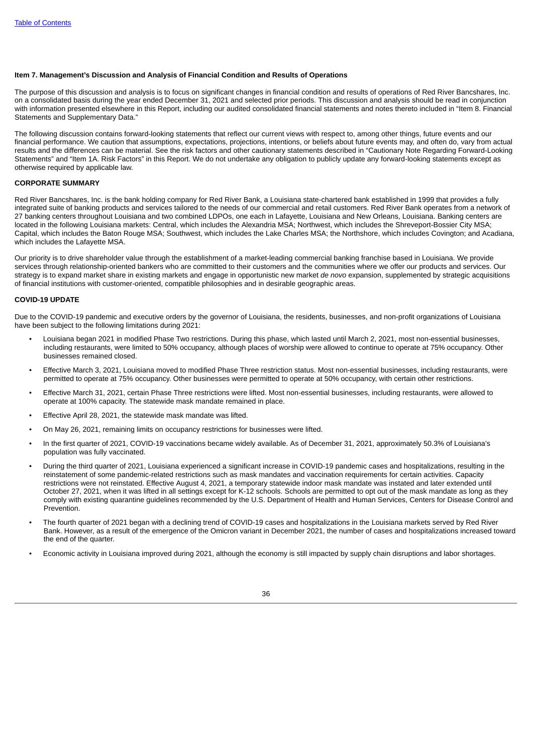[Table of Contents](#)

### Item 7. Management's Discussion and Analysis of Financial Condition and Results of Operations

The purpose of this discussion and analysis is to focus on significant changes in financial condition and results of operations of Red River Bancshares, Inc. on a consolidated basis during the year ended December 31, 2021 and selected prior periods. This discussion and analysis should be read in conjunction with information presented elsewhere in this Report, including our audited consolidated financial statements and notes thereto included in "Item 8. Financial Statements and Supplementary Data."

The following discussion contains forward-looking statements that reflect our current views with respect to, among other things, future events and our financial performance. We caution that assumptions, expectations, projections, intentions, or beliefs about future events may, and often do, vary from actual results and the differences can be material. See the risk factors and other cautionary statements described in "Cautionary Note Regarding Forward-Looking Statements" and "Item 1A. Risk Factors" in this Report. We do not undertake any obligation to publicly update any forward-looking statements except as otherwise required by applicable law.

### CORPORATE SUMMARY

Red River Bancshares, Inc. is the bank holding company for Red River Bank, a Louisiana state-chartered bank established in 1999 that provides a fully integrated suite of banking products and services tailored to the needs of our commercial and retail customers. Red River Bank operates from a network of 27 banking centers throughout Louisiana and two combined LDPOs, one each in Lafayette, Louisiana and New Orleans, Louisiana. Banking centers are located in the following Louisiana markets: Central, which includes the Alexandria MSA; Northwest, which includes the Shreveport-Bossier City MSA; Capital, which includes the Baton Rouge MSA; Southwest, which includes the Lake Charles MSA; the Northshore, which includes Covington; and Acadiana, which includes the Lafayette MSA.

Our priority is to drive shareholder value through the establishment of a market-leading commercial banking franchise based in Louisiana. We provide services through relationship-oriented bankers who are committed to their customers and the communities where we offer our products and services. Our strategy is to expand market share in existing markets and engage in opportunistic new market *de novo* expansion, supplemented by strategic acquisitions of financial institutions with customer-oriented, compatible philosophies and in desirable geographic areas.

### COVID-19 UPDATE

Due to the COVID-19 pandemic and executive orders by the governor of Louisiana, the residents, businesses, and non-profit organizations of Louisiana have been subject to the following limitations during 2021:

- Louisiana began 2021 in modified Phase Two restrictions. During this phase, which lasted until March 2, 2021, most non-essential businesses, including restaurants, were limited to 50% occupancy, although places of worship were allowed to continue to operate at 75% occupancy. Other businesses remained closed.
- Effective March 3, 2021, Louisiana moved to modified Phase Three restriction status. Most non-essential businesses, including restaurants, were permitted to operate at 75% occupancy. Other businesses were permitted to operate at 50% occupancy, with certain other restrictions.
- Effective March 31, 2021, certain Phase Three restrictions were lifted. Most non-essential businesses, including restaurants, were allowed to operate at 100% capacity. The statewide mask mandate remained in place.
- Effective April 28, 2021, the statewide mask mandate was lifted.
- On May 26, 2021, remaining limits on occupancy restrictions for businesses were lifted.
- In the first quarter of 2021, COVID-19 vaccinations became widely available. As of December 31, 2021, approximately 50.3% of Louisiana's population was fully vaccinated.
- During the third quarter of 2021, Louisiana experienced a significant increase in COVID-19 pandemic cases and hospitalizations, resulting in the reinstatement of some pandemic-related restrictions such as mask mandates and vaccination requirements for certain activities. Capacity restrictions were not reinstated. Effective August 4, 2021, a temporary statewide indoor mask mandate was instated and later extended until October 27, 2021, when it was lifted in all settings except for K-12 schools. Schools are permitted to opt out of the mask mandate as long as they comply with existing quarantine guidelines recommended by the U.S. Department of Health and Human Services, Centers for Disease Control and Prevention.
- The fourth quarter of 2021 began with a declining trend of COVID-19 cases and hospitalizations in the Louisiana markets served by Red River Bank. However, as a result of the emergence of the Omicron variant in December 2021, the number of cases and hospitalizations increased toward the end of the quarter.
- Economic activity in Louisiana improved during 2021, although the economy is still impacted by supply chain disruptions and labor shortages.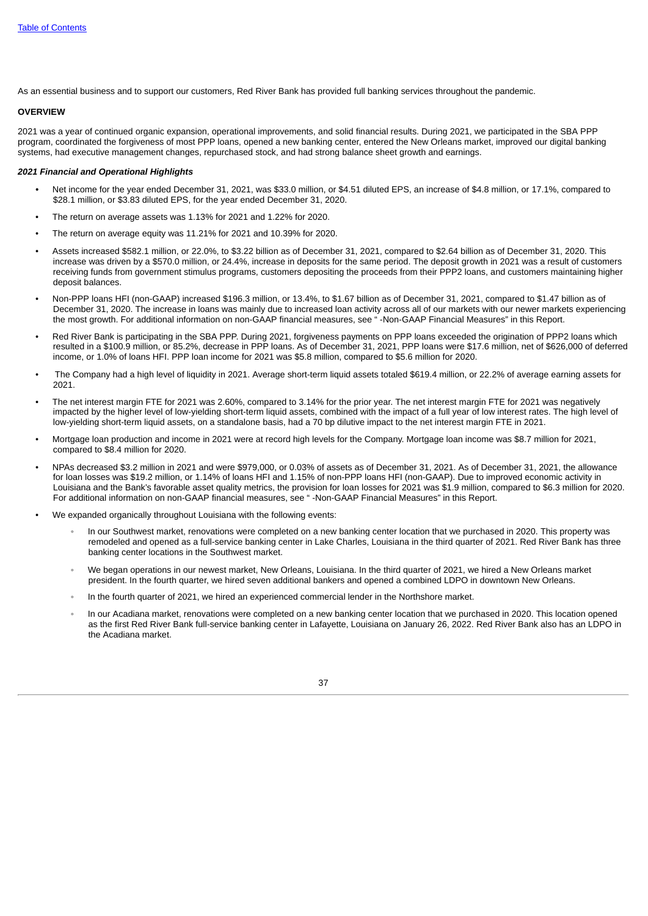As an essential business and to support our customers, Red River Bank has provided full banking services throughout the pandemic.

## OVERVIEW

2021 was a year of continued organic expansion, operational improvements, and solid financial results. During 2021, we participated in the SBA PPP program, coordinated the forgiveness of most PPP loans, opened a new banking center, entered the New Orleans market, improved our digital banking systems, had executive management changes, repurchased stock, and had strong balance sheet growth and earnings.

### *2021 Financial and Operational Highlights*

- Net income for the year ended December 31, 2021, was $33.0 million, or $4.51 diluted EPS, an increase of $4.8 million, or 17.1%, compared to $28.1 million, or $3.83 diluted EPS, for the year ended December 31, 2020.
- The return on average assets was 1.13% for 2021 and 1.22% for 2020.
- The return on average equity was 11.21% for 2021 and 10.39% for 2020.
- Assets increased $582.1 million, or 22.0%, to $3.22 billion as of December 31, 2021, compared to $2.64 billion as of December 31, 2020. This increase was driven by a $570.0 million, or 24.4%, increase in deposits for the same period. The deposit growth in 2021 was a result of customers receiving funds from government stimulus programs, customers depositing the proceeds from their PPP2 loans, and customers maintaining higher deposit balances.
- Non-PPP loans HFI (non-GAAP) increased $196.3 million, or 13.4%, to $1.67 billion as of December 31, 2021, compared to $1.47 billion as of December 31, 2020. The increase in loans was mainly due to increased loan activity across all of our markets with our newer markets experiencing the most growth. For additional information on non-GAAP financial measures, see " -Non-GAAP Financial Measures" in this Report.
- Red River Bank is participating in the SBA PPP. During 2021, forgiveness payments on PPP loans exceeded the origination of PPP2 loans which resulted in a $100.9 million, or 85.2%, decrease in PPP loans. As of December 31, 2021, PPP loans were $17.6 million, net of $626,000 of deferred income, or 1.0% of loans HFI. PPP loan income for 2021 was $5.8 million, compared to $5.6 million for 2020.
- The Company had a high level of liquidity in 2021. Average short-term liquid assets totaled $619.4 million, or 22.2% of average earning assets for 2021.
- The net interest margin FTE for 2021 was 2.60%, compared to 3.14% for the prior year. The net interest margin FTE for 2021 was negatively impacted by the higher level of low-yielding short-term liquid assets, combined with the impact of a full year of low interest rates. The high level of low-yielding short-term liquid assets, on a standalone basis, had a 70 bp dilutive impact to the net interest margin FTE in 2021.
- Mortgage loan production and income in 2021 were at record high levels for the Company. Mortgage loan income was $8.7 million for 2021, compared to $8.4 million for 2020.
- NPAs decreased $3.2 million in 2021 and were $979,000, or 0.03% of assets as of December 31, 2021. As of December 31, 2021, the allowance for loan losses was $19.2 million, or 1.14% of loans HFI and 1.15% of non-PPP loans HFI (non-GAAP). Due to improved economic activity in Louisiana and the Bank's favorable asset quality metrics, the provision for loan losses for 2021 was $1.9 million, compared to $6.3 million for 2020. For additional information on non-GAAP financial measures, see " -Non-GAAP Financial Measures" in this Report.
- We expanded organically throughout Louisiana with the following events:
  - In our Southwest market, renovations were completed on a new banking center location that we purchased in 2020. This property was remodeled and opened as a full-service banking center in Lake Charles, Louisiana in the third quarter of 2021. Red River Bank has three banking center locations in the Southwest market.
  - We began operations in our newest market, New Orleans, Louisiana. In the third quarter of 2021, we hired a New Orleans market president. In the fourth quarter, we hired seven additional bankers and opened a combined LDPO in downtown New Orleans.
  - In the fourth quarter of 2021, we hired an experienced commercial lender in the Northshore market.
  - In our Acadiana market, renovations were completed on a new banking center location that we purchased in 2020. This location opened as the first Red River Bank full-service banking center in Lafayette, Louisiana on January 26, 2022. Red River Bank also has an LDPO in the Acadiana market.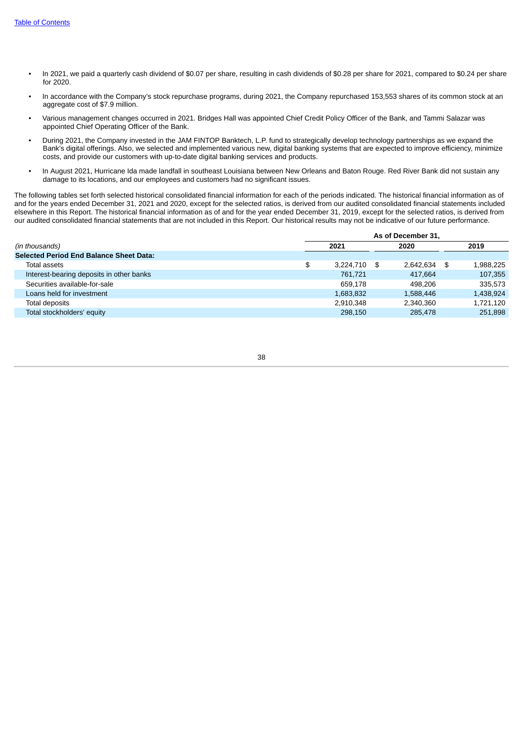- In 2021, we paid a quarterly cash dividend of $0.07 per share, resulting in cash dividends of $0.28 per share for 2021, compared to $0.24 per share for 2020.
- In accordance with the Company's stock repurchase programs, during 2021, the Company repurchased 153,553 shares of its common stock at an aggregate cost of $7.9 million.
- Various management changes occurred in 2021. Bridges Hall was appointed Chief Credit Policy Officer of the Bank, and Tammi Salazar was appointed Chief Operating Officer of the Bank.
- During 2021, the Company invested in the JAM FINTOP Banktech, L.P. fund to strategically develop technology partnerships as we expand the Bank's digital offerings. Also, we selected and implemented various new, digital banking systems that are expected to improve efficiency, minimize costs, and provide our customers with up-to-date digital banking services and products.
- In August 2021, Hurricane Ida made landfall in southeast Louisiana between New Orleans and Baton Rouge. Red River Bank did not sustain any damage to its locations, and our employees and customers had no significant issues.

The following tables set forth selected historical consolidated financial information for each of the periods indicated. The historical financial information as of and for the years ended December 31, 2021 and 2020, except for the selected ratios, is derived from our audited consolidated financial statements included elsewhere in this Report. The historical financial information as of and for the year ended December 31, 2019, except for the selected ratios, is derived from our audited consolidated financial statements that are not included in this Report. Our historical results may not be indicative of our future performance.

| | As of December 31, | | |
|---|---|---|---|
| *(in thousands)* | 2021 | 2020 | 2019 |
| **Selected Period End Balance Sheet Data:** | | | |
| Total assets | $ 3,224,710 | $ 2,642,634 | $ 1,988,225 |
| Interest-bearing deposits in other banks | 761,721 | 417,664 | 107,355 |
| Securities available-for-sale | 659,178 | 498,206 | 335,573 |
| Loans held for investment | 1,683,832 | 1,588,446 | 1,438,924 |
| Total deposits | 2,910,348 | 2,340,360 | 1,721,120 |
| Total stockholders' equity | 298,150 | 285,478 | 251,898 |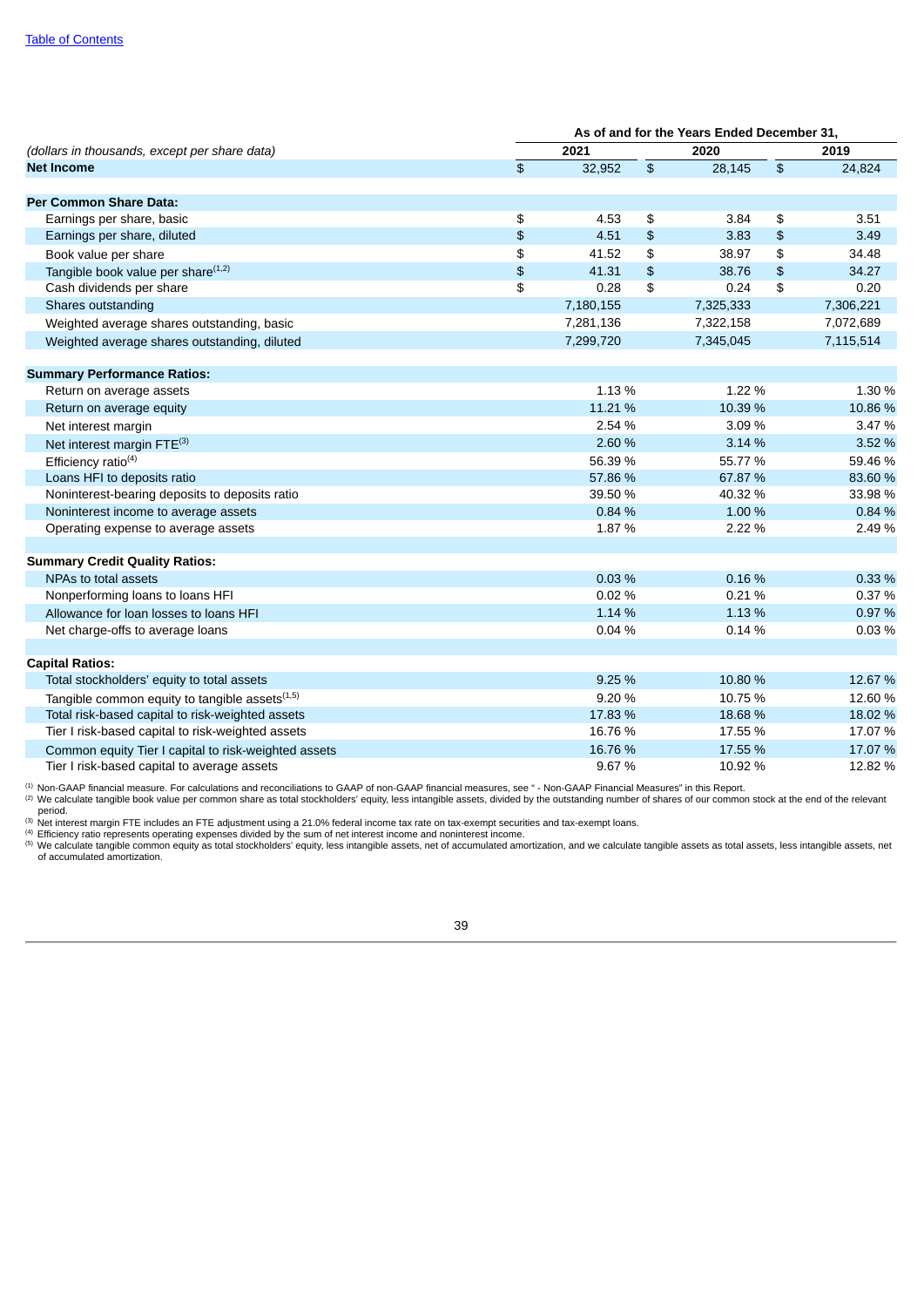| (dollars in thousands, except per share data) | As of and for the Years Ended December 31, 2021 | 2020 | 2019 |
|---|---|---|---|
| **Net Income** | $ 32,952 | $ 28,145 | $ 24,824 |
| **Per Common Share Data:** | | | |
| Earnings per share, basic | $ 4.53 | $ 3.84 | $ 3.51 |
| Earnings per share, diluted | $ 4.51 | $ 3.83 | $ 3.49 |
| Book value per share | $ 41.52 | $ 38.97 | $ 34.48 |
| Tangible book value per share[1,2] | $ 41.31 | $ 38.76 | $ 34.27 |
| Cash dividends per share | $ 0.28 | $ 0.24 | $ 0.20 |
| Shares outstanding | 7,180,155 | 7,325,333 | 7,306,221 |
| Weighted average shares outstanding, basic | 7,281,136 | 7,322,158 | 7,072,689 |
| Weighted average shares outstanding, diluted | 7,299,720 | 7,345,045 | 7,115,514 |
| **Summary Performance Ratios:** | | | |
| Return on average assets | 1.13 % | 1.22 % | 1.30 % |
| Return on average equity | 11.21 % | 10.39 % | 10.86 % |
| Net interest margin | 2.54 % | 3.09 % | 3.47 % |
| Net interest margin FTE[3] | 2.60 % | 3.14 % | 3.52 % |
| Efficiency ratio[4] | 56.39 % | 55.77 % | 59.46 % |
| Loans HFI to deposits ratio | 57.86 % | 67.87 % | 83.60 % |
| Noninterest-bearing deposits to deposits ratio | 39.50 % | 40.32 % | 33.98 % |
| Noninterest income to average assets | 0.84 % | 1.00 % | 0.84 % |
| Operating expense to average assets | 1.87 % | 2.22 % | 2.49 % |
| **Summary Credit Quality Ratios:** | | | |
| NPAs to total assets | 0.03 % | 0.16 % | 0.33 % |
| Nonperforming loans to loans HFI | 0.02 % | 0.21 % | 0.37 % |
| Allowance for loan losses to loans HFI | 1.14 % | 1.13 % | 0.97 % |
| Net charge-offs to average loans | 0.04 % | 0.14 % | 0.03 % |
| **Capital Ratios:** | | | |
| Total stockholders' equity to total assets | 9.25 % | 10.80 % | 12.67 % |
| Tangible common equity to tangible assets[1,5] | 9.20 % | 10.75 % | 12.60 % |
| Total risk-based capital to risk-weighted assets | 17.83 % | 18.68 % | 18.02 % |
| Tier I risk-based capital to risk-weighted assets | 16.76 % | 17.55 % | 17.07 % |
| Common equity Tier I capital to risk-weighted assets | 16.76 % | 17.55 % | 17.07 % |
| Tier I risk-based capital to average assets | 9.67 % | 10.92 % | 12.82 % |

[1] Non-GAAP financial measure. For calculations and reconciliations to GAAP of non-GAAP financial measures, see " - Non-GAAP Financial Measures" in this Report.
[2] We calculate tangible book value per common share as total stockholders' equity, less intangible assets, divided by the outstanding number of shares of our common stock at the end of the relevant period.
[3] Net interest margin FTE includes an FTE adjustment using a 21.0% federal income tax rate on tax-exempt securities and tax-exempt loans.
[4] Efficiency ratio represents operating expenses divided by the sum of net interest income and noninterest income.
[5] We calculate tangible common equity as total stockholders' equity, less intangible assets, net of accumulated amortization, and we calculate tangible assets as total assets, less intangible assets, net of accumulated amortization.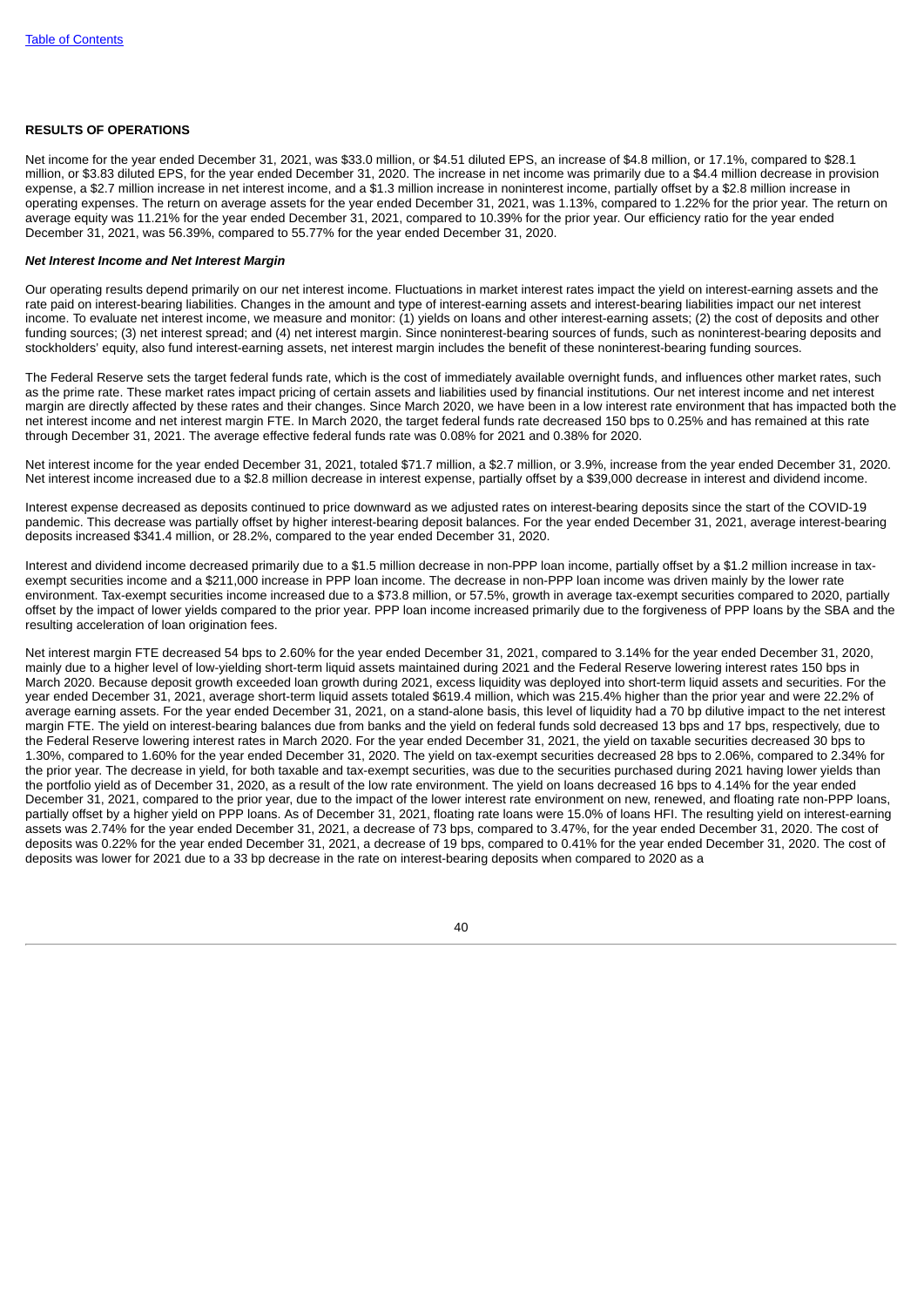[Table of Contents](#)

**RESULTS OF OPERATIONS**

Net income for the year ended December 31, 2021, was $33.0 million, or $4.51 diluted EPS, an increase of $4.8 million, or 17.1%, compared to $28.1 million, or $3.83 diluted EPS, for the year ended December 31, 2020. The increase in net income was primarily due to a $4.4 million decrease in provision expense, a $2.7 million increase in net interest income, and a $1.3 million increase in noninterest income, partially offset by a $2.8 million increase in operating expenses. The return on average assets for the year ended December 31, 2021, was 1.13%, compared to 1.22% for the prior year. The return on average equity was 11.21% for the year ended December 31, 2021, compared to 10.39% for the prior year. Our efficiency ratio for the year ended December 31, 2021, was 56.39%, compared to 55.77% for the year ended December 31, 2020.

***Net Interest Income and Net Interest Margin***

Our operating results depend primarily on our net interest income. Fluctuations in market interest rates impact the yield on interest-earning assets and the rate paid on interest-bearing liabilities. Changes in the amount and type of interest-earning assets and interest-bearing liabilities impact our net interest income. To evaluate net interest income, we measure and monitor: (1) yields on loans and other interest-earning assets; (2) the cost of deposits and other funding sources; (3) net interest spread; and (4) net interest margin. Since noninterest-bearing sources of funds, such as noninterest-bearing deposits and stockholders' equity, also fund interest-earning assets, net interest margin includes the benefit of these noninterest-bearing funding sources.

The Federal Reserve sets the target federal funds rate, which is the cost of immediately available overnight funds, and influences other market rates, such as the prime rate. These market rates impact pricing of certain assets and liabilities used by financial institutions. Our net interest income and net interest margin are directly affected by these rates and their changes. Since March 2020, we have been in a low interest rate environment that has impacted both the net interest income and net interest margin FTE. In March 2020, the target federal funds rate decreased 150 bps to 0.25% and has remained at this rate through December 31, 2021. The average effective federal funds rate was 0.08% for 2021 and 0.38% for 2020.

Net interest income for the year ended December 31, 2021, totaled $71.7 million, a $2.7 million, or 3.9%, increase from the year ended December 31, 2020. Net interest income increased due to a $2.8 million decrease in interest expense, partially offset by a $39,000 decrease in interest and dividend income.

Interest expense decreased as deposits continued to price downward as we adjusted rates on interest-bearing deposits since the start of the COVID-19 pandemic. This decrease was partially offset by higher interest-bearing deposit balances. For the year ended December 31, 2021, average interest-bearing deposits increased $341.4 million, or 28.2%, compared to the year ended December 31, 2020.

Interest and dividend income decreased primarily due to a $1.5 million decrease in non-PPP loan income, partially offset by a $1.2 million increase in tax-exempt securities income and a $211,000 increase in PPP loan income. The decrease in non-PPP loan income was driven mainly by the lower rate environment. Tax-exempt securities income increased due to a $73.8 million, or 57.5%, growth in average tax-exempt securities compared to 2020, partially offset by the impact of lower yields compared to the prior year. PPP loan income increased primarily due to the forgiveness of PPP loans by the SBA and the resulting acceleration of loan origination fees.

Net interest margin FTE decreased 54 bps to 2.60% for the year ended December 31, 2021, compared to 3.14% for the year ended December 31, 2020, mainly due to a higher level of low-yielding short-term liquid assets maintained during 2021 and the Federal Reserve lowering interest rates 150 bps in March 2020. Because deposit growth exceeded loan growth during 2021, excess liquidity was deployed into short-term liquid assets and securities. For the year ended December 31, 2021, average short-term liquid assets totaled $619.4 million, which was 215.4% higher than the prior year and were 22.2% of average earning assets. For the year ended December 31, 2021, on a stand-alone basis, this level of liquidity had a 70 bp dilutive impact to the net interest margin FTE. The yield on interest-bearing balances due from banks and the yield on federal funds sold decreased 13 bps and 17 bps, respectively, due to the Federal Reserve lowering interest rates in March 2020. For the year ended December 31, 2021, the yield on taxable securities decreased 30 bps to 1.30%, compared to 1.60% for the year ended December 31, 2020. The yield on tax-exempt securities decreased 28 bps to 2.06%, compared to 2.34% for the prior year. The decrease in yield, for both taxable and tax-exempt securities, was due to the securities purchased during 2021 having lower yields than the portfolio yield as of December 31, 2020, as a result of the low rate environment. The yield on loans decreased 16 bps to 4.14% for the year ended December 31, 2021, compared to the prior year, due to the impact of the lower interest rate environment on new, renewed, and floating rate non-PPP loans, partially offset by a higher yield on PPP loans. As of December 31, 2021, floating rate loans were 15.0% of loans HFI. The resulting yield on interest-earning assets was 2.74% for the year ended December 31, 2021, a decrease of 73 bps, compared to 3.47%, for the year ended December 31, 2020. The cost of deposits was 0.22% for the year ended December 31, 2021, a decrease of 19 bps, compared to 0.41% for the year ended December 31, 2020. The cost of deposits was lower for 2021 due to a 33 bp decrease in the rate on interest-bearing deposits when compared to 2020 as a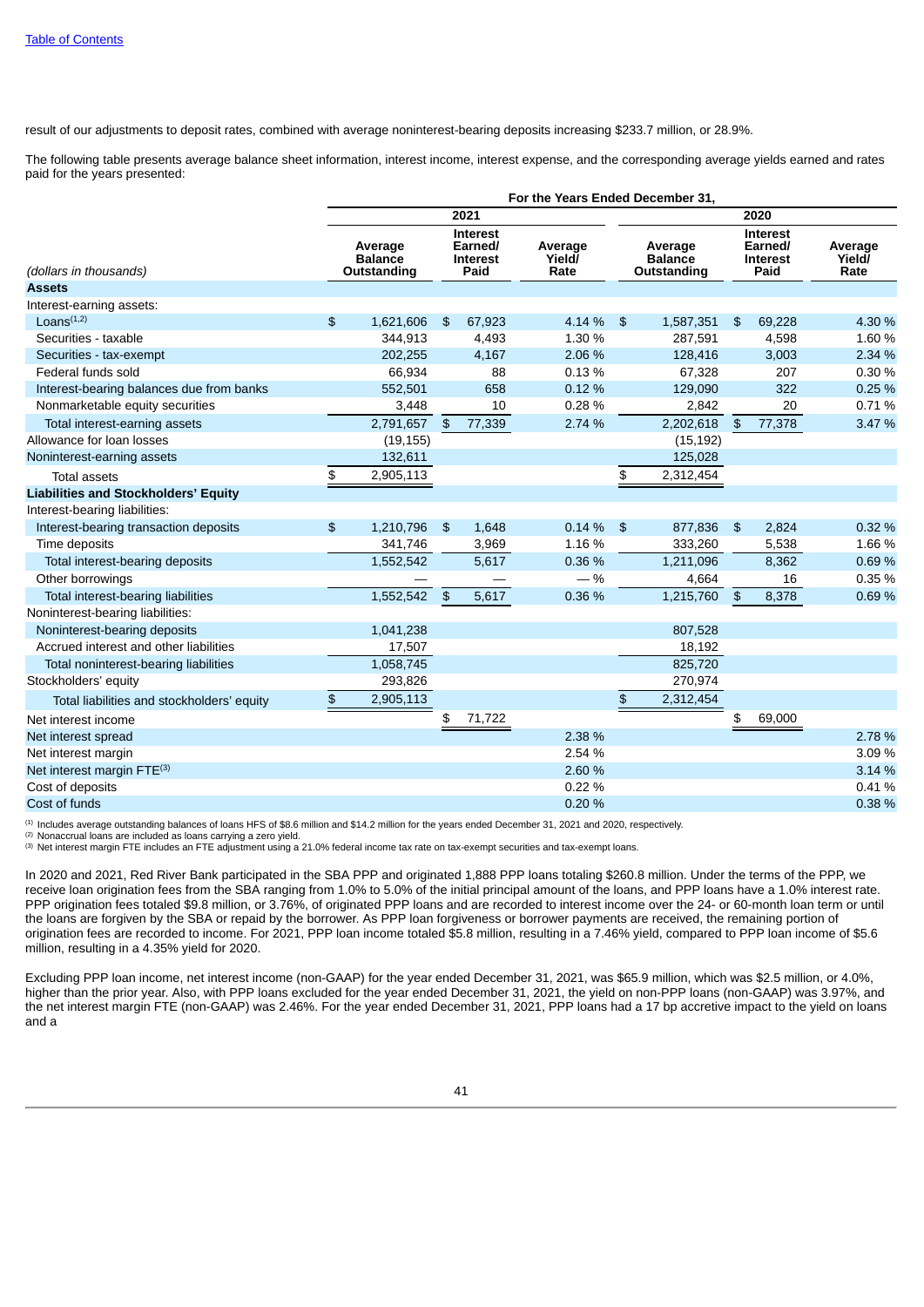result of our adjustments to deposit rates, combined with average noninterest-bearing deposits increasing $233.7 million, or 28.9%.

The following table presents average balance sheet information, interest income, interest expense, and the corresponding average yields earned and rates paid for the years presented:

| | For the Years Ended December 31, | | | | | |
|---|---|---|---|---|---|---|
| | 2021 | | | 2020 | | |
| *(dollars in thousands)* | Average Balance Outstanding | Interest Earned/ Interest Paid | Average Yield/ Rate | Average Balance Outstanding | Interest Earned/ Interest Paid | Average Yield/ Rate |
| **Assets** | | | | | | |
| Interest-earning assets: | | | | | | |
| Loans[1,2] | $ 1,621,606 | $ 67,923 | 4.14 % | $ 1,587,351 | $ 69,228 | 4.30 % |
| Securities - taxable | 344,913 | 4,493 | 1.30 % | 287,591 | 4,598 | 1.60 % |
| Securities - tax-exempt | 202,255 | 4,167 | 2.06 % | 128,416 | 3,003 | 2.34 % |
| Federal funds sold | 66,934 | 88 | 0.13 % | 67,328 | 207 | 0.30 % |
| Interest-bearing balances due from banks | 552,501 | 658 | 0.12 % | 129,090 | 322 | 0.25 % |
| Nonmarketable equity securities | 3,448 | 10 | 0.28 % | 2,842 | 20 | 0.71 % |
| Total interest-earning assets | 2,791,657 | $ 77,339 | 2.74 % | 2,202,618 | $ 77,378 | 3.47 % |
| Allowance for loan losses | (19,155) | | | (15,192) | | |
| Noninterest-earning assets | 132,611 | | | 125,028 | | |
| Total assets | $ 2,905,113 | | | $ 2,312,454 | | |
| **Liabilities and Stockholders' Equity** | | | | | | |
| Interest-bearing liabilities: | | | | | | |
| Interest-bearing transaction deposits | $ 1,210,796 | $ 1,648 | 0.14 % | $ 877,836 | $ 2,824 | 0.32 % |
| Time deposits | 341,746 | 3,969 | 1.16 % | 333,260 | 5,538 | 1.66 % |
| Total interest-bearing deposits | 1,552,542 | 5,617 | 0.36 % | 1,211,096 | 8,362 | 0.69 % |
| Other borrowings | — | — | — % | 4,664 | 16 | 0.35 % |
| Total interest-bearing liabilities | 1,552,542 | $ 5,617 | 0.36 % | 1,215,760 | $ 8,378 | 0.69 % |
| Noninterest-bearing liabilities: | | | | | | |
| Noninterest-bearing deposits | 1,041,238 | | | 807,528 | | |
| Accrued interest and other liabilities | 17,507 | | | 18,192 | | |
| Total noninterest-bearing liabilities | 1,058,745 | | | 825,720 | | |
| Stockholders' equity | 293,826 | | | 270,974 | | |
| Total liabilities and stockholders' equity | $ 2,905,113 | | | $ 2,312,454 | | |
| Net interest income | | $ 71,722 | | | $ 69,000 | |
| Net interest spread | | | 2.38 % | | | 2.78 % |
| Net interest margin | | | 2.54 % | | | 3.09 % |
| Net interest margin FTE[3] | | | 2.60 % | | | 3.14 % |
| Cost of deposits | | | 0.22 % | | | 0.41 % |
| Cost of funds | | | 0.20 % | | | 0.38 % |

[1] Includes average outstanding balances of loans HFS of $8.6 million and $14.2 million for the years ended December 31, 2021 and 2020, respectively.
[2] Nonaccrual loans are included as loans carrying a zero yield.
[3] Net interest margin FTE includes an FTE adjustment using a 21.0% federal income tax rate on tax-exempt securities and tax-exempt loans.

In 2020 and 2021, Red River Bank participated in the SBA PPP and originated 1,888 PPP loans totaling $260.8 million. Under the terms of the PPP, we receive loan origination fees from the SBA ranging from 1.0% to 5.0% of the initial principal amount of the loans, and PPP loans have a 1.0% interest rate. PPP origination fees totaled $9.8 million, or 3.76%, of originated PPP loans and are recorded to interest income over the 24- or 60-month loan term or until the loans are forgiven by the SBA or repaid by the borrower. As PPP loan forgiveness or borrower payments are received, the remaining portion of origination fees are recorded to income. For 2021, PPP loan income totaled $5.8 million, resulting in a 7.46% yield, compared to PPP loan income of $5.6 million, resulting in a 4.35% yield for 2020.

Excluding PPP loan income, net interest income (non-GAAP) for the year ended December 31, 2021, was $65.9 million, which was $2.5 million, or 4.0%, higher than the prior year. Also, with PPP loans excluded for the year ended December 31, 2021, the yield on non-PPP loans (non-GAAP) was 3.97%, and the net interest margin FTE (non-GAAP) was 2.46%. For the year ended December 31, 2021, PPP loans had a 17 bp accretive impact to the yield on loans and a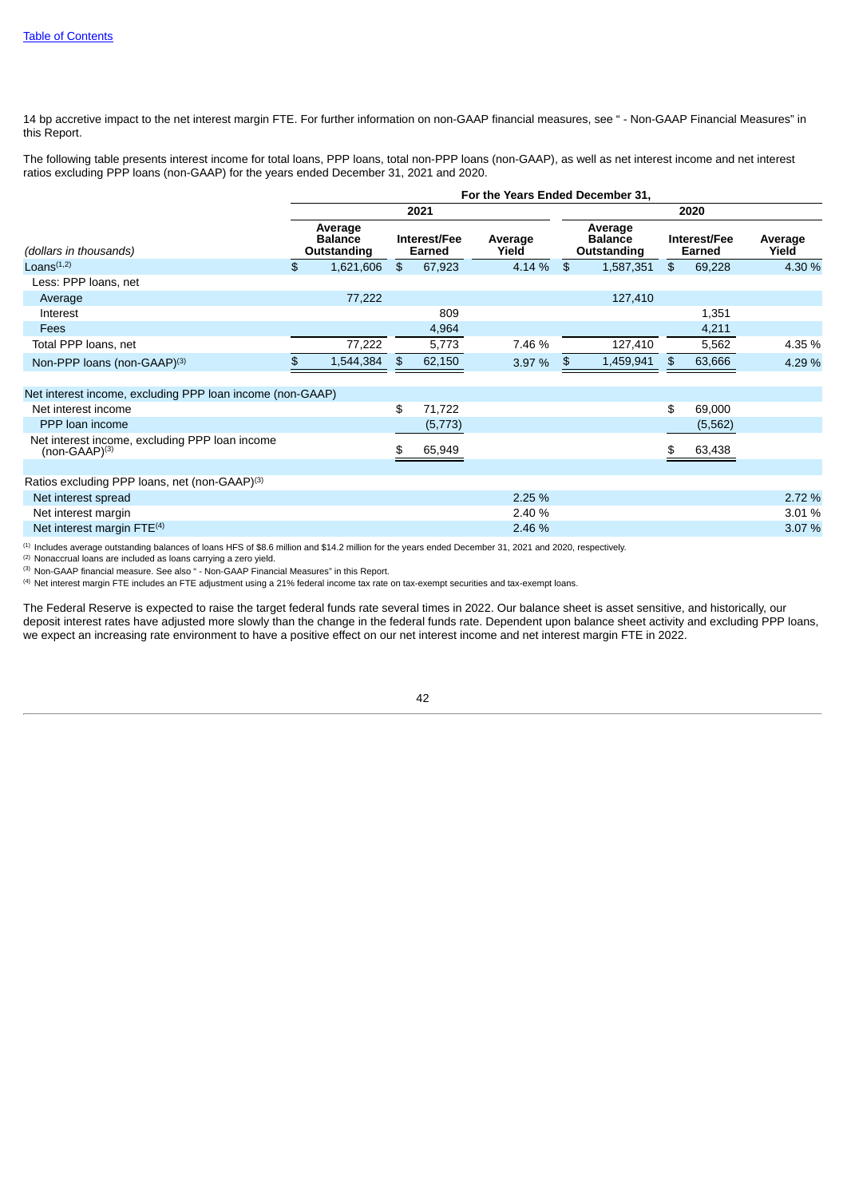[Table of Contents](#)

14 bp accretive impact to the net interest margin FTE. For further information on non-GAAP financial measures, see " - Non-GAAP Financial Measures" in this Report.

The following table presents interest income for total loans, PPP loans, total non-PPP loans (non-GAAP), as well as net interest income and net interest ratios excluding PPP loans (non-GAAP) for the years ended December 31, 2021 and 2020.

| | For the Years Ended December 31, | | | | | |
|---|---|---|---|---|---|---|
| | 2021 | | | 2020 | | |
| *(dollars in thousands)* | Average Balance Outstanding | Interest/Fee Earned | Average Yield | Average Balance Outstanding | Interest/Fee Earned | Average Yield |
| Loans[1,2] | $ 1,621,606 | $ 67,923 | 4.14 % | $ 1,587,351 | $ 69,228 | 4.30 % |
| Less: PPP loans, net | | | | | | |
| Average | 77,222 | | | 127,410 | | |
| Interest | | 809 | | | 1,351 | |
| Fees | | 4,964 | | | 4,211 | |
| Total PPP loans, net | 77,222 | 5,773 | 7.46 % | 127,410 | 5,562 | 4.35 % |
| Non-PPP loans (non-GAAP)[3] | $ 1,544,384 | $ 62,150 | 3.97 % | $ 1,459,941 | $ 63,666 | 4.29 % |
| | | | | | | |
| Net interest income, excluding PPP loan income (non-GAAP) | | | | | | |
| Net interest income | | $ 71,722 | | | $ 69,000 | |
| PPP loan income | | (5,773) | | | (5,562) | |
| Net interest income, excluding PPP loan income (non-GAAP)[3] | | $ 65,949 | | | $ 63,438 | |
| | | | | | | |
| Ratios excluding PPP loans, net (non-GAAP)[3] | | | | | | |
| Net interest spread | | | 2.25 % | | | 2.72 % |
| Net interest margin | | | 2.40 % | | | 3.01 % |
| Net interest margin FTE[4] | | | 2.46 % | | | 3.07 % |

[1] Includes average outstanding balances of loans HFS of \$8.6 million and \$14.2 million for the years ended December 31, 2021 and 2020, respectively.

[2] Nonaccrual loans are included as loans carrying a zero yield.

[3] Non-GAAP financial measure. See also " - Non-GAAP Financial Measures" in this Report.

[4] Net interest margin FTE includes an FTE adjustment using a 21% federal income tax rate on tax-exempt securities and tax-exempt loans.

The Federal Reserve is expected to raise the target federal funds rate several times in 2022. Our balance sheet is asset sensitive, and historically, our deposit interest rates have adjusted more slowly than the change in the federal funds rate. Dependent upon balance sheet activity and excluding PPP loans, we expect an increasing rate environment to have a positive effect on our net interest income and net interest margin FTE in 2022.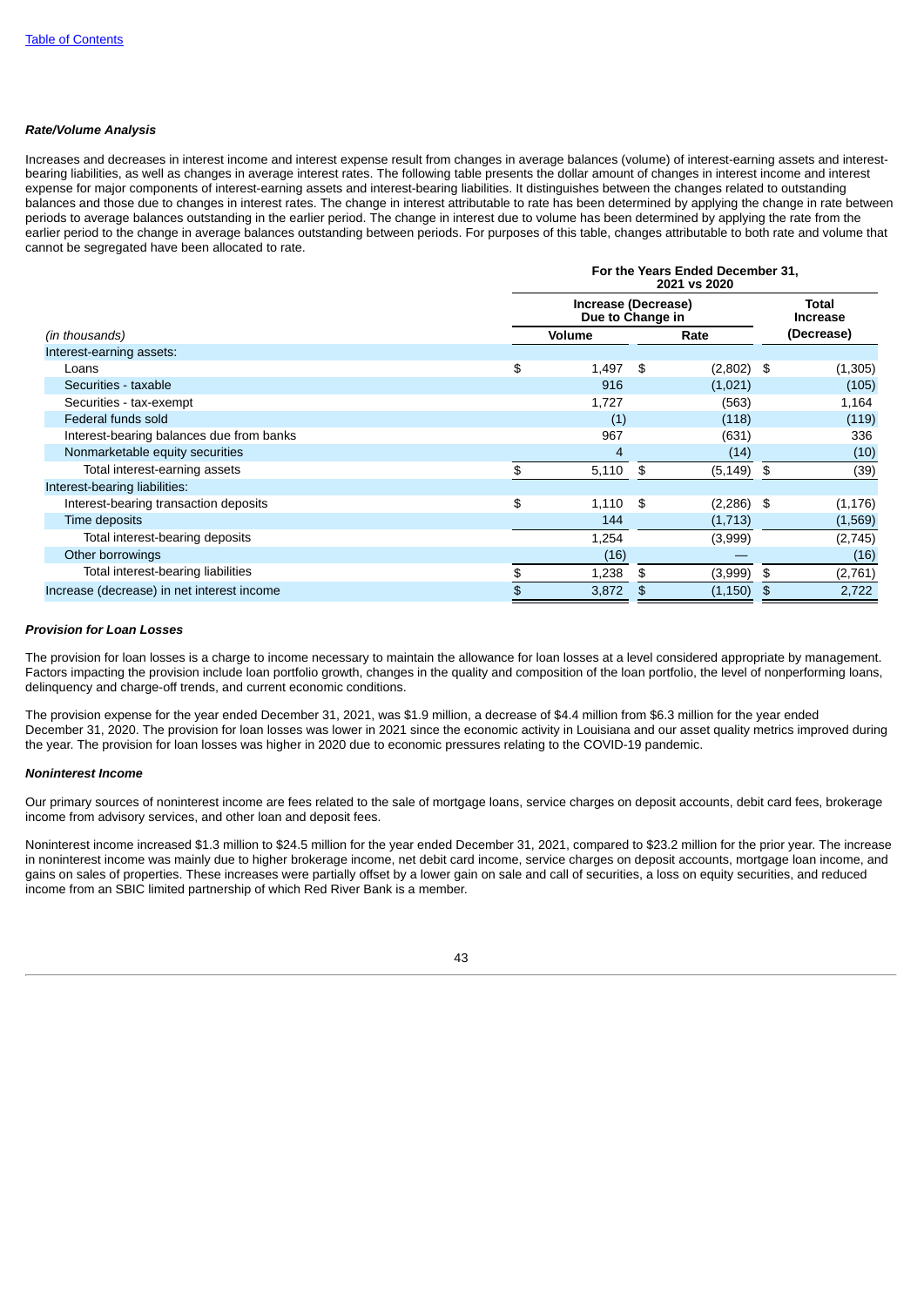***Rate/Volume Analysis***

Increases and decreases in interest income and interest expense result from changes in average balances (volume) of interest-earning assets and interest-bearing liabilities, as well as changes in average interest rates. The following table presents the dollar amount of changes in interest income and interest expense for major components of interest-earning assets and interest-bearing liabilities. It distinguishes between the changes related to outstanding balances and those due to changes in interest rates. The change in interest attributable to rate has been determined by applying the change in rate between periods to average balances outstanding in the earlier period. The change in interest due to volume has been determined by applying the rate from the earlier period to the change in average balances outstanding between periods. For purposes of this table, changes attributable to both rate and volume that cannot be segregated have been allocated to rate.

| | For the Years Ended December 31, 2021 vs 2020 | | |
|---|---|---|---|
| | Increase (Decrease) Due to Change in | | Total Increase |
| *(in thousands)* | Volume | Rate | (Decrease) |
| Interest-earning assets: | | | |
| Loans | $ 1,497 | $ (2,802) | $ (1,305) |
| Securities - taxable | 916 | (1,021) | (105) |
| Securities - tax-exempt | 1,727 | (563) | 1,164 |
| Federal funds sold | (1) | (118) | (119) |
| Interest-bearing balances due from banks | 967 | (631) | 336 |
| Nonmarketable equity securities | 4 | (14) | (10) |
| Total interest-earning assets | $ 5,110 | $ (5,149) | $ (39) |
| Interest-bearing liabilities: | | | |
| Interest-bearing transaction deposits | $ 1,110 | $ (2,286) | $ (1,176) |
| Time deposits | 144 | (1,713) | (1,569) |
| Total interest-bearing deposits | 1,254 | (3,999) | (2,745) |
| Other borrowings | (16) | — | (16) |
| Total interest-bearing liabilities | $ 1,238 | $ (3,999) | $ (2,761) |
| Increase (decrease) in net interest income | $ 3,872 | $ (1,150) | $ 2,722 |

***Provision for Loan Losses***

The provision for loan losses is a charge to income necessary to maintain the allowance for loan losses at a level considered appropriate by management. Factors impacting the provision include loan portfolio growth, changes in the quality and composition of the loan portfolio, the level of nonperforming loans, delinquency and charge-off trends, and current economic conditions.

The provision expense for the year ended December 31, 2021, was $1.9 million, a decrease of $4.4 million from $6.3 million for the year ended December 31, 2020. The provision for loan losses was lower in 2021 since the economic activity in Louisiana and our asset quality metrics improved during the year. The provision for loan losses was higher in 2020 due to economic pressures relating to the COVID-19 pandemic.

***Noninterest Income***

Our primary sources of noninterest income are fees related to the sale of mortgage loans, service charges on deposit accounts, debit card fees, brokerage income from advisory services, and other loan and deposit fees.

Noninterest income increased $1.3 million to $24.5 million for the year ended December 31, 2021, compared to $23.2 million for the prior year. The increase in noninterest income was mainly due to higher brokerage income, net debit card income, service charges on deposit accounts, mortgage loan income, and gains on sales of properties. These increases were partially offset by a lower gain on sale and call of securities, a loss on equity securities, and reduced income from an SBIC limited partnership of which Red River Bank is a member.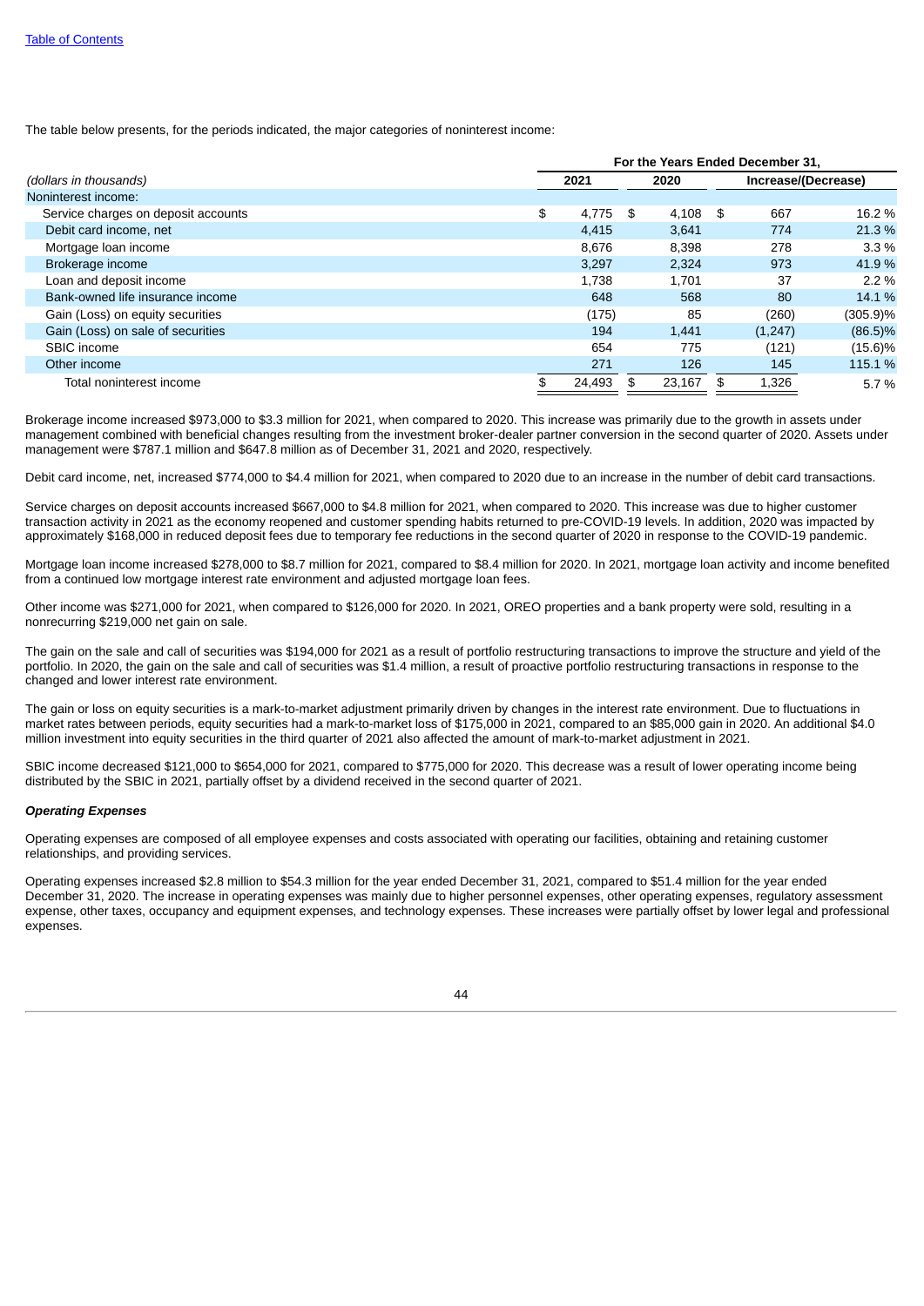The table below presents, for the periods indicated, the major categories of noninterest income:

| (dollars in thousands) | For the Years Ended December 31, 2021 | 2020 | Increase/(Decrease) | |
|---|---|---|---|---|
| Noninterest income: | | | | |
| Service charges on deposit accounts | $ 4,775 | $ 4,108 | $ 667 | 16.2 % |
| Debit card income, net | 4,415 | 3,641 | 774 | 21.3 % |
| Mortgage loan income | 8,676 | 8,398 | 278 | 3.3 % |
| Brokerage income | 3,297 | 2,324 | 973 | 41.9 % |
| Loan and deposit income | 1,738 | 1,701 | 37 | 2.2 % |
| Bank-owned life insurance income | 648 | 568 | 80 | 14.1 % |
| Gain (Loss) on equity securities | (175) | 85 | (260) | (305.9)% |
| Gain (Loss) on sale of securities | 194 | 1,441 | (1,247) | (86.5)% |
| SBIC income | 654 | 775 | (121) | (15.6)% |
| Other income | 271 | 126 | 145 | 115.1 % |
| Total noninterest income | $ 24,493 | $ 23,167 | $ 1,326 | 5.7 % |

Brokerage income increased $973,000 to $3.3 million for 2021, when compared to 2020. This increase was primarily due to the growth in assets under management combined with beneficial changes resulting from the investment broker-dealer partner conversion in the second quarter of 2020. Assets under management were $787.1 million and $647.8 million as of December 31, 2021 and 2020, respectively.

Debit card income, net, increased $774,000 to $4.4 million for 2021, when compared to 2020 due to an increase in the number of debit card transactions.

Service charges on deposit accounts increased $667,000 to $4.8 million for 2021, when compared to 2020. This increase was due to higher customer transaction activity in 2021 as the economy reopened and customer spending habits returned to pre-COVID-19 levels. In addition, 2020 was impacted by approximately $168,000 in reduced deposit fees due to temporary fee reductions in the second quarter of 2020 in response to the COVID-19 pandemic.

Mortgage loan income increased $278,000 to $8.7 million for 2021, compared to $8.4 million for 2020. In 2021, mortgage loan activity and income benefited from a continued low mortgage interest rate environment and adjusted mortgage loan fees.

Other income was $271,000 for 2021, when compared to $126,000 for 2020. In 2021, OREO properties and a bank property were sold, resulting in a nonrecurring $219,000 net gain on sale.

The gain on the sale and call of securities was $194,000 for 2021 as a result of portfolio restructuring transactions to improve the structure and yield of the portfolio. In 2020, the gain on the sale and call of securities was $1.4 million, a result of proactive portfolio restructuring transactions in response to the changed and lower interest rate environment.

The gain or loss on equity securities is a mark-to-market adjustment primarily driven by changes in the interest rate environment. Due to fluctuations in market rates between periods, equity securities had a mark-to-market loss of $175,000 in 2021, compared to an $85,000 gain in 2020. An additional $4.0 million investment into equity securities in the third quarter of 2021 also affected the amount of mark-to-market adjustment in 2021.

SBIC income decreased $121,000 to $654,000 for 2021, compared to $775,000 for 2020. This decrease was a result of lower operating income being distributed by the SBIC in 2021, partially offset by a dividend received in the second quarter of 2021.

***Operating Expenses***

Operating expenses are composed of all employee expenses and costs associated with operating our facilities, obtaining and retaining customer relationships, and providing services.

Operating expenses increased $2.8 million to $54.3 million for the year ended December 31, 2021, compared to $51.4 million for the year ended December 31, 2020. The increase in operating expenses was mainly due to higher personnel expenses, other operating expenses, regulatory assessment expense, other taxes, occupancy and equipment expenses, and technology expenses. These increases were partially offset by lower legal and professional expenses.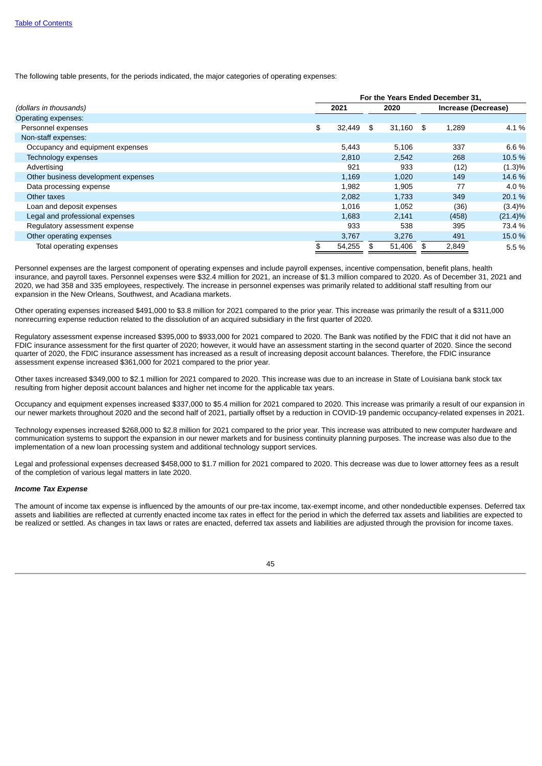The following table presents, for the periods indicated, the major categories of operating expenses:

| (dollars in thousands) | For the Years Ended December 31, | | | |
|---|---|---|---|---|
| | 2021 | 2020 | Increase (Decrease) | |
| Operating expenses: | | | | |
| Personnel expenses | $ 32,449 | $ 31,160 | $ 1,289 | 4.1 % |
| Non-staff expenses: | | | | |
| Occupancy and equipment expenses | 5,443 | 5,106 | 337 | 6.6 % |
| Technology expenses | 2,810 | 2,542 | 268 | 10.5 % |
| Advertising | 921 | 933 | (12) | (1.3)% |
| Other business development expenses | 1,169 | 1,020 | 149 | 14.6 % |
| Data processing expense | 1,982 | 1,905 | 77 | 4.0 % |
| Other taxes | 2,082 | 1,733 | 349 | 20.1 % |
| Loan and deposit expenses | 1,016 | 1,052 | (36) | (3.4)% |
| Legal and professional expenses | 1,683 | 2,141 | (458) | (21.4)% |
| Regulatory assessment expense | 933 | 538 | 395 | 73.4 % |
| Other operating expenses | 3,767 | 3,276 | 491 | 15.0 % |
| Total operating expenses | $ 54,255 | $ 51,406 | $ 2,849 | 5.5 % |

Personnel expenses are the largest component of operating expenses and include payroll expenses, incentive compensation, benefit plans, health insurance, and payroll taxes. Personnel expenses were $32.4 million for 2021, an increase of $1.3 million compared to 2020. As of December 31, 2021 and 2020, we had 358 and 335 employees, respectively. The increase in personnel expenses was primarily related to additional staff resulting from our expansion in the New Orleans, Southwest, and Acadiana markets.

Other operating expenses increased $491,000 to $3.8 million for 2021 compared to the prior year. This increase was primarily the result of a $311,000 nonrecurring expense reduction related to the dissolution of an acquired subsidiary in the first quarter of 2020.

Regulatory assessment expense increased $395,000 to $933,000 for 2021 compared to 2020. The Bank was notified by the FDIC that it did not have an FDIC insurance assessment for the first quarter of 2020; however, it would have an assessment starting in the second quarter of 2020. Since the second quarter of 2020, the FDIC insurance assessment has increased as a result of increasing deposit account balances. Therefore, the FDIC insurance assessment expense increased $361,000 for 2021 compared to the prior year.

Other taxes increased $349,000 to $2.1 million for 2021 compared to 2020. This increase was due to an increase in State of Louisiana bank stock tax resulting from higher deposit account balances and higher net income for the applicable tax years.

Occupancy and equipment expenses increased $337,000 to $5.4 million for 2021 compared to 2020. This increase was primarily a result of our expansion in our newer markets throughout 2020 and the second half of 2021, partially offset by a reduction in COVID-19 pandemic occupancy-related expenses in 2021.

Technology expenses increased $268,000 to $2.8 million for 2021 compared to the prior year. This increase was attributed to new computer hardware and communication systems to support the expansion in our newer markets and for business continuity planning purposes. The increase was also due to the implementation of a new loan processing system and additional technology support services.

Legal and professional expenses decreased $458,000 to $1.7 million for 2021 compared to 2020. This decrease was due to lower attorney fees as a result of the completion of various legal matters in late 2020.

***Income Tax Expense***

The amount of income tax expense is influenced by the amounts of our pre-tax income, tax-exempt income, and other nondeductible expenses. Deferred tax assets and liabilities are reflected at currently enacted income tax rates in effect for the period in which the deferred tax assets and liabilities are expected to be realized or settled. As changes in tax laws or rates are enacted, deferred tax assets and liabilities are adjusted through the provision for income taxes.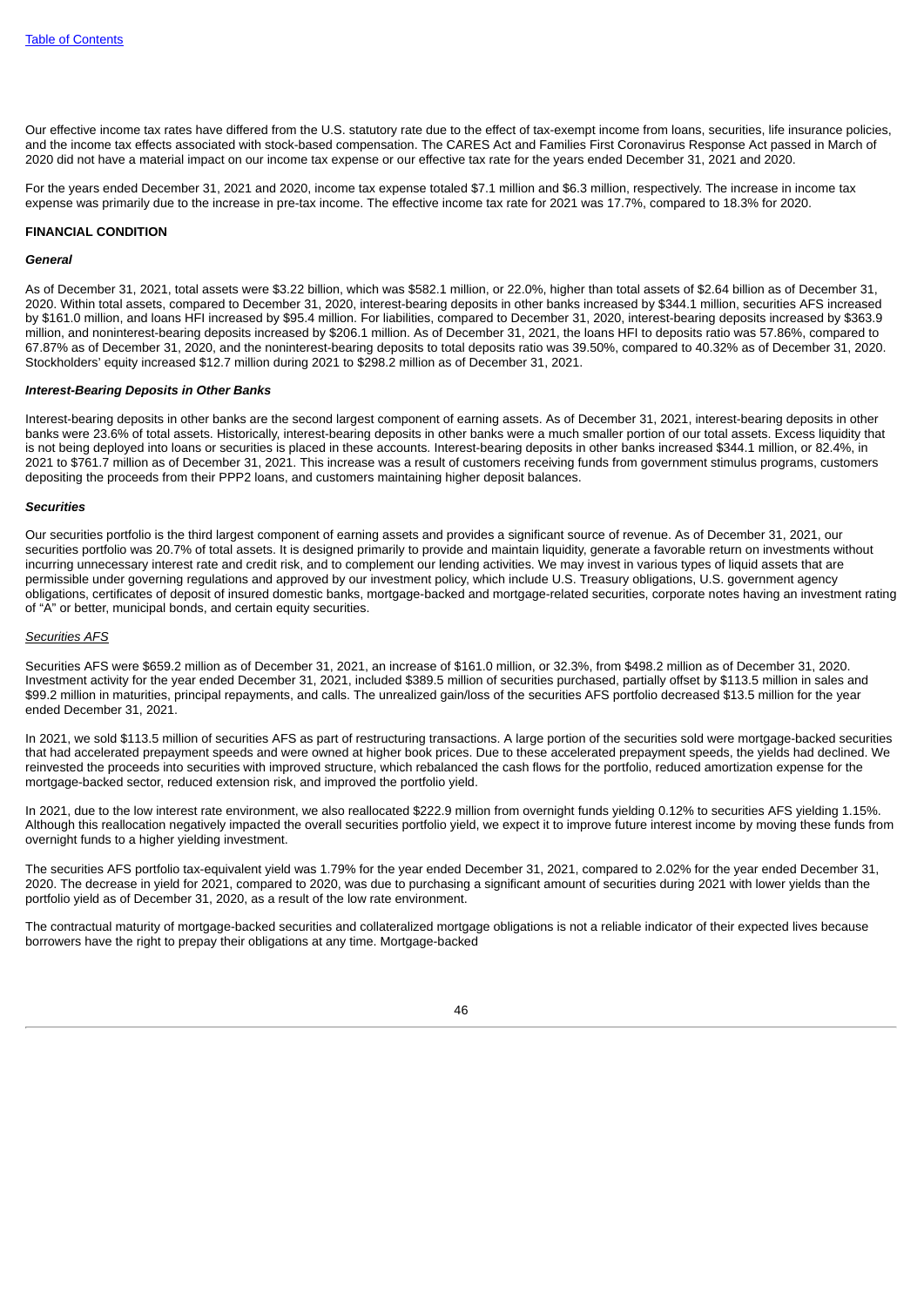Our effective income tax rates have differed from the U.S. statutory rate due to the effect of tax-exempt income from loans, securities, life insurance policies, and the income tax effects associated with stock-based compensation. The CARES Act and Families First Coronavirus Response Act passed in March of 2020 did not have a material impact on our income tax expense or our effective tax rate for the years ended December 31, 2021 and 2020.

For the years ended December 31, 2021 and 2020, income tax expense totaled $7.1 million and $6.3 million, respectively. The increase in income tax expense was primarily due to the increase in pre-tax income. The effective income tax rate for 2021 was 17.7%, compared to 18.3% for 2020.

## FINANCIAL CONDITION

### *General*

As of December 31, 2021, total assets were $3.22 billion, which was $582.1 million, or 22.0%, higher than total assets of $2.64 billion as of December 31, 2020. Within total assets, compared to December 31, 2020, interest-bearing deposits in other banks increased by $344.1 million, securities AFS increased by $161.0 million, and loans HFI increased by $95.4 million. For liabilities, compared to December 31, 2020, interest-bearing deposits increased by $363.9 million, and noninterest-bearing deposits increased by $206.1 million. As of December 31, 2021, the loans HFI to deposits ratio was 57.86%, compared to 67.87% as of December 31, 2020, and the noninterest-bearing deposits to total deposits ratio was 39.50%, compared to 40.32% as of December 31, 2020. Stockholders' equity increased $12.7 million during 2021 to $298.2 million as of December 31, 2021.

### *Interest-Bearing Deposits in Other Banks*

Interest-bearing deposits in other banks are the second largest component of earning assets. As of December 31, 2021, interest-bearing deposits in other banks were 23.6% of total assets. Historically, interest-bearing deposits in other banks were a much smaller portion of our total assets. Excess liquidity that is not being deployed into loans or securities is placed in these accounts. Interest-bearing deposits in other banks increased $344.1 million, or 82.4%, in 2021 to $761.7 million as of December 31, 2021. This increase was a result of customers receiving funds from government stimulus programs, customers depositing the proceeds from their PPP2 loans, and customers maintaining higher deposit balances.

### *Securities*

Our securities portfolio is the third largest component of earning assets and provides a significant source of revenue. As of December 31, 2021, our securities portfolio was 20.7% of total assets. It is designed primarily to provide and maintain liquidity, generate a favorable return on investments without incurring unnecessary interest rate and credit risk, and to complement our lending activities. We may invest in various types of liquid assets that are permissible under governing regulations and approved by our investment policy, which include U.S. Treasury obligations, U.S. government agency obligations, certificates of deposit of insured domestic banks, mortgage-backed and mortgage-related securities, corporate notes having an investment rating of "A" or better, municipal bonds, and certain equity securities.

#### Securities AFS

Securities AFS were $659.2 million as of December 31, 2021, an increase of $161.0 million, or 32.3%, from $498.2 million as of December 31, 2020. Investment activity for the year ended December 31, 2021, included $389.5 million of securities purchased, partially offset by $113.5 million in sales and $99.2 million in maturities, principal repayments, and calls. The unrealized gain/loss of the securities AFS portfolio decreased $13.5 million for the year ended December 31, 2021.

In 2021, we sold $113.5 million of securities AFS as part of restructuring transactions. A large portion of the securities sold were mortgage-backed securities that had accelerated prepayment speeds and were owned at higher book prices. Due to these accelerated prepayment speeds, the yields had declined. We reinvested the proceeds into securities with improved structure, which rebalanced the cash flows for the portfolio, reduced amortization expense for the mortgage-backed sector, reduced extension risk, and improved the portfolio yield.

In 2021, due to the low interest rate environment, we also reallocated $222.9 million from overnight funds yielding 0.12% to securities AFS yielding 1.15%. Although this reallocation negatively impacted the overall securities portfolio yield, we expect it to improve future interest income by moving these funds from overnight funds to a higher yielding investment.

The securities AFS portfolio tax-equivalent yield was 1.79% for the year ended December 31, 2021, compared to 2.02% for the year ended December 31, 2020. The decrease in yield for 2021, compared to 2020, was due to purchasing a significant amount of securities during 2021 with lower yields than the portfolio yield as of December 31, 2020, as a result of the low rate environment.

The contractual maturity of mortgage-backed securities and collateralized mortgage obligations is not a reliable indicator of their expected lives because borrowers have the right to prepay their obligations at any time. Mortgage-backed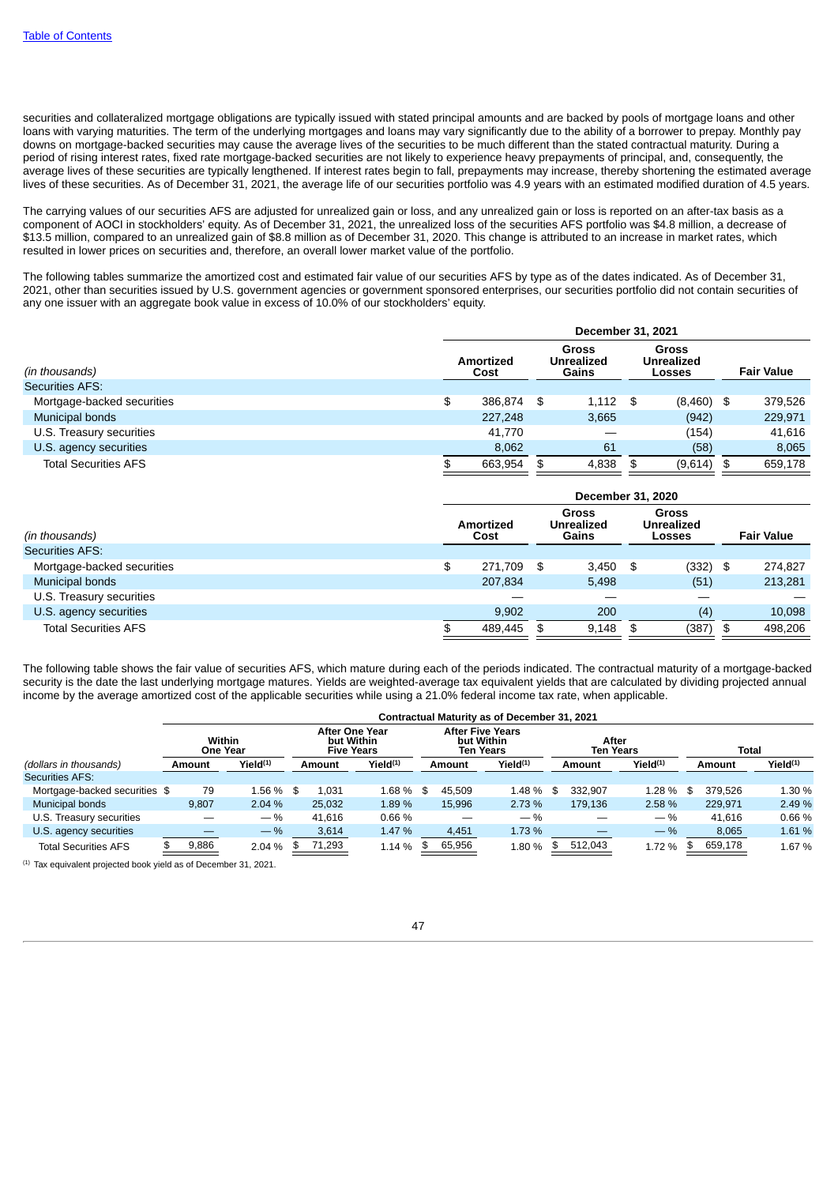securities and collateralized mortgage obligations are typically issued with stated principal amounts and are backed by pools of mortgage loans and other loans with varying maturities. The term of the underlying mortgages and loans may vary significantly due to the ability of a borrower to prepay. Monthly pay downs on mortgage-backed securities may cause the average lives of the securities to be much different than the stated contractual maturity. During a period of rising interest rates, fixed rate mortgage-backed securities are not likely to experience heavy prepayments of principal, and, consequently, the average lives of these securities are typically lengthened. If interest rates begin to fall, prepayments may increase, thereby shortening the estimated average lives of these securities. As of December 31, 2021, the average life of our securities portfolio was 4.9 years with an estimated modified duration of 4.5 years.

The carrying values of our securities AFS are adjusted for unrealized gain or loss, and any unrealized gain or loss is reported on an after-tax basis as a component of AOCI in stockholders' equity. As of December 31, 2021, the unrealized loss of the securities AFS portfolio was $4.8 million, a decrease of $13.5 million, compared to an unrealized gain of $8.8 million as of December 31, 2020. This change is attributed to an increase in market rates, which resulted in lower prices on securities and, therefore, an overall lower market value of the portfolio.

The following tables summarize the amortized cost and estimated fair value of our securities AFS by type as of the dates indicated. As of December 31, 2021, other than securities issued by U.S. government agencies or government sponsored enterprises, our securities portfolio did not contain securities of any one issuer with an aggregate book value in excess of 10.0% of our stockholders' equity.

| | December 31, 2021 | | | |
|---|---|---|---|---|
| *(in thousands)* | Amortized Cost | Gross Unrealized Gains | Gross Unrealized Losses | Fair Value |
| Securities AFS: | | | | |
| Mortgage-backed securities | $ 386,874 | $ 1,112 | $ (8,460) | $ 379,526 |
| Municipal bonds | 227,248 | 3,665 | (942) | 229,971 |
| U.S. Treasury securities | 41,770 | — | (154) | 41,616 |
| U.S. agency securities | 8,062 | 61 | (58) | 8,065 |
| Total Securities AFS | $ 663,954 | $ 4,838 | $ (9,614) | $ 659,178 |

| | December 31, 2020 | | | |
|---|---|---|---|---|
| *(in thousands)* | Amortized Cost | Gross Unrealized Gains | Gross Unrealized Losses | Fair Value |
| Securities AFS: | | | | |
| Mortgage-backed securities | $ 271,709 | $ 3,450 | $ (332) | $ 274,827 |
| Municipal bonds | 207,834 | 5,498 | (51) | 213,281 |
| U.S. Treasury securities | — | — | — | — |
| U.S. agency securities | 9,902 | 200 | (4) | 10,098 |
| Total Securities AFS | $ 489,445 | $ 9,148 | $ (387) | $ 498,206 |

The following table shows the fair value of securities AFS, which mature during each of the periods indicated. The contractual maturity of a mortgage-backed security is the date the last underlying mortgage matures. Yields are weighted-average tax equivalent yields that are calculated by dividing projected annual income by the average amortized cost of the applicable securities while using a 21.0% federal income tax rate, when applicable.

| | Contractual Maturity as of December 31, 2021 | | | | | | | | | |
|---|---|---|---|---|---|---|---|---|---|---|
| | Within One Year | | After One Year but Within Five Years | | After Five Years but Within Ten Years | | After Ten Years | | Total | |
| *(dollars in thousands)* | Amount | Yield[(1)] | Amount | Yield[(1)] | Amount | Yield[(1)] | Amount | Yield[(1)] | Amount | Yield[(1)] |
| Securities AFS: | | | | | | | | | | |
| Mortgage-backed securities | $ 79 | 1.56 % | $ 1,031 | 1.68 % | $ 45,509 | 1.48 % | $ 332,907 | 1.28 % | $ 379,526 | 1.30 % |
| Municipal bonds | 9,807 | 2.04 % | 25,032 | 1.89 % | 15,996 | 2.73 % | 179,136 | 2.58 % | 229,971 | 2.49 % |
| U.S. Treasury securities | — | — % | 41,616 | 0.66 % | — | — % | — | — % | 41,616 | 0.66 % |
| U.S. agency securities | — | — % | 3,614 | 1.47 % | 4,451 | 1.73 % | — | — % | 8,065 | 1.61 % |
| Total Securities AFS | $ 9,886 | 2.04 % | $ 71,293 | 1.14 % | $ 65,956 | 1.80 % | $ 512,043 | 1.72 % | $ 659,178 | 1.67 % |

(1) Tax equivalent projected book yield as of December 31, 2021.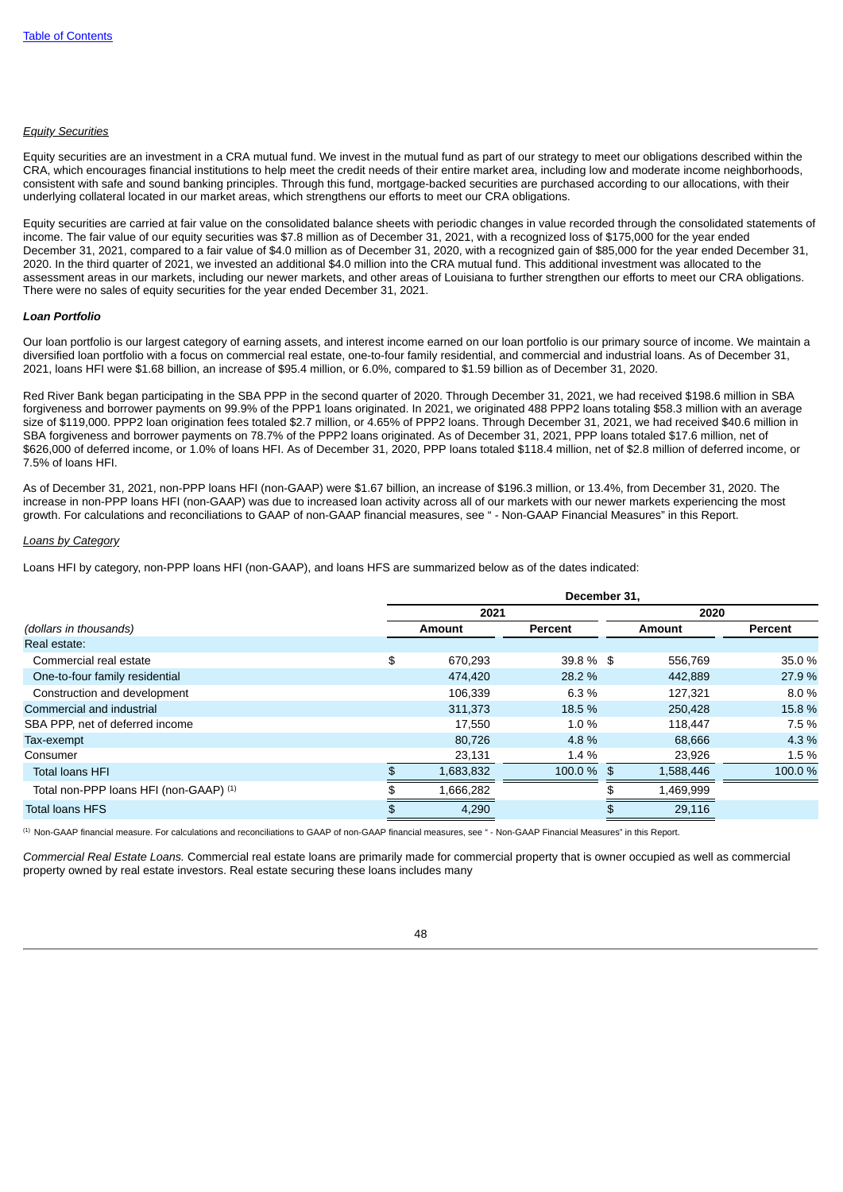*Equity Securities*

Equity securities are an investment in a CRA mutual fund. We invest in the mutual fund as part of our strategy to meet our obligations described within the CRA, which encourages financial institutions to help meet the credit needs of their entire market area, including low and moderate income neighborhoods, consistent with safe and sound banking principles. Through this fund, mortgage-backed securities are purchased according to our allocations, with their underlying collateral located in our market areas, which strengthens our efforts to meet our CRA obligations.

Equity securities are carried at fair value on the consolidated balance sheets with periodic changes in value recorded through the consolidated statements of income. The fair value of our equity securities was $7.8 million as of December 31, 2021, with a recognized loss of $175,000 for the year ended December 31, 2021, compared to a fair value of $4.0 million as of December 31, 2020, with a recognized gain of $85,000 for the year ended December 31, 2020. In the third quarter of 2021, we invested an additional $4.0 million into the CRA mutual fund. This additional investment was allocated to the assessment areas in our markets, including our newer markets, and other areas of Louisiana to further strengthen our efforts to meet our CRA obligations. There were no sales of equity securities for the year ended December 31, 2021.

***Loan Portfolio***

Our loan portfolio is our largest category of earning assets, and interest income earned on our loan portfolio is our primary source of income. We maintain a diversified loan portfolio with a focus on commercial real estate, one-to-four family residential, and commercial and industrial loans. As of December 31, 2021, loans HFI were $1.68 billion, an increase of $95.4 million, or 6.0%, compared to $1.59 billion as of December 31, 2020.

Red River Bank began participating in the SBA PPP in the second quarter of 2020. Through December 31, 2021, we had received $198.6 million in SBA forgiveness and borrower payments on 99.9% of the PPP1 loans originated. In 2021, we originated 488 PPP2 loans totaling $58.3 million with an average size of $119,000. PPP2 loan origination fees totaled $2.7 million, or 4.65% of PPP2 loans. Through December 31, 2021, we had received $40.6 million in SBA forgiveness and borrower payments on 78.7% of the PPP2 loans originated. As of December 31, 2021, PPP loans totaled $17.6 million, net of $626,000 of deferred income, or 1.0% of loans HFI. As of December 31, 2020, PPP loans totaled $118.4 million, net of $2.8 million of deferred income, or 7.5% of loans HFI.

As of December 31, 2021, non-PPP loans HFI (non-GAAP) were $1.67 billion, an increase of $196.3 million, or 13.4%, from December 31, 2020. The increase in non-PPP loans HFI (non-GAAP) was due to increased loan activity across all of our markets with our newer markets experiencing the most growth. For calculations and reconciliations to GAAP of non-GAAP financial measures, see " - Non-GAAP Financial Measures" in this Report.

*Loans by Category*

Loans HFI by category, non-PPP loans HFI (non-GAAP), and loans HFS are summarized below as of the dates indicated:

| | December 31, | | | |
|---|---|---|---|---|
| | 2021 | | 2020 | |
| *(dollars in thousands)* | Amount | Percent | Amount | Percent |
| Real estate: | | | | |
| Commercial real estate | $ 670,293 | 39.8 % | $ 556,769 | 35.0 % |
| One-to-four family residential | 474,420 | 28.2 % | 442,889 | 27.9 % |
| Construction and development | 106,339 | 6.3 % | 127,321 | 8.0 % |
| Commercial and industrial | 311,373 | 18.5 % | 250,428 | 15.8 % |
| SBA PPP, net of deferred income | 17,550 | 1.0 % | 118,447 | 7.5 % |
| Tax-exempt | 80,726 | 4.8 % | 68,666 | 4.3 % |
| Consumer | 23,131 | 1.4 % | 23,926 | 1.5 % |
| Total loans HFI | $ 1,683,832 | 100.0 % | $ 1,588,446 | 100.0 % |
| Total non-PPP loans HFI (non-GAAP) [1] | $ 1,666,282 | | $ 1,469,999 | |
| Total loans HFS | $ 4,290 | | $ 29,116 | |

[1] Non-GAAP financial measure. For calculations and reconciliations to GAAP of non-GAAP financial measures, see " - Non-GAAP Financial Measures" in this Report.

*Commercial Real Estate Loans.* Commercial real estate loans are primarily made for commercial property that is owner occupied as well as commercial property owned by real estate investors. Real estate securing these loans includes many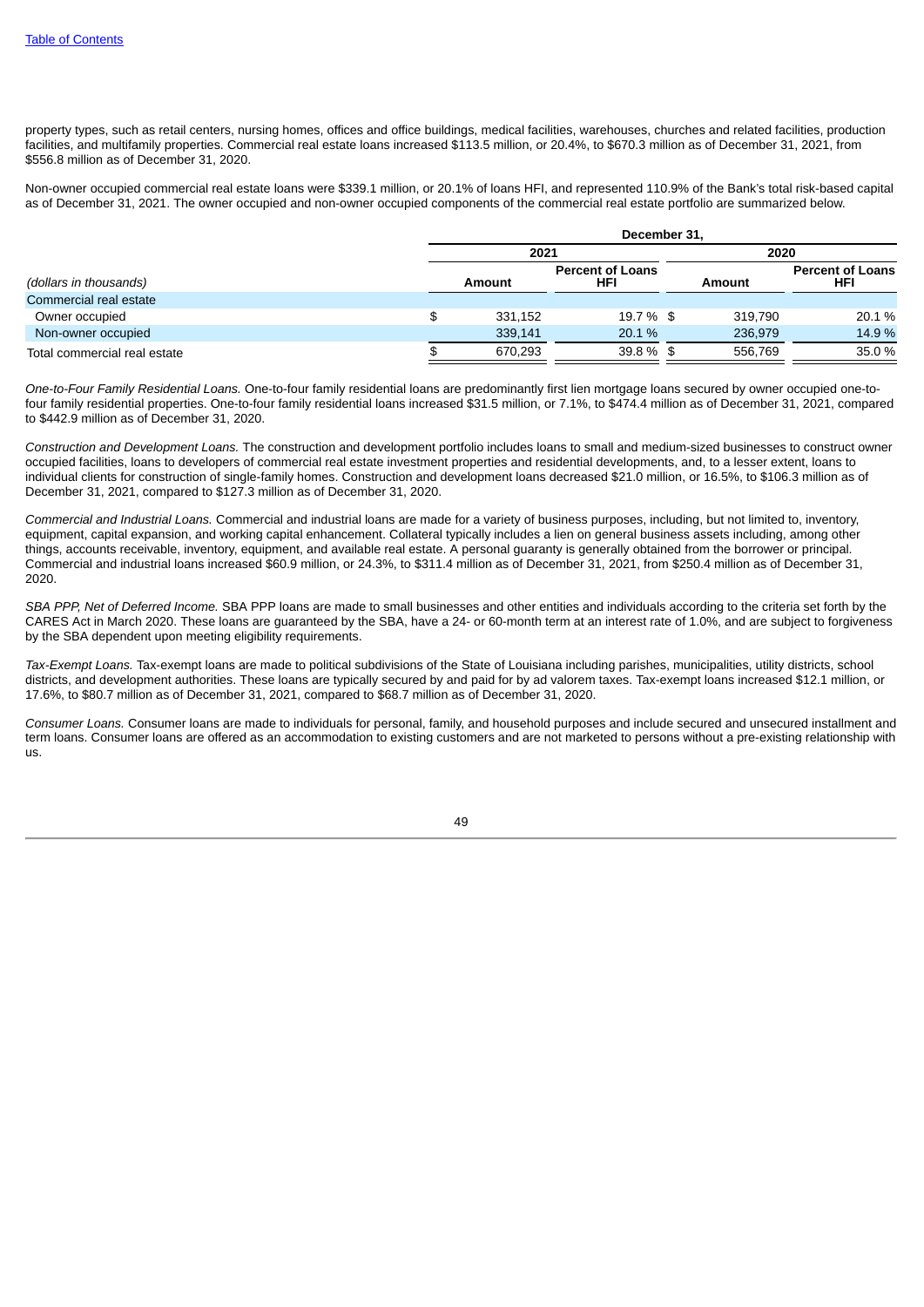property types, such as retail centers, nursing homes, offices and office buildings, medical facilities, warehouses, churches and related facilities, production facilities, and multifamily properties. Commercial real estate loans increased $113.5 million, or 20.4%, to $670.3 million as of December 31, 2021, from $556.8 million as of December 31, 2020.

Non-owner occupied commercial real estate loans were $339.1 million, or 20.1% of loans HFI, and represented 110.9% of the Bank's total risk-based capital as of December 31, 2021. The owner occupied and non-owner occupied components of the commercial real estate portfolio are summarized below.

| | December 31, | | | |
|---|---|---|---|---|
| | 2021 | | 2020 | |
| *(dollars in thousands)* | Amount | Percent of Loans HFI | Amount | Percent of Loans HFI |
| Commercial real estate | | | | |
| Owner occupied | $ 331,152 | 19.7 % | $ 319,790 | 20.1 % |
| Non-owner occupied | 339,141 | 20.1 % | 236,979 | 14.9 % |
| Total commercial real estate | $ 670,293 | 39.8 % | $ 556,769 | 35.0 % |

*One-to-Four Family Residential Loans.* One-to-four family residential loans are predominantly first lien mortgage loans secured by owner occupied one-to-four family residential properties. One-to-four family residential loans increased $31.5 million, or 7.1%, to $474.4 million as of December 31, 2021, compared to $442.9 million as of December 31, 2020.

*Construction and Development Loans.* The construction and development portfolio includes loans to small and medium-sized businesses to construct owner occupied facilities, loans to developers of commercial real estate investment properties and residential developments, and, to a lesser extent, loans to individual clients for construction of single-family homes. Construction and development loans decreased $21.0 million, or 16.5%, to $106.3 million as of December 31, 2021, compared to $127.3 million as of December 31, 2020.

*Commercial and Industrial Loans.* Commercial and industrial loans are made for a variety of business purposes, including, but not limited to, inventory, equipment, capital expansion, and working capital enhancement. Collateral typically includes a lien on general business assets including, among other things, accounts receivable, inventory, equipment, and available real estate. A personal guaranty is generally obtained from the borrower or principal. Commercial and industrial loans increased $60.9 million, or 24.3%, to $311.4 million as of December 31, 2021, from $250.4 million as of December 31, 2020.

*SBA PPP, Net of Deferred Income.* SBA PPP loans are made to small businesses and other entities and individuals according to the criteria set forth by the CARES Act in March 2020. These loans are guaranteed by the SBA, have a 24- or 60-month term at an interest rate of 1.0%, and are subject to forgiveness by the SBA dependent upon meeting eligibility requirements.

*Tax-Exempt Loans.* Tax-exempt loans are made to political subdivisions of the State of Louisiana including parishes, municipalities, utility districts, school districts, and development authorities. These loans are typically secured by and paid for by ad valorem taxes. Tax-exempt loans increased $12.1 million, or 17.6%, to $80.7 million as of December 31, 2021, compared to $68.7 million as of December 31, 2020.

*Consumer Loans.* Consumer loans are made to individuals for personal, family, and household purposes and include secured and unsecured installment and term loans. Consumer loans are offered as an accommodation to existing customers and are not marketed to persons without a pre-existing relationship with us.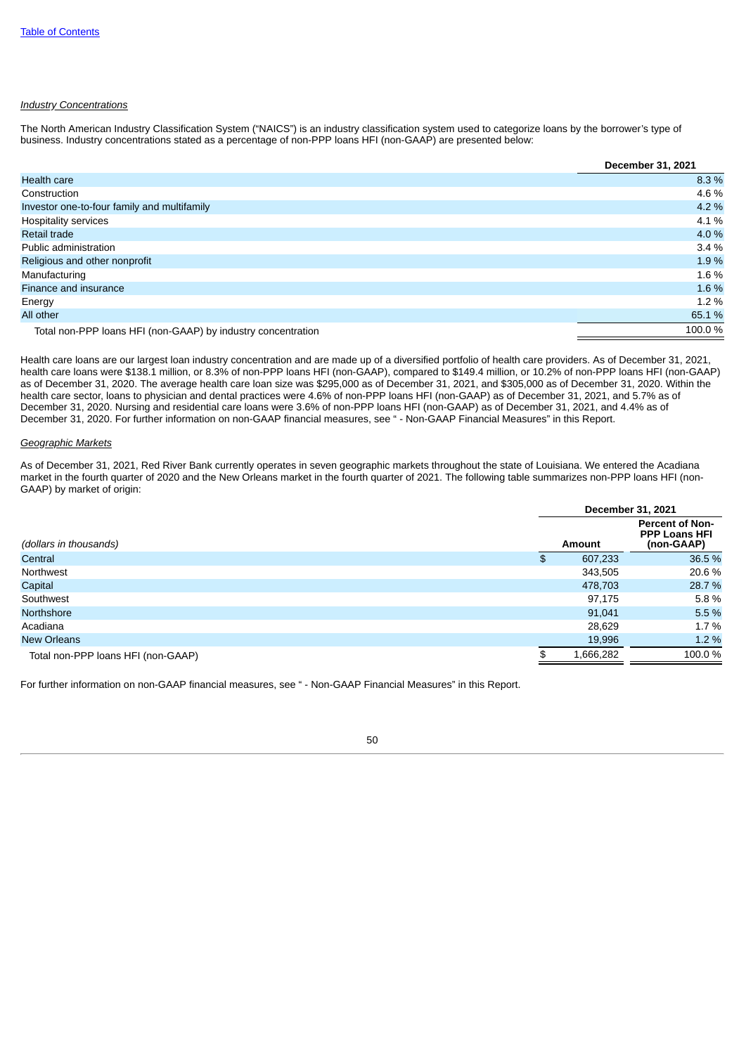*Industry Concentrations*

The North American Industry Classification System ("NAICS") is an industry classification system used to categorize loans by the borrower's type of business. Industry concentrations stated as a percentage of non-PPP loans HFI (non-GAAP) are presented below:

| | December 31, 2021 |
|---|---|
| Health care | 8.3 % |
| Construction | 4.6 % |
| Investor one-to-four family and multifamily | 4.2 % |
| Hospitality services | 4.1 % |
| Retail trade | 4.0 % |
| Public administration | 3.4 % |
| Religious and other nonprofit | 1.9 % |
| Manufacturing | 1.6 % |
| Finance and insurance | 1.6 % |
| Energy | 1.2 % |
| All other | 65.1 % |
| Total non-PPP loans HFI (non-GAAP) by industry concentration | 100.0 % |

Health care loans are our largest loan industry concentration and are made up of a diversified portfolio of health care providers. As of December 31, 2021, health care loans were $138.1 million, or 8.3% of non-PPP loans HFI (non-GAAP), compared to $149.4 million, or 10.2% of non-PPP loans HFI (non-GAAP) as of December 31, 2020. The average health care loan size was $295,000 as of December 31, 2021, and $305,000 as of December 31, 2020. Within the health care sector, loans to physician and dental practices were 4.6% of non-PPP loans HFI (non-GAAP) as of December 31, 2021, and 5.7% as of December 31, 2020. Nursing and residential care loans were 3.6% of non-PPP loans HFI (non-GAAP) as of December 31, 2021, and 4.4% as of December 31, 2020. For further information on non-GAAP financial measures, see " - Non-GAAP Financial Measures" in this Report.

*Geographic Markets*

As of December 31, 2021, Red River Bank currently operates in seven geographic markets throughout the state of Louisiana. We entered the Acadiana market in the fourth quarter of 2020 and the New Orleans market in the fourth quarter of 2021. The following table summarizes non-PPP loans HFI (non-GAAP) by market of origin:

| | December 31, 2021 | |
|---|---|---|
| *(dollars in thousands)* | Amount | Percent of Non-PPP Loans HFI (non-GAAP) |
| Central | $ 607,233 | 36.5 % |
| Northwest | 343,505 | 20.6 % |
| Capital | 478,703 | 28.7 % |
| Southwest | 97,175 | 5.8 % |
| Northshore | 91,041 | 5.5 % |
| Acadiana | 28,629 | 1.7 % |
| New Orleans | 19,996 | 1.2 % |
| Total non-PPP loans HFI (non-GAAP) | $ 1,666,282 | 100.0 % |

For further information on non-GAAP financial measures, see " - Non-GAAP Financial Measures" in this Report.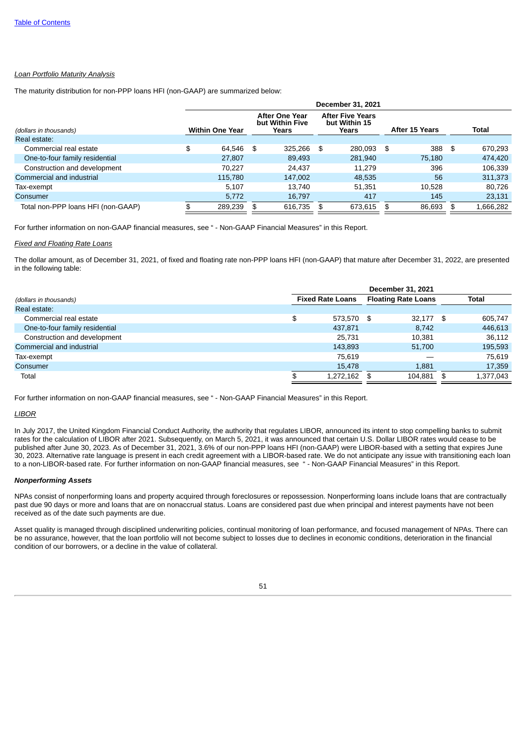[Table of Contents](#)

*Loan Portfolio Maturity Analysis*

The maturity distribution for non-PPP loans HFI (non-GAAP) are summarized below:

| | December 31, 2021 | | | | |
|---|---|---|---|---|---|
| *(dollars in thousands)* | Within One Year | After One Year but Within Five Years | After Five Years but Within 15 Years | After 15 Years | Total |
| Real estate: | | | | | |
| Commercial real estate | $ 64,546 | $ 325,266 | $ 280,093 | $ 388 | $ 670,293 |
| One-to-four family residential | 27,807 | 89,493 | 281,940 | 75,180 | 474,420 |
| Construction and development | 70,227 | 24,437 | 11,279 | 396 | 106,339 |
| Commercial and industrial | 115,780 | 147,002 | 48,535 | 56 | 311,373 |
| Tax-exempt | 5,107 | 13,740 | 51,351 | 10,528 | 80,726 |
| Consumer | 5,772 | 16,797 | 417 | 145 | 23,131 |
| Total non-PPP loans HFI (non-GAAP) | $ 289,239 | $ 616,735 | $ 673,615 | $ 86,693 | $ 1,666,282 |

For further information on non-GAAP financial measures, see " - Non-GAAP Financial Measures" in this Report.

*Fixed and Floating Rate Loans*

The dollar amount, as of December 31, 2021, of fixed and floating rate non-PPP loans HFI (non-GAAP) that mature after December 31, 2022, are presented in the following table:

| | December 31, 2021 | | |
|---|---|---|---|
| *(dollars in thousands)* | Fixed Rate Loans | Floating Rate Loans | Total |
| Real estate: | | | |
| Commercial real estate | $ 573,570 | $ 32,177 | $ 605,747 |
| One-to-four family residential | 437,871 | 8,742 | 446,613 |
| Construction and development | 25,731 | 10,381 | 36,112 |
| Commercial and industrial | 143,893 | 51,700 | 195,593 |
| Tax-exempt | 75,619 | — | 75,619 |
| Consumer | 15,478 | 1,881 | 17,359 |
| Total | $ 1,272,162 | $ 104,881 | $ 1,377,043 |

For further information on non-GAAP financial measures, see " - Non-GAAP Financial Measures" in this Report.

*LIBOR*

In July 2017, the United Kingdom Financial Conduct Authority, the authority that regulates LIBOR, announced its intent to stop compelling banks to submit rates for the calculation of LIBOR after 2021. Subsequently, on March 5, 2021, it was announced that certain U.S. Dollar LIBOR rates would cease to be published after June 30, 2023. As of December 31, 2021, 3.6% of our non-PPP loans HFI (non-GAAP) were LIBOR-based with a setting that expires June 30, 2023. Alternative rate language is present in each credit agreement with a LIBOR-based rate. We do not anticipate any issue with transitioning each loan to a non-LIBOR-based rate. For further information on non-GAAP financial measures, see " - Non-GAAP Financial Measures" in this Report.

***Nonperforming Assets***

NPAs consist of nonperforming loans and property acquired through foreclosures or repossession. Nonperforming loans include loans that are contractually past due 90 days or more and loans that are on nonaccrual status. Loans are considered past due when principal and interest payments have not been received as of the date such payments are due.

Asset quality is managed through disciplined underwriting policies, continual monitoring of loan performance, and focused management of NPAs. There can be no assurance, however, that the loan portfolio will not become subject to losses due to declines in economic conditions, deterioration in the financial condition of our borrowers, or a decline in the value of collateral.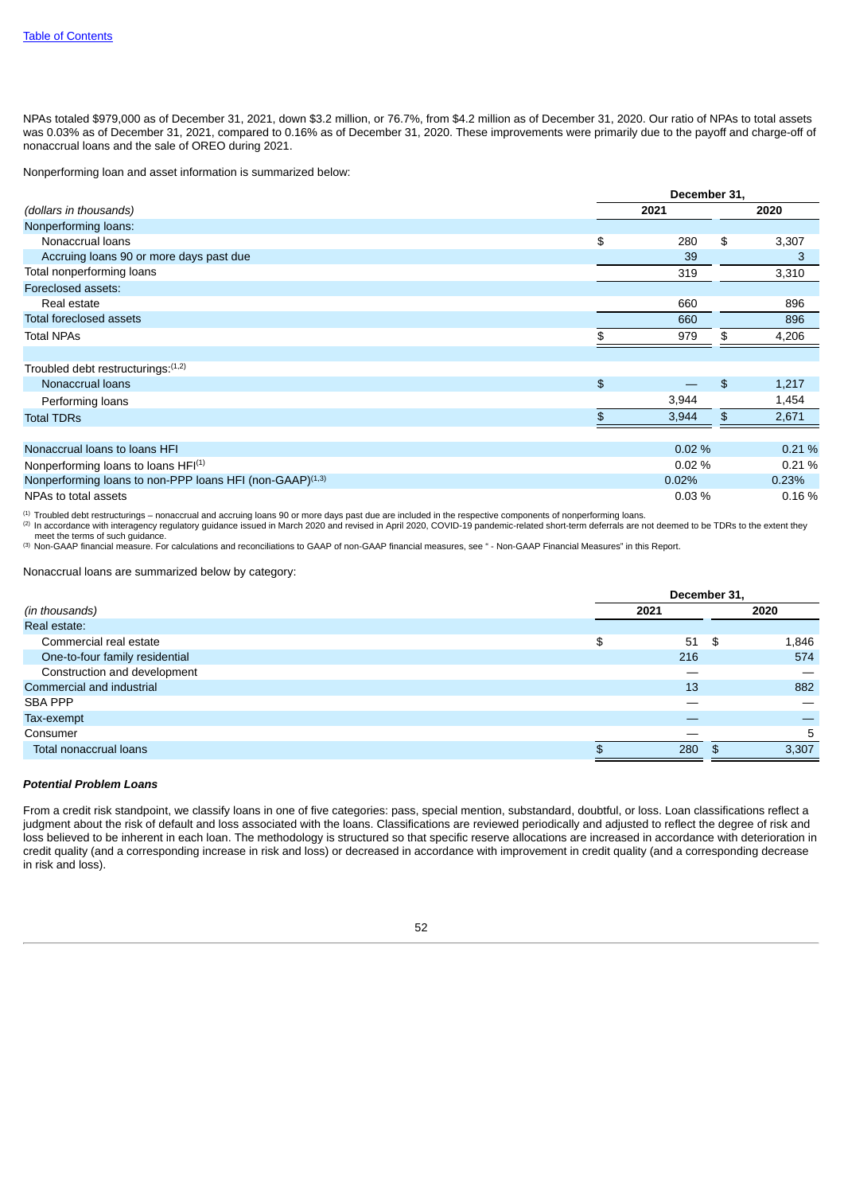NPAs totaled $979,000 as of December 31, 2021, down $3.2 million, or 76.7%, from $4.2 million as of December 31, 2020. Our ratio of NPAs to total assets was 0.03% as of December 31, 2021, compared to 0.16% as of December 31, 2020. These improvements were primarily due to the payoff and charge-off of nonaccrual loans and the sale of OREO during 2021.

Nonperforming loan and asset information is summarized below:

| (dollars in thousands) | December 31, 2021 | December 31, 2020 |
|---|---|---|
| Nonperforming loans: | | |
| Nonaccrual loans | $ 280 | $ 3,307 |
| Accruing loans 90 or more days past due | 39 | 3 |
| Total nonperforming loans | 319 | 3,310 |
| Foreclosed assets: | | |
| Real estate | 660 | 896 |
| Total foreclosed assets | 660 | 896 |
| Total NPAs | $ 979 | $ 4,206 |
| | | |
| Troubled debt restructurings:[1,2] | | |
| Nonaccrual loans | $ — | $ 1,217 |
| Performing loans | 3,944 | 1,454 |
| Total TDRs | $ 3,944 | $ 2,671 |
| | | |
| Nonaccrual loans to loans HFI | 0.02 % | 0.21 % |
| Nonperforming loans to loans HFI[1] | 0.02 % | 0.21 % |
| Nonperforming loans to non-PPP loans HFI (non-GAAP)[1,3] | 0.02% | 0.23% |
| NPAs to total assets | 0.03 % | 0.16 % |

[1] Troubled debt restructurings – nonaccrual and accruing loans 90 or more days past due are included in the respective components of nonperforming loans.
[2] In accordance with interagency regulatory guidance issued in March 2020 and revised in April 2020, COVID-19 pandemic-related short-term deferrals are not deemed to be TDRs to the extent they meet the terms of such guidance.
[3] Non-GAAP financial measure. For calculations and reconciliations to GAAP of non-GAAP financial measures, see " - Non-GAAP Financial Measures" in this Report.

Nonaccrual loans are summarized below by category:

| (in thousands) | December 31, 2021 | December 31, 2020 |
|---|---|---|
| Real estate: | | |
| Commercial real estate | $ 51 | $ 1,846 |
| One-to-four family residential | 216 | 574 |
| Construction and development | — | — |
| Commercial and industrial | 13 | 882 |
| SBA PPP | — | — |
| Tax-exempt | — | — |
| Consumer | — | 5 |
| Total nonaccrual loans | $ 280 | $ 3,307 |

***Potential Problem Loans***

From a credit risk standpoint, we classify loans in one of five categories: pass, special mention, substandard, doubtful, or loss. Loan classifications reflect a judgment about the risk of default and loss associated with the loans. Classifications are reviewed periodically and adjusted to reflect the degree of risk and loss believed to be inherent in each loan. The methodology is structured so that specific reserve allocations are increased in accordance with deterioration in credit quality (and a corresponding increase in risk and loss) or decreased in accordance with improvement in credit quality (and a corresponding decrease in risk and loss).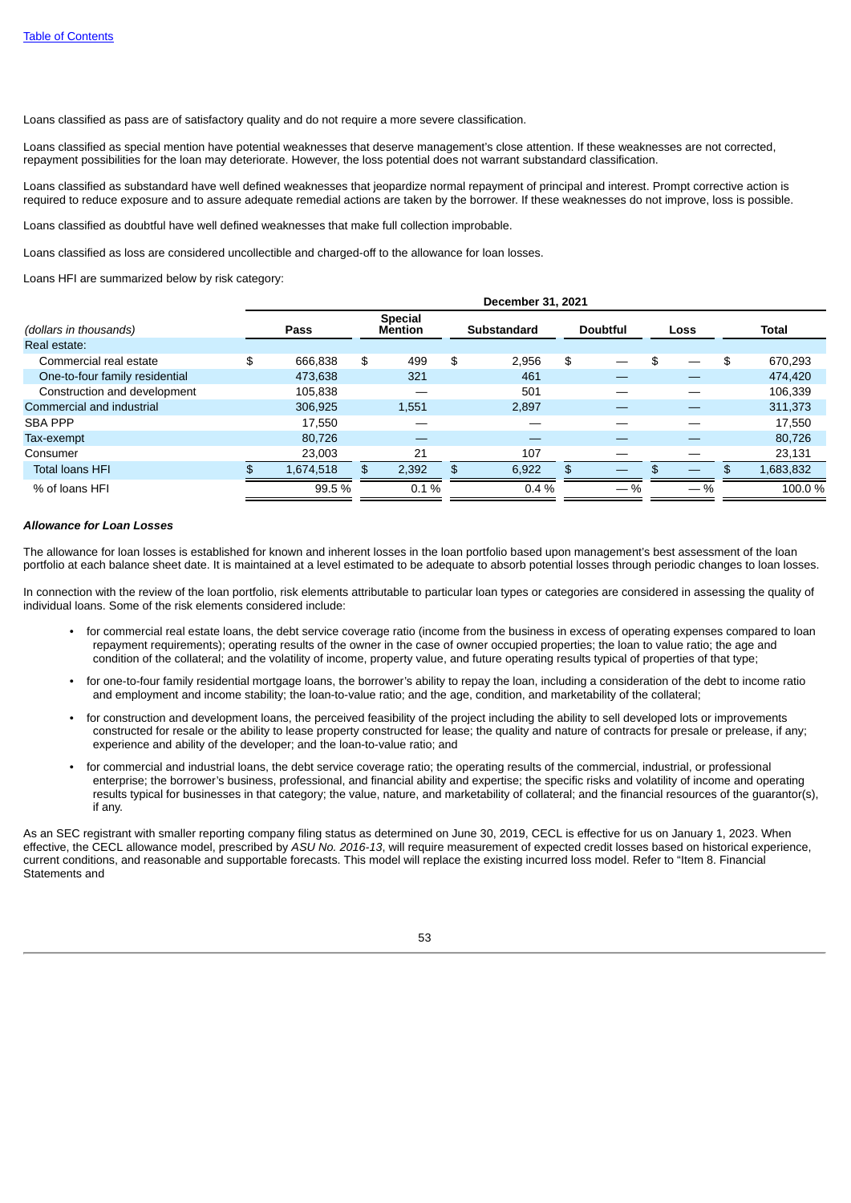Loans classified as pass are of satisfactory quality and do not require a more severe classification.

Loans classified as special mention have potential weaknesses that deserve management's close attention. If these weaknesses are not corrected, repayment possibilities for the loan may deteriorate. However, the loss potential does not warrant substandard classification.

Loans classified as substandard have well defined weaknesses that jeopardize normal repayment of principal and interest. Prompt corrective action is required to reduce exposure and to assure adequate remedial actions are taken by the borrower. If these weaknesses do not improve, loss is possible.

Loans classified as doubtful have well defined weaknesses that make full collection improbable.

Loans classified as loss are considered uncollectible and charged-off to the allowance for loan losses.

Loans HFI are summarized below by risk category:

| | December 31, 2021 | | | | | |
|---|---|---|---|---|---|---|
| *(dollars in thousands)* | Pass | Special Mention | Substandard | Doubtful | Loss | Total |
| Real estate: | | | | | | |
| Commercial real estate | $ 666,838 | $ 499 | $ 2,956 | $ — | $ — | $ 670,293 |
| One-to-four family residential | 473,638 | 321 | 461 | — | — | 474,420 |
| Construction and development | 105,838 | — | 501 | — | — | 106,339 |
| Commercial and industrial | 306,925 | 1,551 | 2,897 | — | — | 311,373 |
| SBA PPP | 17,550 | — | — | — | — | 17,550 |
| Tax-exempt | 80,726 | — | — | — | — | 80,726 |
| Consumer | 23,003 | 21 | 107 | — | — | 23,131 |
| Total loans HFI | $ 1,674,518 | $ 2,392 | $ 6,922 | $ — | $ — | $ 1,683,832 |
| % of loans HFI | 99.5 % | 0.1 % | 0.4 % | — % | — % | 100.0 % |

***Allowance for Loan Losses***

The allowance for loan losses is established for known and inherent losses in the loan portfolio based upon management's best assessment of the loan portfolio at each balance sheet date. It is maintained at a level estimated to be adequate to absorb potential losses through periodic changes to loan losses.

In connection with the review of the loan portfolio, risk elements attributable to particular loan types or categories are considered in assessing the quality of individual loans. Some of the risk elements considered include:

- for commercial real estate loans, the debt service coverage ratio (income from the business in excess of operating expenses compared to loan repayment requirements); operating results of the owner in the case of owner occupied properties; the loan to value ratio; the age and condition of the collateral; and the volatility of income, property value, and future operating results typical of properties of that type;
- for one-to-four family residential mortgage loans, the borrower's ability to repay the loan, including a consideration of the debt to income ratio and employment and income stability; the loan-to-value ratio; and the age, condition, and marketability of the collateral;
- for construction and development loans, the perceived feasibility of the project including the ability to sell developed lots or improvements constructed for resale or the ability to lease property constructed for lease; the quality and nature of contracts for presale or prelease, if any; experience and ability of the developer; and the loan-to-value ratio; and
- for commercial and industrial loans, the debt service coverage ratio; the operating results of the commercial, industrial, or professional enterprise; the borrower's business, professional, and financial ability and expertise; the specific risks and volatility of income and operating results typical for businesses in that category; the value, nature, and marketability of collateral; and the financial resources of the guarantor(s), if any.

As an SEC registrant with smaller reporting company filing status as determined on June 30, 2019, CECL is effective for us on January 1, 2023. When effective, the CECL allowance model, prescribed by *ASU No. 2016-13*, will require measurement of expected credit losses based on historical experience, current conditions, and reasonable and supportable forecasts. This model will replace the existing incurred loss model. Refer to "Item 8. Financial Statements and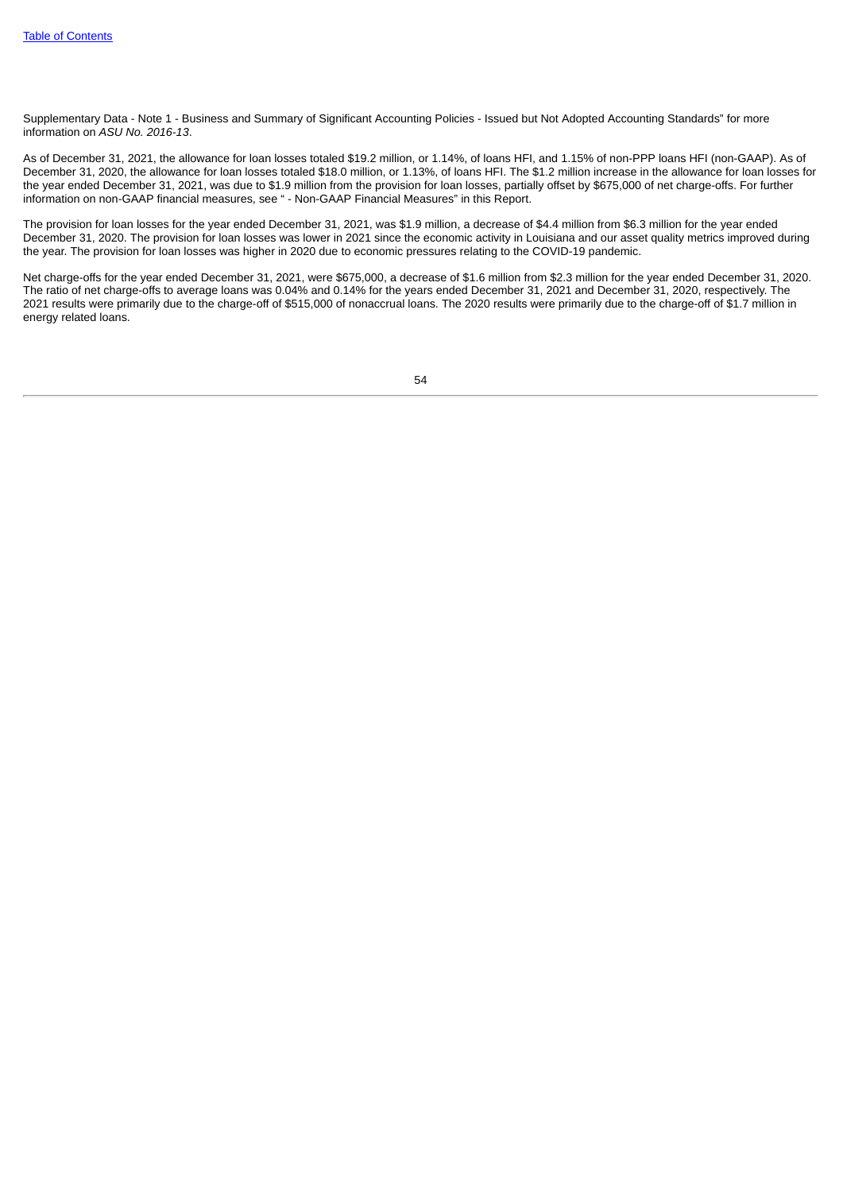Supplementary Data - Note 1 - Business and Summary of Significant Accounting Policies - Issued but Not Adopted Accounting Standards" for more information on *ASU No. 2016-13*.

As of December 31, 2021, the allowance for loan losses totaled $19.2 million, or 1.14%, of loans HFI, and 1.15% of non-PPP loans HFI (non-GAAP). As of December 31, 2020, the allowance for loan losses totaled $18.0 million, or 1.13%, of loans HFI. The $1.2 million increase in the allowance for loan losses for the year ended December 31, 2021, was due to $1.9 million from the provision for loan losses, partially offset by $675,000 of net charge-offs. For further information on non-GAAP financial measures, see " - Non-GAAP Financial Measures" in this Report.

The provision for loan losses for the year ended December 31, 2021, was $1.9 million, a decrease of $4.4 million from $6.3 million for the year ended December 31, 2020. The provision for loan losses was lower in 2021 since the economic activity in Louisiana and our asset quality metrics improved during the year. The provision for loan losses was higher in 2020 due to economic pressures relating to the COVID-19 pandemic.

Net charge-offs for the year ended December 31, 2021, were $675,000, a decrease of $1.6 million from $2.3 million for the year ended December 31, 2020. The ratio of net charge-offs to average loans was 0.04% and 0.14% for the years ended December 31, 2021 and December 31, 2020, respectively. The 2021 results were primarily due to the charge-off of $515,000 of nonaccrual loans. The 2020 results were primarily due to the charge-off of $1.7 million in energy related loans.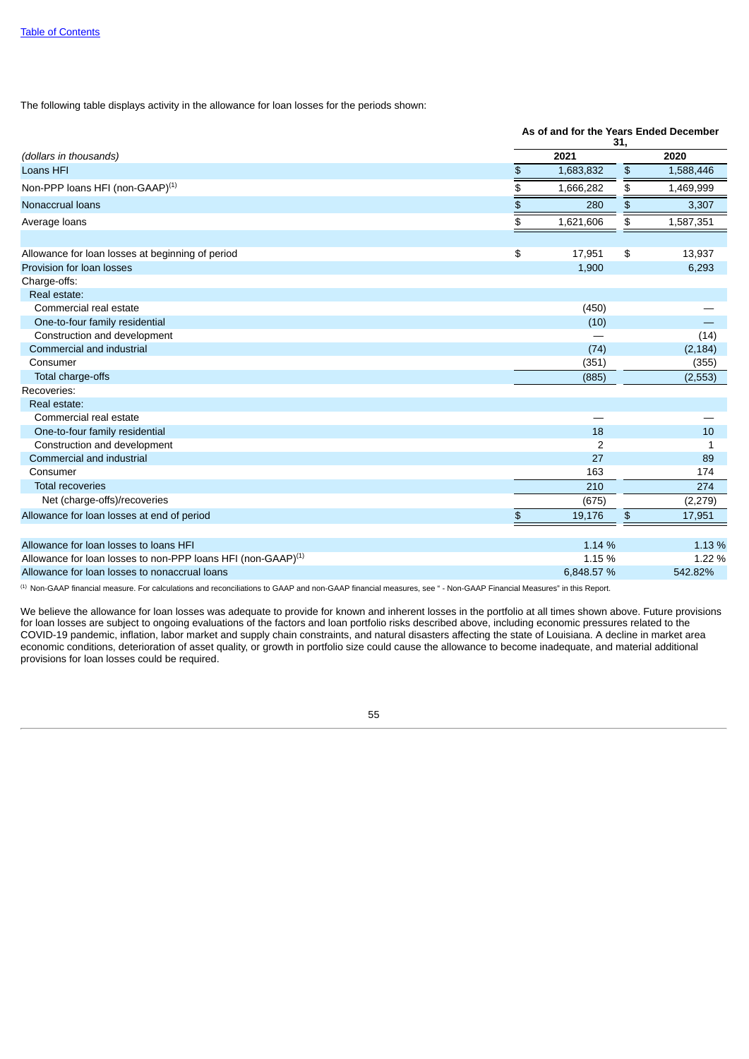The following table displays activity in the allowance for loan losses for the periods shown:

| | As of and for the Years Ended December 31, | |
|---|---|---|
| *(dollars in thousands)* | 2021 | 2020 |
| Loans HFI | $ 1,683,832 | $ 1,588,446 |
| Non-PPP loans HFI (non-GAAP)[1] | $ 1,666,282 | $ 1,469,999 |
| Nonaccrual loans | $ 280 | $ 3,307 |
| Average loans | $ 1,621,606 | $ 1,587,351 |
| | | |
| Allowance for loan losses at beginning of period | $ 17,951 | $ 13,937 |
| Provision for loan losses | 1,900 | 6,293 |
| Charge-offs: | | |
| Real estate: | | |
| Commercial real estate | (450) | — |
| One-to-four family residential | (10) | — |
| Construction and development | — | (14) |
| Commercial and industrial | (74) | (2,184) |
| Consumer | (351) | (355) |
| Total charge-offs | (885) | (2,553) |
| Recoveries: | | |
| Real estate: | | |
| Commercial real estate | — | — |
| One-to-four family residential | 18 | 10 |
| Construction and development | 2 | 1 |
| Commercial and industrial | 27 | 89 |
| Consumer | 163 | 174 |
| Total recoveries | 210 | 274 |
| Net (charge-offs)/recoveries | (675) | (2,279) |
| Allowance for loan losses at end of period | $ 19,176 | $ 17,951 |
| | | |
| Allowance for loan losses to loans HFI | 1.14 % | 1.13 % |
| Allowance for loan losses to non-PPP loans HFI (non-GAAP)[1] | 1.15 % | 1.22 % |
| Allowance for loan losses to nonaccrual loans | 6,848.57 % | 542.82% |

[1] Non-GAAP financial measure. For calculations and reconciliations to GAAP and non-GAAP financial measures, see " - Non-GAAP Financial Measures" in this Report.

We believe the allowance for loan losses was adequate to provide for known and inherent losses in the portfolio at all times shown above. Future provisions for loan losses are subject to ongoing evaluations of the factors and loan portfolio risks described above, including economic pressures related to the COVID-19 pandemic, inflation, labor market and supply chain constraints, and natural disasters affecting the state of Louisiana. A decline in market area economic conditions, deterioration of asset quality, or growth in portfolio size could cause the allowance to become inadequate, and material additional provisions for loan losses could be required.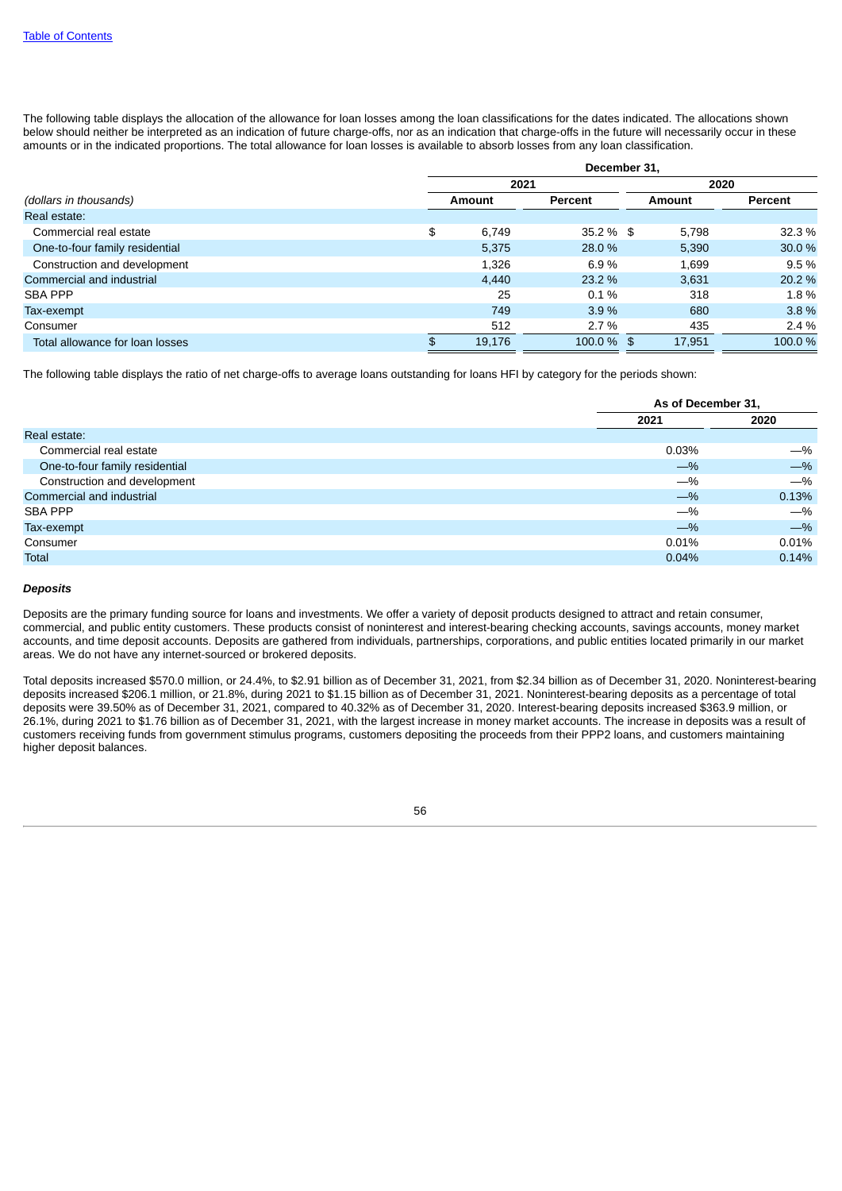The following table displays the allocation of the allowance for loan losses among the loan classifications for the dates indicated. The allocations shown below should neither be interpreted as an indication of future charge-offs, nor as an indication that charge-offs in the future will necessarily occur in these amounts or in the indicated proportions. The total allowance for loan losses is available to absorb losses from any loan classification.

| | December 31, | | | |
|---|---|---|---|---|
| | 2021 | | 2020 | |
| *(dollars in thousands)* | Amount | Percent | Amount | Percent |
| Real estate: | | | | |
| Commercial real estate | $ 6,749 | 35.2 % | $ 5,798 | 32.3 % |
| One-to-four family residential | 5,375 | 28.0 % | 5,390 | 30.0 % |
| Construction and development | 1,326 | 6.9 % | 1,699 | 9.5 % |
| Commercial and industrial | 4,440 | 23.2 % | 3,631 | 20.2 % |
| SBA PPP | 25 | 0.1 % | 318 | 1.8 % |
| Tax-exempt | 749 | 3.9 % | 680 | 3.8 % |
| Consumer | 512 | 2.7 % | 435 | 2.4 % |
| Total allowance for loan losses | $ 19,176 | 100.0 % | $ 17,951 | 100.0 % |

The following table displays the ratio of net charge-offs to average loans outstanding for loans HFI by category for the periods shown:

| | As of December 31, | |
|---|---|---|
| | 2021 | 2020 |
| Real estate: | | |
| Commercial real estate | 0.03% | —% |
| One-to-four family residential | —% | —% |
| Construction and development | —% | —% |
| Commercial and industrial | —% | 0.13% |
| SBA PPP | —% | —% |
| Tax-exempt | —% | —% |
| Consumer | 0.01% | 0.01% |
| Total | 0.04% | 0.14% |

***Deposits***

Deposits are the primary funding source for loans and investments. We offer a variety of deposit products designed to attract and retain consumer, commercial, and public entity customers. These products consist of noninterest and interest-bearing checking accounts, savings accounts, money market accounts, and time deposit accounts. Deposits are gathered from individuals, partnerships, corporations, and public entities located primarily in our market areas. We do not have any internet-sourced or brokered deposits.

Total deposits increased $570.0 million, or 24.4%, to $2.91 billion as of December 31, 2021, from $2.34 billion as of December 31, 2020. Noninterest-bearing deposits increased $206.1 million, or 21.8%, during 2021 to $1.15 billion as of December 31, 2021. Noninterest-bearing deposits as a percentage of total deposits were 39.50% as of December 31, 2021, compared to 40.32% as of December 31, 2020. Interest-bearing deposits increased $363.9 million, or 26.1%, during 2021 to $1.76 billion as of December 31, 2021, with the largest increase in money market accounts. The increase in deposits was a result of customers receiving funds from government stimulus programs, customers depositing the proceeds from their PPP2 loans, and customers maintaining higher deposit balances.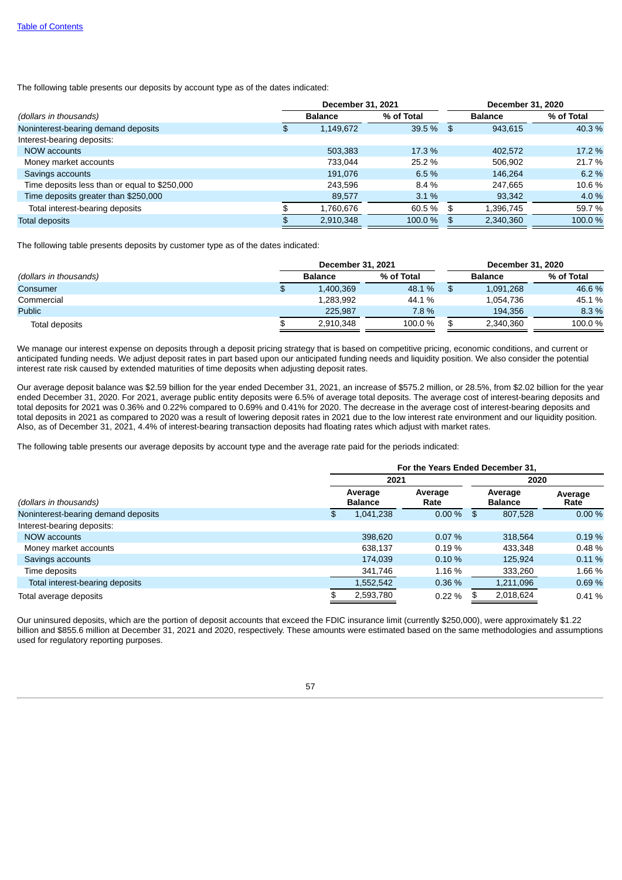The following table presents our deposits by account type as of the dates indicated:

| (dollars in thousands) | December 31, 2021 | | December 31, 2020 | |
|---|---|---|---|---|
| | Balance | % of Total | Balance | % of Total |
| Noninterest-bearing demand deposits | $ 1,149,672 | 39.5 % | $ 943,615 | 40.3 % |
| Interest-bearing deposits: | | | | |
| NOW accounts | 503,383 | 17.3 % | 402,572 | 17.2 % |
| Money market accounts | 733,044 | 25.2 % | 506,902 | 21.7 % |
| Savings accounts | 191,076 | 6.5 % | 146,264 | 6.2 % |
| Time deposits less than or equal to $250,000 | 243,596 | 8.4 % | 247,665 | 10.6 % |
| Time deposits greater than $250,000 | 89,577 | 3.1 % | 93,342 | 4.0 % |
| Total interest-bearing deposits | $ 1,760,676 | 60.5 % | $ 1,396,745 | 59.7 % |
| Total deposits | $ 2,910,348 | 100.0 % | $ 2,340,360 | 100.0 % |

The following table presents deposits by customer type as of the dates indicated:

| (dollars in thousands) | December 31, 2021 | | December 31, 2020 | |
|---|---|---|---|---|
| | Balance | % of Total | Balance | % of Total |
| Consumer | $ 1,400,369 | 48.1 % | $ 1,091,268 | 46.6 % |
| Commercial | 1,283,992 | 44.1 % | 1,054,736 | 45.1 % |
| Public | 225,987 | 7.8 % | 194,356 | 8.3 % |
| Total deposits | $ 2,910,348 | 100.0 % | $ 2,340,360 | 100.0 % |

We manage our interest expense on deposits through a deposit pricing strategy that is based on competitive pricing, economic conditions, and current or anticipated funding needs. We adjust deposit rates in part based upon our anticipated funding needs and liquidity position. We also consider the potential interest rate risk caused by extended maturities of time deposits when adjusting deposit rates.

Our average deposit balance was $2.59 billion for the year ended December 31, 2021, an increase of $575.2 million, or 28.5%, from $2.02 billion for the year ended December 31, 2020. For 2021, average public entity deposits were 6.5% of average total deposits. The average cost of interest-bearing deposits and total deposits for 2021 was 0.36% and 0.22% compared to 0.69% and 0.41% for 2020. The decrease in the average cost of interest-bearing deposits and total deposits in 2021 as compared to 2020 was a result of lowering deposit rates in 2021 due to the low interest rate environment and our liquidity position. Also, as of December 31, 2021, 4.4% of interest-bearing transaction deposits had floating rates which adjust with market rates.

The following table presents our average deposits by account type and the average rate paid for the periods indicated:

| (dollars in thousands) | For the Years Ended December 31, | | | |
|---|---|---|---|---|
| | 2021 | | 2020 | |
| | Average Balance | Average Rate | Average Balance | Average Rate |
| Noninterest-bearing demand deposits | $ 1,041,238 | 0.00 % | $ 807,528 | 0.00 % |
| Interest-bearing deposits: | | | | |
| NOW accounts | 398,620 | 0.07 % | 318,564 | 0.19 % |
| Money market accounts | 638,137 | 0.19 % | 433,348 | 0.48 % |
| Savings accounts | 174,039 | 0.10 % | 125,924 | 0.11 % |
| Time deposits | 341,746 | 1.16 % | 333,260 | 1.66 % |
| Total interest-bearing deposits | 1,552,542 | 0.36 % | 1,211,096 | 0.69 % |
| Total average deposits | $ 2,593,780 | 0.22 % | $ 2,018,624 | 0.41 % |

Our uninsured deposits, which are the portion of deposit accounts that exceed the FDIC insurance limit (currently $250,000), were approximately $1.22 billion and $855.6 million at December 31, 2021 and 2020, respectively. These amounts were estimated based on the same methodologies and assumptions used for regulatory reporting purposes.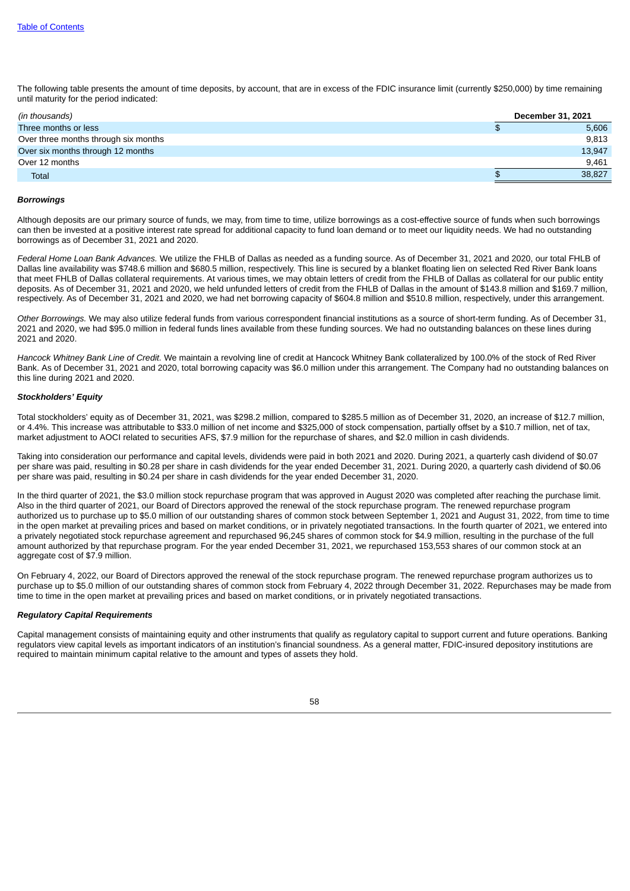The following table presents the amount of time deposits, by account, that are in excess of the FDIC insurance limit (currently $250,000) by time remaining until maturity for the period indicated:

| *(in thousands)* | December 31, 2021 |
|---|---|
| Three months or less | $ 5,606 |
| Over three months through six months | 9,813 |
| Over six months through 12 months | 13,947 |
| Over 12 months | 9,461 |
| Total | $ 38,827 |

***Borrowings***

Although deposits are our primary source of funds, we may, from time to time, utilize borrowings as a cost-effective source of funds when such borrowings can then be invested at a positive interest rate spread for additional capacity to fund loan demand or to meet our liquidity needs. We had no outstanding borrowings as of December 31, 2021 and 2020.

*Federal Home Loan Bank Advances.* We utilize the FHLB of Dallas as needed as a funding source. As of December 31, 2021 and 2020, our total FHLB of Dallas line availability was $748.6 million and $680.5 million, respectively. This line is secured by a blanket floating lien on selected Red River Bank loans that meet FHLB of Dallas collateral requirements. At various times, we may obtain letters of credit from the FHLB of Dallas as collateral for our public entity deposits. As of December 31, 2021 and 2020, we held unfunded letters of credit from the FHLB of Dallas in the amount of $143.8 million and $169.7 million, respectively. As of December 31, 2021 and 2020, we had net borrowing capacity of $604.8 million and $510.8 million, respectively, under this arrangement.

*Other Borrowings.* We may also utilize federal funds from various correspondent financial institutions as a source of short-term funding. As of December 31, 2021 and 2020, we had $95.0 million in federal funds lines available from these funding sources. We had no outstanding balances on these lines during 2021 and 2020.

*Hancock Whitney Bank Line of Credit.* We maintain a revolving line of credit at Hancock Whitney Bank collateralized by 100.0% of the stock of Red River Bank. As of December 31, 2021 and 2020, total borrowing capacity was $6.0 million under this arrangement. The Company had no outstanding balances on this line during 2021 and 2020.

***Stockholders' Equity***

Total stockholders' equity as of December 31, 2021, was $298.2 million, compared to $285.5 million as of December 31, 2020, an increase of $12.7 million, or 4.4%. This increase was attributable to $33.0 million of net income and $325,000 of stock compensation, partially offset by a $10.7 million, net of tax, market adjustment to AOCI related to securities AFS, $7.9 million for the repurchase of shares, and $2.0 million in cash dividends.

Taking into consideration our performance and capital levels, dividends were paid in both 2021 and 2020. During 2021, a quarterly cash dividend of $0.07 per share was paid, resulting in $0.28 per share in cash dividends for the year ended December 31, 2021. During 2020, a quarterly cash dividend of $0.06 per share was paid, resulting in $0.24 per share in cash dividends for the year ended December 31, 2020.

In the third quarter of 2021, the $3.0 million stock repurchase program that was approved in August 2020 was completed after reaching the purchase limit. Also in the third quarter of 2021, our Board of Directors approved the renewal of the stock repurchase program. The renewed repurchase program authorized us to purchase up to $5.0 million of our outstanding shares of common stock between September 1, 2021 and August 31, 2022, from time to time in the open market at prevailing prices and based on market conditions, or in privately negotiated transactions. In the fourth quarter of 2021, we entered into a privately negotiated stock repurchase agreement and repurchased 96,245 shares of common stock for $4.9 million, resulting in the purchase of the full amount authorized by that repurchase program. For the year ended December 31, 2021, we repurchased 153,553 shares of our common stock at an aggregate cost of $7.9 million.

On February 4, 2022, our Board of Directors approved the renewal of the stock repurchase program. The renewed repurchase program authorizes us to purchase up to $5.0 million of our outstanding shares of common stock from February 4, 2022 through December 31, 2022. Repurchases may be made from time to time in the open market at prevailing prices and based on market conditions, or in privately negotiated transactions.

***Regulatory Capital Requirements***

Capital management consists of maintaining equity and other instruments that qualify as regulatory capital to support current and future operations. Banking regulators view capital levels as important indicators of an institution's financial soundness. As a general matter, FDIC-insured depository institutions are required to maintain minimum capital relative to the amount and types of assets they hold.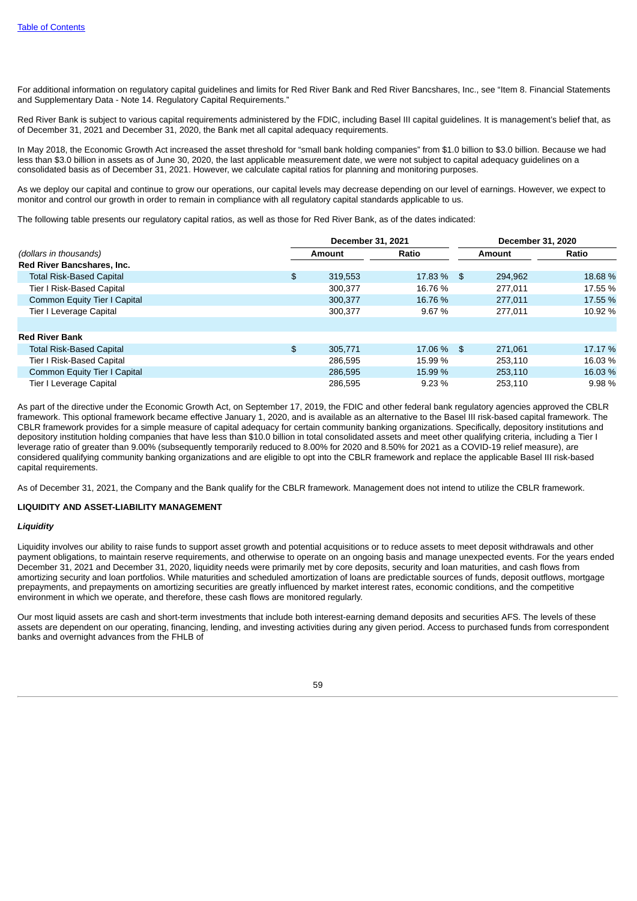[Table of Contents](#)

For additional information on regulatory capital guidelines and limits for Red River Bank and Red River Bancshares, Inc., see "Item 8. Financial Statements and Supplementary Data - Note 14. Regulatory Capital Requirements."

Red River Bank is subject to various capital requirements administered by the FDIC, including Basel III capital guidelines. It is management's belief that, as of December 31, 2021 and December 31, 2020, the Bank met all capital adequacy requirements.

In May 2018, the Economic Growth Act increased the asset threshold for "small bank holding companies" from $1.0 billion to $3.0 billion. Because we had less than $3.0 billion in assets as of June 30, 2020, the last applicable measurement date, we were not subject to capital adequacy guidelines on a consolidated basis as of December 31, 2021. However, we calculate capital ratios for planning and monitoring purposes.

As we deploy our capital and continue to grow our operations, our capital levels may decrease depending on our level of earnings. However, we expect to monitor and control our growth in order to remain in compliance with all regulatory capital standards applicable to us.

The following table presents our regulatory capital ratios, as well as those for Red River Bank, as of the dates indicated:

| | December 31, 2021 | | December 31, 2020 | |
|---|---|---|---|---|
| *(dollars in thousands)* | Amount | Ratio | Amount | Ratio |
| **Red River Bancshares, Inc.** | | | | |
| Total Risk-Based Capital | $ 319,553 | 17.83 % | $ 294,962 | 18.68 % |
| Tier I Risk-Based Capital | 300,377 | 16.76 % | 277,011 | 17.55 % |
| Common Equity Tier I Capital | 300,377 | 16.76 % | 277,011 | 17.55 % |
| Tier I Leverage Capital | 300,377 | 9.67 % | 277,011 | 10.92 % |
| | | | | |
| **Red River Bank** | | | | |
| Total Risk-Based Capital | $ 305,771 | 17.06 % | $ 271,061 | 17.17 % |
| Tier I Risk-Based Capital | 286,595 | 15.99 % | 253,110 | 16.03 % |
| Common Equity Tier I Capital | 286,595 | 15.99 % | 253,110 | 16.03 % |
| Tier I Leverage Capital | 286,595 | 9.23 % | 253,110 | 9.98 % |

As part of the directive under the Economic Growth Act, on September 17, 2019, the FDIC and other federal bank regulatory agencies approved the CBLR framework. This optional framework became effective January 1, 2020, and is available as an alternative to the Basel III risk-based capital framework. The CBLR framework provides for a simple measure of capital adequacy for certain community banking organizations. Specifically, depository institutions and depository institution holding companies that have less than $10.0 billion in total consolidated assets and meet other qualifying criteria, including a Tier I leverage ratio of greater than 9.00% (subsequently temporarily reduced to 8.00% for 2020 and 8.50% for 2021 as a COVID-19 relief measure), are considered qualifying community banking organizations and are eligible to opt into the CBLR framework and replace the applicable Basel III risk-based capital requirements.

As of December 31, 2021, the Company and the Bank qualify for the CBLR framework. Management does not intend to utilize the CBLR framework.

**LIQUIDITY AND ASSET-LIABILITY MANAGEMENT**

***Liquidity***

Liquidity involves our ability to raise funds to support asset growth and potential acquisitions or to reduce assets to meet deposit withdrawals and other payment obligations, to maintain reserve requirements, and otherwise to operate on an ongoing basis and manage unexpected events. For the years ended December 31, 2021 and December 31, 2020, liquidity needs were primarily met by core deposits, security and loan maturities, and cash flows from amortizing security and loan portfolios. While maturities and scheduled amortization of loans are predictable sources of funds, deposit outflows, mortgage prepayments, and prepayments on amortizing securities are greatly influenced by market interest rates, economic conditions, and the competitive environment in which we operate, and therefore, these cash flows are monitored regularly.

Our most liquid assets are cash and short-term investments that include both interest-earning demand deposits and securities AFS. The levels of these assets are dependent on our operating, financing, lending, and investing activities during any given period. Access to purchased funds from correspondent banks and overnight advances from the FHLB of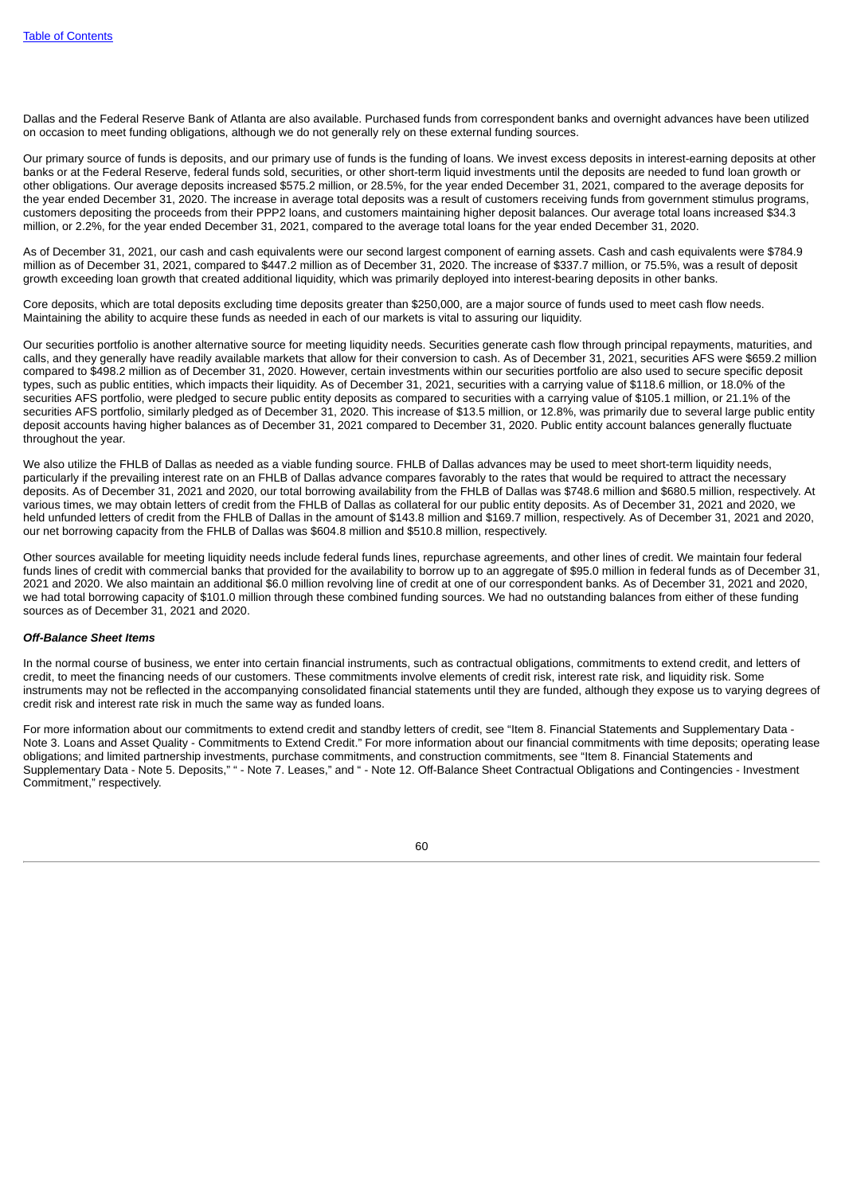Dallas and the Federal Reserve Bank of Atlanta are also available. Purchased funds from correspondent banks and overnight advances have been utilized on occasion to meet funding obligations, although we do not generally rely on these external funding sources.

Our primary source of funds is deposits, and our primary use of funds is the funding of loans. We invest excess deposits in interest-earning deposits at other banks or at the Federal Reserve, federal funds sold, securities, or other short-term liquid investments until the deposits are needed to fund loan growth or other obligations. Our average deposits increased $575.2 million, or 28.5%, for the year ended December 31, 2021, compared to the average deposits for the year ended December 31, 2020. The increase in average total deposits was a result of customers receiving funds from government stimulus programs, customers depositing the proceeds from their PPP2 loans, and customers maintaining higher deposit balances. Our average total loans increased $34.3 million, or 2.2%, for the year ended December 31, 2021, compared to the average total loans for the year ended December 31, 2020.

As of December 31, 2021, our cash and cash equivalents were our second largest component of earning assets. Cash and cash equivalents were $784.9 million as of December 31, 2021, compared to $447.2 million as of December 31, 2020. The increase of $337.7 million, or 75.5%, was a result of deposit growth exceeding loan growth that created additional liquidity, which was primarily deployed into interest-bearing deposits in other banks.

Core deposits, which are total deposits excluding time deposits greater than $250,000, are a major source of funds used to meet cash flow needs. Maintaining the ability to acquire these funds as needed in each of our markets is vital to assuring our liquidity.

Our securities portfolio is another alternative source for meeting liquidity needs. Securities generate cash flow through principal repayments, maturities, and calls, and they generally have readily available markets that allow for their conversion to cash. As of December 31, 2021, securities AFS were $659.2 million compared to $498.2 million as of December 31, 2020. However, certain investments within our securities portfolio are also used to secure specific deposit types, such as public entities, which impacts their liquidity. As of December 31, 2021, securities with a carrying value of $118.6 million, or 18.0% of the securities AFS portfolio, were pledged to secure public entity deposits as compared to securities with a carrying value of $105.1 million, or 21.1% of the securities AFS portfolio, similarly pledged as of December 31, 2020. This increase of $13.5 million, or 12.8%, was primarily due to several large public entity deposit accounts having higher balances as of December 31, 2021 compared to December 31, 2020. Public entity account balances generally fluctuate throughout the year.

We also utilize the FHLB of Dallas as needed as a viable funding source. FHLB of Dallas advances may be used to meet short-term liquidity needs, particularly if the prevailing interest rate on an FHLB of Dallas advance compares favorably to the rates that would be required to attract the necessary deposits. As of December 31, 2021 and 2020, our total borrowing availability from the FHLB of Dallas was $748.6 million and $680.5 million, respectively. At various times, we may obtain letters of credit from the FHLB of Dallas as collateral for our public entity deposits. As of December 31, 2021 and 2020, we held unfunded letters of credit from the FHLB of Dallas in the amount of $143.8 million and $169.7 million, respectively. As of December 31, 2021 and 2020, our net borrowing capacity from the FHLB of Dallas was $604.8 million and $510.8 million, respectively.

Other sources available for meeting liquidity needs include federal funds lines, repurchase agreements, and other lines of credit. We maintain four federal funds lines of credit with commercial banks that provided for the availability to borrow up to an aggregate of $95.0 million in federal funds as of December 31, 2021 and 2020. We also maintain an additional $6.0 million revolving line of credit at one of our correspondent banks. As of December 31, 2021 and 2020, we had total borrowing capacity of $101.0 million through these combined funding sources. We had no outstanding balances from either of these funding sources as of December 31, 2021 and 2020.

***Off-Balance Sheet Items***

In the normal course of business, we enter into certain financial instruments, such as contractual obligations, commitments to extend credit, and letters of credit, to meet the financing needs of our customers. These commitments involve elements of credit risk, interest rate risk, and liquidity risk. Some instruments may not be reflected in the accompanying consolidated financial statements until they are funded, although they expose us to varying degrees of credit risk and interest rate risk in much the same way as funded loans.

For more information about our commitments to extend credit and standby letters of credit, see "Item 8. Financial Statements and Supplementary Data - Note 3. Loans and Asset Quality - Commitments to Extend Credit." For more information about our financial commitments with time deposits; operating lease obligations; and limited partnership investments, purchase commitments, and construction commitments, see "Item 8. Financial Statements and Supplementary Data - Note 5. Deposits," " - Note 7. Leases," and " - Note 12. Off-Balance Sheet Contractual Obligations and Contingencies - Investment Commitment," respectively.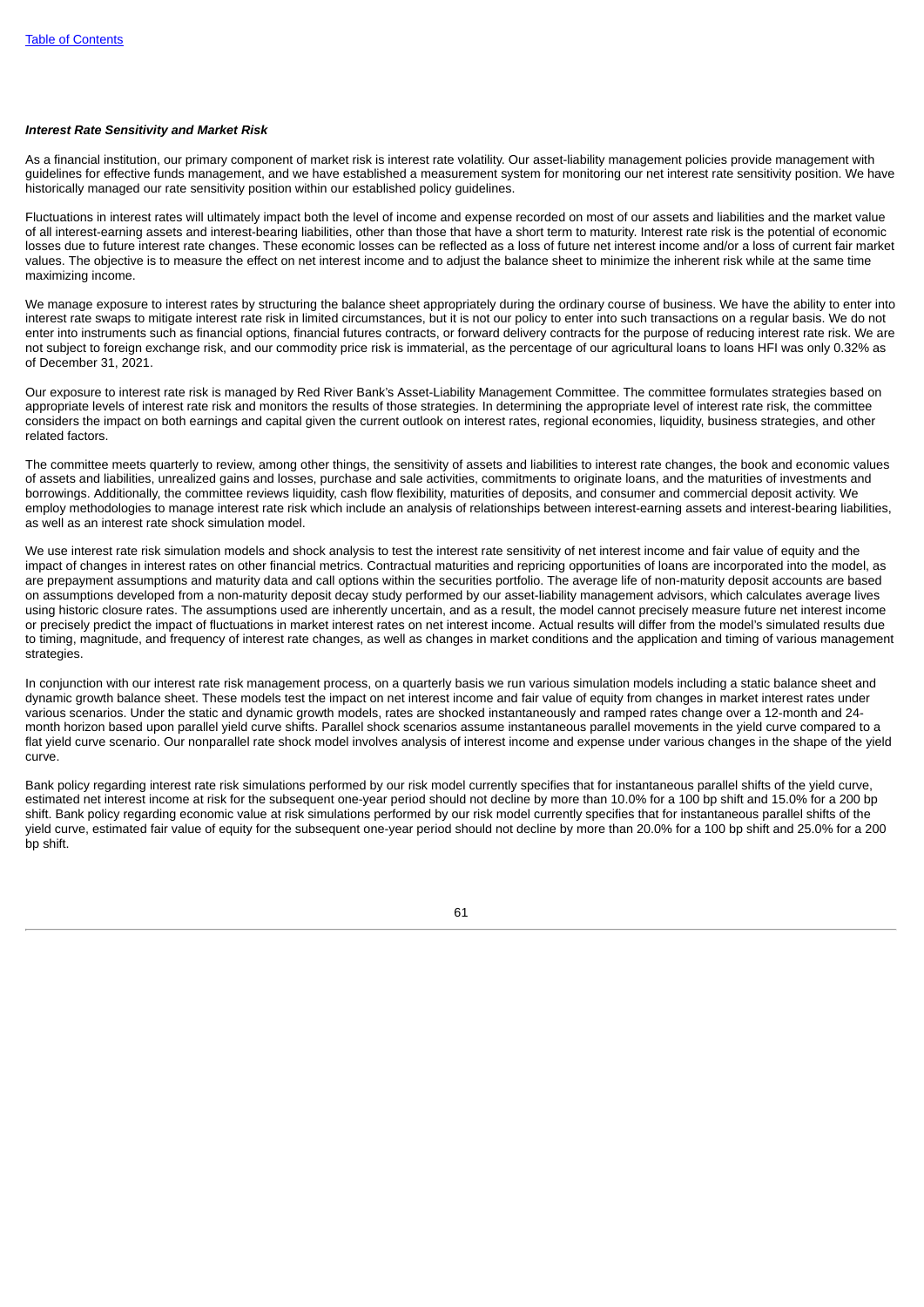### *Interest Rate Sensitivity and Market Risk*

As a financial institution, our primary component of market risk is interest rate volatility. Our asset-liability management policies provide management with guidelines for effective funds management, and we have established a measurement system for monitoring our net interest rate sensitivity position. We have historically managed our rate sensitivity position within our established policy guidelines.

Fluctuations in interest rates will ultimately impact both the level of income and expense recorded on most of our assets and liabilities and the market value of all interest-earning assets and interest-bearing liabilities, other than those that have a short term to maturity. Interest rate risk is the potential of economic losses due to future interest rate changes. These economic losses can be reflected as a loss of future net interest income and/or a loss of current fair market values. The objective is to measure the effect on net interest income and to adjust the balance sheet to minimize the inherent risk while at the same time maximizing income.

We manage exposure to interest rates by structuring the balance sheet appropriately during the ordinary course of business. We have the ability to enter into interest rate swaps to mitigate interest rate risk in limited circumstances, but it is not our policy to enter into such transactions on a regular basis. We do not enter into instruments such as financial options, financial futures contracts, or forward delivery contracts for the purpose of reducing interest rate risk. We are not subject to foreign exchange risk, and our commodity price risk is immaterial, as the percentage of our agricultural loans to loans HFI was only 0.32% as of December 31, 2021.

Our exposure to interest rate risk is managed by Red River Bank's Asset-Liability Management Committee. The committee formulates strategies based on appropriate levels of interest rate risk and monitors the results of those strategies. In determining the appropriate level of interest rate risk, the committee considers the impact on both earnings and capital given the current outlook on interest rates, regional economies, liquidity, business strategies, and other related factors.

The committee meets quarterly to review, among other things, the sensitivity of assets and liabilities to interest rate changes, the book and economic values of assets and liabilities, unrealized gains and losses, purchase and sale activities, commitments to originate loans, and the maturities of investments and borrowings. Additionally, the committee reviews liquidity, cash flow flexibility, maturities of deposits, and consumer and commercial deposit activity. We employ methodologies to manage interest rate risk which include an analysis of relationships between interest-earning assets and interest-bearing liabilities, as well as an interest rate shock simulation model.

We use interest rate risk simulation models and shock analysis to test the interest rate sensitivity of net interest income and fair value of equity and the impact of changes in interest rates on other financial metrics. Contractual maturities and repricing opportunities of loans are incorporated into the model, as are prepayment assumptions and maturity data and call options within the securities portfolio. The average life of non-maturity deposit accounts are based on assumptions developed from a non-maturity deposit decay study performed by our asset-liability management advisors, which calculates average lives using historic closure rates. The assumptions used are inherently uncertain, and as a result, the model cannot precisely measure future net interest income or precisely predict the impact of fluctuations in market interest rates on net interest income. Actual results will differ from the model's simulated results due to timing, magnitude, and frequency of interest rate changes, as well as changes in market conditions and the application and timing of various management strategies.

In conjunction with our interest rate risk management process, on a quarterly basis we run various simulation models including a static balance sheet and dynamic growth balance sheet. These models test the impact on net interest income and fair value of equity from changes in market interest rates under various scenarios. Under the static and dynamic growth models, rates are shocked instantaneously and ramped rates change over a 12-month and 24-month horizon based upon parallel yield curve shifts. Parallel shock scenarios assume instantaneous parallel movements in the yield curve compared to a flat yield curve scenario. Our nonparallel rate shock model involves analysis of interest income and expense under various changes in the shape of the yield curve.

Bank policy regarding interest rate risk simulations performed by our risk model currently specifies that for instantaneous parallel shifts of the yield curve, estimated net interest income at risk for the subsequent one-year period should not decline by more than 10.0% for a 100 bp shift and 15.0% for a 200 bp shift. Bank policy regarding economic value at risk simulations performed by our risk model currently specifies that for instantaneous parallel shifts of the yield curve, estimated fair value of equity for the subsequent one-year period should not decline by more than 20.0% for a 100 bp shift and 25.0% for a 200 bp shift.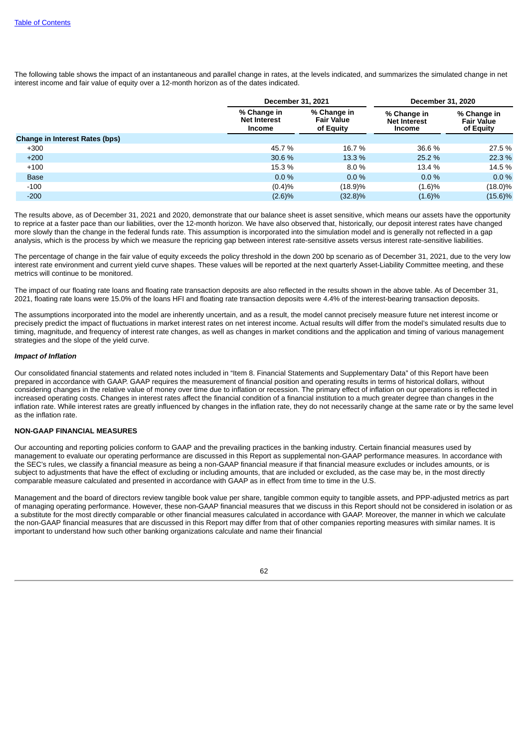[Table of Contents](#)

The following table shows the impact of an instantaneous and parallel change in rates, at the levels indicated, and summarizes the simulated change in net interest income and fair value of equity over a 12-month horizon as of the dates indicated.

| | December 31, 2021 | | December 31, 2020 | |
|---|---|---|---|---|
| | % Change in Net Interest Income | % Change in Fair Value of Equity | % Change in Net Interest Income | % Change in Fair Value of Equity |
| **Change in Interest Rates (bps)** | | | | |
| +300 | 45.7 % | 16.7 % | 36.6 % | 27.5 % |
| +200 | 30.6 % | 13.3 % | 25.2 % | 22.3 % |
| +100 | 15.3 % | 8.0 % | 13.4 % | 14.5 % |
| Base | 0.0 % | 0.0 % | 0.0 % | 0.0 % |
| -100 | (0.4)% | (18.9)% | (1.6)% | (18.0)% |
| -200 | (2.6)% | (32.8)% | (1.6)% | (15.6)% |

The results above, as of December 31, 2021 and 2020, demonstrate that our balance sheet is asset sensitive, which means our assets have the opportunity to reprice at a faster pace than our liabilities, over the 12-month horizon. We have also observed that, historically, our deposit interest rates have changed more slowly than the change in the federal funds rate. This assumption is incorporated into the simulation model and is generally not reflected in a gap analysis, which is the process by which we measure the repricing gap between interest rate-sensitive assets versus interest rate-sensitive liabilities.

The percentage of change in the fair value of equity exceeds the policy threshold in the down 200 bp scenario as of December 31, 2021, due to the very low interest rate environment and current yield curve shapes. These values will be reported at the next quarterly Asset-Liability Committee meeting, and these metrics will continue to be monitored.

The impact of our floating rate loans and floating rate transaction deposits are also reflected in the results shown in the above table. As of December 31, 2021, floating rate loans were 15.0% of the loans HFI and floating rate transaction deposits were 4.4% of the interest-bearing transaction deposits.

The assumptions incorporated into the model are inherently uncertain, and as a result, the model cannot precisely measure future net interest income or precisely predict the impact of fluctuations in market interest rates on net interest income. Actual results will differ from the model's simulated results due to timing, magnitude, and frequency of interest rate changes, as well as changes in market conditions and the application and timing of various management strategies and the slope of the yield curve.

***Impact of Inflation***

Our consolidated financial statements and related notes included in "Item 8. Financial Statements and Supplementary Data" of this Report have been prepared in accordance with GAAP. GAAP requires the measurement of financial position and operating results in terms of historical dollars, without considering changes in the relative value of money over time due to inflation or recession. The primary effect of inflation on our operations is reflected in increased operating costs. Changes in interest rates affect the financial condition of a financial institution to a much greater degree than changes in the inflation rate. While interest rates are greatly influenced by changes in the inflation rate, they do not necessarily change at the same rate or by the same level as the inflation rate.

**NON-GAAP FINANCIAL MEASURES**

Our accounting and reporting policies conform to GAAP and the prevailing practices in the banking industry. Certain financial measures used by management to evaluate our operating performance are discussed in this Report as supplemental non-GAAP performance measures. In accordance with the SEC's rules, we classify a financial measure as being a non-GAAP financial measure if that financial measure excludes or includes amounts, or is subject to adjustments that have the effect of excluding or including amounts, that are included or excluded, as the case may be, in the most directly comparable measure calculated and presented in accordance with GAAP as in effect from time to time in the U.S.

Management and the board of directors review tangible book value per share, tangible common equity to tangible assets, and PPP-adjusted metrics as part of managing operating performance. However, these non-GAAP financial measures that we discuss in this Report should not be considered in isolation or as a substitute for the most directly comparable or other financial measures calculated in accordance with GAAP. Moreover, the manner in which we calculate the non-GAAP financial measures that are discussed in this Report may differ from that of other companies reporting measures with similar names. It is important to understand how such other banking organizations calculate and name their financial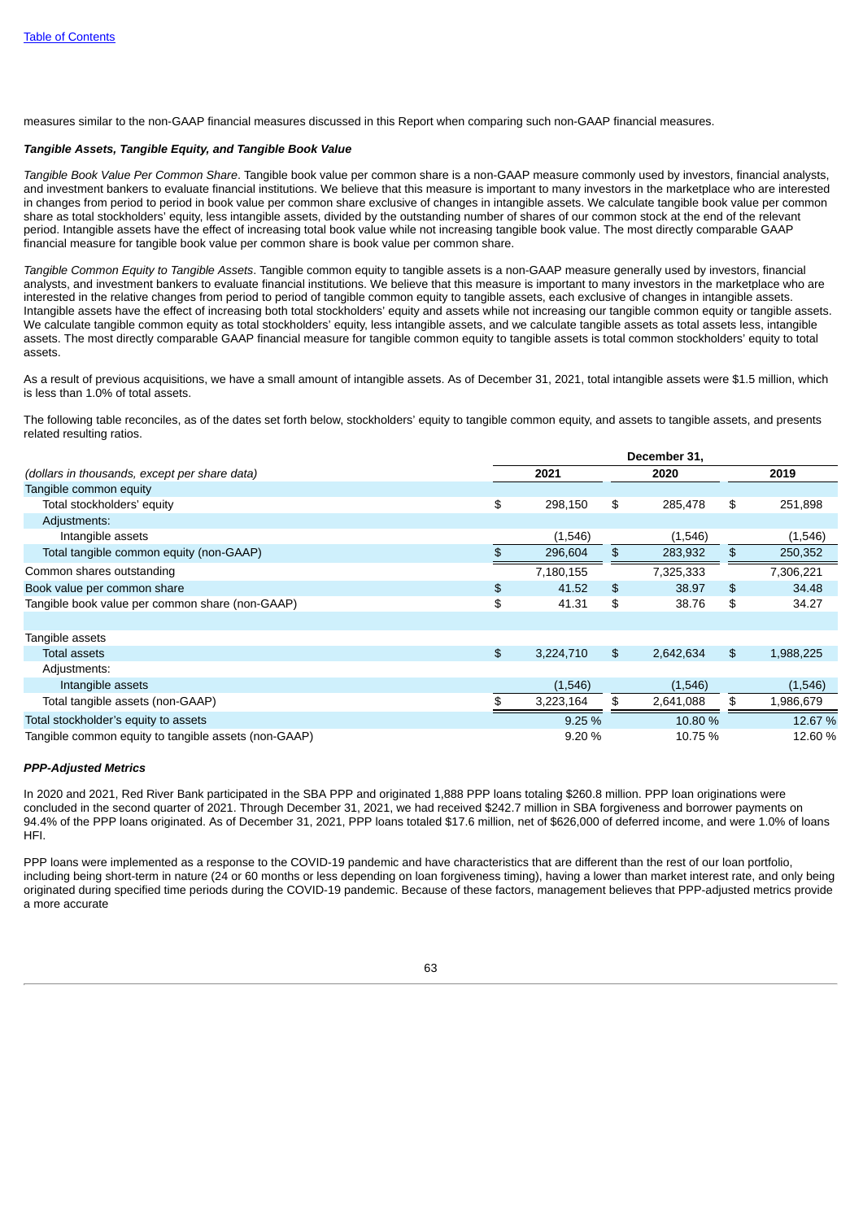measures similar to the non-GAAP financial measures discussed in this Report when comparing such non-GAAP financial measures.

***Tangible Assets, Tangible Equity, and Tangible Book Value***

*Tangible Book Value Per Common Share*. Tangible book value per common share is a non-GAAP measure commonly used by investors, financial analysts, and investment bankers to evaluate financial institutions. We believe that this measure is important to many investors in the marketplace who are interested in changes from period to period in book value per common share exclusive of changes in intangible assets. We calculate tangible book value per common share as total stockholders' equity, less intangible assets, divided by the outstanding number of shares of our common stock at the end of the relevant period. Intangible assets have the effect of increasing total book value while not increasing tangible book value. The most directly comparable GAAP financial measure for tangible book value per common share is book value per common share.

*Tangible Common Equity to Tangible Assets*. Tangible common equity to tangible assets is a non-GAAP measure generally used by investors, financial analysts, and investment bankers to evaluate financial institutions. We believe that this measure is important to many investors in the marketplace who are interested in the relative changes from period to period of tangible common equity to tangible assets, each exclusive of changes in intangible assets. Intangible assets have the effect of increasing both total stockholders' equity and assets while not increasing our tangible common equity or tangible assets. We calculate tangible common equity as total stockholders' equity, less intangible assets, and we calculate tangible assets as total assets less, intangible assets. The most directly comparable GAAP financial measure for tangible common equity to tangible assets is total common stockholders' equity to total assets.

As a result of previous acquisitions, we have a small amount of intangible assets. As of December 31, 2021, total intangible assets were $1.5 million, which is less than 1.0% of total assets.

The following table reconciles, as of the dates set forth below, stockholders' equity to tangible common equity, and assets to tangible assets, and presents related resulting ratios.

| | December 31, | | |
|---|---|---|---|
| *(dollars in thousands, except per share data)* | 2021 | 2020 | 2019 |
| Tangible common equity | | | |
| Total stockholders' equity | $ 298,150 | $ 285,478 | $ 251,898 |
| Adjustments: | | | |
| Intangible assets | (1,546) | (1,546) | (1,546) |
| Total tangible common equity (non-GAAP) | $ 296,604 | $ 283,932 | $ 250,352 |
| Common shares outstanding | 7,180,155 | 7,325,333 | 7,306,221 |
| Book value per common share | $ 41.52 | $ 38.97 | $ 34.48 |
| Tangible book value per common share (non-GAAP) | $ 41.31 | $ 38.76 | $ 34.27 |
| | | | |
| Tangible assets | | | |
| Total assets | $ 3,224,710 | $ 2,642,634 | $ 1,988,225 |
| Adjustments: | | | |
| Intangible assets | (1,546) | (1,546) | (1,546) |
| Total tangible assets (non-GAAP) | $ 3,223,164 | $ 2,641,088 | $ 1,986,679 |
| Total stockholder's equity to assets | 9.25 % | 10.80 % | 12.67 % |
| Tangible common equity to tangible assets (non-GAAP) | 9.20 % | 10.75 % | 12.60 % |

***PPP-Adjusted Metrics***

In 2020 and 2021, Red River Bank participated in the SBA PPP and originated 1,888 PPP loans totaling $260.8 million. PPP loan originations were concluded in the second quarter of 2021. Through December 31, 2021, we had received $242.7 million in SBA forgiveness and borrower payments on 94.4% of the PPP loans originated. As of December 31, 2021, PPP loans totaled $17.6 million, net of $626,000 of deferred income, and were 1.0% of loans HFI.

PPP loans were implemented as a response to the COVID-19 pandemic and have characteristics that are different than the rest of our loan portfolio, including being short-term in nature (24 or 60 months or less depending on loan forgiveness timing), having a lower than market interest rate, and only being originated during specified time periods during the COVID-19 pandemic. Because of these factors, management believes that PPP-adjusted metrics provide a more accurate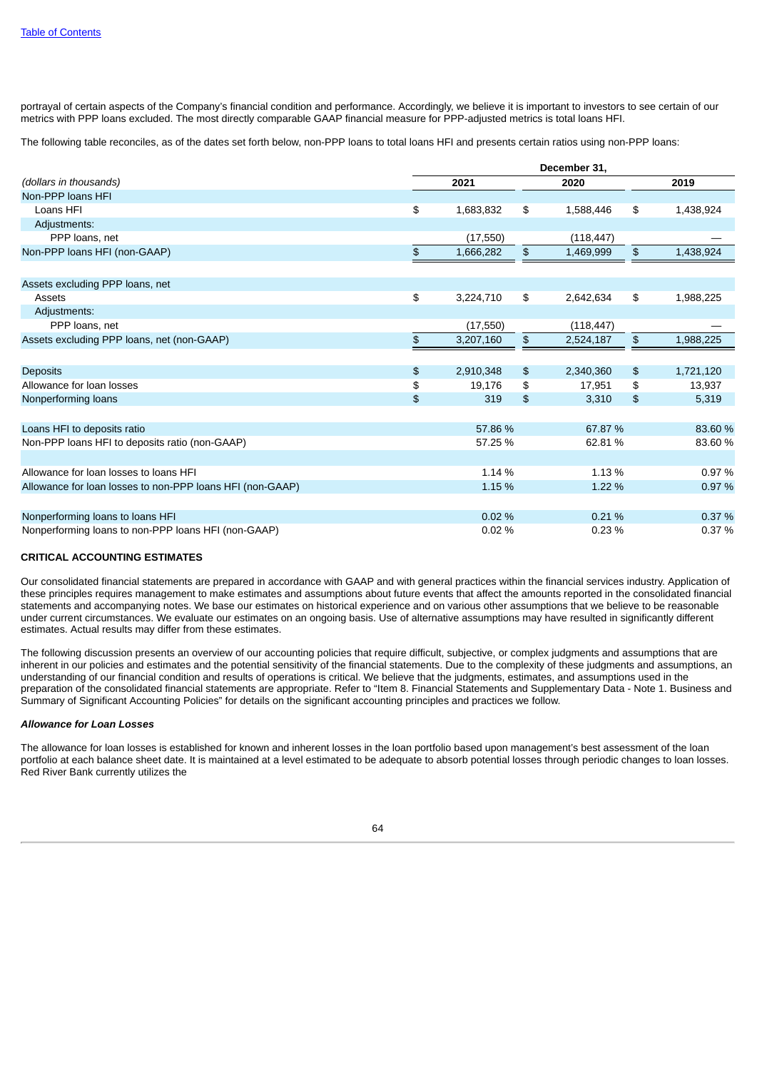portrayal of certain aspects of the Company's financial condition and performance. Accordingly, we believe it is important to investors to see certain of our metrics with PPP loans excluded. The most directly comparable GAAP financial measure for PPP-adjusted metrics is total loans HFI.

The following table reconciles, as of the dates set forth below, non-PPP loans to total loans HFI and presents certain ratios using non-PPP loans:

| | December 31, | | |
|---|---|---|---|
| (dollars in thousands) | 2021 | 2020 | 2019 |
| Non-PPP loans HFI | | | |
| Loans HFI | $ 1,683,832 | $ 1,588,446 | $ 1,438,924 |
| Adjustments: | | | |
| PPP loans, net | (17,550) | (118,447) | — |
| Non-PPP loans HFI (non-GAAP) | $ 1,666,282 | $ 1,469,999 | $ 1,438,924 |
| | | | |
| Assets excluding PPP loans, net | | | |
| Assets | $ 3,224,710 | $ 2,642,634 | $ 1,988,225 |
| Adjustments: | | | |
| PPP loans, net | (17,550) | (118,447) | — |
| Assets excluding PPP loans, net (non-GAAP) | $ 3,207,160 | $ 2,524,187 | $ 1,988,225 |
| | | | |
| Deposits | $ 2,910,348 | $ 2,340,360 | $ 1,721,120 |
| Allowance for loan losses | $ 19,176 | $ 17,951 | $ 13,937 |
| Nonperforming loans | $ 319 | $ 3,310 | $ 5,319 |
| | | | |
| Loans HFI to deposits ratio | 57.86 % | 67.87 % | 83.60 % |
| Non-PPP loans HFI to deposits ratio (non-GAAP) | 57.25 % | 62.81 % | 83.60 % |
| | | | |
| Allowance for loan losses to loans HFI | 1.14 % | 1.13 % | 0.97 % |
| Allowance for loan losses to non-PPP loans HFI (non-GAAP) | 1.15 % | 1.22 % | 0.97 % |
| | | | |
| Nonperforming loans to loans HFI | 0.02 % | 0.21 % | 0.37 % |
| Nonperforming loans to non-PPP loans HFI (non-GAAP) | 0.02 % | 0.23 % | 0.37 % |

## CRITICAL ACCOUNTING ESTIMATES

Our consolidated financial statements are prepared in accordance with GAAP and with general practices within the financial services industry. Application of these principles requires management to make estimates and assumptions about future events that affect the amounts reported in the consolidated financial statements and accompanying notes. We base our estimates on historical experience and on various other assumptions that we believe to be reasonable under current circumstances. We evaluate our estimates on an ongoing basis. Use of alternative assumptions may have resulted in significantly different estimates. Actual results may differ from these estimates.

The following discussion presents an overview of our accounting policies that require difficult, subjective, or complex judgments and assumptions that are inherent in our policies and estimates and the potential sensitivity of the financial statements. Due to the complexity of these judgments and assumptions, an understanding of our financial condition and results of operations is critical. We believe that the judgments, estimates, and assumptions used in the preparation of the consolidated financial statements are appropriate. Refer to "Item 8. Financial Statements and Supplementary Data - Note 1. Business and Summary of Significant Accounting Policies" for details on the significant accounting principles and practices we follow.

***Allowance for Loan Losses***

The allowance for loan losses is established for known and inherent losses in the loan portfolio based upon management's best assessment of the loan portfolio at each balance sheet date. It is maintained at a level estimated to be adequate to absorb potential losses through periodic changes to loan losses. Red River Bank currently utilizes the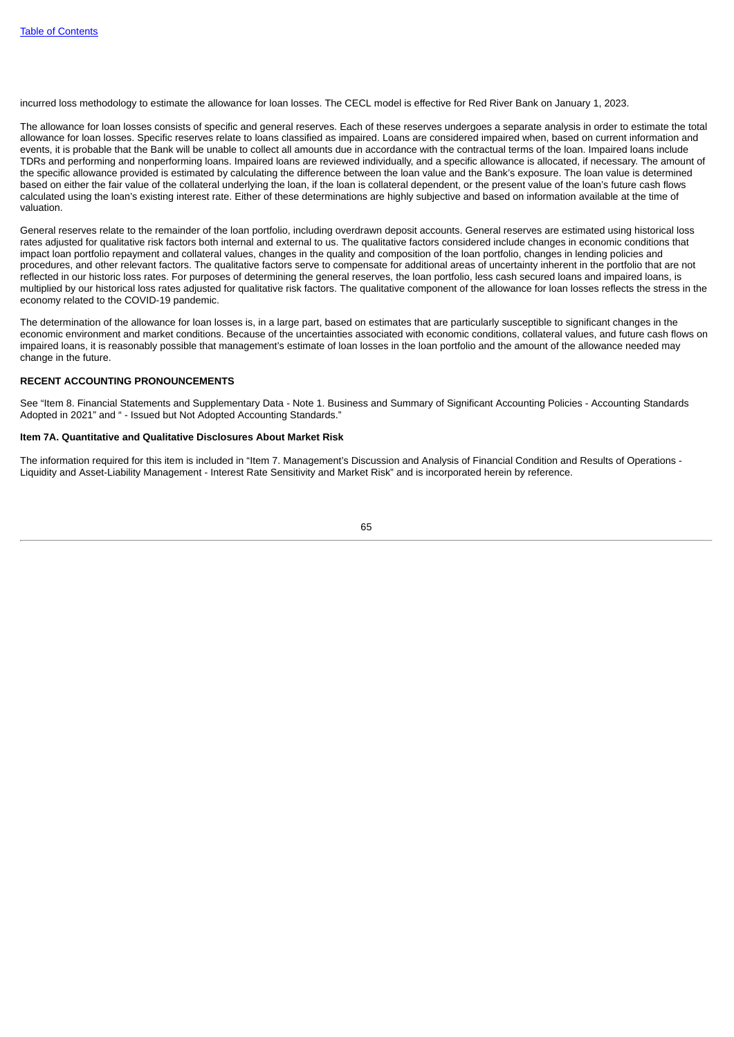incurred loss methodology to estimate the allowance for loan losses. The CECL model is effective for Red River Bank on January 1, 2023.

The allowance for loan losses consists of specific and general reserves. Each of these reserves undergoes a separate analysis in order to estimate the total allowance for loan losses. Specific reserves relate to loans classified as impaired. Loans are considered impaired when, based on current information and events, it is probable that the Bank will be unable to collect all amounts due in accordance with the contractual terms of the loan. Impaired loans include TDRs and performing and nonperforming loans. Impaired loans are reviewed individually, and a specific allowance is allocated, if necessary. The amount of the specific allowance provided is estimated by calculating the difference between the loan value and the Bank's exposure. The loan value is determined based on either the fair value of the collateral underlying the loan, if the loan is collateral dependent, or the present value of the loan's future cash flows calculated using the loan's existing interest rate. Either of these determinations are highly subjective and based on information available at the time of valuation.

General reserves relate to the remainder of the loan portfolio, including overdrawn deposit accounts. General reserves are estimated using historical loss rates adjusted for qualitative risk factors both internal and external to us. The qualitative factors considered include changes in economic conditions that impact loan portfolio repayment and collateral values, changes in the quality and composition of the loan portfolio, changes in lending policies and procedures, and other relevant factors. The qualitative factors serve to compensate for additional areas of uncertainty inherent in the portfolio that are not reflected in our historic loss rates. For purposes of determining the general reserves, the loan portfolio, less cash secured loans and impaired loans, is multiplied by our historical loss rates adjusted for qualitative risk factors. The qualitative component of the allowance for loan losses reflects the stress in the economy related to the COVID-19 pandemic.

The determination of the allowance for loan losses is, in a large part, based on estimates that are particularly susceptible to significant changes in the economic environment and market conditions. Because of the uncertainties associated with economic conditions, collateral values, and future cash flows on impaired loans, it is reasonably possible that management's estimate of loan losses in the loan portfolio and the amount of the allowance needed may change in the future.

## RECENT ACCOUNTING PRONOUNCEMENTS

See "Item 8. Financial Statements and Supplementary Data - Note 1. Business and Summary of Significant Accounting Policies - Accounting Standards Adopted in 2021" and " - Issued but Not Adopted Accounting Standards."

## Item 7A. Quantitative and Qualitative Disclosures About Market Risk

The information required for this item is included in "Item 7. Management's Discussion and Analysis of Financial Condition and Results of Operations - Liquidity and Asset-Liability Management - Interest Rate Sensitivity and Market Risk" and is incorporated herein by reference.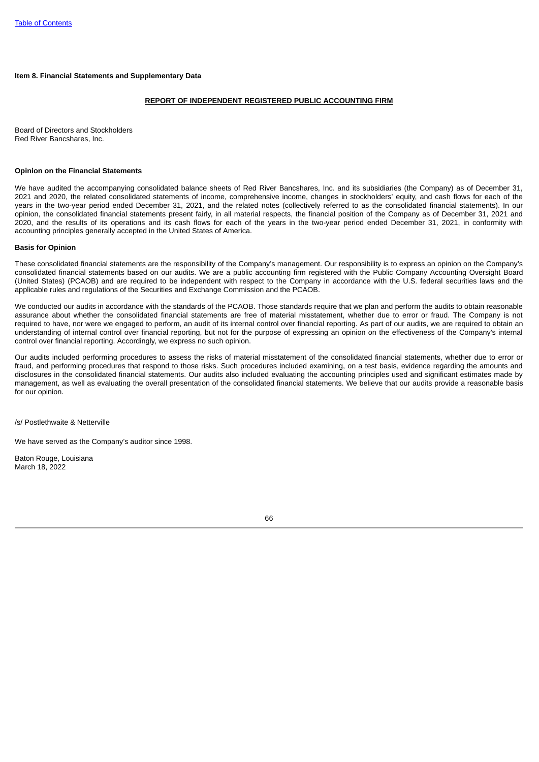## Item 8. Financial Statements and Supplementary Data

### REPORT OF INDEPENDENT REGISTERED PUBLIC ACCOUNTING FIRM

Board of Directors and Stockholders
Red River Bancshares, Inc.

**Opinion on the Financial Statements**

We have audited the accompanying consolidated balance sheets of Red River Bancshares, Inc. and its subsidiaries (the Company) as of December 31, 2021 and 2020, the related consolidated statements of income, comprehensive income, changes in stockholders' equity, and cash flows for each of the years in the two-year period ended December 31, 2021, and the related notes (collectively referred to as the consolidated financial statements). In our opinion, the consolidated financial statements present fairly, in all material respects, the financial position of the Company as of December 31, 2021 and 2020, and the results of its operations and its cash flows for each of the years in the two-year period ended December 31, 2021, in conformity with accounting principles generally accepted in the United States of America.

**Basis for Opinion**

These consolidated financial statements are the responsibility of the Company's management. Our responsibility is to express an opinion on the Company's consolidated financial statements based on our audits. We are a public accounting firm registered with the Public Company Accounting Oversight Board (United States) (PCAOB) and are required to be independent with respect to the Company in accordance with the U.S. federal securities laws and the applicable rules and regulations of the Securities and Exchange Commission and the PCAOB.

We conducted our audits in accordance with the standards of the PCAOB. Those standards require that we plan and perform the audits to obtain reasonable assurance about whether the consolidated financial statements are free of material misstatement, whether due to error or fraud. The Company is not required to have, nor were we engaged to perform, an audit of its internal control over financial reporting. As part of our audits, we are required to obtain an understanding of internal control over financial reporting, but not for the purpose of expressing an opinion on the effectiveness of the Company's internal control over financial reporting. Accordingly, we express no such opinion.

Our audits included performing procedures to assess the risks of material misstatement of the consolidated financial statements, whether due to error or fraud, and performing procedures that respond to those risks. Such procedures included examining, on a test basis, evidence regarding the amounts and disclosures in the consolidated financial statements. Our audits also included evaluating the accounting principles used and significant estimates made by management, as well as evaluating the overall presentation of the consolidated financial statements. We believe that our audits provide a reasonable basis for our opinion.

/s/ Postlethwaite & Netterville

We have served as the Company's auditor since 1998.

Baton Rouge, Louisiana
March 18, 2022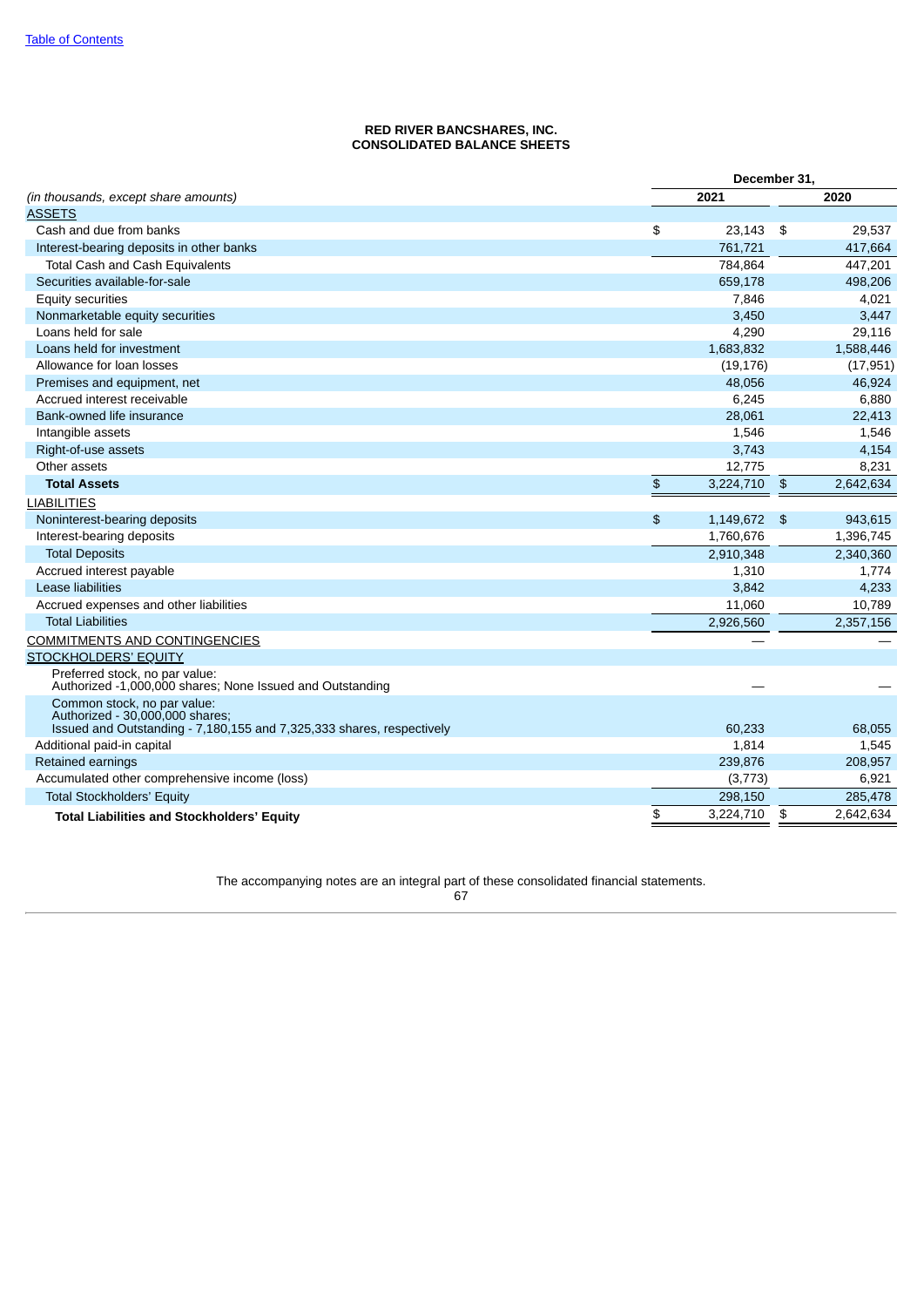# RED RIVER BANCSHARES, INC.
# CONSOLIDATED BALANCE SHEETS

| *(in thousands, except share amounts)* | December 31, 2021 | December 31, 2020 |
|---|---|---|
| ASSETS | | |
| Cash and due from banks | $ 23,143 | $ 29,537 |
| Interest-bearing deposits in other banks | 761,721 | 417,664 |
| Total Cash and Cash Equivalents | 784,864 | 447,201 |
| Securities available-for-sale | 659,178 | 498,206 |
| Equity securities | 7,846 | 4,021 |
| Nonmarketable equity securities | 3,450 | 3,447 |
| Loans held for sale | 4,290 | 29,116 |
| Loans held for investment | 1,683,832 | 1,588,446 |
| Allowance for loan losses | (19,176) | (17,951) |
| Premises and equipment, net | 48,056 | 46,924 |
| Accrued interest receivable | 6,245 | 6,880 |
| Bank-owned life insurance | 28,061 | 22,413 |
| Intangible assets | 1,546 | 1,546 |
| Right-of-use assets | 3,743 | 4,154 |
| Other assets | 12,775 | 8,231 |
| **Total Assets** | $ 3,224,710 | $ 2,642,634 |
| LIABILITIES | | |
| Noninterest-bearing deposits | $ 1,149,672 | $ 943,615 |
| Interest-bearing deposits | 1,760,676 | 1,396,745 |
| Total Deposits | 2,910,348 | 2,340,360 |
| Accrued interest payable | 1,310 | 1,774 |
| Lease liabilities | 3,842 | 4,233 |
| Accrued expenses and other liabilities | 11,060 | 10,789 |
| Total Liabilities | 2,926,560 | 2,357,156 |
| COMMITMENTS AND CONTINGENCIES | — | — |
| STOCKHOLDERS' EQUITY | | |
| Preferred stock, no par value: Authorized -1,000,000 shares; None Issued and Outstanding | — | — |
| Common stock, no par value: Authorized - 30,000,000 shares; Issued and Outstanding - 7,180,155 and 7,325,333 shares, respectively | 60,233 | 68,055 |
| Additional paid-in capital | 1,814 | 1,545 |
| Retained earnings | 239,876 | 208,957 |
| Accumulated other comprehensive income (loss) | (3,773) | 6,921 |
| Total Stockholders' Equity | 298,150 | 285,478 |
| **Total Liabilities and Stockholders' Equity** | $ 3,224,710 | $ 2,642,634 |

The accompanying notes are an integral part of these consolidated financial statements.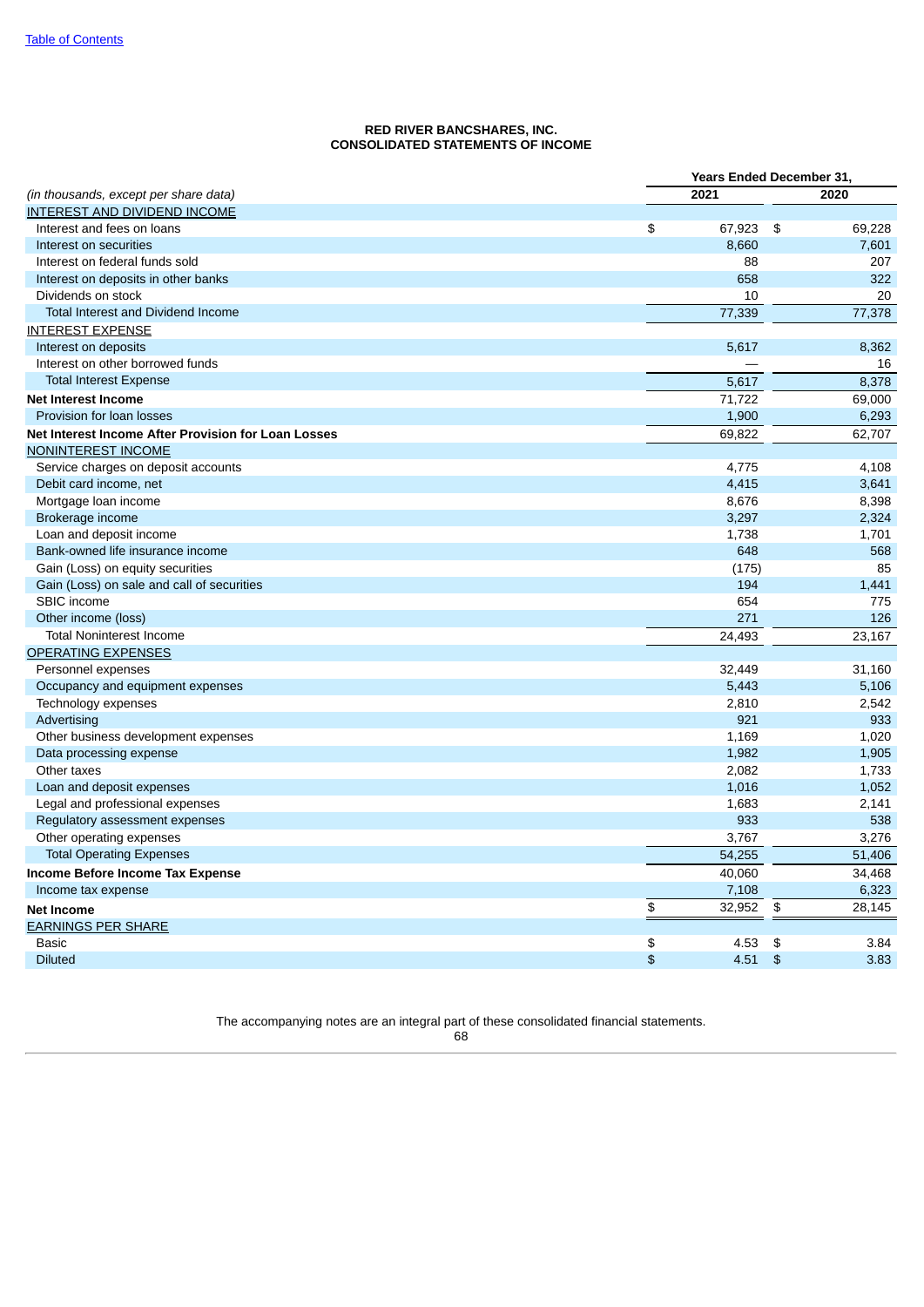**RED RIVER BANCSHARES, INC.**
**CONSOLIDATED STATEMENTS OF INCOME**

| *(in thousands, except per share data)* | Years Ended December 31, 2021 | 2020 |
|---|---|---|
| INTEREST AND DIVIDEND INCOME | | |
| Interest and fees on loans | $ 67,923 | $ 69,228 |
| Interest on securities | 8,660 | 7,601 |
| Interest on federal funds sold | 88 | 207 |
| Interest on deposits in other banks | 658 | 322 |
| Dividends on stock | 10 | 20 |
| Total Interest and Dividend Income | 77,339 | 77,378 |
| INTEREST EXPENSE | | |
| Interest on deposits | 5,617 | 8,362 |
| Interest on other borrowed funds | — | 16 |
| Total Interest Expense | 5,617 | 8,378 |
| **Net Interest Income** | 71,722 | 69,000 |
| Provision for loan losses | 1,900 | 6,293 |
| **Net Interest Income After Provision for Loan Losses** | 69,822 | 62,707 |
| NONINTEREST INCOME | | |
| Service charges on deposit accounts | 4,775 | 4,108 |
| Debit card income, net | 4,415 | 3,641 |
| Mortgage loan income | 8,676 | 8,398 |
| Brokerage income | 3,297 | 2,324 |
| Loan and deposit income | 1,738 | 1,701 |
| Bank-owned life insurance income | 648 | 568 |
| Gain (Loss) on equity securities | (175) | 85 |
| Gain (Loss) on sale and call of securities | 194 | 1,441 |
| SBIC income | 654 | 775 |
| Other income (loss) | 271 | 126 |
| Total Noninterest Income | 24,493 | 23,167 |
| OPERATING EXPENSES | | |
| Personnel expenses | 32,449 | 31,160 |
| Occupancy and equipment expenses | 5,443 | 5,106 |
| Technology expenses | 2,810 | 2,542 |
| Advertising | 921 | 933 |
| Other business development expenses | 1,169 | 1,020 |
| Data processing expense | 1,982 | 1,905 |
| Other taxes | 2,082 | 1,733 |
| Loan and deposit expenses | 1,016 | 1,052 |
| Legal and professional expenses | 1,683 | 2,141 |
| Regulatory assessment expenses | 933 | 538 |
| Other operating expenses | 3,767 | 3,276 |
| Total Operating Expenses | 54,255 | 51,406 |
| **Income Before Income Tax Expense** | 40,060 | 34,468 |
| Income tax expense | 7,108 | 6,323 |
| **Net Income** | $ 32,952 | $ 28,145 |
| EARNINGS PER SHARE | | |
| Basic | $ 4.53 | $ 3.84 |
| Diluted | $ 4.51 | $ 3.83 |

The accompanying notes are an integral part of these consolidated financial statements.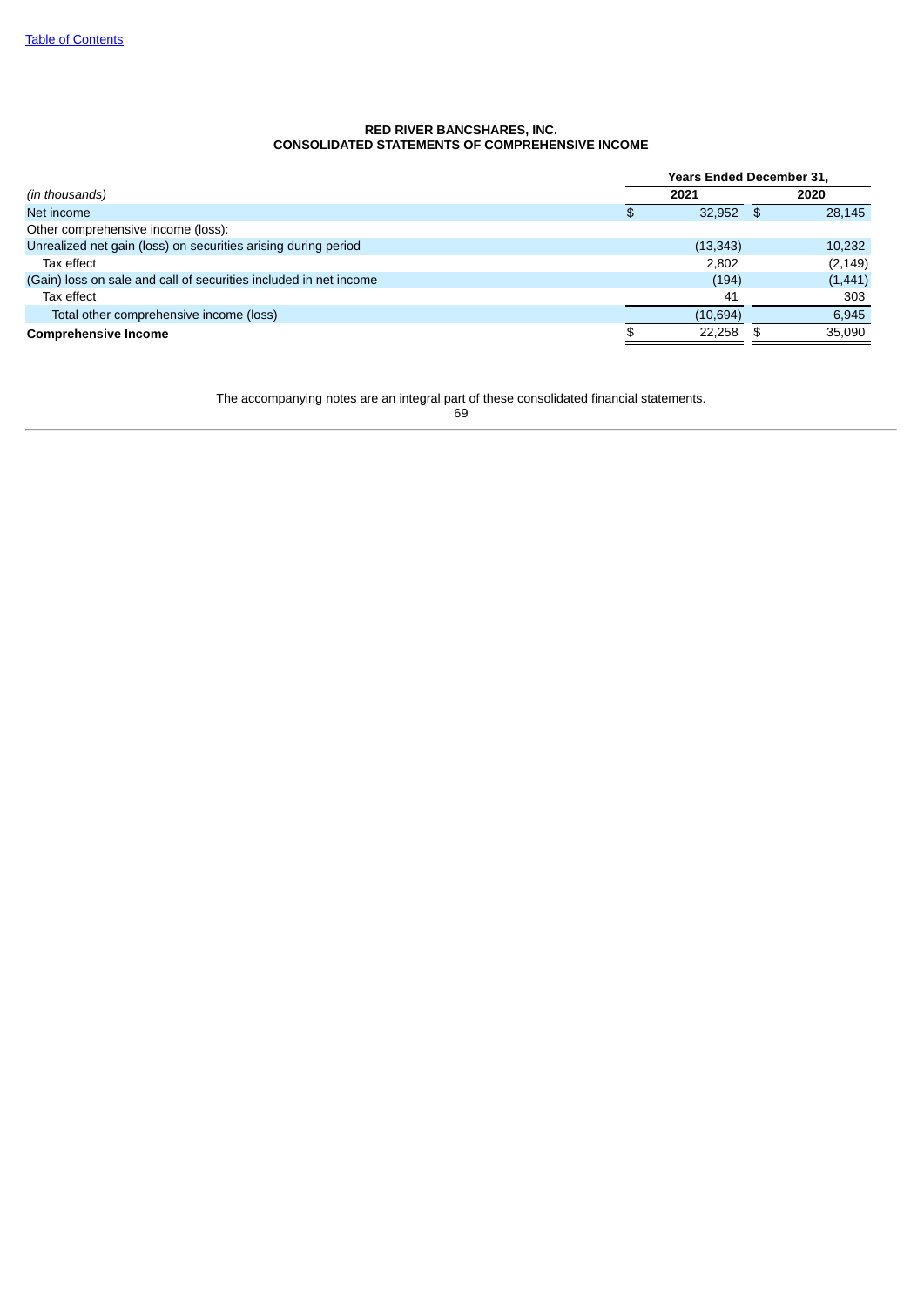**RED RIVER BANCSHARES, INC.**
**CONSOLIDATED STATEMENTS OF COMPREHENSIVE INCOME**

| *(in thousands)* | Years Ended December 31, 2021 | 2020 |
|---|---|---|
| Net income | $ 32,952 | $ 28,145 |
| Other comprehensive income (loss): | | |
| Unrealized net gain (loss) on securities arising during period | (13,343) | 10,232 |
| Tax effect | 2,802 | (2,149) |
| (Gain) loss on sale and call of securities included in net income | (194) | (1,441) |
| Tax effect | 41 | 303 |
| Total other comprehensive income (loss) | (10,694) | 6,945 |
| **Comprehensive Income** | $ 22,258 | $ 35,090 |

The accompanying notes are an integral part of these consolidated financial statements.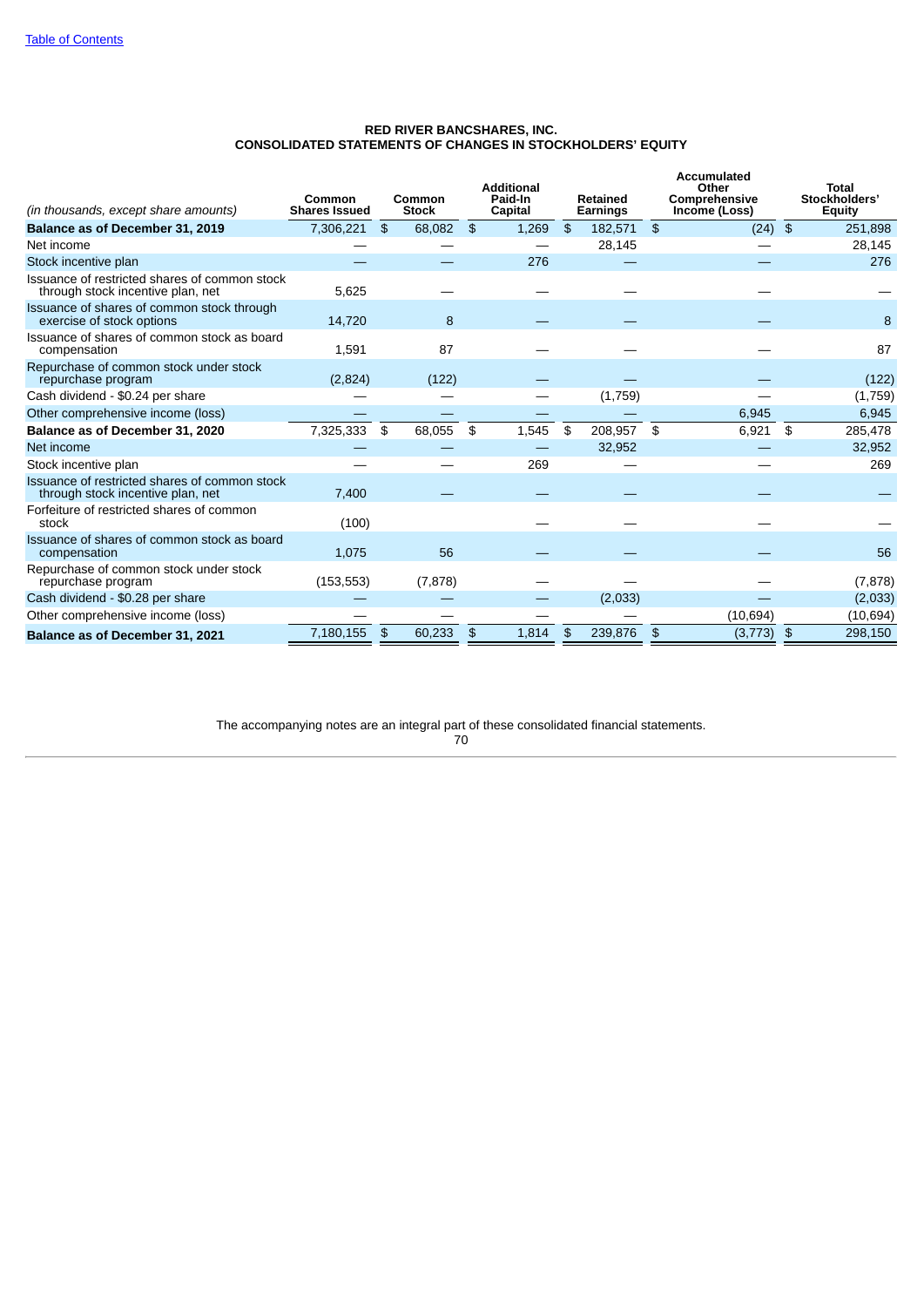**RED RIVER BANCSHARES, INC.**
**CONSOLIDATED STATEMENTS OF CHANGES IN STOCKHOLDERS' EQUITY**

| *(in thousands, except share amounts)* | Common Shares Issued | Common Stock | Additional Paid-In Capital | Retained Earnings | Accumulated Other Comprehensive Income (Loss) | Total Stockholders' Equity |
|---|---|---|---|---|---|---|
| **Balance as of December 31, 2019** | 7,306,221 | $ 68,082 | $ 1,269 | $ 182,571 | $ (24) | $ 251,898 |
| Net income | — | — | — | 28,145 | — | 28,145 |
| Stock incentive plan | — | — | 276 | — | — | 276 |
| Issuance of restricted shares of common stock through stock incentive plan, net | 5,625 | — | — | — | — | — |
| Issuance of shares of common stock through exercise of stock options | 14,720 | 8 | — | — | — | 8 |
| Issuance of shares of common stock as board compensation | 1,591 | 87 | — | — | — | 87 |
| Repurchase of common stock under stock repurchase program | (2,824) | (122) | — | — | — | (122) |
| Cash dividend - $0.24 per share | — | — | — | (1,759) | — | (1,759) |
| Other comprehensive income (loss) | — | — | — | — | 6,945 | 6,945 |
| **Balance as of December 31, 2020** | 7,325,333 | $ 68,055 | $ 1,545 | $ 208,957 | $ 6,921 | $ 285,478 |
| Net income | — | — | — | 32,952 | — | 32,952 |
| Stock incentive plan | — | — | 269 | — | — | 269 |
| Issuance of restricted shares of common stock through stock incentive plan, net | 7,400 | — | — | — | — | — |
| Forfeiture of restricted shares of common stock | (100) | | — | — | — | — |
| Issuance of shares of common stock as board compensation | 1,075 | 56 | — | — | — | 56 |
| Repurchase of common stock under stock repurchase program | (153,553) | (7,878) | — | — | — | (7,878) |
| Cash dividend - $0.28 per share | — | — | — | (2,033) | — | (2,033) |
| Other comprehensive income (loss) | — | — | — | — | (10,694) | (10,694) |
| **Balance as of December 31, 2021** | 7,180,155 | $ 60,233 | $ 1,814 | $ 239,876 | $ (3,773) | $ 298,150 |

The accompanying notes are an integral part of these consolidated financial statements.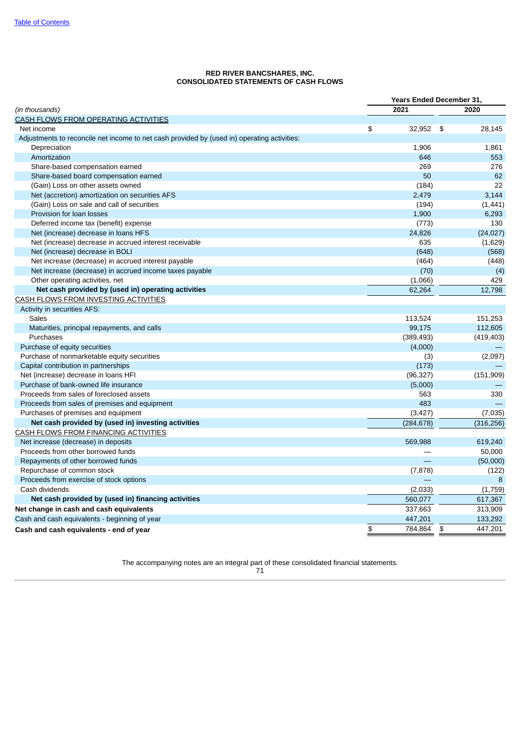Table of Contents

**RED RIVER BANCSHARES, INC.**
**CONSOLIDATED STATEMENTS OF CASH FLOWS**

| *(in thousands)* | Years Ended December 31, 2021 | 2020 |
|---|---|---|
| CASH FLOWS FROM OPERATING ACTIVITIES | | |
| Net income | $ 32,952 | $ 28,145 |
| Adjustments to reconcile net income to net cash provided by (used in) operating activities: | | |
| Depreciation | 1,906 | 1,861 |
| Amortization | 646 | 553 |
| Share-based compensation earned | 269 | 276 |
| Share-based board compensation earned | 50 | 62 |
| (Gain) Loss on other assets owned | (184) | 22 |
| Net (accretion) amortization on securities AFS | 2,479 | 3,144 |
| (Gain) Loss on sale and call of securities | (194) | (1,441) |
| Provision for loan losses | 1,900 | 6,293 |
| Deferred income tax (benefit) expense | (773) | 130 |
| Net (increase) decrease in loans HFS | 24,826 | (24,027) |
| Net (increase) decrease in accrued interest receivable | 635 | (1,629) |
| Net (increase) decrease in BOLI | (648) | (568) |
| Net increase (decrease) in accrued interest payable | (464) | (448) |
| Net increase (decrease) in accrued income taxes payable | (70) | (4) |
| Other operating activities, net | (1,066) | 429 |
| **Net cash provided by (used in) operating activities** | 62,264 | 12,798 |
| CASH FLOWS FROM INVESTING ACTIVITIES | | |
| Activity in securities AFS: | | |
| Sales | 113,524 | 151,253 |
| Maturities, principal repayments, and calls | 99,175 | 112,605 |
| Purchases | (389,493) | (419,403) |
| Purchase of equity securities | (4,000) | — |
| Purchase of nonmarketable equity securities | (3) | (2,097) |
| Capital contribution in partnerships | (173) | — |
| Net (increase) decrease in loans HFI | (96,327) | (151,909) |
| Purchase of bank-owned life insurance | (5,000) | — |
| Proceeds from sales of foreclosed assets | 563 | 330 |
| Proceeds from sales of premises and equipment | 483 | — |
| Purchases of premises and equipment | (3,427) | (7,035) |
| **Net cash provided by (used in) investing activities** | (284,678) | (316,256) |
| CASH FLOWS FROM FINANCING ACTIVITIES | | |
| Net increase (decrease) in deposits | 569,988 | 619,240 |
| Proceeds from other borrowed funds | — | 50,000 |
| Repayments of other borrowed funds | — | (50,000) |
| Repurchase of common stock | (7,878) | (122) |
| Proceeds from exercise of stock options | — | 8 |
| Cash dividends | (2,033) | (1,759) |
| **Net cash provided by (used in) financing activities** | 560,077 | 617,367 |
| **Net change in cash and cash equivalents** | 337,663 | 313,909 |
| Cash and cash equivalents - beginning of year | 447,201 | 133,292 |
| **Cash and cash equivalents - end of year** | $ 784,864 | $ 447,201 |

The accompanying notes are an integral part of these consolidated financial statements.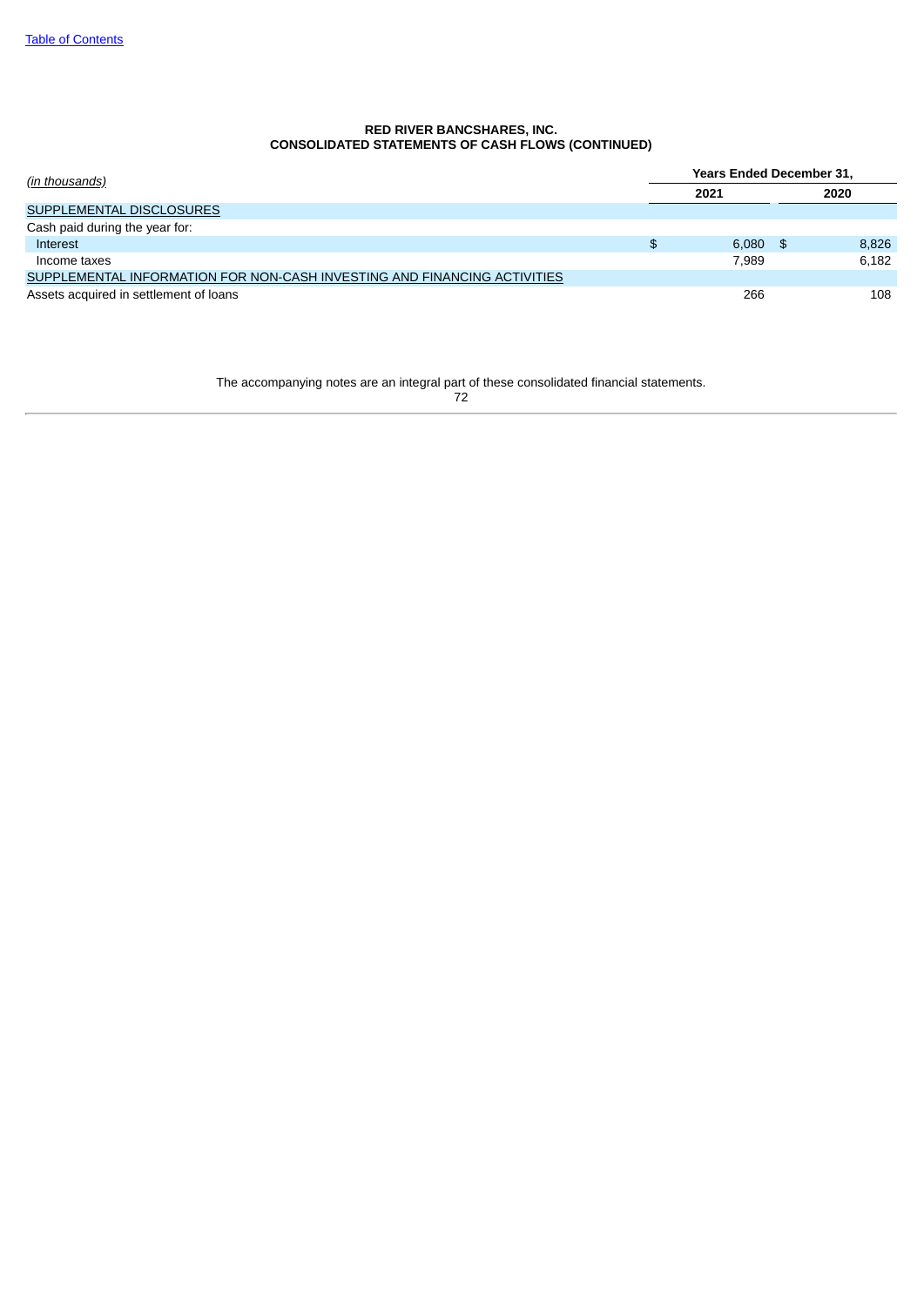**RED RIVER BANCSHARES, INC.**
**CONSOLIDATED STATEMENTS OF CASH FLOWS (CONTINUED)**

| *(in thousands)* | Years Ended December 31, | |
|---|---|---|
| | 2021 | 2020 |
| SUPPLEMENTAL DISCLOSURES | | |
| Cash paid during the year for: | | |
| Interest | $ 6,080 | $ 8,826 |
| Income taxes | 7,989 | 6,182 |
| SUPPLEMENTAL INFORMATION FOR NON-CASH INVESTING AND FINANCING ACTIVITIES | | |
| Assets acquired in settlement of loans | 266 | 108 |

The accompanying notes are an integral part of these consolidated financial statements.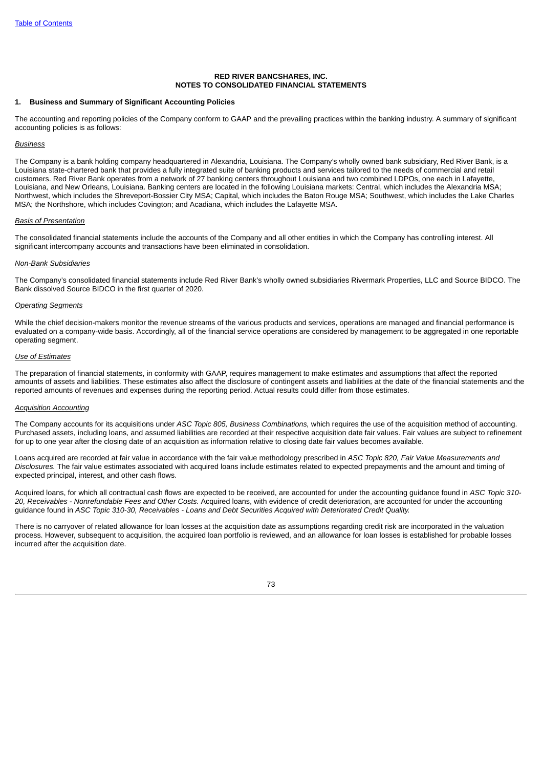**RED RIVER BANCSHARES, INC.**
**NOTES TO CONSOLIDATED FINANCIAL STATEMENTS**

## 1. Business and Summary of Significant Accounting Policies

The accounting and reporting policies of the Company conform to GAAP and the prevailing practices within the banking industry. A summary of significant accounting policies is as follows:

*Business*

The Company is a bank holding company headquartered in Alexandria, Louisiana. The Company's wholly owned bank subsidiary, Red River Bank, is a Louisiana state-chartered bank that provides a fully integrated suite of banking products and services tailored to the needs of commercial and retail customers. Red River Bank operates from a network of 27 banking centers throughout Louisiana and two combined LDPOs, one each in Lafayette, Louisiana, and New Orleans, Louisiana. Banking centers are located in the following Louisiana markets: Central, which includes the Alexandria MSA; Northwest, which includes the Shreveport-Bossier City MSA; Capital, which includes the Baton Rouge MSA; Southwest, which includes the Lake Charles MSA; the Northshore, which includes Covington; and Acadiana, which includes the Lafayette MSA.

*Basis of Presentation*

The consolidated financial statements include the accounts of the Company and all other entities in which the Company has controlling interest. All significant intercompany accounts and transactions have been eliminated in consolidation.

*Non-Bank Subsidiaries*

The Company's consolidated financial statements include Red River Bank's wholly owned subsidiaries Rivermark Properties, LLC and Source BIDCO. The Bank dissolved Source BIDCO in the first quarter of 2020.

*Operating Segments*

While the chief decision-makers monitor the revenue streams of the various products and services, operations are managed and financial performance is evaluated on a company-wide basis. Accordingly, all of the financial service operations are considered by management to be aggregated in one reportable operating segment.

*Use of Estimates*

The preparation of financial statements, in conformity with GAAP, requires management to make estimates and assumptions that affect the reported amounts of assets and liabilities. These estimates also affect the disclosure of contingent assets and liabilities at the date of the financial statements and the reported amounts of revenues and expenses during the reporting period. Actual results could differ from those estimates.

*Acquisition Accounting*

The Company accounts for its acquisitions under *ASC Topic 805, Business Combinations,* which requires the use of the acquisition method of accounting. Purchased assets, including loans, and assumed liabilities are recorded at their respective acquisition date fair values. Fair values are subject to refinement for up to one year after the closing date of an acquisition as information relative to closing date fair values becomes available.

Loans acquired are recorded at fair value in accordance with the fair value methodology prescribed in *ASC Topic 820, Fair Value Measurements and Disclosures.* The fair value estimates associated with acquired loans include estimates related to expected prepayments and the amount and timing of expected principal, interest, and other cash flows.

Acquired loans, for which all contractual cash flows are expected to be received, are accounted for under the accounting guidance found in *ASC Topic 310-20, Receivables - Nonrefundable Fees and Other Costs.* Acquired loans, with evidence of credit deterioration, are accounted for under the accounting guidance found in *ASC Topic 310-30, Receivables - Loans and Debt Securities Acquired with Deteriorated Credit Quality.*

There is no carryover of related allowance for loan losses at the acquisition date as assumptions regarding credit risk are incorporated in the valuation process. However, subsequent to acquisition, the acquired loan portfolio is reviewed, and an allowance for loan losses is established for probable losses incurred after the acquisition date.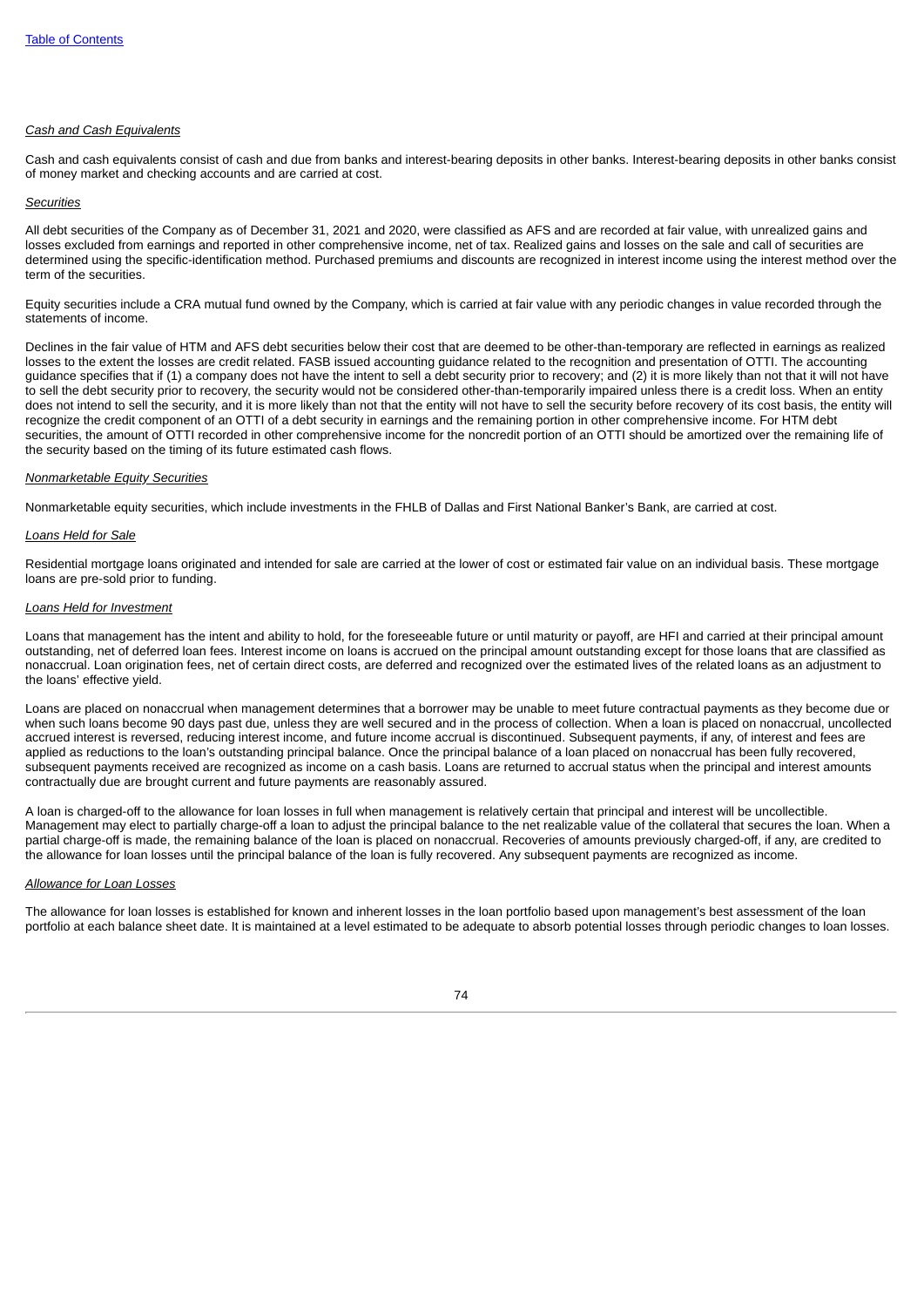*Cash and Cash Equivalents*

Cash and cash equivalents consist of cash and due from banks and interest-bearing deposits in other banks. Interest-bearing deposits in other banks consist of money market and checking accounts and are carried at cost.

*Securities*

All debt securities of the Company as of December 31, 2021 and 2020, were classified as AFS and are recorded at fair value, with unrealized gains and losses excluded from earnings and reported in other comprehensive income, net of tax. Realized gains and losses on the sale and call of securities are determined using the specific-identification method. Purchased premiums and discounts are recognized in interest income using the interest method over the term of the securities.

Equity securities include a CRA mutual fund owned by the Company, which is carried at fair value with any periodic changes in value recorded through the statements of income.

Declines in the fair value of HTM and AFS debt securities below their cost that are deemed to be other-than-temporary are reflected in earnings as realized losses to the extent the losses are credit related. FASB issued accounting guidance related to the recognition and presentation of OTTI. The accounting guidance specifies that if (1) a company does not have the intent to sell a debt security prior to recovery; and (2) it is more likely than not that it will not have to sell the debt security prior to recovery, the security would not be considered other-than-temporarily impaired unless there is a credit loss. When an entity does not intend to sell the security, and it is more likely than not that the entity will not have to sell the security before recovery of its cost basis, the entity will recognize the credit component of an OTTI of a debt security in earnings and the remaining portion in other comprehensive income. For HTM debt securities, the amount of OTTI recorded in other comprehensive income for the noncredit portion of an OTTI should be amortized over the remaining life of the security based on the timing of its future estimated cash flows.

*Nonmarketable Equity Securities*

Nonmarketable equity securities, which include investments in the FHLB of Dallas and First National Banker's Bank, are carried at cost.

*Loans Held for Sale*

Residential mortgage loans originated and intended for sale are carried at the lower of cost or estimated fair value on an individual basis. These mortgage loans are pre-sold prior to funding.

*Loans Held for Investment*

Loans that management has the intent and ability to hold, for the foreseeable future or until maturity or payoff, are HFI and carried at their principal amount outstanding, net of deferred loan fees. Interest income on loans is accrued on the principal amount outstanding except for those loans that are classified as nonaccrual. Loan origination fees, net of certain direct costs, are deferred and recognized over the estimated lives of the related loans as an adjustment to the loans' effective yield.

Loans are placed on nonaccrual when management determines that a borrower may be unable to meet future contractual payments as they become due or when such loans become 90 days past due, unless they are well secured and in the process of collection. When a loan is placed on nonaccrual, uncollected accrued interest is reversed, reducing interest income, and future income accrual is discontinued. Subsequent payments, if any, of interest and fees are applied as reductions to the loan's outstanding principal balance. Once the principal balance of a loan placed on nonaccrual has been fully recovered, subsequent payments received are recognized as income on a cash basis. Loans are returned to accrual status when the principal and interest amounts contractually due are brought current and future payments are reasonably assured.

A loan is charged-off to the allowance for loan losses in full when management is relatively certain that principal and interest will be uncollectible. Management may elect to partially charge-off a loan to adjust the principal balance to the net realizable value of the collateral that secures the loan. When a partial charge-off is made, the remaining balance of the loan is placed on nonaccrual. Recoveries of amounts previously charged-off, if any, are credited to the allowance for loan losses until the principal balance of the loan is fully recovered. Any subsequent payments are recognized as income.

*Allowance for Loan Losses*

The allowance for loan losses is established for known and inherent losses in the loan portfolio based upon management's best assessment of the loan portfolio at each balance sheet date. It is maintained at a level estimated to be adequate to absorb potential losses through periodic changes to loan losses.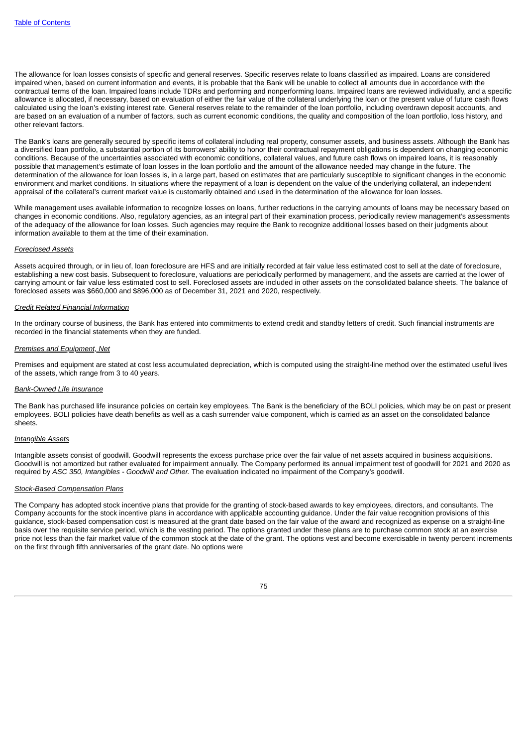The allowance for loan losses consists of specific and general reserves. Specific reserves relate to loans classified as impaired. Loans are considered impaired when, based on current information and events, it is probable that the Bank will be unable to collect all amounts due in accordance with the contractual terms of the loan. Impaired loans include TDRs and performing and nonperforming loans. Impaired loans are reviewed individually, and a specific allowance is allocated, if necessary, based on evaluation of either the fair value of the collateral underlying the loan or the present value of future cash flows calculated using the loan's existing interest rate. General reserves relate to the remainder of the loan portfolio, including overdrawn deposit accounts, and are based on an evaluation of a number of factors, such as current economic conditions, the quality and composition of the loan portfolio, loss history, and other relevant factors.

The Bank's loans are generally secured by specific items of collateral including real property, consumer assets, and business assets. Although the Bank has a diversified loan portfolio, a substantial portion of its borrowers' ability to honor their contractual repayment obligations is dependent on changing economic conditions. Because of the uncertainties associated with economic conditions, collateral values, and future cash flows on impaired loans, it is reasonably possible that management's estimate of loan losses in the loan portfolio and the amount of the allowance needed may change in the future. The determination of the allowance for loan losses is, in a large part, based on estimates that are particularly susceptible to significant changes in the economic environment and market conditions. In situations where the repayment of a loan is dependent on the value of the underlying collateral, an independent appraisal of the collateral's current market value is customarily obtained and used in the determination of the allowance for loan losses.

While management uses available information to recognize losses on loans, further reductions in the carrying amounts of loans may be necessary based on changes in economic conditions. Also, regulatory agencies, as an integral part of their examination process, periodically review management's assessments of the adequacy of the allowance for loan losses. Such agencies may require the Bank to recognize additional losses based on their judgments about information available to them at the time of their examination.

*Foreclosed Assets*

Assets acquired through, or in lieu of, loan foreclosure are HFS and are initially recorded at fair value less estimated cost to sell at the date of foreclosure, establishing a new cost basis. Subsequent to foreclosure, valuations are periodically performed by management, and the assets are carried at the lower of carrying amount or fair value less estimated cost to sell. Foreclosed assets are included in other assets on the consolidated balance sheets. The balance of foreclosed assets was $660,000 and $896,000 as of December 31, 2021 and 2020, respectively.

*Credit Related Financial Information*

In the ordinary course of business, the Bank has entered into commitments to extend credit and standby letters of credit. Such financial instruments are recorded in the financial statements when they are funded.

*Premises and Equipment, Net*

Premises and equipment are stated at cost less accumulated depreciation, which is computed using the straight-line method over the estimated useful lives of the assets, which range from 3 to 40 years.

*Bank-Owned Life Insurance*

The Bank has purchased life insurance policies on certain key employees. The Bank is the beneficiary of the BOLI policies, which may be on past or present employees. BOLI policies have death benefits as well as a cash surrender value component, which is carried as an asset on the consolidated balance sheets.

*Intangible Assets*

Intangible assets consist of goodwill. Goodwill represents the excess purchase price over the fair value of net assets acquired in business acquisitions. Goodwill is not amortized but rather evaluated for impairment annually. The Company performed its annual impairment test of goodwill for 2021 and 2020 as required by *ASC 350, Intangibles - Goodwill and Other.* The evaluation indicated no impairment of the Company's goodwill.

*Stock-Based Compensation Plans*

The Company has adopted stock incentive plans that provide for the granting of stock-based awards to key employees, directors, and consultants. The Company accounts for the stock incentive plans in accordance with applicable accounting guidance. Under the fair value recognition provisions of this guidance, stock-based compensation cost is measured at the grant date based on the fair value of the award and recognized as expense on a straight-line basis over the requisite service period, which is the vesting period. The options granted under these plans are to purchase common stock at an exercise price not less than the fair market value of the common stock at the date of the grant. The options vest and become exercisable in twenty percent increments on the first through fifth anniversaries of the grant date. No options were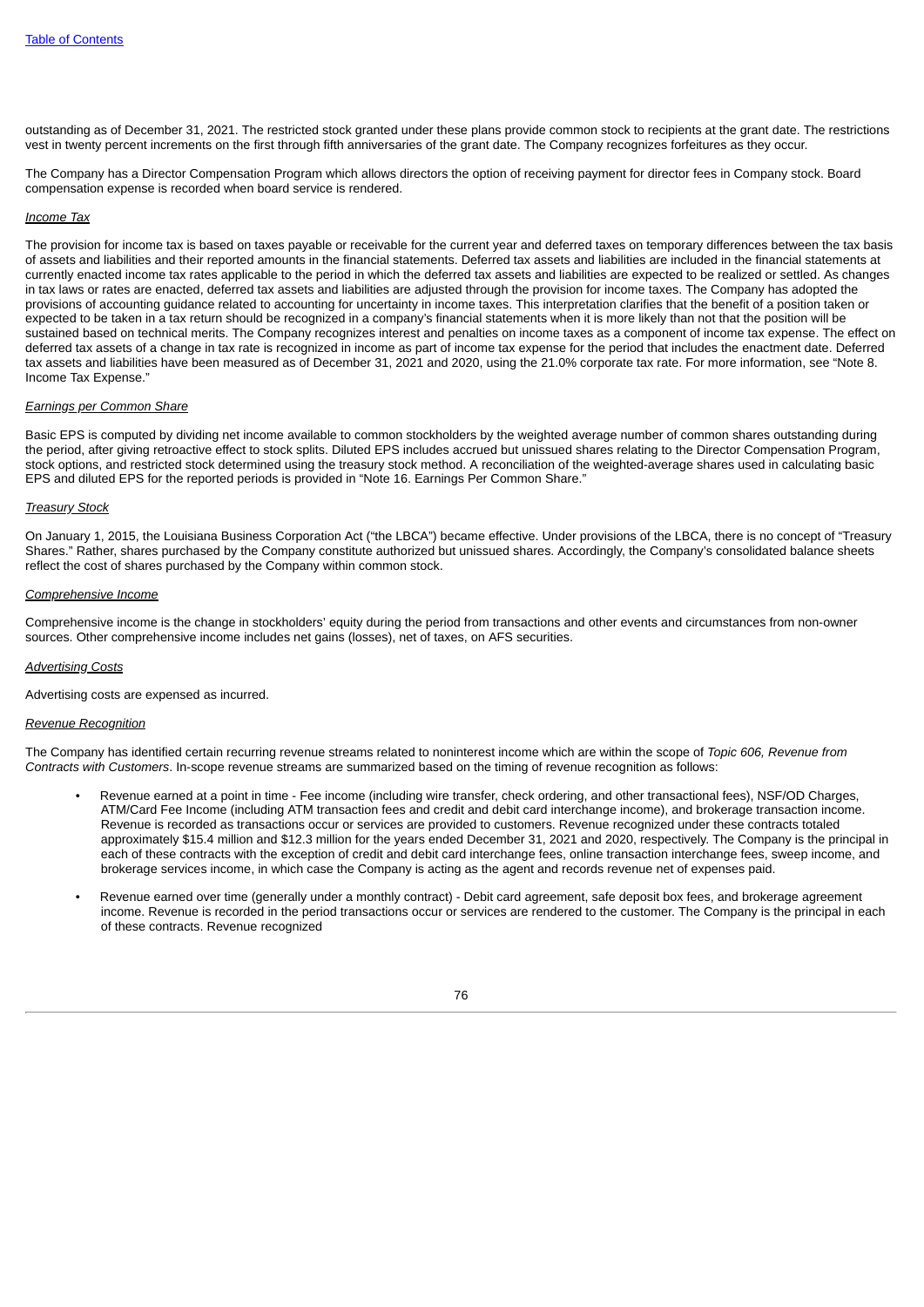outstanding as of December 31, 2021. The restricted stock granted under these plans provide common stock to recipients at the grant date. The restrictions vest in twenty percent increments on the first through fifth anniversaries of the grant date. The Company recognizes forfeitures as they occur.

The Company has a Director Compensation Program which allows directors the option of receiving payment for director fees in Company stock. Board compensation expense is recorded when board service is rendered.

*Income Tax*

The provision for income tax is based on taxes payable or receivable for the current year and deferred taxes on temporary differences between the tax basis of assets and liabilities and their reported amounts in the financial statements. Deferred tax assets and liabilities are included in the financial statements at currently enacted income tax rates applicable to the period in which the deferred tax assets and liabilities are expected to be realized or settled. As changes in tax laws or rates are enacted, deferred tax assets and liabilities are adjusted through the provision for income taxes. The Company has adopted the provisions of accounting guidance related to accounting for uncertainty in income taxes. This interpretation clarifies that the benefit of a position taken or expected to be taken in a tax return should be recognized in a company's financial statements when it is more likely than not that the position will be sustained based on technical merits. The Company recognizes interest and penalties on income taxes as a component of income tax expense. The effect on deferred tax assets of a change in tax rate is recognized in income as part of income tax expense for the period that includes the enactment date. Deferred tax assets and liabilities have been measured as of December 31, 2021 and 2020, using the 21.0% corporate tax rate. For more information, see "Note 8. Income Tax Expense."

*Earnings per Common Share*

Basic EPS is computed by dividing net income available to common stockholders by the weighted average number of common shares outstanding during the period, after giving retroactive effect to stock splits. Diluted EPS includes accrued but unissued shares relating to the Director Compensation Program, stock options, and restricted stock determined using the treasury stock method. A reconciliation of the weighted-average shares used in calculating basic EPS and diluted EPS for the reported periods is provided in "Note 16. Earnings Per Common Share."

*Treasury Stock*

On January 1, 2015, the Louisiana Business Corporation Act ("the LBCA") became effective. Under provisions of the LBCA, there is no concept of "Treasury Shares." Rather, shares purchased by the Company constitute authorized but unissued shares. Accordingly, the Company's consolidated balance sheets reflect the cost of shares purchased by the Company within common stock.

*Comprehensive Income*

Comprehensive income is the change in stockholders' equity during the period from transactions and other events and circumstances from non-owner sources. Other comprehensive income includes net gains (losses), net of taxes, on AFS securities.

*Advertising Costs*

Advertising costs are expensed as incurred.

*Revenue Recognition*

The Company has identified certain recurring revenue streams related to noninterest income which are within the scope of *Topic 606, Revenue from Contracts with Customers*. In-scope revenue streams are summarized based on the timing of revenue recognition as follows:

- Revenue earned at a point in time - Fee income (including wire transfer, check ordering, and other transactional fees), NSF/OD Charges, ATM/Card Fee Income (including ATM transaction fees and credit and debit card interchange income), and brokerage transaction income. Revenue is recorded as transactions occur or services are provided to customers. Revenue recognized under these contracts totaled approximately $15.4 million and $12.3 million for the years ended December 31, 2021 and 2020, respectively. The Company is the principal in each of these contracts with the exception of credit and debit card interchange fees, online transaction interchange fees, sweep income, and brokerage services income, in which case the Company is acting as the agent and records revenue net of expenses paid.

- Revenue earned over time (generally under a monthly contract) - Debit card agreement, safe deposit box fees, and brokerage agreement income. Revenue is recorded in the period transactions occur or services are rendered to the customer. The Company is the principal in each of these contracts. Revenue recognized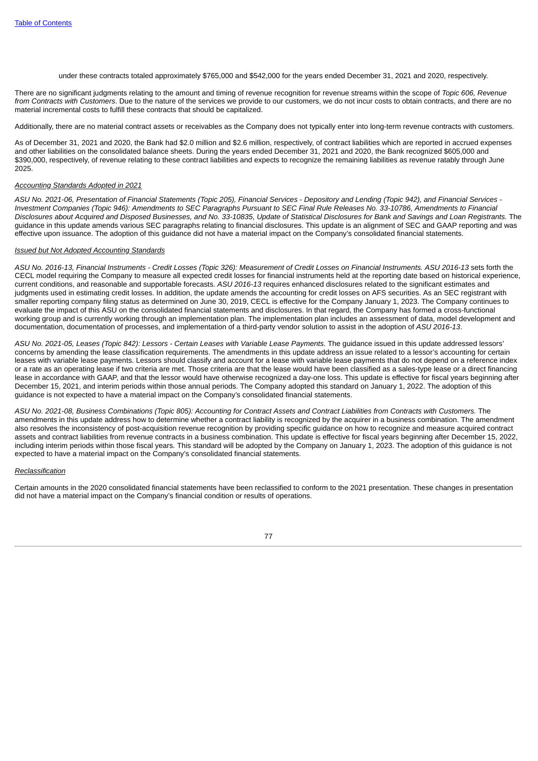under these contracts totaled approximately $765,000 and $542,000 for the years ended December 31, 2021 and 2020, respectively.

There are no significant judgments relating to the amount and timing of revenue recognition for revenue streams within the scope of *Topic 606, Revenue from Contracts with Customers*. Due to the nature of the services we provide to our customers, we do not incur costs to obtain contracts, and there are no material incremental costs to fulfill these contracts that should be capitalized.

Additionally, there are no material contract assets or receivables as the Company does not typically enter into long-term revenue contracts with customers.

As of December 31, 2021 and 2020, the Bank had $2.0 million and $2.6 million, respectively, of contract liabilities which are reported in accrued expenses and other liabilities on the consolidated balance sheets. During the years ended December 31, 2021 and 2020, the Bank recognized $605,000 and $390,000, respectively, of revenue relating to these contract liabilities and expects to recognize the remaining liabilities as revenue ratably through June 2025.

*Accounting Standards Adopted in 2021*

*ASU No. 2021-06, Presentation of Financial Statements (Topic 205), Financial Services - Depository and Lending (Topic 942), and Financial Services - Investment Companies (Topic 946): Amendments to SEC Paragraphs Pursuant to SEC Final Rule Releases No. 33-10786, Amendments to Financial Disclosures about Acquired and Disposed Businesses, and No. 33-10835, Update of Statistical Disclosures for Bank and Savings and Loan Registrants.* The guidance in this update amends various SEC paragraphs relating to financial disclosures. This update is an alignment of SEC and GAAP reporting and was effective upon issuance. The adoption of this guidance did not have a material impact on the Company's consolidated financial statements.

*Issued but Not Adopted Accounting Standards*

*ASU No. 2016-13, Financial Instruments - Credit Losses (Topic 326): Measurement of Credit Losses on Financial Instruments. ASU 2016-13* sets forth the CECL model requiring the Company to measure all expected credit losses for financial instruments held at the reporting date based on historical experience, current conditions, and reasonable and supportable forecasts. *ASU 2016-13* requires enhanced disclosures related to the significant estimates and judgments used in estimating credit losses. In addition, the update amends the accounting for credit losses on AFS securities. As an SEC registrant with smaller reporting company filing status as determined on June 30, 2019, CECL is effective for the Company January 1, 2023. The Company continues to evaluate the impact of this ASU on the consolidated financial statements and disclosures. In that regard, the Company has formed a cross-functional working group and is currently working through an implementation plan. The implementation plan includes an assessment of data, model development and documentation, documentation of processes, and implementation of a third-party vendor solution to assist in the adoption of *ASU 2016-13*.

*ASU No. 2021-05, Leases (Topic 842): Lessors - Certain Leases with Variable Lease Payments.* The guidance issued in this update addressed lessors' concerns by amending the lease classification requirements. The amendments in this update address an issue related to a lessor's accounting for certain leases with variable lease payments. Lessors should classify and account for a lease with variable lease payments that do not depend on a reference index or a rate as an operating lease if two criteria are met. Those criteria are that the lease would have been classified as a sales-type lease or a direct financing lease in accordance with GAAP, and that the lessor would have otherwise recognized a day-one loss. This update is effective for fiscal years beginning after December 15, 2021, and interim periods within those annual periods. The Company adopted this standard on January 1, 2022. The adoption of this guidance is not expected to have a material impact on the Company's consolidated financial statements.

*ASU No. 2021-08, Business Combinations (Topic 805): Accounting for Contract Assets and Contract Liabilities from Contracts with Customers.* The amendments in this update address how to determine whether a contract liability is recognized by the acquirer in a business combination. The amendment also resolves the inconsistency of post-acquisition revenue recognition by providing specific guidance on how to recognize and measure acquired contract assets and contract liabilities from revenue contracts in a business combination. This update is effective for fiscal years beginning after December 15, 2022, including interim periods within those fiscal years. This standard will be adopted by the Company on January 1, 2023. The adoption of this guidance is not expected to have a material impact on the Company's consolidated financial statements.

*Reclassification*

Certain amounts in the 2020 consolidated financial statements have been reclassified to conform to the 2021 presentation. These changes in presentation did not have a material impact on the Company's financial condition or results of operations.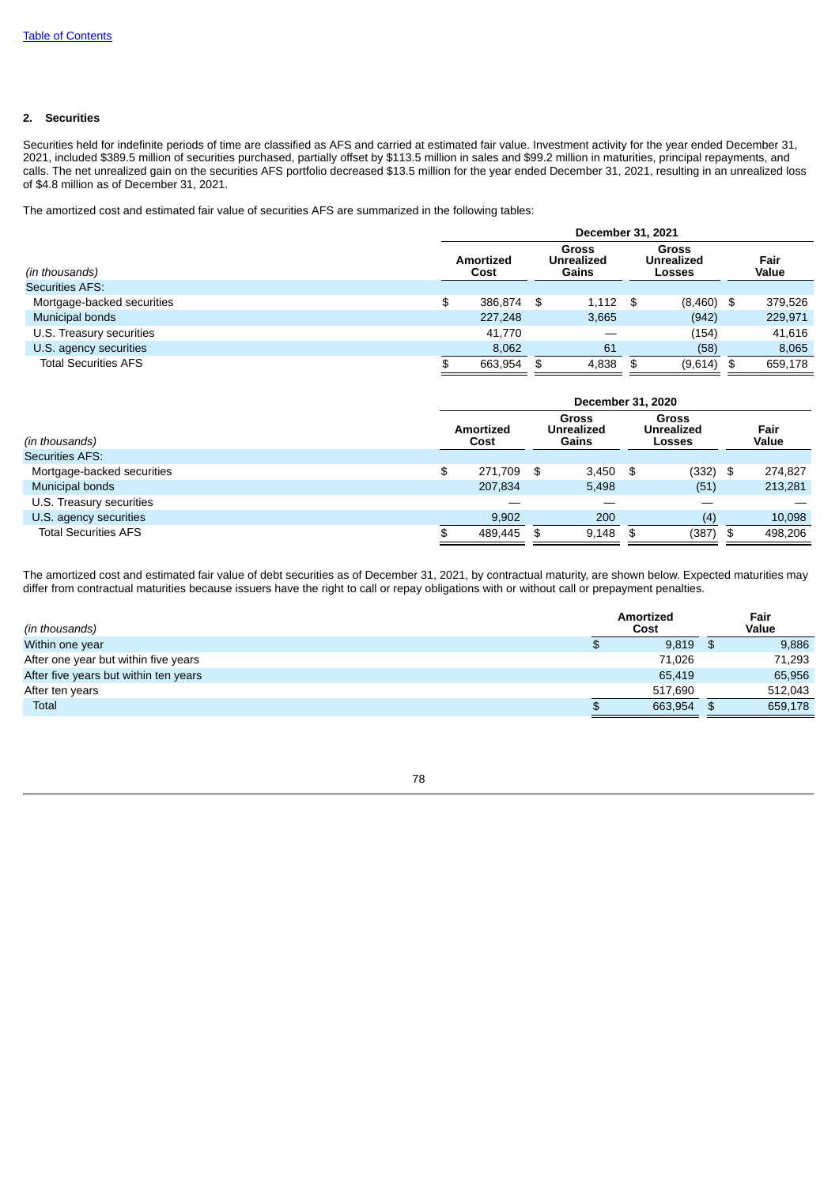[Table of Contents](#)

## 2. Securities

Securities held for indefinite periods of time are classified as AFS and carried at estimated fair value. Investment activity for the year ended December 31, 2021, included $389.5 million of securities purchased, partially offset by $113.5 million in sales and $99.2 million in maturities, principal repayments, and calls. The net unrealized gain on the securities AFS portfolio decreased $13.5 million for the year ended December 31, 2021, resulting in an unrealized loss of $4.8 million as of December 31, 2021.

The amortized cost and estimated fair value of securities AFS are summarized in the following tables:

| | December 31, 2021 | | | |
|---|---|---|---|---|
| *(in thousands)* | Amortized Cost | Gross Unrealized Gains | Gross Unrealized Losses | Fair Value |
| Securities AFS: | | | | |
| Mortgage-backed securities | $ 386,874 | $ 1,112 | $ (8,460) | $ 379,526 |
| Municipal bonds | 227,248 | 3,665 | (942) | 229,971 |
| U.S. Treasury securities | 41,770 | — | (154) | 41,616 |
| U.S. agency securities | 8,062 | 61 | (58) | 8,065 |
| Total Securities AFS | $ 663,954 | $ 4,838 | $ (9,614) | $ 659,178 |

| | December 31, 2020 | | | |
|---|---|---|---|---|
| *(in thousands)* | Amortized Cost | Gross Unrealized Gains | Gross Unrealized Losses | Fair Value |
| Securities AFS: | | | | |
| Mortgage-backed securities | $ 271,709 | $ 3,450 | $ (332) | $ 274,827 |
| Municipal bonds | 207,834 | 5,498 | (51) | 213,281 |
| U.S. Treasury securities | — | — | — | — |
| U.S. agency securities | 9,902 | 200 | (4) | 10,098 |
| Total Securities AFS | $ 489,445 | $ 9,148 | $ (387) | $ 498,206 |

The amortized cost and estimated fair value of debt securities as of December 31, 2021, by contractual maturity, are shown below. Expected maturities may differ from contractual maturities because issuers have the right to call or repay obligations with or without call or prepayment penalties.

| *(in thousands)* | Amortized Cost | Fair Value |
|---|---|---|
| Within one year | $ 9,819 | $ 9,886 |
| After one year but within five years | 71,026 | 71,293 |
| After five years but within ten years | 65,419 | 65,956 |
| After ten years | 517,690 | 512,043 |
| Total | $ 663,954 | $ 659,178 |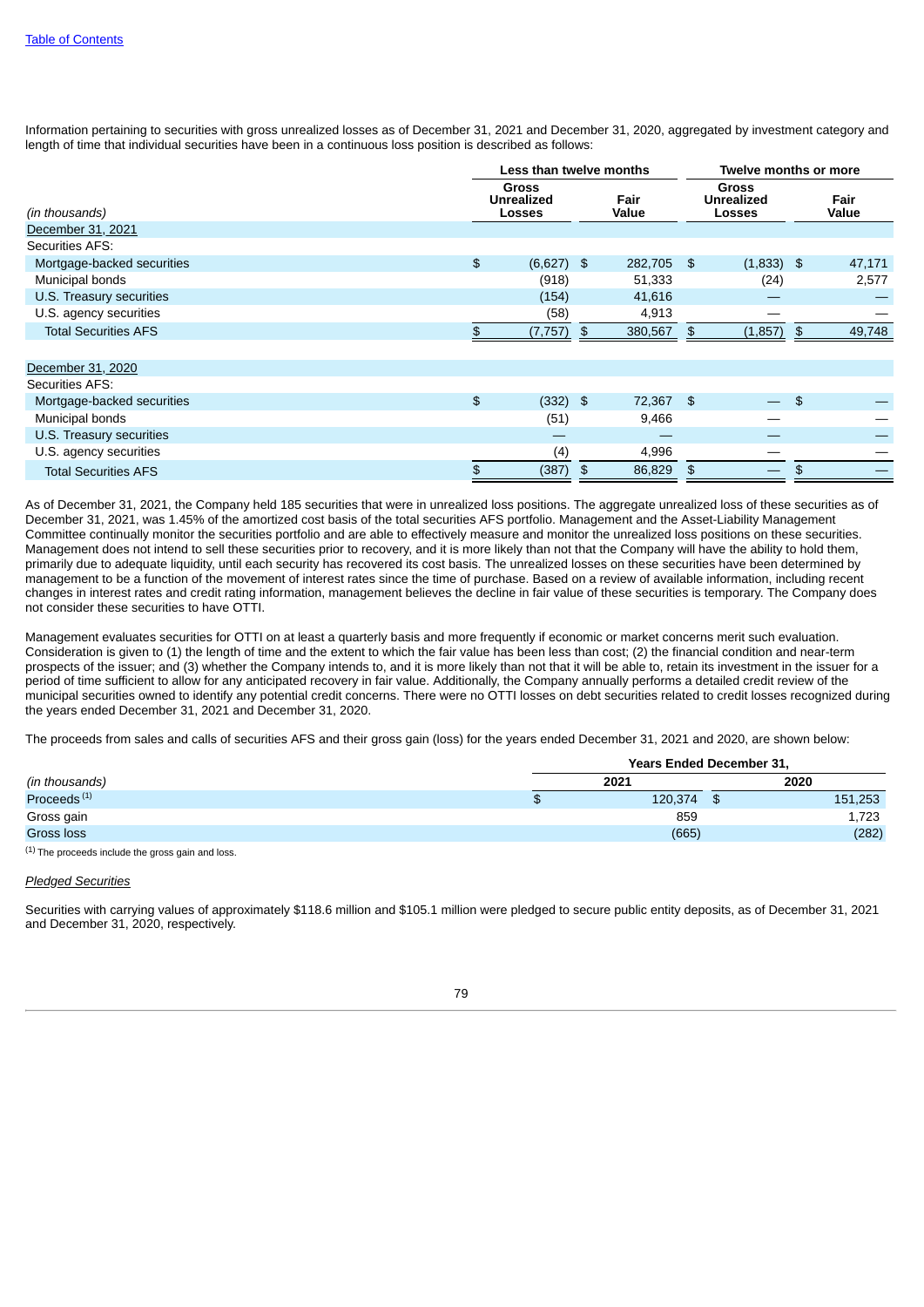[Table of Contents](#)

Information pertaining to securities with gross unrealized losses as of December 31, 2021 and December 31, 2020, aggregated by investment category and length of time that individual securities have been in a continuous loss position is described as follows:

| | Less than twelve months | | Twelve months or more | |
|---|---|---|---|---|
| *(in thousands)* | Gross Unrealized Losses | Fair Value | Gross Unrealized Losses | Fair Value |
| December 31, 2021 | | | | |
| Securities AFS: | | | | |
| Mortgage-backed securities | $ (6,627) | $ 282,705 | $ (1,833) | $ 47,171 |
| Municipal bonds | (918) | 51,333 | (24) | 2,577 |
| U.S. Treasury securities | (154) | 41,616 | — | — |
| U.S. agency securities | (58) | 4,913 | — | — |
| Total Securities AFS | $ (7,757) | $ 380,567 | $ (1,857) | $ 49,748 |
| December 31, 2020 | | | | |
| Securities AFS: | | | | |
| Mortgage-backed securities | $ (332) | $ 72,367 | $ — | $ — |
| Municipal bonds | (51) | 9,466 | — | — |
| U.S. Treasury securities | — | — | — | — |
| U.S. agency securities | (4) | 4,996 | — | — |
| Total Securities AFS | $ (387) | $ 86,829 | $ — | $ — |

As of December 31, 2021, the Company held 185 securities that were in unrealized loss positions. The aggregate unrealized loss of these securities as of December 31, 2021, was 1.45% of the amortized cost basis of the total securities AFS portfolio. Management and the Asset-Liability Management Committee continually monitor the securities portfolio and are able to effectively measure and monitor the unrealized loss positions on these securities. Management does not intend to sell these securities prior to recovery, and it is more likely than not that the Company will have the ability to hold them, primarily due to adequate liquidity, until each security has recovered its cost basis. The unrealized losses on these securities have been determined by management to be a function of the movement of interest rates since the time of purchase. Based on a review of available information, including recent changes in interest rates and credit rating information, management believes the decline in fair value of these securities is temporary. The Company does not consider these securities to have OTTI.

Management evaluates securities for OTTI on at least a quarterly basis and more frequently if economic or market concerns merit such evaluation. Consideration is given to (1) the length of time and the extent to which the fair value has been less than cost; (2) the financial condition and near-term prospects of the issuer; and (3) whether the Company intends to, and it is more likely than not that it will be able to, retain its investment in the issuer for a period of time sufficient to allow for any anticipated recovery in fair value. Additionally, the Company annually performs a detailed credit review of the municipal securities owned to identify any potential credit concerns. There were no OTTI losses on debt securities related to credit losses recognized during the years ended December 31, 2021 and December 31, 2020.

The proceeds from sales and calls of securities AFS and their gross gain (loss) for the years ended December 31, 2021 and 2020, are shown below:

| | Years Ended December 31, | |
|---|---|---|
| *(in thousands)* | 2021 | 2020 |
| Proceeds [1] | $ 120,374 | $ 151,253 |
| Gross gain | 859 | 1,723 |
| Gross loss | (665) | (282) |

[1] The proceeds include the gross gain and loss.

*Pledged Securities*

Securities with carrying values of approximately $118.6 million and $105.1 million were pledged to secure public entity deposits, as of December 31, 2021 and December 31, 2020, respectively.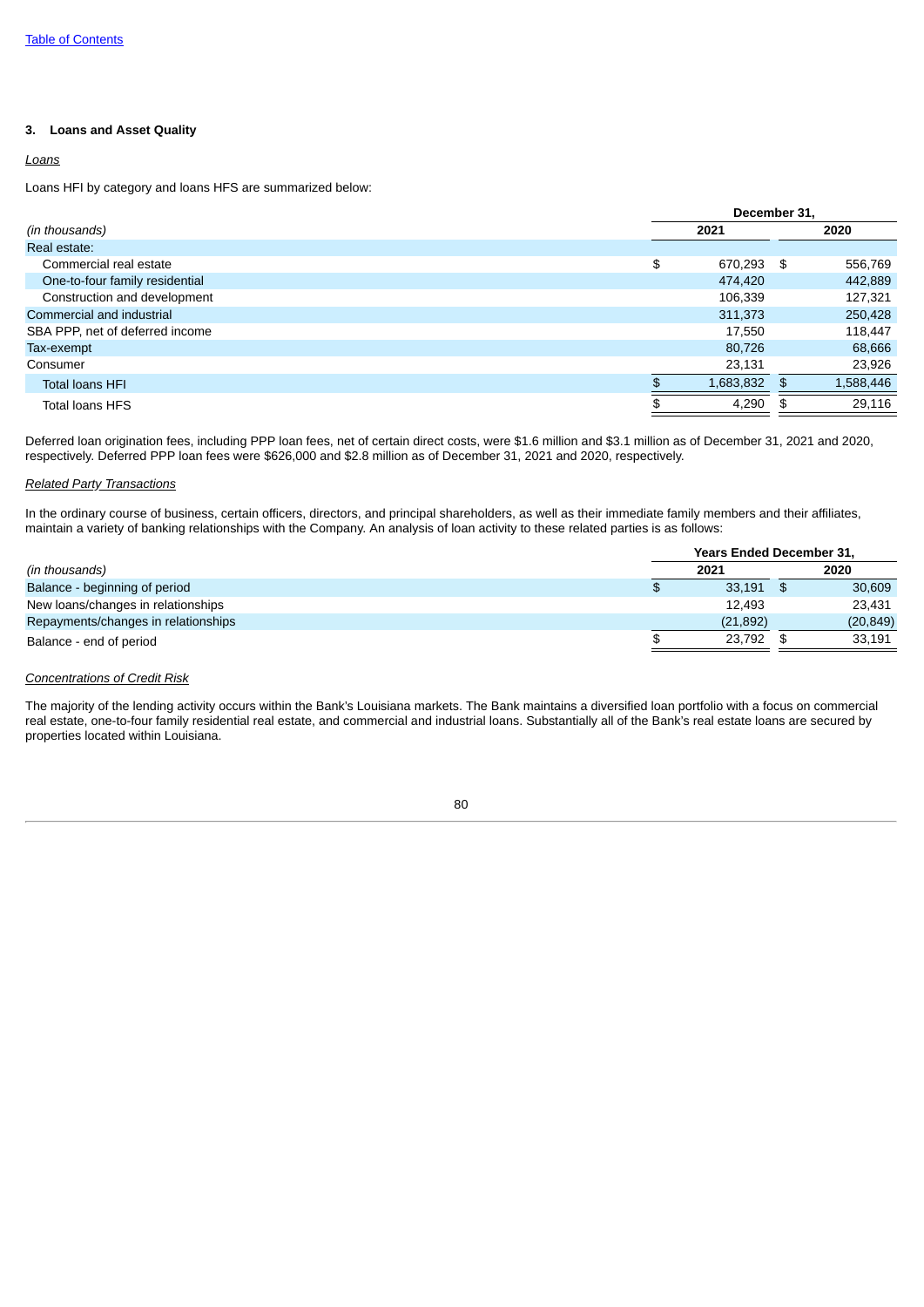## 3. Loans and Asset Quality

*Loans*

Loans HFI by category and loans HFS are summarized below:

| (in thousands) | December 31, 2021 | December 31, 2020 |
|---|---|---|
| Real estate: | | |
| Commercial real estate | $ 670,293 | $ 556,769 |
| One-to-four family residential | 474,420 | 442,889 |
| Construction and development | 106,339 | 127,321 |
| Commercial and industrial | 311,373 | 250,428 |
| SBA PPP, net of deferred income | 17,550 | 118,447 |
| Tax-exempt | 80,726 | 68,666 |
| Consumer | 23,131 | 23,926 |
| Total loans HFI | $ 1,683,832 | $ 1,588,446 |
| Total loans HFS | $ 4,290 | $ 29,116 |

Deferred loan origination fees, including PPP loan fees, net of certain direct costs, were $1.6 million and $3.1 million as of December 31, 2021 and 2020, respectively. Deferred PPP loan fees were $626,000 and $2.8 million as of December 31, 2021 and 2020, respectively.

*Related Party Transactions*

In the ordinary course of business, certain officers, directors, and principal shareholders, as well as their immediate family members and their affiliates, maintain a variety of banking relationships with the Company. An analysis of loan activity to these related parties is as follows:

| (in thousands) | Years Ended December 31, 2021 | Years Ended December 31, 2020 |
|---|---|---|
| Balance - beginning of period | $ 33,191 | $ 30,609 |
| New loans/changes in relationships | 12,493 | 23,431 |
| Repayments/changes in relationships | (21,892) | (20,849) |
| Balance - end of period | $ 23,792 | $ 33,191 |

*Concentrations of Credit Risk*

The majority of the lending activity occurs within the Bank's Louisiana markets. The Bank maintains a diversified loan portfolio with a focus on commercial real estate, one-to-four family residential real estate, and commercial and industrial loans. Substantially all of the Bank's real estate loans are secured by properties located within Louisiana.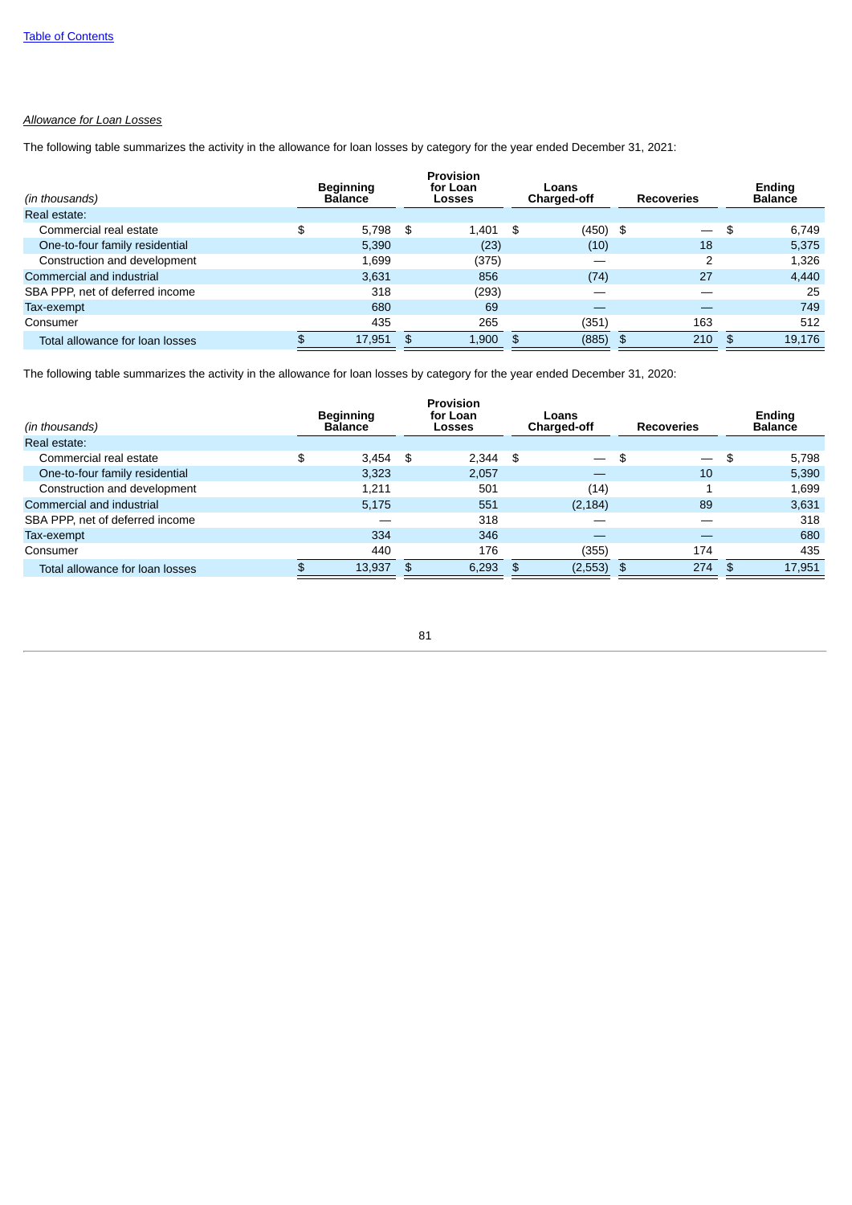*Allowance for Loan Losses*

The following table summarizes the activity in the allowance for loan losses by category for the year ended December 31, 2021:

| (in thousands) | Beginning Balance | Provision for Loan Losses | Loans Charged-off | Recoveries | Ending Balance |
|---|---|---|---|---|---|
| Real estate: | | | | | |
| Commercial real estate | $ 5,798 | $ 1,401 | $ (450) | $ — | $ 6,749 |
| One-to-four family residential | 5,390 | (23) | (10) | 18 | 5,375 |
| Construction and development | 1,699 | (375) | — | 2 | 1,326 |
| Commercial and industrial | 3,631 | 856 | (74) | 27 | 4,440 |
| SBA PPP, net of deferred income | 318 | (293) | — | — | 25 |
| Tax-exempt | 680 | 69 | — | — | 749 |
| Consumer | 435 | 265 | (351) | 163 | 512 |
| Total allowance for loan losses | $ 17,951 | $ 1,900 | $ (885) | $ 210 | $ 19,176 |

The following table summarizes the activity in the allowance for loan losses by category for the year ended December 31, 2020:

| (in thousands) | Beginning Balance | Provision for Loan Losses | Loans Charged-off | Recoveries | Ending Balance |
|---|---|---|---|---|---|
| Real estate: | | | | | |
| Commercial real estate | $ 3,454 | $ 2,344 | $ — | $ — | $ 5,798 |
| One-to-four family residential | 3,323 | 2,057 | — | 10 | 5,390 |
| Construction and development | 1,211 | 501 | (14) | 1 | 1,699 |
| Commercial and industrial | 5,175 | 551 | (2,184) | 89 | 3,631 |
| SBA PPP, net of deferred income | — | 318 | — | — | 318 |
| Tax-exempt | 334 | 346 | — | — | 680 |
| Consumer | 440 | 176 | (355) | 174 | 435 |
| Total allowance for loan losses | $ 13,937 | $ 6,293 | $ (2,553) | $ 274 | $ 17,951 |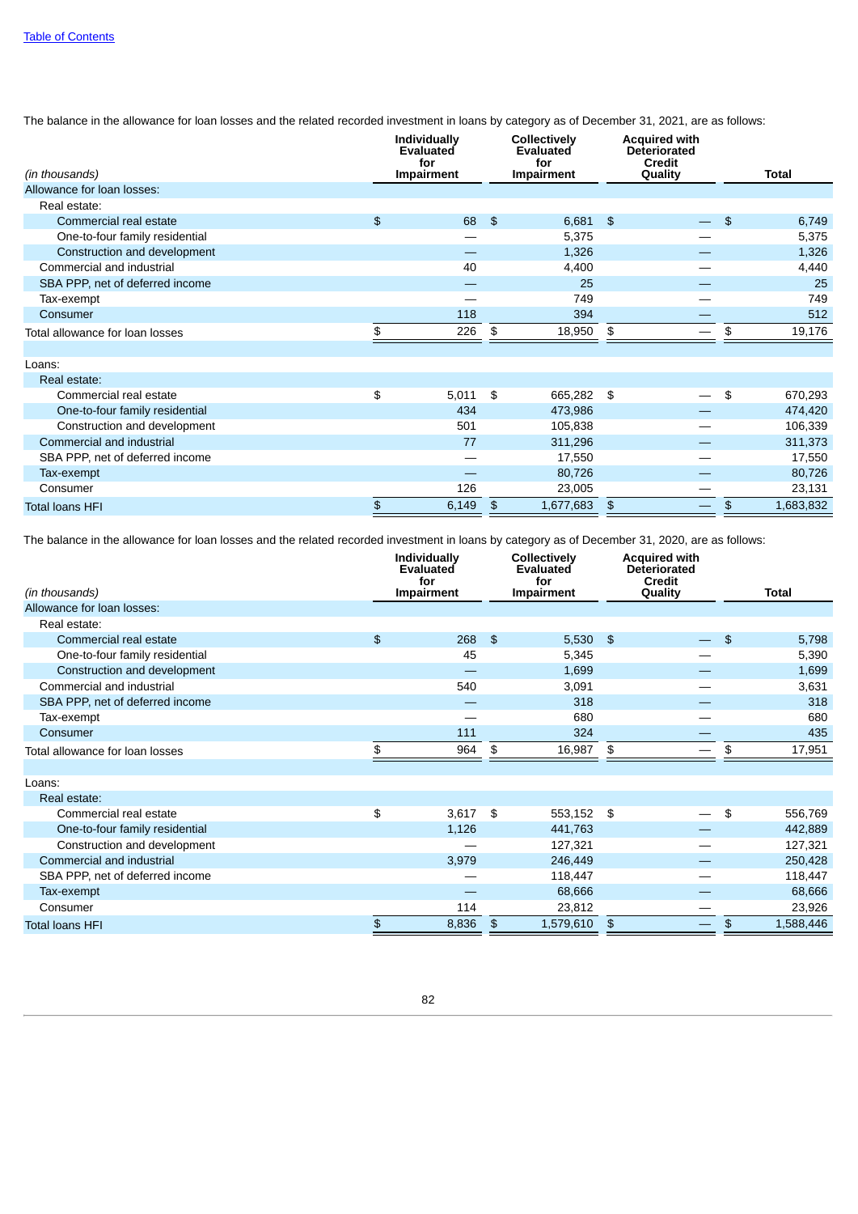The balance in the allowance for loan losses and the related recorded investment in loans by category as of December 31, 2021, are as follows:

| *(in thousands)* | Individually Evaluated for Impairment | Collectively Evaluated for Impairment | Acquired with Deteriorated Credit Quality | Total |
|---|---|---|---|---|
| Allowance for loan losses: | | | | |
| Real estate: | | | | |
| Commercial real estate | $ 68 | $ 6,681 | $ — | $ 6,749 |
| One-to-four family residential | — | 5,375 | — | 5,375 |
| Construction and development | — | 1,326 | — | 1,326 |
| Commercial and industrial | 40 | 4,400 | — | 4,440 |
| SBA PPP, net of deferred income | — | 25 | — | 25 |
| Tax-exempt | — | 749 | — | 749 |
| Consumer | 118 | 394 | — | 512 |
| Total allowance for loan losses | $ 226 | $ 18,950 | $ — | $ 19,176 |
| | | | | |
| Loans: | | | | |
| Real estate: | | | | |
| Commercial real estate | $ 5,011 | $ 665,282 | $ — | $ 670,293 |
| One-to-four family residential | 434 | 473,986 | — | 474,420 |
| Construction and development | 501 | 105,838 | — | 106,339 |
| Commercial and industrial | 77 | 311,296 | — | 311,373 |
| SBA PPP, net of deferred income | — | 17,550 | — | 17,550 |
| Tax-exempt | — | 80,726 | — | 80,726 |
| Consumer | 126 | 23,005 | — | 23,131 |
| Total loans HFI | $ 6,149 | $ 1,677,683 | $ — | $ 1,683,832 |

The balance in the allowance for loan losses and the related recorded investment in loans by category as of December 31, 2020, are as follows:

| *(in thousands)* | Individually Evaluated for Impairment | Collectively Evaluated for Impairment | Acquired with Deteriorated Credit Quality | Total |
|---|---|---|---|---|
| Allowance for loan losses: | | | | |
| Real estate: | | | | |
| Commercial real estate | $ 268 | $ 5,530 | $ — | $ 5,798 |
| One-to-four family residential | 45 | 5,345 | — | 5,390 |
| Construction and development | — | 1,699 | — | 1,699 |
| Commercial and industrial | 540 | 3,091 | — | 3,631 |
| SBA PPP, net of deferred income | — | 318 | — | 318 |
| Tax-exempt | — | 680 | — | 680 |
| Consumer | 111 | 324 | — | 435 |
| Total allowance for loan losses | $ 964 | $ 16,987 | $ — | $ 17,951 |
| | | | | |
| Loans: | | | | |
| Real estate: | | | | |
| Commercial real estate | $ 3,617 | $ 553,152 | $ — | $ 556,769 |
| One-to-four family residential | 1,126 | 441,763 | — | 442,889 |
| Construction and development | — | 127,321 | — | 127,321 |
| Commercial and industrial | 3,979 | 246,449 | — | 250,428 |
| SBA PPP, net of deferred income | — | 118,447 | — | 118,447 |
| Tax-exempt | — | 68,666 | — | 68,666 |
| Consumer | 114 | 23,812 | — | 23,926 |
| Total loans HFI | $ 8,836 | $ 1,579,610 | $ — | $ 1,588,446 |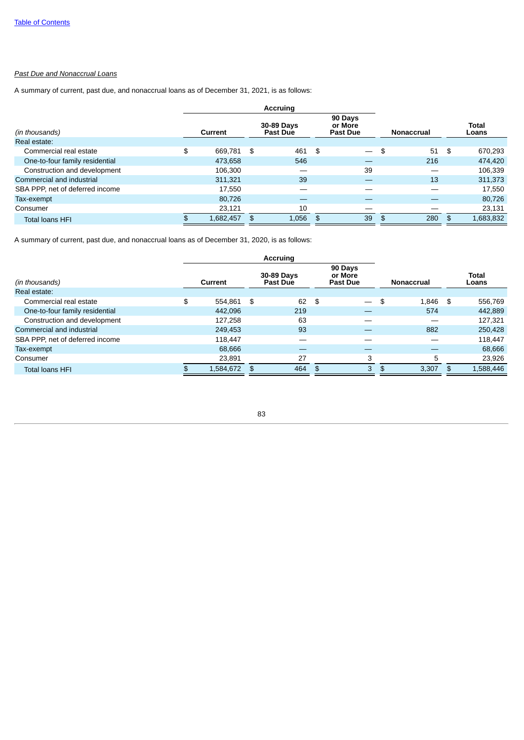[Table of Contents](#)

*Past Due and Nonaccrual Loans*

A summary of current, past due, and nonaccrual loans as of December 31, 2021, is as follows:

| | Accruing | | | | |
|---|---|---|---|---|---|
| (in thousands) | Current | 30-89 Days Past Due | 90 Days or More Past Due | Nonaccrual | Total Loans |
| Real estate: | | | | | |
| Commercial real estate | $ 669,781 | $ 461 | $ — | $ 51 | $ 670,293 |
| One-to-four family residential | 473,658 | 546 | — | 216 | 474,420 |
| Construction and development | 106,300 | — | 39 | — | 106,339 |
| Commercial and industrial | 311,321 | 39 | — | 13 | 311,373 |
| SBA PPP, net of deferred income | 17,550 | — | — | — | 17,550 |
| Tax-exempt | 80,726 | — | — | — | 80,726 |
| Consumer | 23,121 | 10 | — | — | 23,131 |
| Total loans HFI | $ 1,682,457 | $ 1,056 | $ 39 | $ 280 | $ 1,683,832 |

A summary of current, past due, and nonaccrual loans as of December 31, 2020, is as follows:

| | Accruing | | | | |
|---|---|---|---|---|---|
| (in thousands) | Current | 30-89 Days Past Due | 90 Days or More Past Due | Nonaccrual | Total Loans |
| Real estate: | | | | | |
| Commercial real estate | $ 554,861 | $ 62 | $ — | $ 1,846 | $ 556,769 |
| One-to-four family residential | 442,096 | 219 | — | 574 | 442,889 |
| Construction and development | 127,258 | 63 | — | — | 127,321 |
| Commercial and industrial | 249,453 | 93 | — | 882 | 250,428 |
| SBA PPP, net of deferred income | 118,447 | — | — | — | 118,447 |
| Tax-exempt | 68,666 | — | — | — | 68,666 |
| Consumer | 23,891 | 27 | 3 | 5 | 23,926 |
| Total loans HFI | $ 1,584,672 | $ 464 | $ 3 | $ 3,307 | $ 1,588,446 |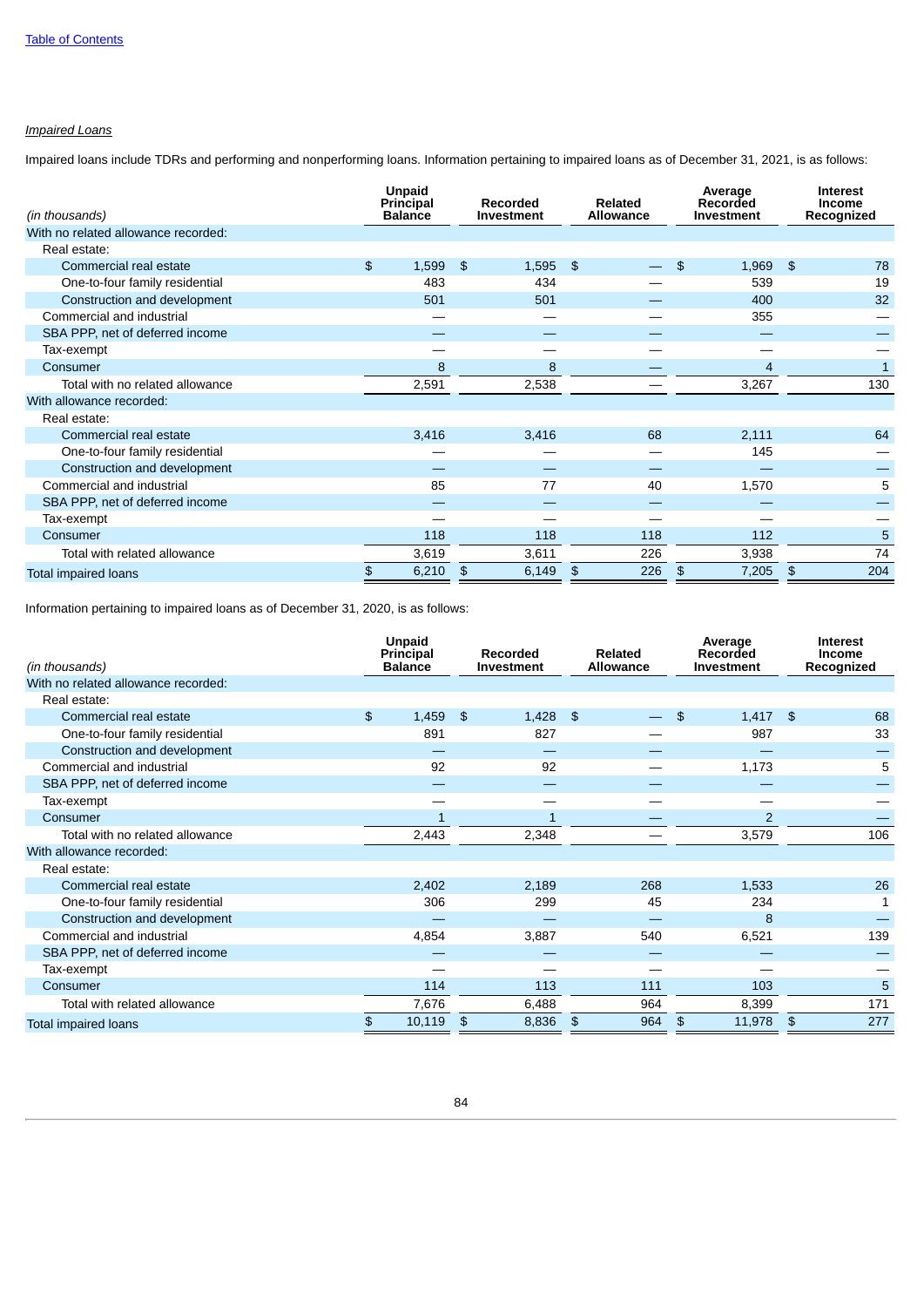*Impaired Loans*

Impaired loans include TDRs and performing and nonperforming loans. Information pertaining to impaired loans as of December 31, 2021, is as follows:

| (in thousands) | Unpaid Principal Balance | Recorded Investment | Related Allowance | Average Recorded Investment | Interest Income Recognized |
|---|---|---|---|---|---|
| With no related allowance recorded: | | | | | |
| Real estate: | | | | | |
| Commercial real estate | $ 1,599 | $ 1,595 | $ — | $ 1,969 | $ 78 |
| One-to-four family residential | 483 | 434 | — | 539 | 19 |
| Construction and development | 501 | 501 | — | 400 | 32 |
| Commercial and industrial | — | — | — | 355 | — |
| SBA PPP, net of deferred income | — | — | — | — | — |
| Tax-exempt | — | — | — | — | — |
| Consumer | 8 | 8 | — | 4 | 1 |
| Total with no related allowance | 2,591 | 2,538 | — | 3,267 | 130 |
| With allowance recorded: | | | | | |
| Real estate: | | | | | |
| Commercial real estate | 3,416 | 3,416 | 68 | 2,111 | 64 |
| One-to-four family residential | — | — | — | 145 | — |
| Construction and development | — | — | — | — | — |
| Commercial and industrial | 85 | 77 | 40 | 1,570 | 5 |
| SBA PPP, net of deferred income | — | — | — | — | — |
| Tax-exempt | — | — | — | — | — |
| Consumer | 118 | 118 | 118 | 112 | 5 |
| Total with related allowance | 3,619 | 3,611 | 226 | 3,938 | 74 |
| Total impaired loans | $ 6,210 | $ 6,149 | $ 226 | $ 7,205 | $ 204 |

Information pertaining to impaired loans as of December 31, 2020, is as follows:

| (in thousands) | Unpaid Principal Balance | Recorded Investment | Related Allowance | Average Recorded Investment | Interest Income Recognized |
|---|---|---|---|---|---|
| With no related allowance recorded: | | | | | |
| Real estate: | | | | | |
| Commercial real estate | $ 1,459 | $ 1,428 | $ — | $ 1,417 | $ 68 |
| One-to-four family residential | 891 | 827 | — | 987 | 33 |
| Construction and development | — | — | — | — | — |
| Commercial and industrial | 92 | 92 | — | 1,173 | 5 |
| SBA PPP, net of deferred income | — | — | — | — | — |
| Tax-exempt | — | — | — | — | — |
| Consumer | 1 | 1 | — | 2 | — |
| Total with no related allowance | 2,443 | 2,348 | — | 3,579 | 106 |
| With allowance recorded: | | | | | |
| Real estate: | | | | | |
| Commercial real estate | 2,402 | 2,189 | 268 | 1,533 | 26 |
| One-to-four family residential | 306 | 299 | 45 | 234 | 1 |
| Construction and development | — | — | — | 8 | — |
| Commercial and industrial | 4,854 | 3,887 | 540 | 6,521 | 139 |
| SBA PPP, net of deferred income | — | — | — | — | — |
| Tax-exempt | — | — | — | — | — |
| Consumer | 114 | 113 | 111 | 103 | 5 |
| Total with related allowance | 7,676 | 6,488 | 964 | 8,399 | 171 |
| Total impaired loans | $ 10,119 | $ 8,836 | $ 964 | $ 11,978 | $ 277 |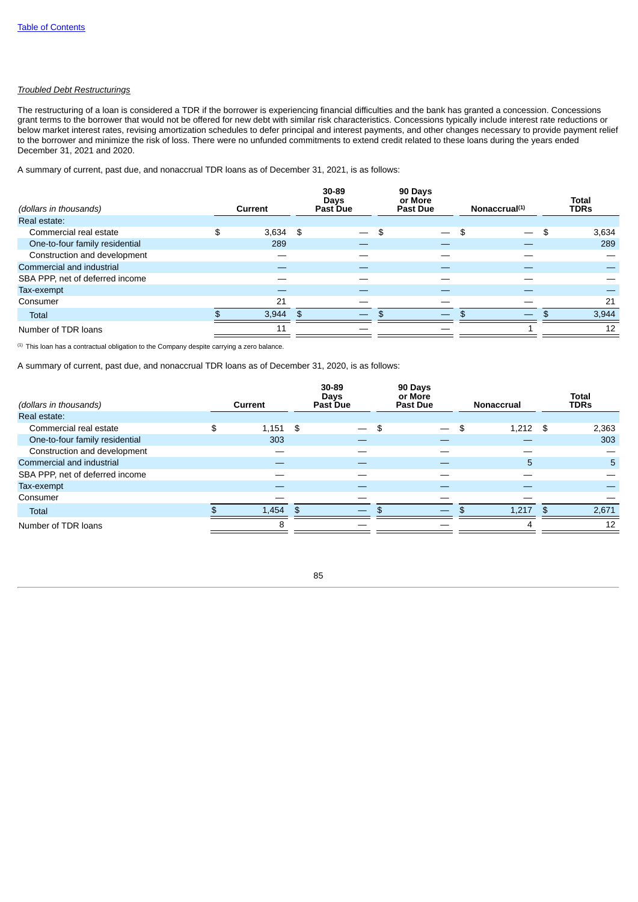[Table of Contents](#)

*Troubled Debt Restructurings*

The restructuring of a loan is considered a TDR if the borrower is experiencing financial difficulties and the bank has granted a concession. Concessions grant terms to the borrower that would not be offered for new debt with similar risk characteristics. Concessions typically include interest rate reductions or below market interest rates, revising amortization schedules to defer principal and interest payments, and other changes necessary to provide payment relief to the borrower and minimize the risk of loss. There were no unfunded commitments to extend credit related to these loans during the years ended December 31, 2021 and 2020.

A summary of current, past due, and nonaccrual TDR loans as of December 31, 2021, is as follows:

| *(dollars in thousands)* | Current | 30-89 Days Past Due | 90 Days or More Past Due | Nonaccrual[1] | Total TDRs |
|---|---|---|---|---|---|
| Real estate: | | | | | |
| Commercial real estate | $ 3,634 | $ — | $ — | $ — | $ 3,634 |
| One-to-four family residential | 289 | — | — | — | 289 |
| Construction and development | — | — | — | — | — |
| Commercial and industrial | — | — | — | — | — |
| SBA PPP, net of deferred income | — | — | — | — | — |
| Tax-exempt | — | — | — | — | — |
| Consumer | 21 | — | — | — | 21 |
| Total | $ 3,944 | $ — | $ — | $ — | $ 3,944 |
| Number of TDR loans | 11 | — | — | 1 | 12 |

[1] This loan has a contractual obligation to the Company despite carrying a zero balance.

A summary of current, past due, and nonaccrual TDR loans as of December 31, 2020, is as follows:

| *(dollars in thousands)* | Current | 30-89 Days Past Due | 90 Days or More Past Due | Nonaccrual | Total TDRs |
|---|---|---|---|---|---|
| Real estate: | | | | | |
| Commercial real estate | $ 1,151 | $ — | $ — | $ 1,212 | $ 2,363 |
| One-to-four family residential | 303 | — | — | — | 303 |
| Construction and development | — | — | — | — | — |
| Commercial and industrial | — | — | — | 5 | 5 |
| SBA PPP, net of deferred income | — | — | — | — | — |
| Tax-exempt | — | — | — | — | — |
| Consumer | — | — | — | — | — |
| Total | $ 1,454 | $ — | $ — | $ 1,217 | $ 2,671 |
| Number of TDR loans | 8 | — | — | 4 | 12 |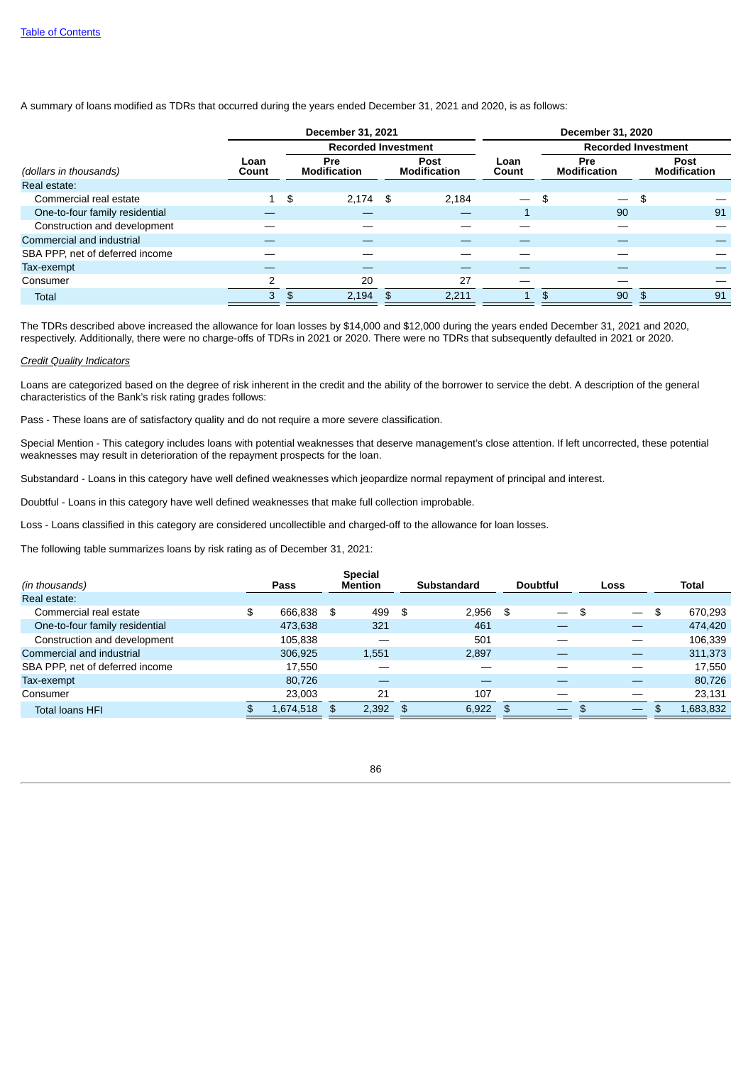A summary of loans modified as TDRs that occurred during the years ended December 31, 2021 and 2020, is as follows:

| | December 31, 2021 | | | December 31, 2020 | | |
|---|---|---|---|---|---|---|
| | | Recorded Investment | | | Recorded Investment | |
| *(dollars in thousands)* | Loan Count | Pre Modification | Post Modification | Loan Count | Pre Modification | Post Modification |
| Real estate: | | | | | | |
| Commercial real estate | 1 | $ 2,174 | $ 2,184 | — | $ — | $ — |
| One-to-four family residential | — | — | — | 1 | 90 | 91 |
| Construction and development | — | — | — | — | — | — |
| Commercial and industrial | — | — | — | — | — | — |
| SBA PPP, net of deferred income | — | — | — | — | — | — |
| Tax-exempt | — | — | — | — | — | — |
| Consumer | 2 | 20 | 27 | — | — | — |
| Total | 3 | $ 2,194 | $ 2,211 | 1 | $ 90 | $ 91 |

The TDRs described above increased the allowance for loan losses by $14,000 and $12,000 during the years ended December 31, 2021 and 2020, respectively. Additionally, there were no charge-offs of TDRs in 2021 or 2020. There were no TDRs that subsequently defaulted in 2021 or 2020.

*Credit Quality Indicators*

Loans are categorized based on the degree of risk inherent in the credit and the ability of the borrower to service the debt. A description of the general characteristics of the Bank's risk rating grades follows:

Pass - These loans are of satisfactory quality and do not require a more severe classification.

Special Mention - This category includes loans with potential weaknesses that deserve management's close attention. If left uncorrected, these potential weaknesses may result in deterioration of the repayment prospects for the loan.

Substandard - Loans in this category have well defined weaknesses which jeopardize normal repayment of principal and interest.

Doubtful - Loans in this category have well defined weaknesses that make full collection improbable.

Loss - Loans classified in this category are considered uncollectible and charged-off to the allowance for loan losses.

The following table summarizes loans by risk rating as of December 31, 2021:

| *(in thousands)* | Pass | Special Mention | Substandard | Doubtful | Loss | Total |
|---|---|---|---|---|---|---|
| Real estate: | | | | | | |
| Commercial real estate | $ 666,838 | $ 499 | $ 2,956 | $ — | $ — | $ 670,293 |
| One-to-four family residential | 473,638 | 321 | 461 | — | — | 474,420 |
| Construction and development | 105,838 | — | 501 | — | — | 106,339 |
| Commercial and industrial | 306,925 | 1,551 | 2,897 | — | — | 311,373 |
| SBA PPP, net of deferred income | 17,550 | — | — | — | — | 17,550 |
| Tax-exempt | 80,726 | — | — | — | — | 80,726 |
| Consumer | 23,003 | 21 | 107 | — | — | 23,131 |
| Total loans HFI | $ 1,674,518 | $ 2,392 | $ 6,922 | $ — | $ — | $ 1,683,832 |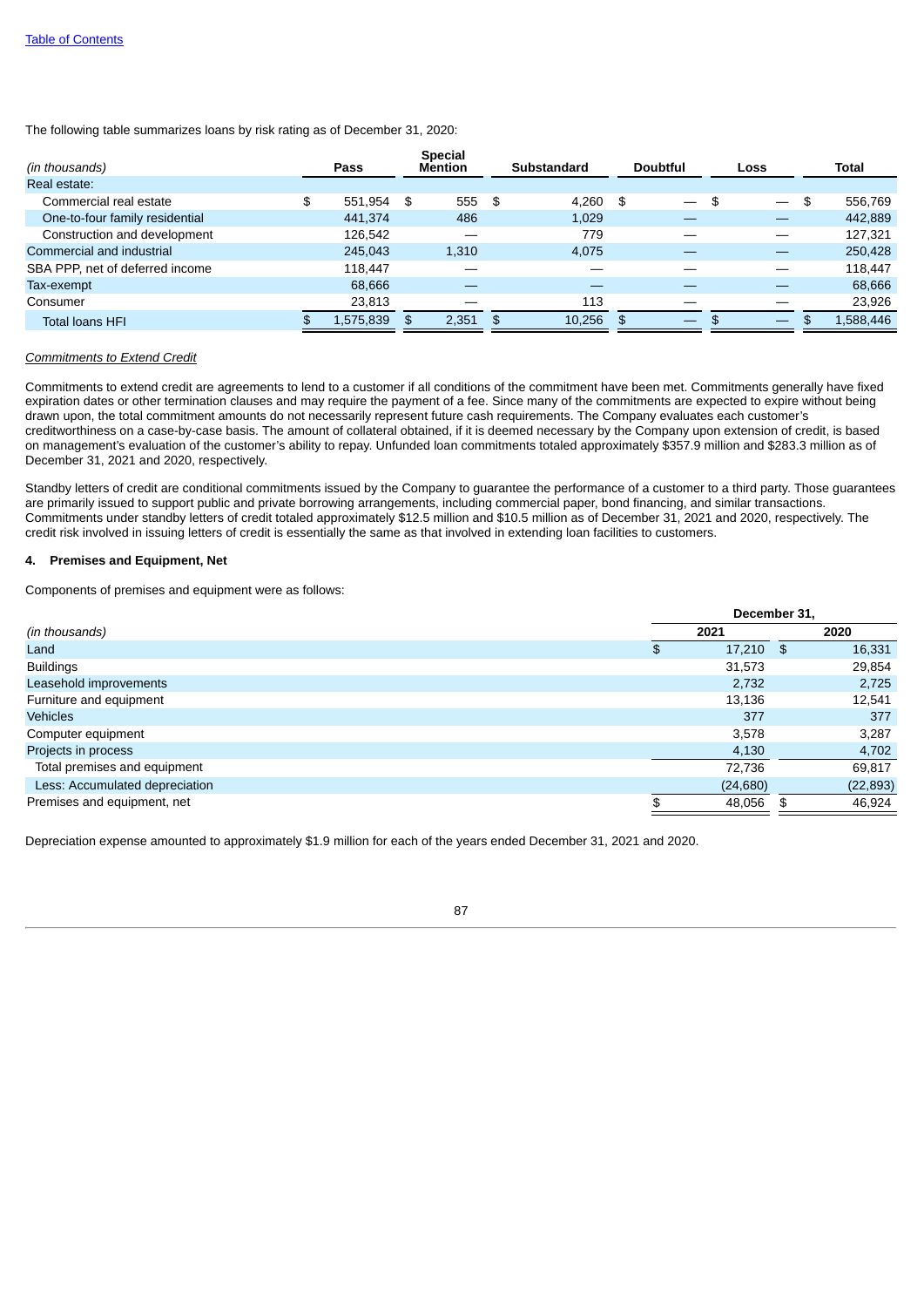[Table of Contents](#)

The following table summarizes loans by risk rating as of December 31, 2020:

| (in thousands) | Pass | Special Mention | Substandard | Doubtful | Loss | Total |
|---|---|---|---|---|---|---|
| Real estate: | | | | | | |
| Commercial real estate | $ 551,954 | $ 555 | $ 4,260 | $ — | $ — | $ 556,769 |
| One-to-four family residential | 441,374 | 486 | 1,029 | — | — | 442,889 |
| Construction and development | 126,542 | — | 779 | — | — | 127,321 |
| Commercial and industrial | 245,043 | 1,310 | 4,075 | — | — | 250,428 |
| SBA PPP, net of deferred income | 118,447 | — | — | — | — | 118,447 |
| Tax-exempt | 68,666 | — | — | — | — | 68,666 |
| Consumer | 23,813 | — | 113 | — | — | 23,926 |
| Total loans HFI | $ 1,575,839 | $ 2,351 | $ 10,256 | $ — | $ — | $ 1,588,446 |

*Commitments to Extend Credit*

Commitments to extend credit are agreements to lend to a customer if all conditions of the commitment have been met. Commitments generally have fixed expiration dates or other termination clauses and may require the payment of a fee. Since many of the commitments are expected to expire without being drawn upon, the total commitment amounts do not necessarily represent future cash requirements. The Company evaluates each customer's creditworthiness on a case-by-case basis. The amount of collateral obtained, if it is deemed necessary by the Company upon extension of credit, is based on management's evaluation of the customer's ability to repay. Unfunded loan commitments totaled approximately $357.9 million and $283.3 million as of December 31, 2021 and 2020, respectively.

Standby letters of credit are conditional commitments issued by the Company to guarantee the performance of a customer to a third party. Those guarantees are primarily issued to support public and private borrowing arrangements, including commercial paper, bond financing, and similar transactions. Commitments under standby letters of credit totaled approximately $12.5 million and $10.5 million as of December 31, 2021 and 2020, respectively. The credit risk involved in issuing letters of credit is essentially the same as that involved in extending loan facilities to customers.

**4. Premises and Equipment, Net**

Components of premises and equipment were as follows:

| | December 31, | |
|---|---|---|
| (in thousands) | 2021 | 2020 |
| Land | $ 17,210 | $ 16,331 |
| Buildings | 31,573 | 29,854 |
| Leasehold improvements | 2,732 | 2,725 |
| Furniture and equipment | 13,136 | 12,541 |
| Vehicles | 377 | 377 |
| Computer equipment | 3,578 | 3,287 |
| Projects in process | 4,130 | 4,702 |
| Total premises and equipment | 72,736 | 69,817 |
| Less: Accumulated depreciation | (24,680) | (22,893) |
| Premises and equipment, net | $ 48,056 | $ 46,924 |

Depreciation expense amounted to approximately $1.9 million for each of the years ended December 31, 2021 and 2020.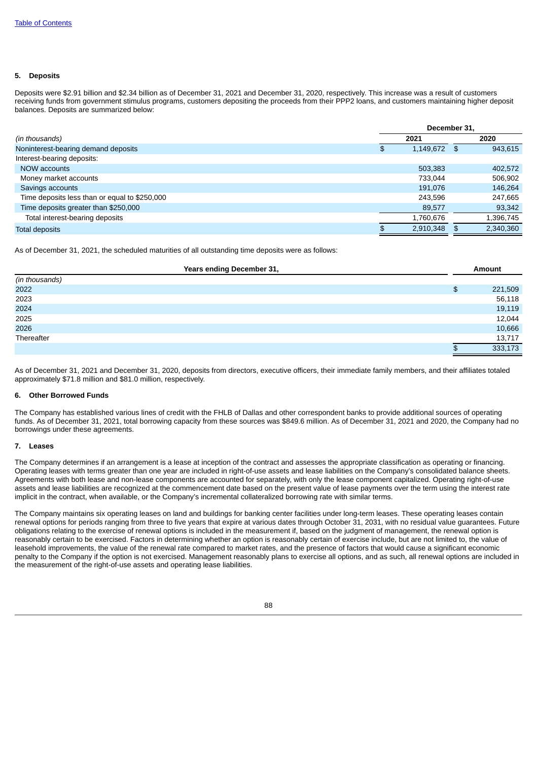[Table of Contents](#)

### 5. Deposits

Deposits were $2.91 billion and $2.34 billion as of December 31, 2021 and December 31, 2020, respectively. This increase was a result of customers receiving funds from government stimulus programs, customers depositing the proceeds from their PPP2 loans, and customers maintaining higher deposit balances. Deposits are summarized below:

| | December 31, | |
|---|---|---|
| *(in thousands)* | 2021 | 2020 |
| Noninterest-bearing demand deposits | $ 1,149,672 | $ 943,615 |
| Interest-bearing deposits: | | |
| NOW accounts | 503,383 | 402,572 |
| Money market accounts | 733,044 | 506,902 |
| Savings accounts | 191,076 | 146,264 |
| Time deposits less than or equal to $250,000 | 243,596 | 247,665 |
| Time deposits greater than $250,000 | 89,577 | 93,342 |
| Total interest-bearing deposits | 1,760,676 | 1,396,745 |
| Total deposits | $ 2,910,348 | $ 2,340,360 |

As of December 31, 2021, the scheduled maturities of all outstanding time deposits were as follows:

| Years ending December 31, | Amount |
|---|---|
| *(in thousands)* | |
| 2022 | $ 221,509 |
| 2023 | 56,118 |
| 2024 | 19,119 |
| 2025 | 12,044 |
| 2026 | 10,666 |
| Thereafter | 13,717 |
| | $ 333,173 |

As of December 31, 2021 and December 31, 2020, deposits from directors, executive officers, their immediate family members, and their affiliates totaled approximately $71.8 million and $81.0 million, respectively.

### 6. Other Borrowed Funds

The Company has established various lines of credit with the FHLB of Dallas and other correspondent banks to provide additional sources of operating funds. As of December 31, 2021, total borrowing capacity from these sources was $849.6 million. As of December 31, 2021 and 2020, the Company had no borrowings under these agreements.

### 7. Leases

The Company determines if an arrangement is a lease at inception of the contract and assesses the appropriate classification as operating or financing. Operating leases with terms greater than one year are included in right-of-use assets and lease liabilities on the Company's consolidated balance sheets. Agreements with both lease and non-lease components are accounted for separately, with only the lease component capitalized. Operating right-of-use assets and lease liabilities are recognized at the commencement date based on the present value of lease payments over the term using the interest rate implicit in the contract, when available, or the Company's incremental collateralized borrowing rate with similar terms.

The Company maintains six operating leases on land and buildings for banking center facilities under long-term leases. These operating leases contain renewal options for periods ranging from three to five years that expire at various dates through October 31, 2031, with no residual value guarantees. Future obligations relating to the exercise of renewal options is included in the measurement if, based on the judgment of management, the renewal option is reasonably certain to be exercised. Factors in determining whether an option is reasonably certain of exercise include, but are not limited to, the value of leasehold improvements, the value of the renewal rate compared to market rates, and the presence of factors that would cause a significant economic penalty to the Company if the option is not exercised. Management reasonably plans to exercise all options, and as such, all renewal options are included in the measurement of the right-of-use assets and operating lease liabilities.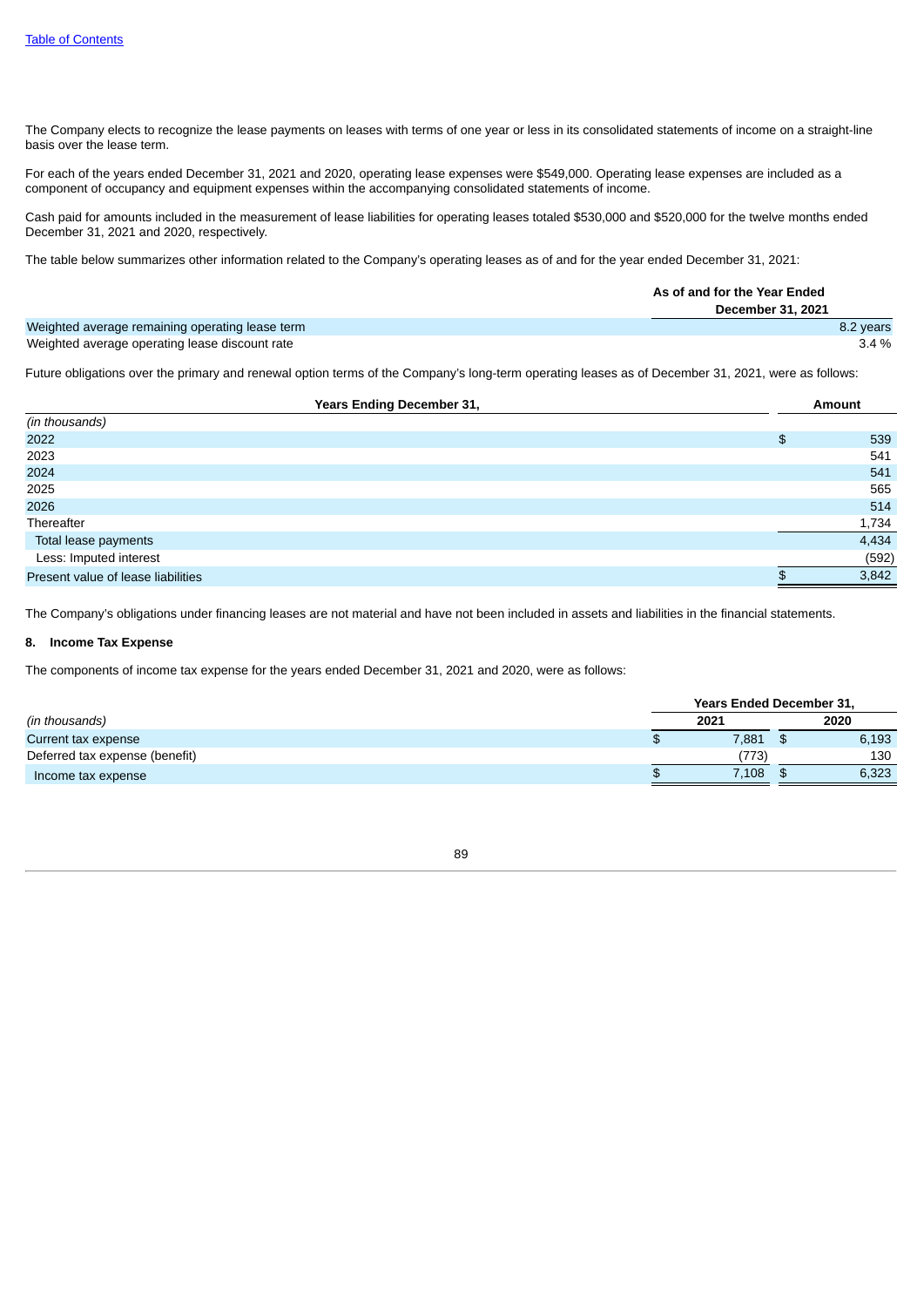The Company elects to recognize the lease payments on leases with terms of one year or less in its consolidated statements of income on a straight-line basis over the lease term.

For each of the years ended December 31, 2021 and 2020, operating lease expenses were $549,000. Operating lease expenses are included as a component of occupancy and equipment expenses within the accompanying consolidated statements of income.

Cash paid for amounts included in the measurement of lease liabilities for operating leases totaled $530,000 and $520,000 for the twelve months ended December 31, 2021 and 2020, respectively.

The table below summarizes other information related to the Company's operating leases as of and for the year ended December 31, 2021:

| | As of and for the Year Ended December 31, 2021 |
|---|---|
| Weighted average remaining operating lease term | 8.2 years |
| Weighted average operating lease discount rate | 3.4 % |

Future obligations over the primary and renewal option terms of the Company's long-term operating leases as of December 31, 2021, were as follows:

| Years Ending December 31, | Amount |
|---|---|
| *(in thousands)* | |
| 2022 | $ 539 |
| 2023 | 541 |
| 2024 | 541 |
| 2025 | 565 |
| 2026 | 514 |
| Thereafter | 1,734 |
| Total lease payments | 4,434 |
| Less: Imputed interest | (592) |
| Present value of lease liabilities | $ 3,842 |

The Company's obligations under financing leases are not material and have not been included in assets and liabilities in the financial statements.

**8. Income Tax Expense**

The components of income tax expense for the years ended December 31, 2021 and 2020, were as follows:

| | Years Ended December 31, | |
|---|---|---|
| *(in thousands)* | 2021 | 2020 |
| Current tax expense | $ 7,881 | $ 6,193 |
| Deferred tax expense (benefit) | (773) | 130 |
| Income tax expense | $ 7,108 | $ 6,323 |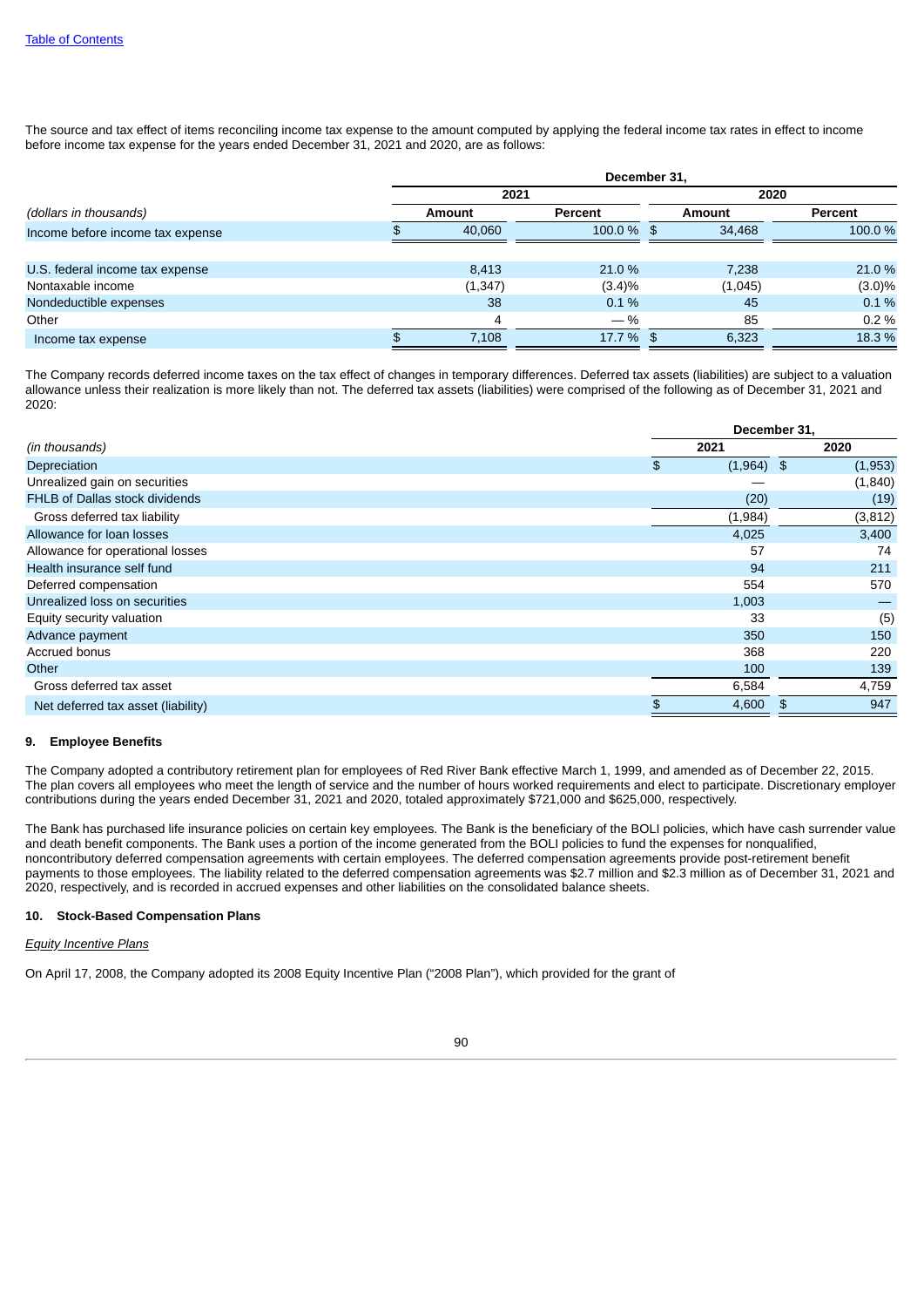The source and tax effect of items reconciling income tax expense to the amount computed by applying the federal income tax rates in effect to income before income tax expense for the years ended December 31, 2021 and 2020, are as follows:

| | December 31, | | | |
|---|---|---|---|---|
| | 2021 | | 2020 | |
| *(dollars in thousands)* | Amount | Percent | Amount | Percent |
| Income before income tax expense | $ 40,060 | 100.0 % | $ 34,468 | 100.0 % |
| | | | | |
| U.S. federal income tax expense | 8,413 | 21.0 % | 7,238 | 21.0 % |
| Nontaxable income | (1,347) | (3.4)% | (1,045) | (3.0)% |
| Nondeductible expenses | 38 | 0.1 % | 45 | 0.1 % |
| Other | 4 | — % | 85 | 0.2 % |
| Income tax expense | $ 7,108 | 17.7 % | $ 6,323 | 18.3 % |

The Company records deferred income taxes on the tax effect of changes in temporary differences. Deferred tax assets (liabilities) are subject to a valuation allowance unless their realization is more likely than not. The deferred tax assets (liabilities) were comprised of the following as of December 31, 2021 and 2020:

| | December 31, | |
|---|---|---|
| *(in thousands)* | 2021 | 2020 |
| Depreciation | $ (1,964) | $ (1,953) |
| Unrealized gain on securities | — | (1,840) |
| FHLB of Dallas stock dividends | (20) | (19) |
| Gross deferred tax liability | (1,984) | (3,812) |
| Allowance for loan losses | 4,025 | 3,400 |
| Allowance for operational losses | 57 | 74 |
| Health insurance self fund | 94 | 211 |
| Deferred compensation | 554 | 570 |
| Unrealized loss on securities | 1,003 | — |
| Equity security valuation | 33 | (5) |
| Advance payment | 350 | 150 |
| Accrued bonus | 368 | 220 |
| Other | 100 | 139 |
| Gross deferred tax asset | 6,584 | 4,759 |
| Net deferred tax asset (liability) | $ 4,600 | $ 947 |

## 9. Employee Benefits

The Company adopted a contributory retirement plan for employees of Red River Bank effective March 1, 1999, and amended as of December 22, 2015. The plan covers all employees who meet the length of service and the number of hours worked requirements and elect to participate. Discretionary employer contributions during the years ended December 31, 2021 and 2020, totaled approximately $721,000 and $625,000, respectively.

The Bank has purchased life insurance policies on certain key employees. The Bank is the beneficiary of the BOLI policies, which have cash surrender value and death benefit components. The Bank uses a portion of the income generated from the BOLI policies to fund the expenses for nonqualified, noncontributory deferred compensation agreements with certain employees. The deferred compensation agreements provide post-retirement benefit payments to those employees. The liability related to the deferred compensation agreements was $2.7 million and $2.3 million as of December 31, 2021 and 2020, respectively, and is recorded in accrued expenses and other liabilities on the consolidated balance sheets.

## 10. Stock-Based Compensation Plans

*Equity Incentive Plans*

On April 17, 2008, the Company adopted its 2008 Equity Incentive Plan ("2008 Plan"), which provided for the grant of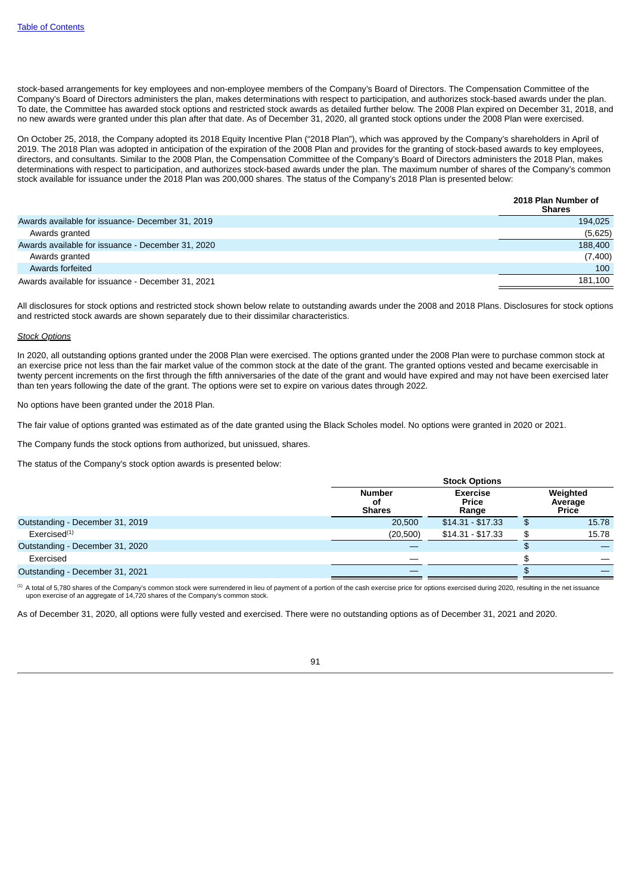stock-based arrangements for key employees and non-employee members of the Company's Board of Directors. The Compensation Committee of the Company's Board of Directors administers the plan, makes determinations with respect to participation, and authorizes stock-based awards under the plan. To date, the Committee has awarded stock options and restricted stock awards as detailed further below. The 2008 Plan expired on December 31, 2018, and no new awards were granted under this plan after that date. As of December 31, 2020, all granted stock options under the 2008 Plan were exercised.

On October 25, 2018, the Company adopted its 2018 Equity Incentive Plan ("2018 Plan"), which was approved by the Company's shareholders in April of 2019. The 2018 Plan was adopted in anticipation of the expiration of the 2008 Plan and provides for the granting of stock-based awards to key employees, directors, and consultants. Similar to the 2008 Plan, the Compensation Committee of the Company's Board of Directors administers the 2018 Plan, makes determinations with respect to participation, and authorizes stock-based awards under the plan. The maximum number of shares of the Company's common stock available for issuance under the 2018 Plan was 200,000 shares. The status of the Company's 2018 Plan is presented below:

| | 2018 Plan Number of Shares |
|---|---|
| Awards available for issuance- December 31, 2019 | 194,025 |
| Awards granted | (5,625) |
| Awards available for issuance - December 31, 2020 | 188,400 |
| Awards granted | (7,400) |
| Awards forfeited | 100 |
| Awards available for issuance - December 31, 2021 | 181,100 |

All disclosures for stock options and restricted stock shown below relate to outstanding awards under the 2008 and 2018 Plans. Disclosures for stock options and restricted stock awards are shown separately due to their dissimilar characteristics.

*Stock Options*

In 2020, all outstanding options granted under the 2008 Plan were exercised. The options granted under the 2008 Plan were to purchase common stock at an exercise price not less than the fair market value of the common stock at the date of the grant. The granted options vested and became exercisable in twenty percent increments on the first through the fifth anniversaries of the date of the grant and would have expired and may not have been exercised later than ten years following the date of the grant. The options were set to expire on various dates through 2022.

No options have been granted under the 2018 Plan.

The fair value of options granted was estimated as of the date granted using the Black Scholes model. No options were granted in 2020 or 2021.

The Company funds the stock options from authorized, but unissued, shares.

The status of the Company's stock option awards is presented below:

| | Stock Options | | |
|---|---|---|---|
| | Number of Shares | Exercise Price Range | Weighted Average Price |
| Outstanding - December 31, 2019 | 20,500 | $14.31 - $17.33 | $ 15.78 |
| Exercised[(1)] | (20,500) | $14.31 - $17.33 | $ 15.78 |
| Outstanding - December 31, 2020 | — | | $ — |
| Exercised | — | | $ — |
| Outstanding - December 31, 2021 | — | | $ — |

[(1)] A total of 5,780 shares of the Company's common stock were surrendered in lieu of payment of a portion of the cash exercise price for options exercised during 2020, resulting in the net issuance upon exercise of an aggregate of 14,720 shares of the Company's common stock.

As of December 31, 2020, all options were fully vested and exercised. There were no outstanding options as of December 31, 2021 and 2020.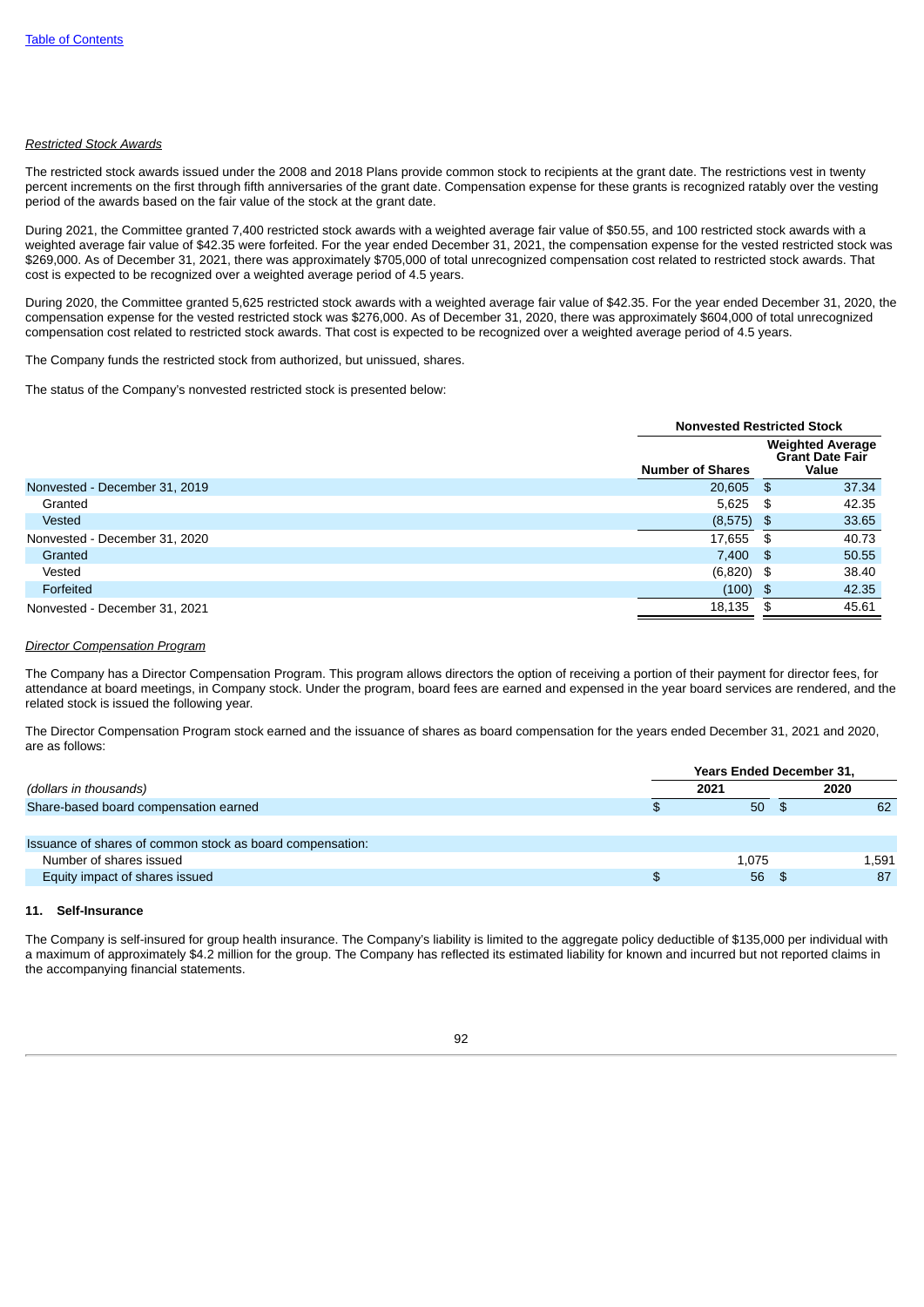[Table of Contents](#)

*Restricted Stock Awards*

The restricted stock awards issued under the 2008 and 2018 Plans provide common stock to recipients at the grant date. The restrictions vest in twenty percent increments on the first through fifth anniversaries of the grant date. Compensation expense for these grants is recognized ratably over the vesting period of the awards based on the fair value of the stock at the grant date.

During 2021, the Committee granted 7,400 restricted stock awards with a weighted average fair value of $50.55, and 100 restricted stock awards with a weighted average fair value of $42.35 were forfeited. For the year ended December 31, 2021, the compensation expense for the vested restricted stock was $269,000. As of December 31, 2021, there was approximately $705,000 of total unrecognized compensation cost related to restricted stock awards. That cost is expected to be recognized over a weighted average period of 4.5 years.

During 2020, the Committee granted 5,625 restricted stock awards with a weighted average fair value of $42.35. For the year ended December 31, 2020, the compensation expense for the vested restricted stock was $276,000. As of December 31, 2020, there was approximately $604,000 of total unrecognized compensation cost related to restricted stock awards. That cost is expected to be recognized over a weighted average period of 4.5 years.

The Company funds the restricted stock from authorized, but unissued, shares.

The status of the Company's nonvested restricted stock is presented below:

| | Nonvested Restricted Stock | |
|---|---|---|
| | Number of Shares | Weighted Average Grant Date Fair Value |
| Nonvested - December 31, 2019 | 20,605 | $ 37.34 |
| Granted | 5,625 | $ 42.35 |
| Vested | (8,575) | $ 33.65 |
| Nonvested - December 31, 2020 | 17,655 | $ 40.73 |
| Granted | 7,400 | $ 50.55 |
| Vested | (6,820) | $ 38.40 |
| Forfeited | (100) | $ 42.35 |
| Nonvested - December 31, 2021 | 18,135 | $ 45.61 |

*Director Compensation Program*

The Company has a Director Compensation Program. This program allows directors the option of receiving a portion of their payment for director fees, for attendance at board meetings, in Company stock. Under the program, board fees are earned and expensed in the year board services are rendered, and the related stock is issued the following year.

The Director Compensation Program stock earned and the issuance of shares as board compensation for the years ended December 31, 2021 and 2020, are as follows:

| | Years Ended December 31, | |
|---|---|---|
| *(dollars in thousands)* | 2021 | 2020 |
| Share-based board compensation earned | $ 50 | $ 62 |
| | | |
| Issuance of shares of common stock as board compensation: | | |
| Number of shares issued | 1,075 | 1,591 |
| Equity impact of shares issued | $ 56 | $ 87 |

#### 11. Self-Insurance

The Company is self-insured for group health insurance. The Company's liability is limited to the aggregate policy deductible of $135,000 per individual with a maximum of approximately $4.2 million for the group. The Company has reflected its estimated liability for known and incurred but not reported claims in the accompanying financial statements.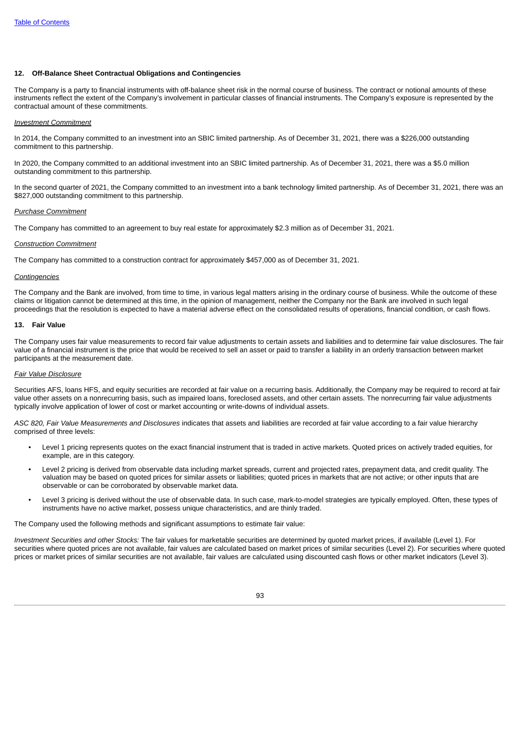## 12. Off-Balance Sheet Contractual Obligations and Contingencies

The Company is a party to financial instruments with off-balance sheet risk in the normal course of business. The contract or notional amounts of these instruments reflect the extent of the Company's involvement in particular classes of financial instruments. The Company's exposure is represented by the contractual amount of these commitments.

*Investment Commitment*

In 2014, the Company committed to an investment into an SBIC limited partnership. As of December 31, 2021, there was a $226,000 outstanding commitment to this partnership.

In 2020, the Company committed to an additional investment into an SBIC limited partnership. As of December 31, 2021, there was a $5.0 million outstanding commitment to this partnership.

In the second quarter of 2021, the Company committed to an investment into a bank technology limited partnership. As of December 31, 2021, there was an $827,000 outstanding commitment to this partnership.

*Purchase Commitment*

The Company has committed to an agreement to buy real estate for approximately $2.3 million as of December 31, 2021.

*Construction Commitment*

The Company has committed to a construction contract for approximately $457,000 as of December 31, 2021.

*Contingencies*

The Company and the Bank are involved, from time to time, in various legal matters arising in the ordinary course of business. While the outcome of these claims or litigation cannot be determined at this time, in the opinion of management, neither the Company nor the Bank are involved in such legal proceedings that the resolution is expected to have a material adverse effect on the consolidated results of operations, financial condition, or cash flows.

## 13. Fair Value

The Company uses fair value measurements to record fair value adjustments to certain assets and liabilities and to determine fair value disclosures. The fair value of a financial instrument is the price that would be received to sell an asset or paid to transfer a liability in an orderly transaction between market participants at the measurement date.

*Fair Value Disclosure*

Securities AFS, loans HFS, and equity securities are recorded at fair value on a recurring basis. Additionally, the Company may be required to record at fair value other assets on a nonrecurring basis, such as impaired loans, foreclosed assets, and other certain assets. The nonrecurring fair value adjustments typically involve application of lower of cost or market accounting or write-downs of individual assets.

*ASC 820, Fair Value Measurements and Disclosures* indicates that assets and liabilities are recorded at fair value according to a fair value hierarchy comprised of three levels:

- Level 1 pricing represents quotes on the exact financial instrument that is traded in active markets. Quoted prices on actively traded equities, for example, are in this category.
- Level 2 pricing is derived from observable data including market spreads, current and projected rates, prepayment data, and credit quality. The valuation may be based on quoted prices for similar assets or liabilities; quoted prices in markets that are not active; or other inputs that are observable or can be corroborated by observable market data.
- Level 3 pricing is derived without the use of observable data. In such case, mark-to-model strategies are typically employed. Often, these types of instruments have no active market, possess unique characteristics, and are thinly traded.

The Company used the following methods and significant assumptions to estimate fair value:

*Investment Securities and other Stocks:* The fair values for marketable securities are determined by quoted market prices, if available (Level 1). For securities where quoted prices are not available, fair values are calculated based on market prices of similar securities (Level 2). For securities where quoted prices or market prices of similar securities are not available, fair values are calculated using discounted cash flows or other market indicators (Level 3).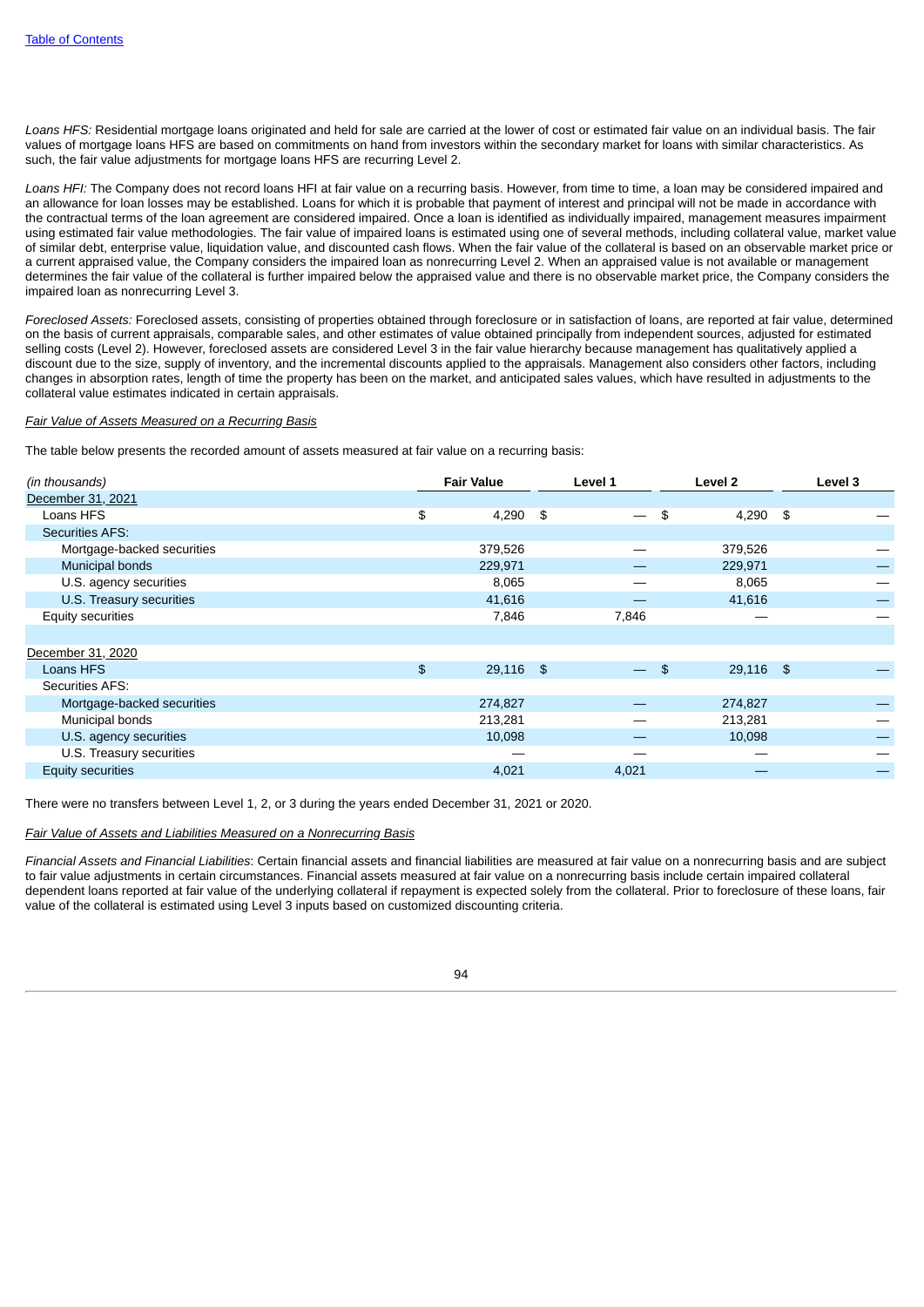*Loans HFS:* Residential mortgage loans originated and held for sale are carried at the lower of cost or estimated fair value on an individual basis. The fair values of mortgage loans HFS are based on commitments on hand from investors within the secondary market for loans with similar characteristics. As such, the fair value adjustments for mortgage loans HFS are recurring Level 2.

*Loans HFI:* The Company does not record loans HFI at fair value on a recurring basis. However, from time to time, a loan may be considered impaired and an allowance for loan losses may be established. Loans for which it is probable that payment of interest and principal will not be made in accordance with the contractual terms of the loan agreement are considered impaired. Once a loan is identified as individually impaired, management measures impairment using estimated fair value methodologies. The fair value of impaired loans is estimated using one of several methods, including collateral value, market value of similar debt, enterprise value, liquidation value, and discounted cash flows. When the fair value of the collateral is based on an observable market price or a current appraised value, the Company considers the impaired loan as nonrecurring Level 2. When an appraised value is not available or management determines the fair value of the collateral is further impaired below the appraised value and there is no observable market price, the Company considers the impaired loan as nonrecurring Level 3.

*Foreclosed Assets:* Foreclosed assets, consisting of properties obtained through foreclosure or in satisfaction of loans, are reported at fair value, determined on the basis of current appraisals, comparable sales, and other estimates of value obtained principally from independent sources, adjusted for estimated selling costs (Level 2). However, foreclosed assets are considered Level 3 in the fair value hierarchy because management has qualitatively applied a discount due to the size, supply of inventory, and the incremental discounts applied to the appraisals. Management also considers other factors, including changes in absorption rates, length of time the property has been on the market, and anticipated sales values, which have resulted in adjustments to the collateral value estimates indicated in certain appraisals.

*Fair Value of Assets Measured on a Recurring Basis*

The table below presents the recorded amount of assets measured at fair value on a recurring basis:

| *(in thousands)* | Fair Value | Level 1 | Level 2 | Level 3 |
|---|---|---|---|---|
| December 31, 2021 | | | | |
| Loans HFS | $ 4,290 | $ — | $ 4,290 | $ — |
| Securities AFS: | | | | |
| Mortgage-backed securities | 379,526 | — | 379,526 | — |
| Municipal bonds | 229,971 | — | 229,971 | — |
| U.S. agency securities | 8,065 | — | 8,065 | — |
| U.S. Treasury securities | 41,616 | — | 41,616 | — |
| Equity securities | 7,846 | 7,846 | — | — |
| | | | | |
| December 31, 2020 | | | | |
| Loans HFS | $ 29,116 | $ — | $ 29,116 | $ — |
| Securities AFS: | | | | |
| Mortgage-backed securities | 274,827 | — | 274,827 | — |
| Municipal bonds | 213,281 | — | 213,281 | — |
| U.S. agency securities | 10,098 | — | 10,098 | — |
| U.S. Treasury securities | — | — | — | — |
| Equity securities | 4,021 | 4,021 | — | — |

There were no transfers between Level 1, 2, or 3 during the years ended December 31, 2021 or 2020.

*Fair Value of Assets and Liabilities Measured on a Nonrecurring Basis*

*Financial Assets and Financial Liabilities*: Certain financial assets and financial liabilities are measured at fair value on a nonrecurring basis and are subject to fair value adjustments in certain circumstances. Financial assets measured at fair value on a nonrecurring basis include certain impaired collateral dependent loans reported at fair value of the underlying collateral if repayment is expected solely from the collateral. Prior to foreclosure of these loans, fair value of the collateral is estimated using Level 3 inputs based on customized discounting criteria.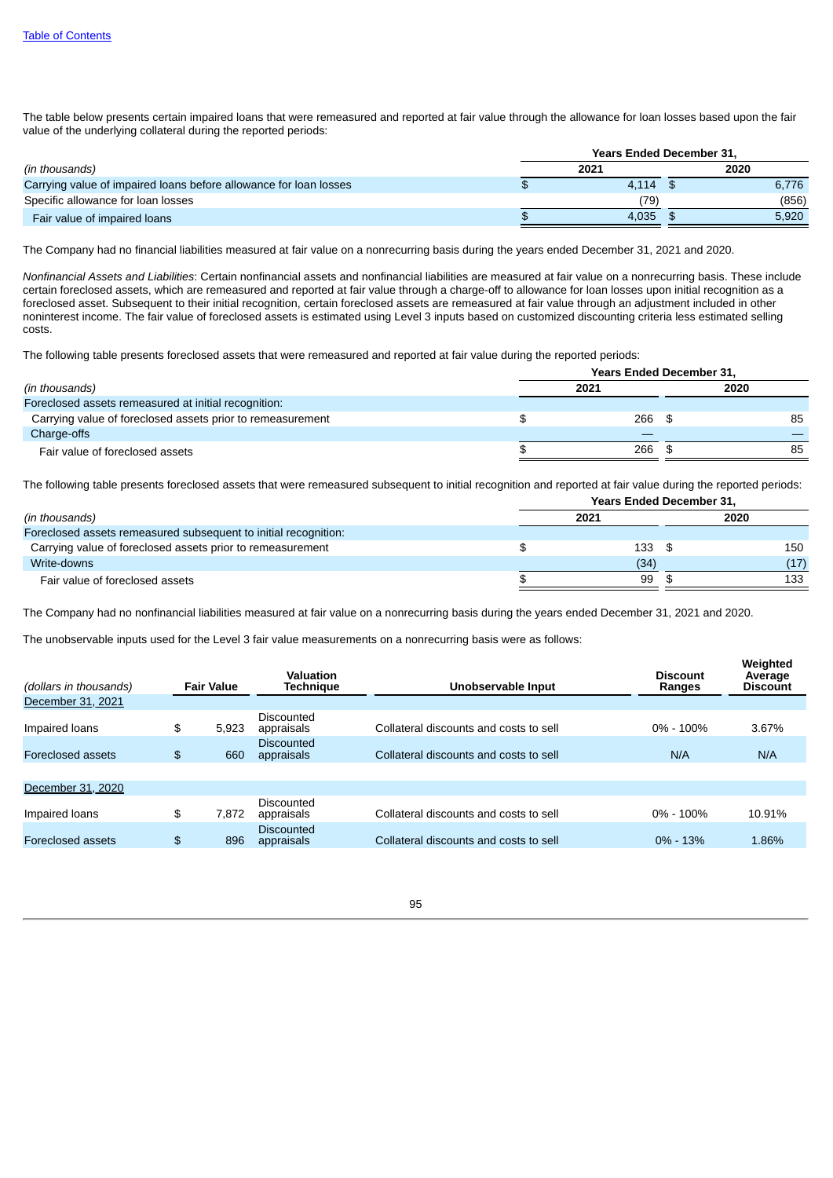The table below presents certain impaired loans that were remeasured and reported at fair value through the allowance for loan losses based upon the fair value of the underlying collateral during the reported periods:

| (in thousands) | Years Ended December 31, 2021 | 2020 |
|---|---|---|
| Carrying value of impaired loans before allowance for loan losses | $ 4,114 | $ 6,776 |
| Specific allowance for loan losses | (79) | (856) |
| Fair value of impaired loans | $ 4,035 | $ 5,920 |

The Company had no financial liabilities measured at fair value on a nonrecurring basis during the years ended December 31, 2021 and 2020.

*Nonfinancial Assets and Liabilities*: Certain nonfinancial assets and nonfinancial liabilities are measured at fair value on a nonrecurring basis. These include certain foreclosed assets, which are remeasured and reported at fair value through a charge-off to allowance for loan losses upon initial recognition as a foreclosed asset. Subsequent to their initial recognition, certain foreclosed assets are remeasured at fair value through an adjustment included in other noninterest income. The fair value of foreclosed assets is estimated using Level 3 inputs based on customized discounting criteria less estimated selling costs.

The following table presents foreclosed assets that were remeasured and reported at fair value during the reported periods:

| (in thousands) | Years Ended December 31, 2021 | 2020 |
|---|---|---|
| Foreclosed assets remeasured at initial recognition: | | |
| Carrying value of foreclosed assets prior to remeasurement | $ 266 | $ 85 |
| Charge-offs | — | — |
| Fair value of foreclosed assets | $ 266 | $ 85 |

The following table presents foreclosed assets that were remeasured subsequent to initial recognition and reported at fair value during the reported periods:

| (in thousands) | Years Ended December 31, 2021 | 2020 |
|---|---|---|
| Foreclosed assets remeasured subsequent to initial recognition: | | |
| Carrying value of foreclosed assets prior to remeasurement | $ 133 | $ 150 |
| Write-downs | (34) | (17) |
| Fair value of foreclosed assets | $ 99 | $ 133 |

The Company had no nonfinancial liabilities measured at fair value on a nonrecurring basis during the years ended December 31, 2021 and 2020.

The unobservable inputs used for the Level 3 fair value measurements on a nonrecurring basis were as follows:

| (dollars in thousands) | Fair Value | Valuation Technique | Unobservable Input | Discount Ranges | Weighted Average Discount |
|---|---|---|---|---|---|
| December 31, 2021 | | | | | |
| Impaired loans | $ 5,923 | Discounted appraisals | Collateral discounts and costs to sell | 0% - 100% | 3.67% |
| Foreclosed assets | $ 660 | Discounted appraisals | Collateral discounts and costs to sell | N/A | N/A |
| December 31, 2020 | | | | | |
| Impaired loans | $ 7,872 | Discounted appraisals | Collateral discounts and costs to sell | 0% - 100% | 10.91% |
| Foreclosed assets | $ 896 | Discounted appraisals | Collateral discounts and costs to sell | 0% - 13% | 1.86% |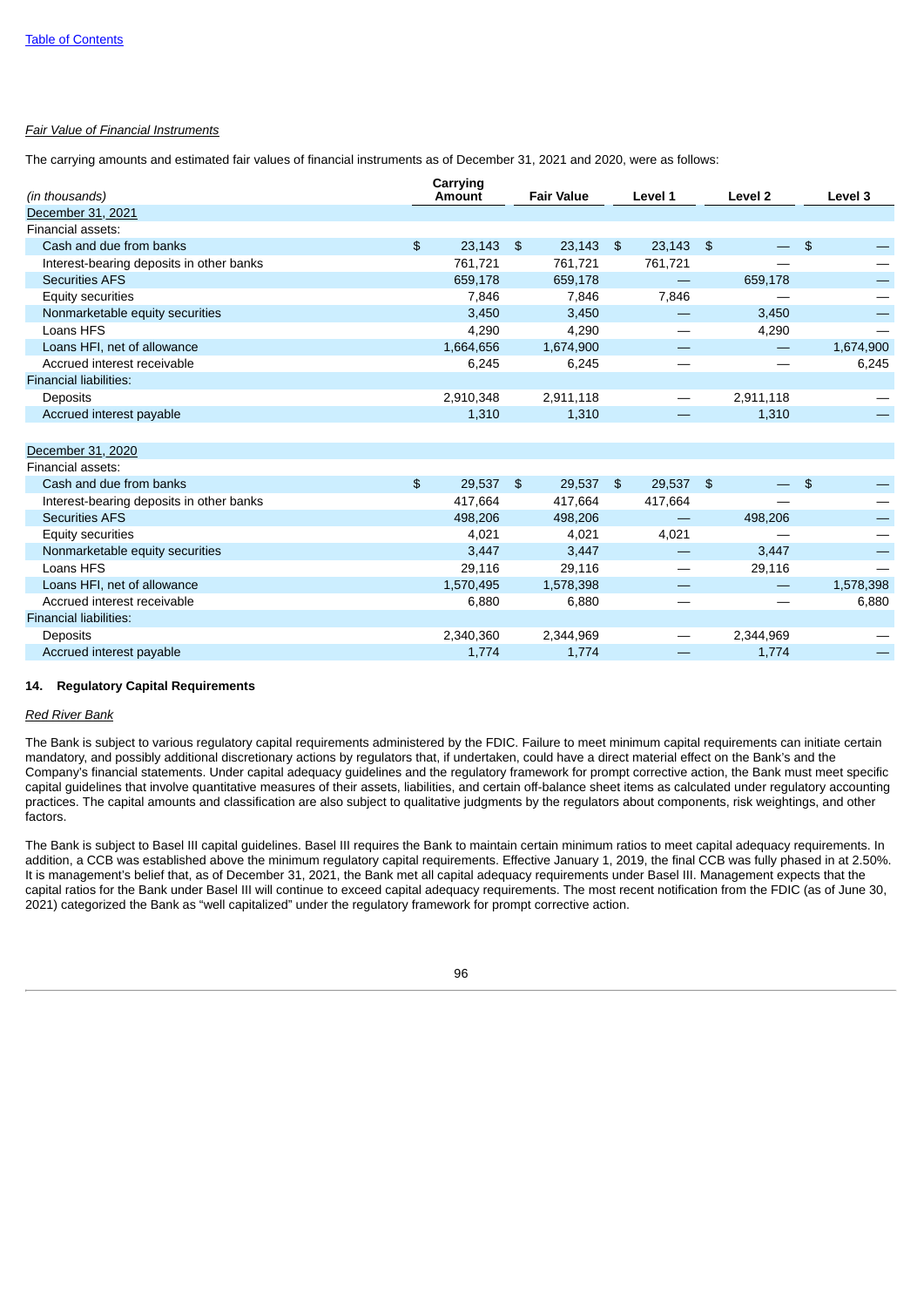*Fair Value of Financial Instruments*

The carrying amounts and estimated fair values of financial instruments as of December 31, 2021 and 2020, were as follows:

| (in thousands) | Carrying Amount | Fair Value | Level 1 | Level 2 | Level 3 |
|---|---|---|---|---|---|
| December 31, 2021 | | | | | |
| Financial assets: | | | | | |
| Cash and due from banks | $ 23,143 | $ 23,143 | $ 23,143 | $ — | $ — |
| Interest-bearing deposits in other banks | 761,721 | 761,721 | 761,721 | — | — |
| Securities AFS | 659,178 | 659,178 | — | 659,178 | — |
| Equity securities | 7,846 | 7,846 | 7,846 | — | — |
| Nonmarketable equity securities | 3,450 | 3,450 | — | 3,450 | — |
| Loans HFS | 4,290 | 4,290 | — | 4,290 | — |
| Loans HFI, net of allowance | 1,664,656 | 1,674,900 | — | — | 1,674,900 |
| Accrued interest receivable | 6,245 | 6,245 | — | — | 6,245 |
| Financial liabilities: | | | | | |
| Deposits | 2,910,348 | 2,911,118 | — | 2,911,118 | — |
| Accrued interest payable | 1,310 | 1,310 | — | 1,310 | — |
| | | | | | |
| December 31, 2020 | | | | | |
| Financial assets: | | | | | |
| Cash and due from banks | $ 29,537 | $ 29,537 | $ 29,537 | $ — | $ — |
| Interest-bearing deposits in other banks | 417,664 | 417,664 | 417,664 | — | — |
| Securities AFS | 498,206 | 498,206 | — | 498,206 | — |
| Equity securities | 4,021 | 4,021 | 4,021 | — | — |
| Nonmarketable equity securities | 3,447 | 3,447 | — | 3,447 | — |
| Loans HFS | 29,116 | 29,116 | — | 29,116 | — |
| Loans HFI, net of allowance | 1,570,495 | 1,578,398 | — | — | 1,578,398 |
| Accrued interest receivable | 6,880 | 6,880 | — | — | 6,880 |
| Financial liabilities: | | | | | |
| Deposits | 2,340,360 | 2,344,969 | — | 2,344,969 | — |
| Accrued interest payable | 1,774 | 1,774 | — | 1,774 | — |

## 14. Regulatory Capital Requirements

*Red River Bank*

The Bank is subject to various regulatory capital requirements administered by the FDIC. Failure to meet minimum capital requirements can initiate certain mandatory, and possibly additional discretionary actions by regulators that, if undertaken, could have a direct material effect on the Bank's and the Company's financial statements. Under capital adequacy guidelines and the regulatory framework for prompt corrective action, the Bank must meet specific capital guidelines that involve quantitative measures of their assets, liabilities, and certain off-balance sheet items as calculated under regulatory accounting practices. The capital amounts and classification are also subject to qualitative judgments by the regulators about components, risk weightings, and other factors.

The Bank is subject to Basel III capital guidelines. Basel III requires the Bank to maintain certain minimum ratios to meet capital adequacy requirements. In addition, a CCB was established above the minimum regulatory capital requirements. Effective January 1, 2019, the final CCB was fully phased in at 2.50%. It is management's belief that, as of December 31, 2021, the Bank met all capital adequacy requirements under Basel III. Management expects that the capital ratios for the Bank under Basel III will continue to exceed capital adequacy requirements. The most recent notification from the FDIC (as of June 30, 2021) categorized the Bank as "well capitalized" under the regulatory framework for prompt corrective action.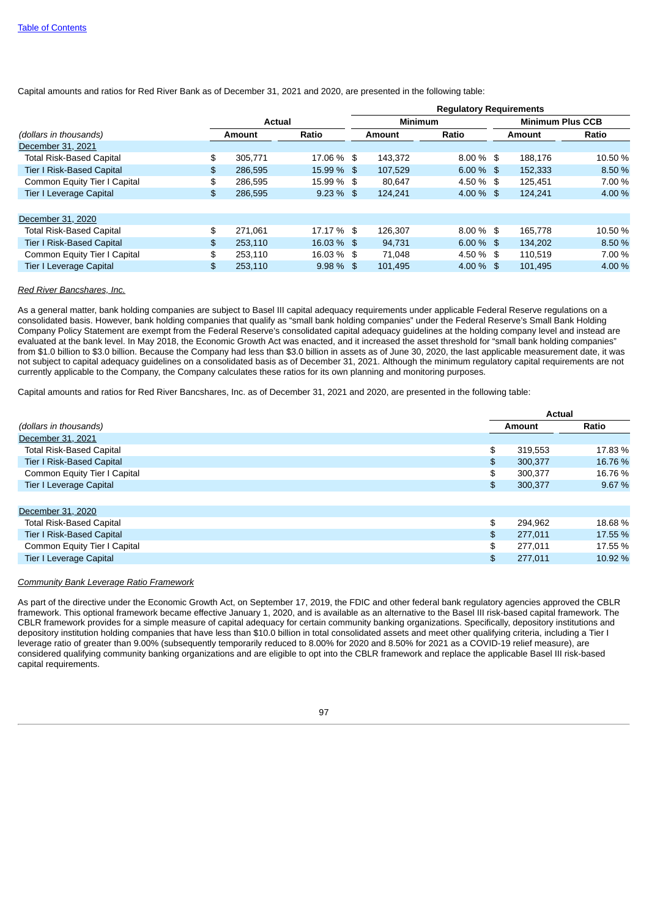[Table of Contents](#)

Capital amounts and ratios for Red River Bank as of December 31, 2021 and 2020, are presented in the following table:

| | Actual | | Regulatory Requirements | | | |
|---|---|---|---|---|---|---|
| | | | Minimum | | Minimum Plus CCB | |
| *(dollars in thousands)* | Amount | Ratio | Amount | Ratio | Amount | Ratio |
| December 31, 2021 | | | | | | |
| Total Risk-Based Capital | $ 305,771 | 17.06 % | $ 143,372 | 8.00 % | $ 188,176 | 10.50 % |
| Tier I Risk-Based Capital | $ 286,595 | 15.99 % | $ 107,529 | 6.00 % | $ 152,333 | 8.50 % |
| Common Equity Tier I Capital | $ 286,595 | 15.99 % | $ 80,647 | 4.50 % | $ 125,451 | 7.00 % |
| Tier I Leverage Capital | $ 286,595 | 9.23 % | $ 124,241 | 4.00 % | $ 124,241 | 4.00 % |
| | | | | | | |
| December 31, 2020 | | | | | | |
| Total Risk-Based Capital | $ 271,061 | 17.17 % | $ 126,307 | 8.00 % | $ 165,778 | 10.50 % |
| Tier I Risk-Based Capital | $ 253,110 | 16.03 % | $ 94,731 | 6.00 % | $ 134,202 | 8.50 % |
| Common Equity Tier I Capital | $ 253,110 | 16.03 % | $ 71,048 | 4.50 % | $ 110,519 | 7.00 % |
| Tier I Leverage Capital | $ 253,110 | 9.98 % | $ 101,495 | 4.00 % | $ 101,495 | 4.00 % |

*Red River Bancshares, Inc.*

As a general matter, bank holding companies are subject to Basel III capital adequacy requirements under applicable Federal Reserve regulations on a consolidated basis. However, bank holding companies that qualify as "small bank holding companies" under the Federal Reserve's Small Bank Holding Company Policy Statement are exempt from the Federal Reserve's consolidated capital adequacy guidelines at the holding company level and instead are evaluated at the bank level. In May 2018, the Economic Growth Act was enacted, and it increased the asset threshold for "small bank holding companies" from $1.0 billion to $3.0 billion. Because the Company had less than $3.0 billion in assets as of June 30, 2020, the last applicable measurement date, it was not subject to capital adequacy guidelines on a consolidated basis as of December 31, 2021. Although the minimum regulatory capital requirements are not currently applicable to the Company, the Company calculates these ratios for its own planning and monitoring purposes.

Capital amounts and ratios for Red River Bancshares, Inc. as of December 31, 2021 and 2020, are presented in the following table:

| | Actual | |
|---|---|---|
| *(dollars in thousands)* | Amount | Ratio |
| December 31, 2021 | | |
| Total Risk-Based Capital | $ 319,553 | 17.83 % |
| Tier I Risk-Based Capital | $ 300,377 | 16.76 % |
| Common Equity Tier I Capital | $ 300,377 | 16.76 % |
| Tier I Leverage Capital | $ 300,377 | 9.67 % |
| | | |
| December 31, 2020 | | |
| Total Risk-Based Capital | $ 294,962 | 18.68 % |
| Tier I Risk-Based Capital | $ 277,011 | 17.55 % |
| Common Equity Tier I Capital | $ 277,011 | 17.55 % |
| Tier I Leverage Capital | $ 277,011 | 10.92 % |

*Community Bank Leverage Ratio Framework*

As part of the directive under the Economic Growth Act, on September 17, 2019, the FDIC and other federal bank regulatory agencies approved the CBLR framework. This optional framework became effective January 1, 2020, and is available as an alternative to the Basel III risk-based capital framework. The CBLR framework provides for a simple measure of capital adequacy for certain community banking organizations. Specifically, depository institutions and depository institution holding companies that have less than $10.0 billion in total consolidated assets and meet other qualifying criteria, including a Tier I leverage ratio of greater than 9.00% (subsequently temporarily reduced to 8.00% for 2020 and 8.50% for 2021 as a COVID-19 relief measure), are considered qualifying community banking organizations and are eligible to opt into the CBLR framework and replace the applicable Basel III risk-based capital requirements.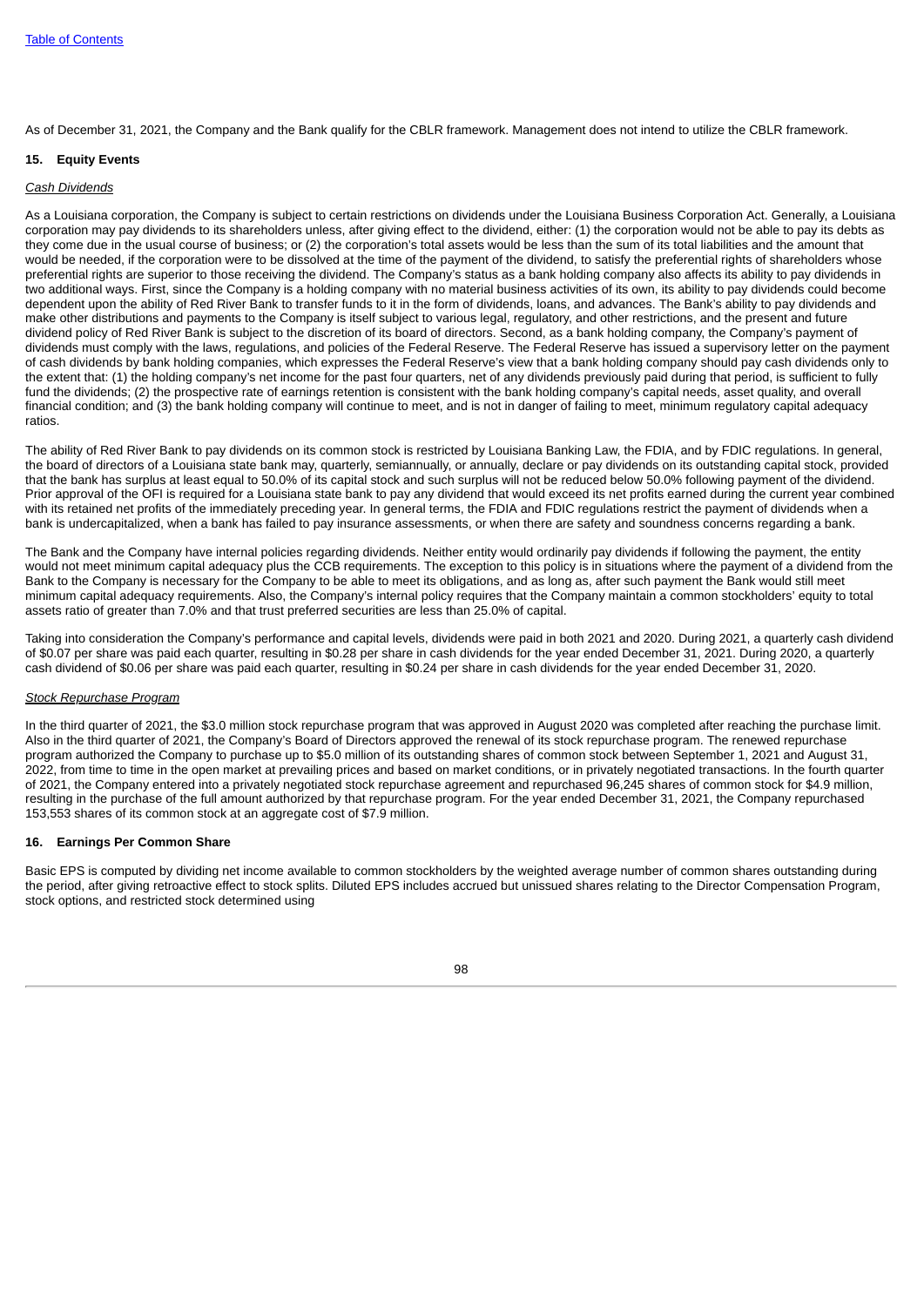As of December 31, 2021, the Company and the Bank qualify for the CBLR framework. Management does not intend to utilize the CBLR framework.

## 15. Equity Events

*Cash Dividends*

As a Louisiana corporation, the Company is subject to certain restrictions on dividends under the Louisiana Business Corporation Act. Generally, a Louisiana corporation may pay dividends to its shareholders unless, after giving effect to the dividend, either: (1) the corporation would not be able to pay its debts as they come due in the usual course of business; or (2) the corporation's total assets would be less than the sum of its total liabilities and the amount that would be needed, if the corporation were to be dissolved at the time of the payment of the dividend, to satisfy the preferential rights of shareholders whose preferential rights are superior to those receiving the dividend. The Company's status as a bank holding company also affects its ability to pay dividends in two additional ways. First, since the Company is a holding company with no material business activities of its own, its ability to pay dividends could become dependent upon the ability of Red River Bank to transfer funds to it in the form of dividends, loans, and advances. The Bank's ability to pay dividends and make other distributions and payments to the Company is itself subject to various legal, regulatory, and other restrictions, and the present and future dividend policy of Red River Bank is subject to the discretion of its board of directors. Second, as a bank holding company, the Company's payment of dividends must comply with the laws, regulations, and policies of the Federal Reserve. The Federal Reserve has issued a supervisory letter on the payment of cash dividends by bank holding companies, which expresses the Federal Reserve's view that a bank holding company should pay cash dividends only to the extent that: (1) the holding company's net income for the past four quarters, net of any dividends previously paid during that period, is sufficient to fully fund the dividends; (2) the prospective rate of earnings retention is consistent with the bank holding company's capital needs, asset quality, and overall financial condition; and (3) the bank holding company will continue to meet, and is not in danger of failing to meet, minimum regulatory capital adequacy ratios.

The ability of Red River Bank to pay dividends on its common stock is restricted by Louisiana Banking Law, the FDIA, and by FDIC regulations. In general, the board of directors of a Louisiana state bank may, quarterly, semiannually, or annually, declare or pay dividends on its outstanding capital stock, provided that the bank has surplus at least equal to 50.0% of its capital stock and such surplus will not be reduced below 50.0% following payment of the dividend. Prior approval of the OFI is required for a Louisiana state bank to pay any dividend that would exceed its net profits earned during the current year combined with its retained net profits of the immediately preceding year. In general terms, the FDIA and FDIC regulations restrict the payment of dividends when a bank is undercapitalized, when a bank has failed to pay insurance assessments, or when there are safety and soundness concerns regarding a bank.

The Bank and the Company have internal policies regarding dividends. Neither entity would ordinarily pay dividends if following the payment, the entity would not meet minimum capital adequacy plus the CCB requirements. The exception to this policy is in situations where the payment of a dividend from the Bank to the Company is necessary for the Company to be able to meet its obligations, and as long as, after such payment the Bank would still meet minimum capital adequacy requirements. Also, the Company's internal policy requires that the Company maintain a common stockholders' equity to total assets ratio of greater than 7.0% and that trust preferred securities are less than 25.0% of capital.

Taking into consideration the Company's performance and capital levels, dividends were paid in both 2021 and 2020. During 2021, a quarterly cash dividend of $0.07 per share was paid each quarter, resulting in $0.28 per share in cash dividends for the year ended December 31, 2021. During 2020, a quarterly cash dividend of $0.06 per share was paid each quarter, resulting in $0.24 per share in cash dividends for the year ended December 31, 2020.

*Stock Repurchase Program*

In the third quarter of 2021, the $3.0 million stock repurchase program that was approved in August 2020 was completed after reaching the purchase limit. Also in the third quarter of 2021, the Company's Board of Directors approved the renewal of its stock repurchase program. The renewed repurchase program authorized the Company to purchase up to $5.0 million of its outstanding shares of common stock between September 1, 2021 and August 31, 2022, from time to time in the open market at prevailing prices and based on market conditions, or in privately negotiated transactions. In the fourth quarter of 2021, the Company entered into a privately negotiated stock repurchase agreement and repurchased 96,245 shares of common stock for $4.9 million, resulting in the purchase of the full amount authorized by that repurchase program. For the year ended December 31, 2021, the Company repurchased 153,553 shares of its common stock at an aggregate cost of $7.9 million.

## 16. Earnings Per Common Share

Basic EPS is computed by dividing net income available to common stockholders by the weighted average number of common shares outstanding during the period, after giving retroactive effect to stock splits. Diluted EPS includes accrued but unissued shares relating to the Director Compensation Program, stock options, and restricted stock determined using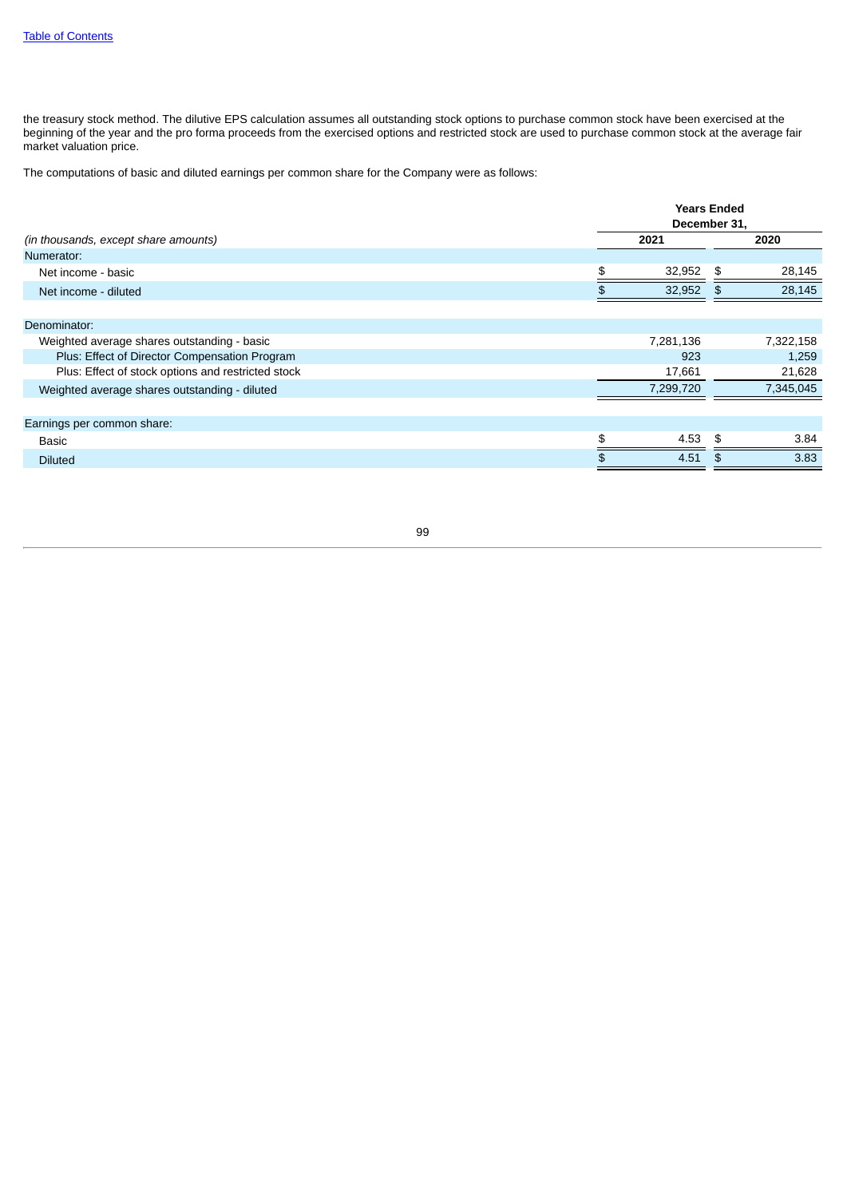the treasury stock method. The dilutive EPS calculation assumes all outstanding stock options to purchase common stock have been exercised at the beginning of the year and the pro forma proceeds from the exercised options and restricted stock are used to purchase common stock at the average fair market valuation price.

The computations of basic and diluted earnings per common share for the Company were as follows:

| | Years Ended December 31, | |
|---|---|---|
| *(in thousands, except share amounts)* | 2021 | 2020 |
| Numerator: | | |
| Net income - basic | $ 32,952 | $ 28,145 |
| Net income - diluted | $ 32,952 | $ 28,145 |
| | | |
| Denominator: | | |
| Weighted average shares outstanding - basic | 7,281,136 | 7,322,158 |
| Plus: Effect of Director Compensation Program | 923 | 1,259 |
| Plus: Effect of stock options and restricted stock | 17,661 | 21,628 |
| Weighted average shares outstanding - diluted | 7,299,720 | 7,345,045 |
| | | |
| Earnings per common share: | | |
| Basic | $ 4.53 | $ 3.84 |
| Diluted | $ 4.51 | $ 3.83 |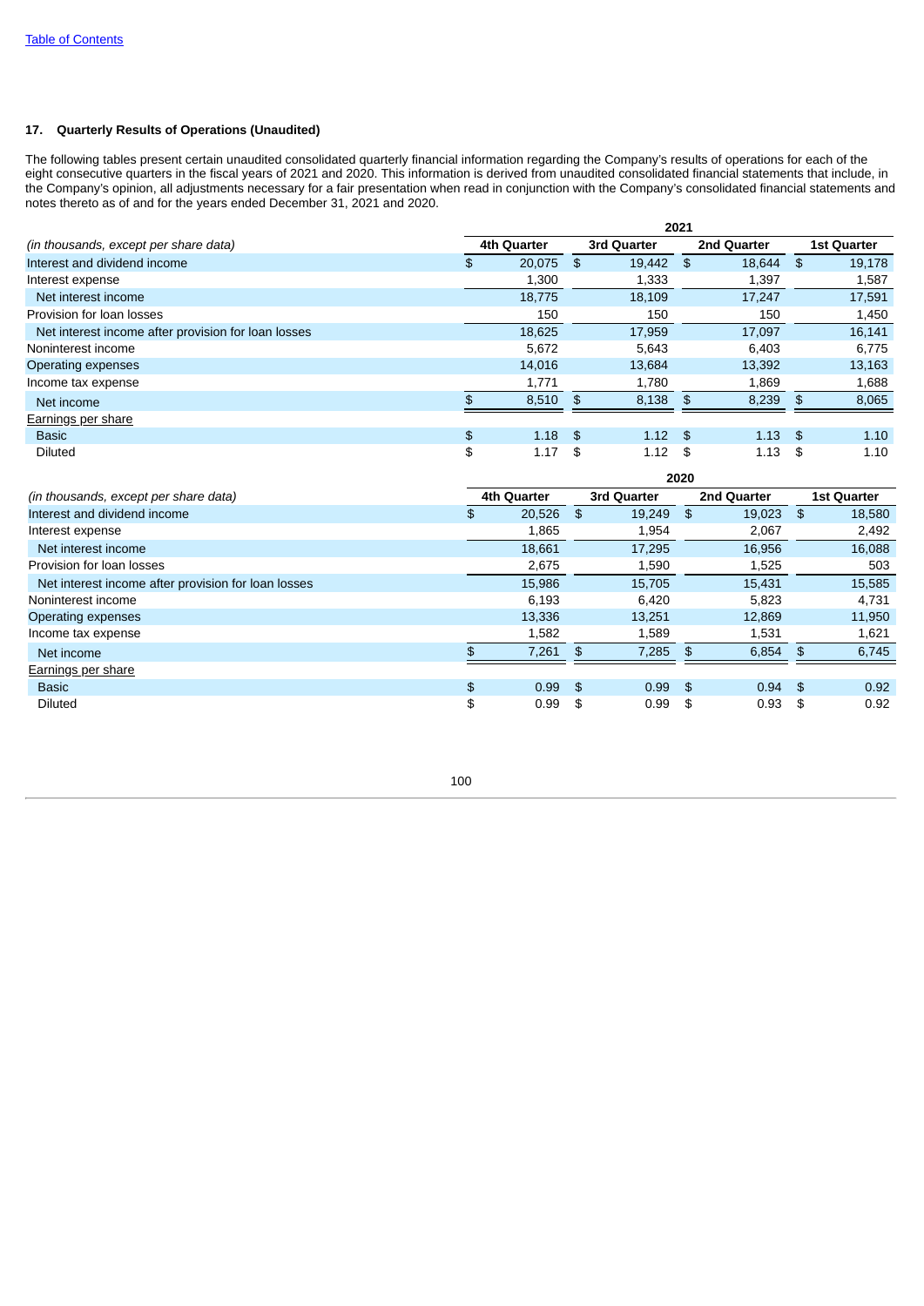### 17. Quarterly Results of Operations (Unaudited)

The following tables present certain unaudited consolidated quarterly financial information regarding the Company's results of operations for each of the eight consecutive quarters in the fiscal years of 2021 and 2020. This information is derived from unaudited consolidated financial statements that include, in the Company's opinion, all adjustments necessary for a fair presentation when read in conjunction with the Company's consolidated financial statements and notes thereto as of and for the years ended December 31, 2021 and 2020.

| | 2021 | | | |
|---|---|---|---|---|
| *(in thousands, except per share data)* | 4th Quarter | 3rd Quarter | 2nd Quarter | 1st Quarter |
| Interest and dividend income | $ 20,075 | $ 19,442 | $ 18,644 | $ 19,178 |
| Interest expense | 1,300 | 1,333 | 1,397 | 1,587 |
| Net interest income | 18,775 | 18,109 | 17,247 | 17,591 |
| Provision for loan losses | 150 | 150 | 150 | 1,450 |
| Net interest income after provision for loan losses | 18,625 | 17,959 | 17,097 | 16,141 |
| Noninterest income | 5,672 | 5,643 | 6,403 | 6,775 |
| Operating expenses | 14,016 | 13,684 | 13,392 | 13,163 |
| Income tax expense | 1,771 | 1,780 | 1,869 | 1,688 |
| Net income | $ 8,510 | $ 8,138 | $ 8,239 | $ 8,065 |
| Earnings per share | | | | |
| Basic | $ 1.18 | $ 1.12 | $ 1.13 | $ 1.10 |
| Diluted | $ 1.17 | $ 1.12 | $ 1.13 | $ 1.10 |

| | 2020 | | | |
|---|---|---|---|---|
| *(in thousands, except per share data)* | 4th Quarter | 3rd Quarter | 2nd Quarter | 1st Quarter |
| Interest and dividend income | $ 20,526 | $ 19,249 | $ 19,023 | $ 18,580 |
| Interest expense | 1,865 | 1,954 | 2,067 | 2,492 |
| Net interest income | 18,661 | 17,295 | 16,956 | 16,088 |
| Provision for loan losses | 2,675 | 1,590 | 1,525 | 503 |
| Net interest income after provision for loan losses | 15,986 | 15,705 | 15,431 | 15,585 |
| Noninterest income | 6,193 | 6,420 | 5,823 | 4,731 |
| Operating expenses | 13,336 | 13,251 | 12,869 | 11,950 |
| Income tax expense | 1,582 | 1,589 | 1,531 | 1,621 |
| Net income | $ 7,261 | $ 7,285 | $ 6,854 | $ 6,745 |
| Earnings per share | | | | |
| Basic | $ 0.99 | $ 0.99 | $ 0.94 | $ 0.92 |
| Diluted | $ 0.99 | $ 0.99 | $ 0.93 | $ 0.92 |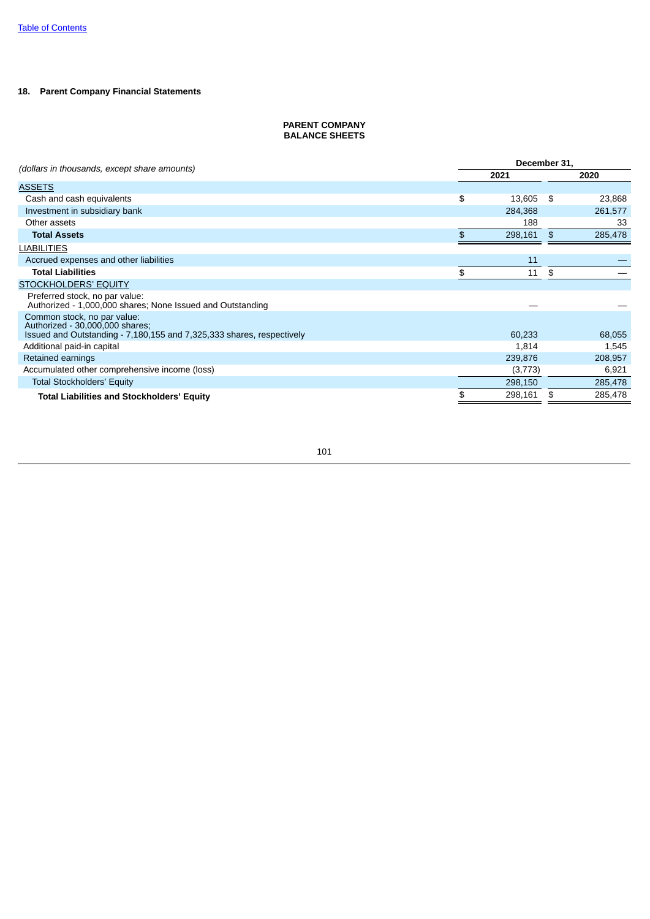## 18. Parent Company Financial Statements

**PARENT COMPANY**
**BALANCE SHEETS**

| *(dollars in thousands, except share amounts)* | December 31, 2021 | December 31, 2020 |
|---|---|---|
| ASSETS | | |
| Cash and cash equivalents | $ 13,605 | $ 23,868 |
| Investment in subsidiary bank | 284,368 | 261,577 |
| Other assets | 188 | 33 |
| **Total Assets** | $ 298,161 | $ 285,478 |
| LIABILITIES | | |
| Accrued expenses and other liabilities | 11 | — |
| **Total Liabilities** | $ 11 | $ — |
| STOCKHOLDERS' EQUITY | | |
| Preferred stock, no par value: Authorized - 1,000,000 shares; None Issued and Outstanding | — | — |
| Common stock, no par value: Authorized - 30,000,000 shares; Issued and Outstanding - 7,180,155 and 7,325,333 shares, respectively | 60,233 | 68,055 |
| Additional paid-in capital | 1,814 | 1,545 |
| Retained earnings | 239,876 | 208,957 |
| Accumulated other comprehensive income (loss) | (3,773) | 6,921 |
| Total Stockholders' Equity | 298,150 | 285,478 |
| **Total Liabilities and Stockholders' Equity** | $ 298,161 | $ 285,478 |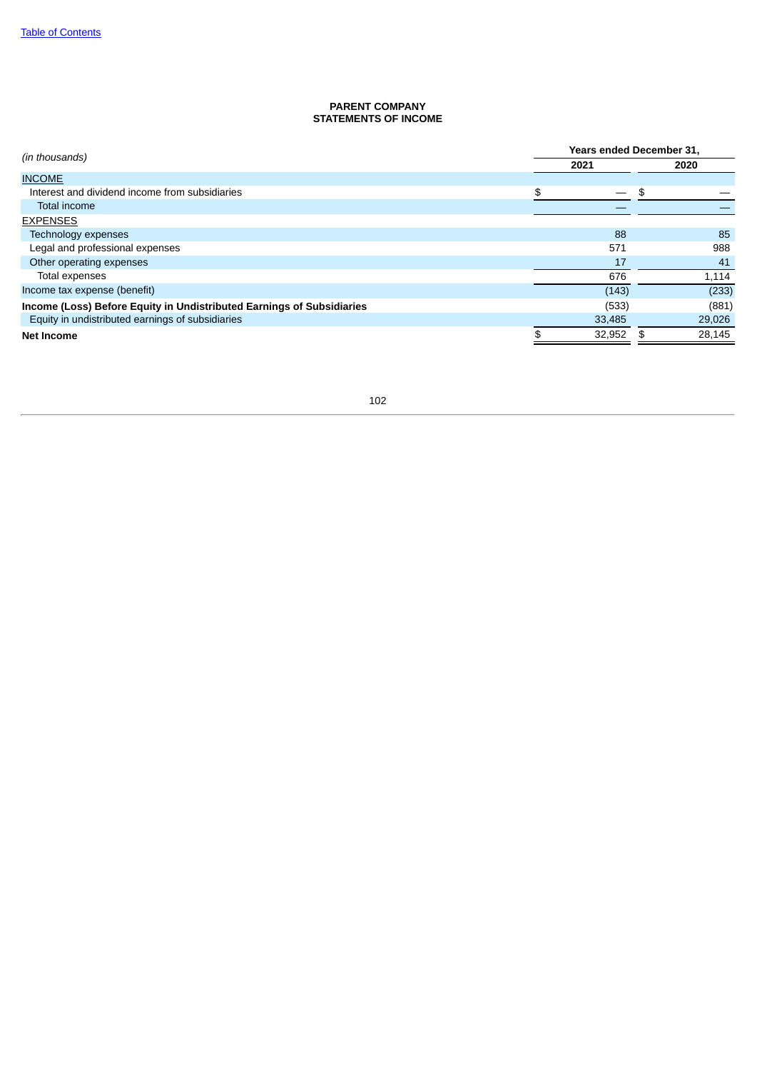**PARENT COMPANY**
**STATEMENTS OF INCOME**

| *(in thousands)* | Years ended December 31, | |
|---|---|---|
| | 2021 | 2020 |
| INCOME | | |
| Interest and dividend income from subsidiaries | $ — | $ — |
| Total income | — | — |
| EXPENSES | | |
| Technology expenses | 88 | 85 |
| Legal and professional expenses | 571 | 988 |
| Other operating expenses | 17 | 41 |
| Total expenses | 676 | 1,114 |
| Income tax expense (benefit) | (143) | (233) |
| **Income (Loss) Before Equity in Undistributed Earnings of Subsidiaries** | (533) | (881) |
| Equity in undistributed earnings of subsidiaries | 33,485 | 29,026 |
| **Net Income** | $ 32,952 | $ 28,145 |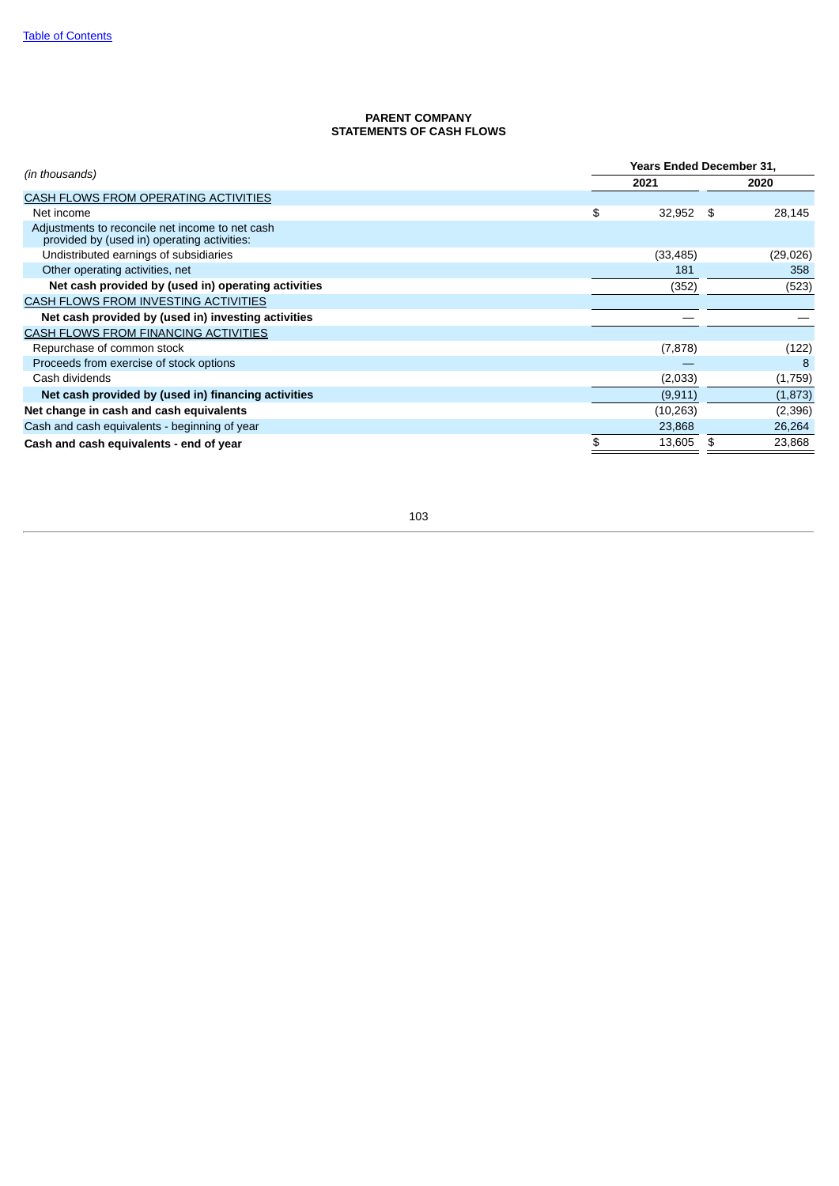**PARENT COMPANY**
**STATEMENTS OF CASH FLOWS**

| *(in thousands)* | Years Ended December 31, | |
|---|---|---|
| | 2021 | 2020 |
| CASH FLOWS FROM OPERATING ACTIVITIES | | |
| Net income | $ 32,952 | $ 28,145 |
| Adjustments to reconcile net income to net cash provided by (used in) operating activities: | | |
| Undistributed earnings of subsidiaries | (33,485) | (29,026) |
| Other operating activities, net | 181 | 358 |
| **Net cash provided by (used in) operating activities** | (352) | (523) |
| CASH FLOWS FROM INVESTING ACTIVITIES | | |
| **Net cash provided by (used in) investing activities** | — | — |
| CASH FLOWS FROM FINANCING ACTIVITIES | | |
| Repurchase of common stock | (7,878) | (122) |
| Proceeds from exercise of stock options | — | 8 |
| Cash dividends | (2,033) | (1,759) |
| **Net cash provided by (used in) financing activities** | (9,911) | (1,873) |
| **Net change in cash and cash equivalents** | (10,263) | (2,396) |
| Cash and cash equivalents - beginning of year | 23,868 | 26,264 |
| **Cash and cash equivalents - end of year** | $ 13,605 | $ 23,868 |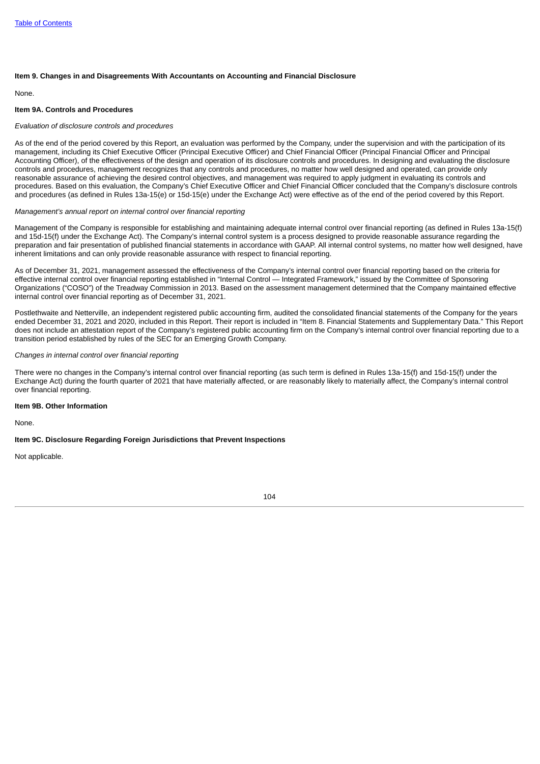**Item 9. Changes in and Disagreements With Accountants on Accounting and Financial Disclosure**

None.

**Item 9A. Controls and Procedures**

*Evaluation of disclosure controls and procedures*

As of the end of the period covered by this Report, an evaluation was performed by the Company, under the supervision and with the participation of its management, including its Chief Executive Officer (Principal Executive Officer) and Chief Financial Officer (Principal Financial Officer and Principal Accounting Officer), of the effectiveness of the design and operation of its disclosure controls and procedures. In designing and evaluating the disclosure controls and procedures, management recognizes that any controls and procedures, no matter how well designed and operated, can provide only reasonable assurance of achieving the desired control objectives, and management was required to apply judgment in evaluating its controls and procedures. Based on this evaluation, the Company's Chief Executive Officer and Chief Financial Officer concluded that the Company's disclosure controls and procedures (as defined in Rules 13a-15(e) or 15d-15(e) under the Exchange Act) were effective as of the end of the period covered by this Report.

*Management's annual report on internal control over financial reporting*

Management of the Company is responsible for establishing and maintaining adequate internal control over financial reporting (as defined in Rules 13a-15(f) and 15d-15(f) under the Exchange Act). The Company's internal control system is a process designed to provide reasonable assurance regarding the preparation and fair presentation of published financial statements in accordance with GAAP. All internal control systems, no matter how well designed, have inherent limitations and can only provide reasonable assurance with respect to financial reporting.

As of December 31, 2021, management assessed the effectiveness of the Company's internal control over financial reporting based on the criteria for effective internal control over financial reporting established in "Internal Control — Integrated Framework," issued by the Committee of Sponsoring Organizations ("COSO") of the Treadway Commission in 2013. Based on the assessment management determined that the Company maintained effective internal control over financial reporting as of December 31, 2021.

Postlethwaite and Netterville, an independent registered public accounting firm, audited the consolidated financial statements of the Company for the years ended December 31, 2021 and 2020, included in this Report. Their report is included in "Item 8. Financial Statements and Supplementary Data." This Report does not include an attestation report of the Company's registered public accounting firm on the Company's internal control over financial reporting due to a transition period established by rules of the SEC for an Emerging Growth Company.

*Changes in internal control over financial reporting*

There were no changes in the Company's internal control over financial reporting (as such term is defined in Rules 13a-15(f) and 15d-15(f) under the Exchange Act) during the fourth quarter of 2021 that have materially affected, or are reasonably likely to materially affect, the Company's internal control over financial reporting.

**Item 9B. Other Information**

None.

**Item 9C. Disclosure Regarding Foreign Jurisdictions that Prevent Inspections**

Not applicable.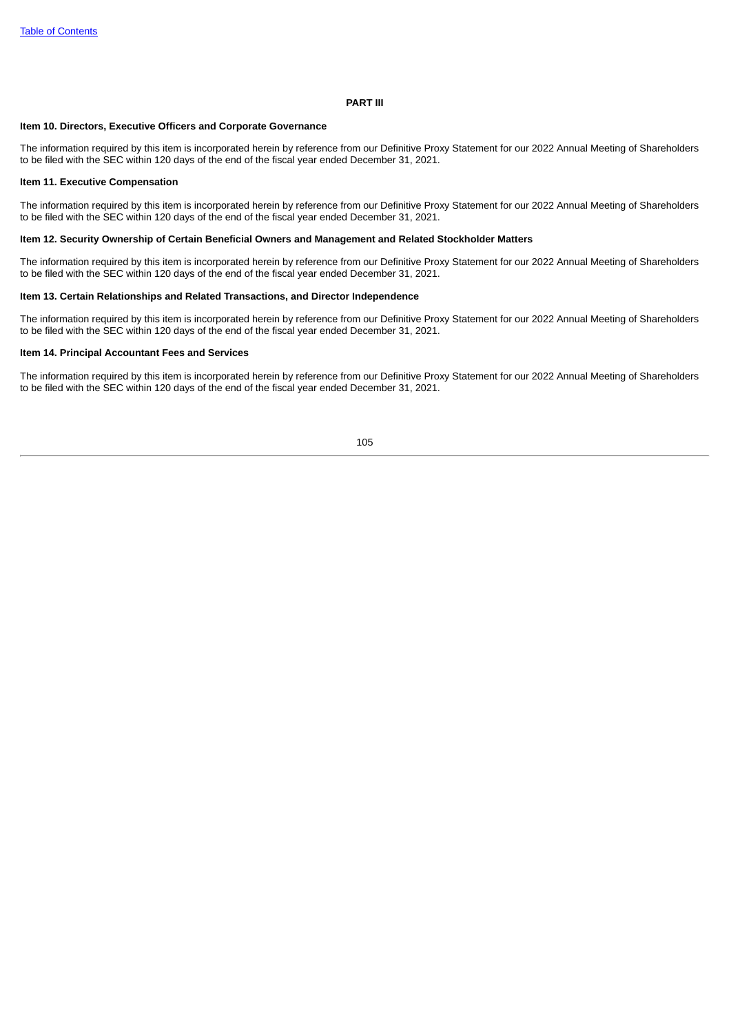# PART III

## Item 10. Directors, Executive Officers and Corporate Governance

The information required by this item is incorporated herein by reference from our Definitive Proxy Statement for our 2022 Annual Meeting of Shareholders to be filed with the SEC within 120 days of the end of the fiscal year ended December 31, 2021.

## Item 11. Executive Compensation

The information required by this item is incorporated herein by reference from our Definitive Proxy Statement for our 2022 Annual Meeting of Shareholders to be filed with the SEC within 120 days of the end of the fiscal year ended December 31, 2021.

## Item 12. Security Ownership of Certain Beneficial Owners and Management and Related Stockholder Matters

The information required by this item is incorporated herein by reference from our Definitive Proxy Statement for our 2022 Annual Meeting of Shareholders to be filed with the SEC within 120 days of the end of the fiscal year ended December 31, 2021.

## Item 13. Certain Relationships and Related Transactions, and Director Independence

The information required by this item is incorporated herein by reference from our Definitive Proxy Statement for our 2022 Annual Meeting of Shareholders to be filed with the SEC within 120 days of the end of the fiscal year ended December 31, 2021.

## Item 14. Principal Accountant Fees and Services

The information required by this item is incorporated herein by reference from our Definitive Proxy Statement for our 2022 Annual Meeting of Shareholders to be filed with the SEC within 120 days of the end of the fiscal year ended December 31, 2021.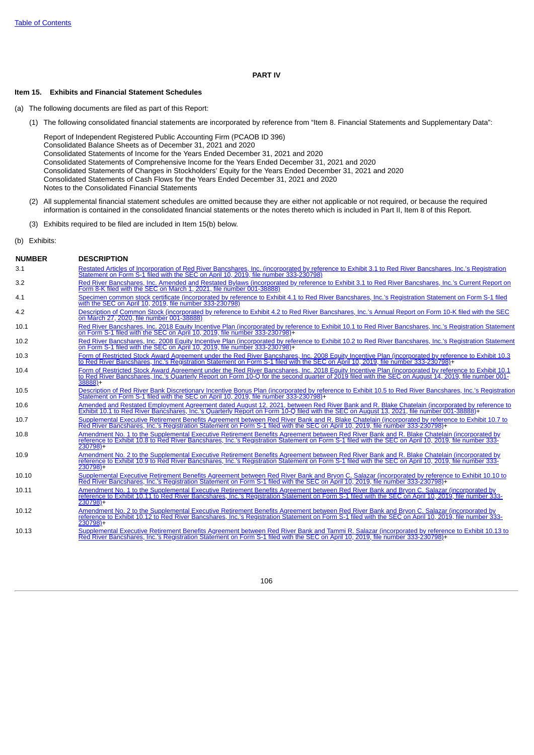## PART IV

### Item 15. Exhibits and Financial Statement Schedules

(a) The following documents are filed as part of this Report:

(1) The following consolidated financial statements are incorporated by reference from "Item 8. Financial Statements and Supplementary Data":

Report of Independent Registered Public Accounting Firm (PCAOB ID 396)
Consolidated Balance Sheets as of December 31, 2021 and 2020
Consolidated Statements of Income for the Years Ended December 31, 2021 and 2020
Consolidated Statements of Comprehensive Income for the Years Ended December 31, 2021 and 2020
Consolidated Statements of Changes in Stockholders' Equity for the Years Ended December 31, 2021 and 2020
Consolidated Statements of Cash Flows for the Years Ended December 31, 2021 and 2020
Notes to the Consolidated Financial Statements

(2) All supplemental financial statement schedules are omitted because they are either not applicable or not required, or because the required information is contained in the consolidated financial statements or the notes thereto which is included in Part II, Item 8 of this Report.

(3) Exhibits required to be filed are included in Item 15(b) below.

(b) Exhibits:

| NUMBER | DESCRIPTION |
|---|---|
| 3.1 | Restated Articles of Incorporation of Red River Bancshares, Inc. (incorporated by reference to Exhibit 3.1 to Red River Bancshares, Inc.'s Registration Statement on Form S-1 filed with the SEC on April 10, 2019, file number 333-230798) |
| 3.2 | Red River Bancshares, Inc. Amended and Restated Bylaws (incorporated by reference to Exhibit 3.1 to Red River Bancshares, Inc.'s Current Report on Form 8-K filed with the SEC on March 1, 2021, file number 001-38888) |
| 4.1 | Specimen common stock certificate (incorporated by reference to Exhibit 4.1 to Red River Bancshares, Inc.'s Registration Statement on Form S-1 filed with the SEC on April 10, 2019, file number 333-230798) |
| 4.2 | Description of Common Stock (incorporated by reference to Exhibit 4.2 to Red River Bancshares, Inc.'s Annual Report on Form 10-K filed with the SEC on March 27, 2020, file number 001-38888) |
| 10.1 | Red River Bancshares, Inc. 2018 Equity Incentive Plan (incorporated by reference to Exhibit 10.1 to Red River Bancshares, Inc.'s Registration Statement on Form S-1 filed with the SEC on April 10, 2019, file number 333-230798)+ |
| 10.2 | Red River Bancshares, Inc. 2008 Equity Incentive Plan (incorporated by reference to Exhibit 10.2 to Red River Bancshares, Inc.'s Registration Statement on Form S-1 filed with the SEC on April 10, 2019, file number 333-230798)+ |
| 10.3 | Form of Restricted Stock Award Agreement under the Red River Bancshares, Inc. 2008 Equity Incentive Plan (incorporated by reference to Exhibit 10.3 to Red River Bancshares, Inc.'s Registration Statement on Form S-1 filed with the SEC on April 10, 2019, file number 333-230798)+ |
| 10.4 | Form of Restricted Stock Award Agreement under the Red River Bancshares, Inc. 2018 Equity Incentive Plan (incorporated by reference to Exhibit 10.1 to Red River Bancshares, Inc.'s Quarterly Report on Form 10-Q for the second quarter of 2019 filed with the SEC on August 14, 2019, file number 001-38888)+ |
| 10.5 | Description of Red River Bank Discretionary Incentive Bonus Plan (incorporated by reference to Exhibit 10.5 to Red River Bancshares, Inc.'s Registration Statement on Form S-1 filed with the SEC on April 10, 2019, file number 333-230798)+ |
| 10.6 | Amended and Restated Employment Agreement dated August 12, 2021, between Red River Bank and R. Blake Chatelain (incorporated by reference to Exhibit 10.1 to Red River Bancshares, Inc.'s Quarterly Report on Form 10-Q filed with the SEC on August 13, 2021, file number 001-38888)+ |
| 10.7 | Supplemental Executive Retirement Benefits Agreement between Red River Bank and R. Blake Chatelain (incorporated by reference to Exhibit 10.7 to Red River Bancshares, Inc.'s Registration Statement on Form S-1 filed with the SEC on April 10, 2019, file number 333-230798)+ |
| 10.8 | Amendment No. 1 to the Supplemental Executive Retirement Benefits Agreement between Red River Bank and R. Blake Chatelain (incorporated by reference to Exhibit 10.8 to Red River Bancshares, Inc.'s Registration Statement on Form S-1 filed with the SEC on April 10, 2019, file number 333-230798)+ |
| 10.9 | Amendment No. 2 to the Supplemental Executive Retirement Benefits Agreement between Red River Bank and R. Blake Chatelain (incorporated by reference to Exhibit 10.9 to Red River Bancshares, Inc.'s Registration Statement on Form S-1 filed with the SEC on April 10, 2019, file number 333-230798)+ |
| 10.10 | Supplemental Executive Retirement Benefits Agreement between Red River Bank and Bryon C. Salazar (incorporated by reference to Exhibit 10.10 to Red River Bancshares, Inc.'s Registration Statement on Form S-1 filed with the SEC on April 10, 2019, file number 333-230798)+ |
| 10.11 | Amendment No. 1 to the Supplemental Executive Retirement Benefits Agreement between Red River Bank and Bryon C. Salazar (incorporated by reference to Exhibit 10.11 to Red River Bancshares, Inc.'s Registration Statement on Form S-1 filed with the SEC on April 10, 2019, file number 333-230798)+ |
| 10.12 | Amendment No. 2 to the Supplemental Executive Retirement Benefits Agreement between Red River Bank and Bryon C. Salazar (incorporated by reference to Exhibit 10.12 to Red River Bancshares, Inc.'s Registration Statement on Form S-1 filed with the SEC on April 10, 2019, file number 333-230798)+ |
| 10.13 | Supplemental Executive Retirement Benefits Agreement between Red River Bank and Tammi R. Salazar (incorporated by reference to Exhibit 10.13 to Red River Bancshares, Inc.'s Registration Statement on Form S-1 filed with the SEC on April 10, 2019, file number 333-230798)+ |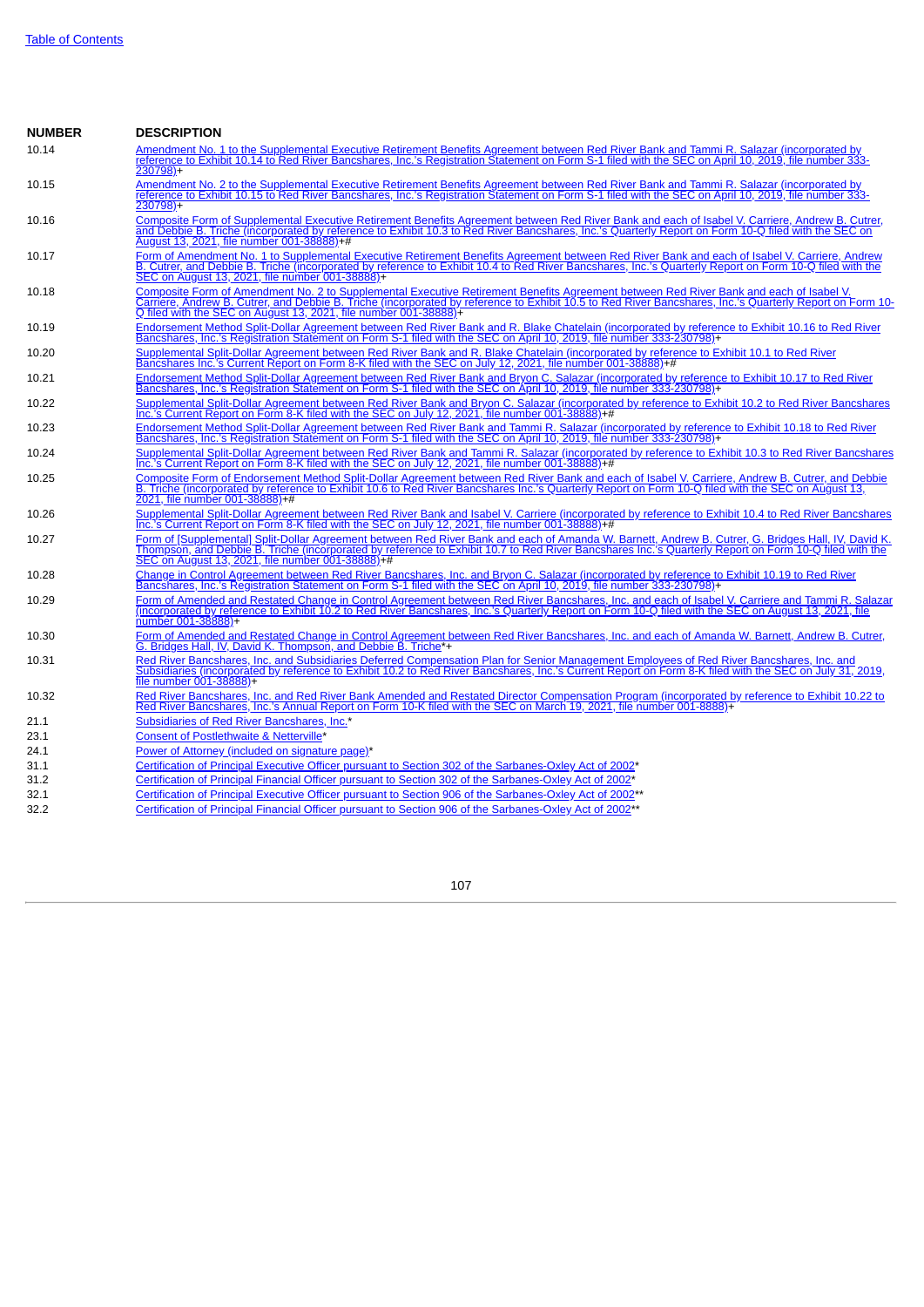[Table of Contents](#)

| NUMBER | DESCRIPTION |
| --- | --- |
| 10.14 | Amendment No. 1 to the Supplemental Executive Retirement Benefits Agreement between Red River Bank and Tammi R. Salazar (incorporated by reference to Exhibit 10.14 to Red River Bancshares, Inc.'s Registration Statement on Form S-1 filed with the SEC on April 10, 2019, file number 333-230798)+ |
| 10.15 | Amendment No. 2 to the Supplemental Executive Retirement Benefits Agreement between Red River Bank and Tammi R. Salazar (incorporated by reference to Exhibit 10.15 to Red River Bancshares, Inc.'s Registration Statement on Form S-1 filed with the SEC on April 10, 2019, file number 333-230798)+ |
| 10.16 | Composite Form of Supplemental Executive Retirement Benefits Agreement between Red River Bank and each of Isabel V. Carriere, Andrew B. Cutrer, and Debbie B. Triche (incorporated by reference to Exhibit 10.3 to Red River Bancshares, Inc.'s Quarterly Report on Form 10-Q filed with the SEC on August 13, 2021, file number 001-38888)+# |
| 10.17 | Form of Amendment No. 1 to Supplemental Executive Retirement Benefits Agreement between Red River Bank and each of Isabel V. Carriere, Andrew B. Cutrer, and Debbie B. Triche (incorporated by reference to Exhibit 10.4 to Red River Bancshares, Inc.'s Quarterly Report on Form 10-Q filed with the SEC on August 13, 2021, file number 001-38888)+ |
| 10.18 | Composite Form of Amendment No. 2 to Supplemental Executive Retirement Benefits Agreement between Red River Bank and each of Isabel V. Carriere, Andrew B. Cutrer, and Debbie B. Triche (incorporated by reference to Exhibit 10.5 to Red River Bancshares, Inc.'s Quarterly Report on Form 10-Q filed with the SEC on August 13, 2021, file number 001-38888)+ |
| 10.19 | Endorsement Method Split-Dollar Agreement between Red River Bank and R. Blake Chatelain (incorporated by reference to Exhibit 10.16 to Red River Bancshares, Inc.'s Registration Statement on Form S-1 filed with the SEC on April 10, 2019, file number 333-230798)+ |
| 10.20 | Supplemental Split-Dollar Agreement between Red River Bank and R. Blake Chatelain (incorporated by reference to Exhibit 10.1 to Red River Bancshares Inc.'s Current Report on Form 8-K filed with the SEC on July 12, 2021, file number 001-38888)+# |
| 10.21 | Endorsement Method Split-Dollar Agreement between Red River Bank and Bryon C. Salazar (incorporated by reference to Exhibit 10.17 to Red River Bancshares, Inc.'s Registration Statement on Form S-1 filed with the SEC on April 10, 2019, file number 333-230798)+ |
| 10.22 | Supplemental Split-Dollar Agreement between Red River Bank and Bryon C. Salazar (incorporated by reference to Exhibit 10.2 to Red River Bancshares Inc.'s Current Report on Form 8-K filed with the SEC on July 12, 2021, file number 001-38888)+# |
| 10.23 | Endorsement Method Split-Dollar Agreement between Red River Bank and Tammi R. Salazar (incorporated by reference to Exhibit 10.18 to Red River Bancshares, Inc.'s Registration Statement on Form S-1 filed with the SEC on April 10, 2019, file number 333-230798)+ |
| 10.24 | Supplemental Split-Dollar Agreement between Red River Bank and Tammi R. Salazar (incorporated by reference to Exhibit 10.3 to Red River Bancshares Inc.'s Current Report on Form 8-K filed with the SEC on July 12, 2021, file number 001-38888)+# |
| 10.25 | Composite Form of Endorsement Method Split-Dollar Agreement between Red River Bank and each of Isabel V. Carriere, Andrew B. Cutrer, and Debbie B. Triche (incorporated by reference to Exhibit 10.6 to Red River Bancshares Inc.'s Quarterly Report on Form 10-Q filed with the SEC on August 13, 2021, file number 001-38888)+# |
| 10.26 | Supplemental Split-Dollar Agreement between Red River Bank and Isabel V. Carriere (incorporated by reference to Exhibit 10.4 to Red River Bancshares Inc.'s Current Report on Form 8-K filed with the SEC on July 12, 2021, file number 001-38888)+# |
| 10.27 | Form of [Supplemental] Split-Dollar Agreement between Red River Bank and each of Amanda W. Barnett, Andrew B. Cutrer, G. Bridges Hall, IV, David K. Thompson, and Debbie B. Triche (incorporated by reference to Exhibit 10.7 to Red River Bancshares Inc.'s Quarterly Report on Form 10-Q filed with the SEC on August 13, 2021, file number 001-38888)+# |
| 10.28 | Change in Control Agreement between Red River Bancshares, Inc. and Bryon C. Salazar (incorporated by reference to Exhibit 10.19 to Red River Bancshares, Inc.'s Registration Statement on Form S-1 filed with the SEC on April 10, 2019, file number 333-230798)+ |
| 10.29 | Form of Amended and Restated Change in Control Agreement between Red River Bancshares, Inc. and each of Isabel V. Carriere and Tammi R. Salazar (incorporated by reference to Exhibit 10.2 to Red River Bancshares, Inc.'s Quarterly Report on Form 10-Q filed with the SEC on August 13, 2021, file number 001-38888)+ |
| 10.30 | Form of Amended and Restated Change in Control Agreement between Red River Bancshares, Inc. and each of Amanda W. Barnett, Andrew B. Cutrer, G. Bridges Hall, IV, David K. Thompson, and Debbie B. Triche*+ |
| 10.31 | Red River Bancshares, Inc. and Subsidiaries Deferred Compensation Plan for Senior Management Employees of Red River Bancshares, Inc. and Subsidiaries (incorporated by reference to Exhibit 10.2 to Red River Bancshares, Inc.'s Current Report on Form 8-K filed with the SEC on July 31, 2019, file number 001-38888)+ |
| 10.32 | Red River Bancshares, Inc. and Red River Bank Amended and Restated Director Compensation Program (incorporated by reference to Exhibit 10.22 to Red River Bancshares, Inc.'s Annual Report on Form 10-K filed with the SEC on March 19, 2021, file number 001-8888)+ |
| 21.1 | Subsidiaries of Red River Bancshares, Inc.* |
| 23.1 | Consent of Postlethwaite & Netterville* |
| 24.1 | Power of Attorney (included on signature page)* |
| 31.1 | Certification of Principal Executive Officer pursuant to Section 302 of the Sarbanes-Oxley Act of 2002* |
| 31.2 | Certification of Principal Financial Officer pursuant to Section 302 of the Sarbanes-Oxley Act of 2002* |
| 32.1 | Certification of Principal Executive Officer pursuant to Section 906 of the Sarbanes-Oxley Act of 2002** |
| 32.2 | Certification of Principal Financial Officer pursuant to Section 906 of the Sarbanes-Oxley Act of 2002** |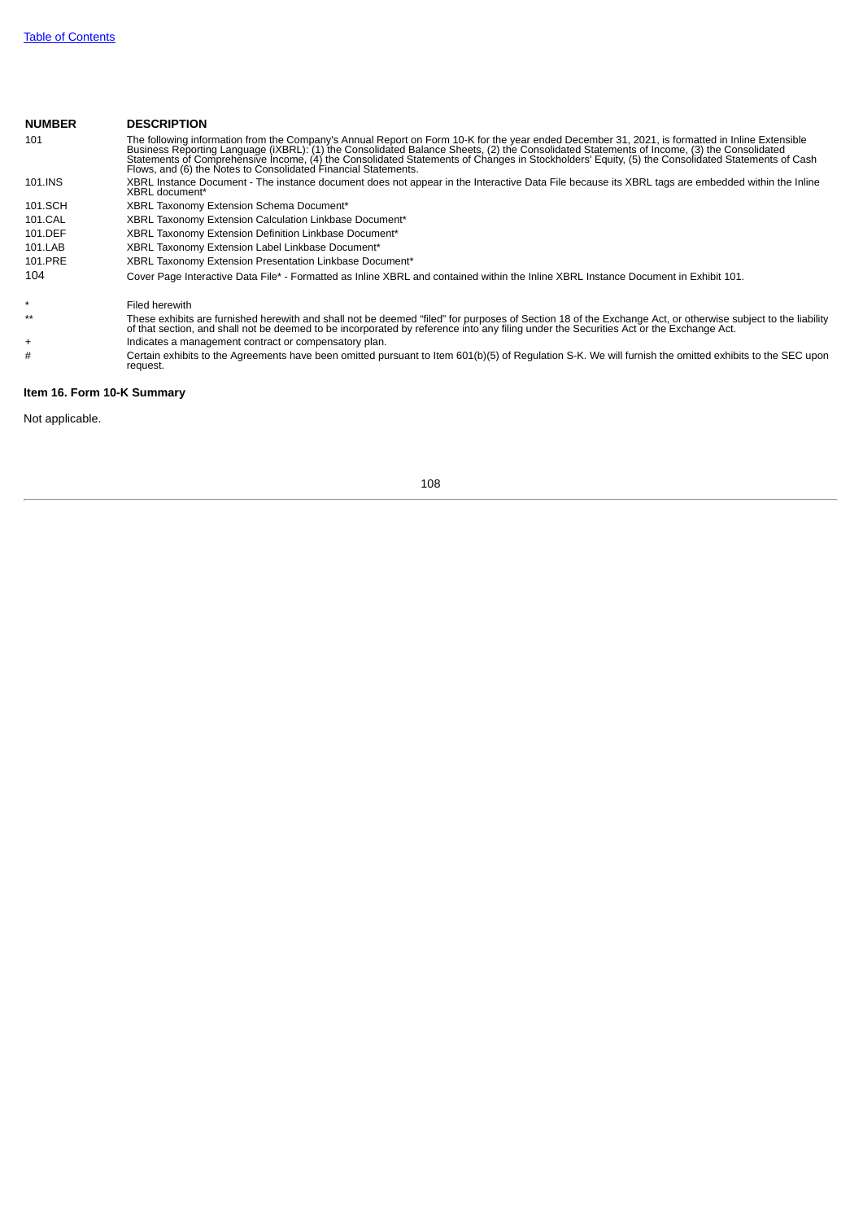[Table of Contents](#)

| NUMBER | DESCRIPTION |
|---|---|
| 101 | The following information from the Company's Annual Report on Form 10-K for the year ended December 31, 2021, is formatted in Inline Extensible Business Reporting Language (iXBRL): (1) the Consolidated Balance Sheets, (2) the Consolidated Statements of Income, (3) the Consolidated Statements of Comprehensive Income, (4) the Consolidated Statements of Changes in Stockholders' Equity, (5) the Consolidated Statements of Cash Flows, and (6) the Notes to Consolidated Financial Statements. |
| 101.INS | XBRL Instance Document - The instance document does not appear in the Interactive Data File because its XBRL tags are embedded within the Inline XBRL document* |
| 101.SCH | XBRL Taxonomy Extension Schema Document* |
| 101.CAL | XBRL Taxonomy Extension Calculation Linkbase Document* |
| 101.DEF | XBRL Taxonomy Extension Definition Linkbase Document* |
| 101.LAB | XBRL Taxonomy Extension Label Linkbase Document* |
| 101.PRE | XBRL Taxonomy Extension Presentation Linkbase Document* |
| 104 | Cover Page Interactive Data File* - Formatted as Inline XBRL and contained within the Inline XBRL Instance Document in Exhibit 101. |

| | |
|---|---|
| * | Filed herewith |
| ** | These exhibits are furnished herewith and shall not be deemed "filed" for purposes of Section 18 of the Exchange Act, or otherwise subject to the liability of that section, and shall not be deemed to be incorporated by reference into any filing under the Securities Act or the Exchange Act. |
| + | Indicates a management contract or compensatory plan. |
| # | Certain exhibits to the Agreements have been omitted pursuant to Item 601(b)(5) of Regulation S-K. We will furnish the omitted exhibits to the SEC upon request. |

**Item 16. Form 10-K Summary**

Not applicable.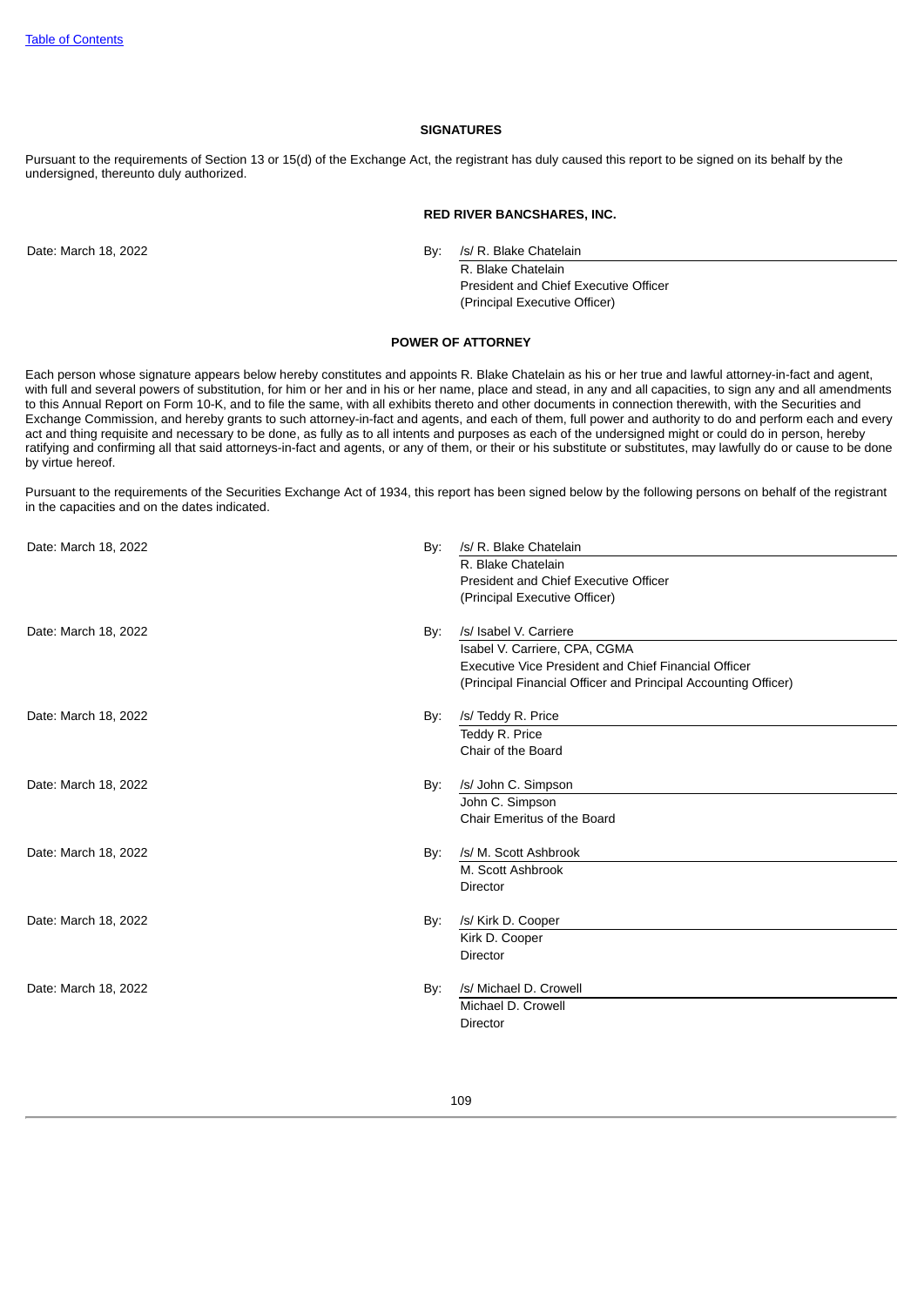## SIGNATURES

Pursuant to the requirements of Section 13 or 15(d) of the Exchange Act, the registrant has duly caused this report to be signed on its behalf by the undersigned, thereunto duly authorized.

**RED RIVER BANCSHARES, INC.**

Date: March 18, 2022

By: /s/ R. Blake Chatelain
R. Blake Chatelain
President and Chief Executive Officer
(Principal Executive Officer)

## POWER OF ATTORNEY

Each person whose signature appears below hereby constitutes and appoints R. Blake Chatelain as his or her true and lawful attorney-in-fact and agent, with full and several powers of substitution, for him or her and in his or her name, place and stead, in any and all capacities, to sign any and all amendments to this Annual Report on Form 10-K, and to file the same, with all exhibits thereto and other documents in connection therewith, with the Securities and Exchange Commission, and hereby grants to such attorney-in-fact and agents, and each of them, full power and authority to do and perform each and every act and thing requisite and necessary to be done, as fully as to all intents and purposes as each of the undersigned might or could do in person, hereby ratifying and confirming all that said attorneys-in-fact and agents, or any of them, or their or his substitute or substitutes, may lawfully do or cause to be done by virtue hereof.

Pursuant to the requirements of the Securities Exchange Act of 1934, this report has been signed below by the following persons on behalf of the registrant in the capacities and on the dates indicated.

| Date | | Signature |
|---|---|---|
| Date: March 18, 2022 | By: | /s/ R. Blake Chatelain<br>R. Blake Chatelain<br>President and Chief Executive Officer<br>(Principal Executive Officer) |
| Date: March 18, 2022 | By: | /s/ Isabel V. Carriere<br>Isabel V. Carriere, CPA, CGMA<br>Executive Vice President and Chief Financial Officer<br>(Principal Financial Officer and Principal Accounting Officer) |
| Date: March 18, 2022 | By: | /s/ Teddy R. Price<br>Teddy R. Price<br>Chair of the Board |
| Date: March 18, 2022 | By: | /s/ John C. Simpson<br>John C. Simpson<br>Chair Emeritus of the Board |
| Date: March 18, 2022 | By: | /s/ M. Scott Ashbrook<br>M. Scott Ashbrook<br>Director |
| Date: March 18, 2022 | By: | /s/ Kirk D. Cooper<br>Kirk D. Cooper<br>Director |
| Date: March 18, 2022 | By: | /s/ Michael D. Crowell<br>Michael D. Crowell<br>Director |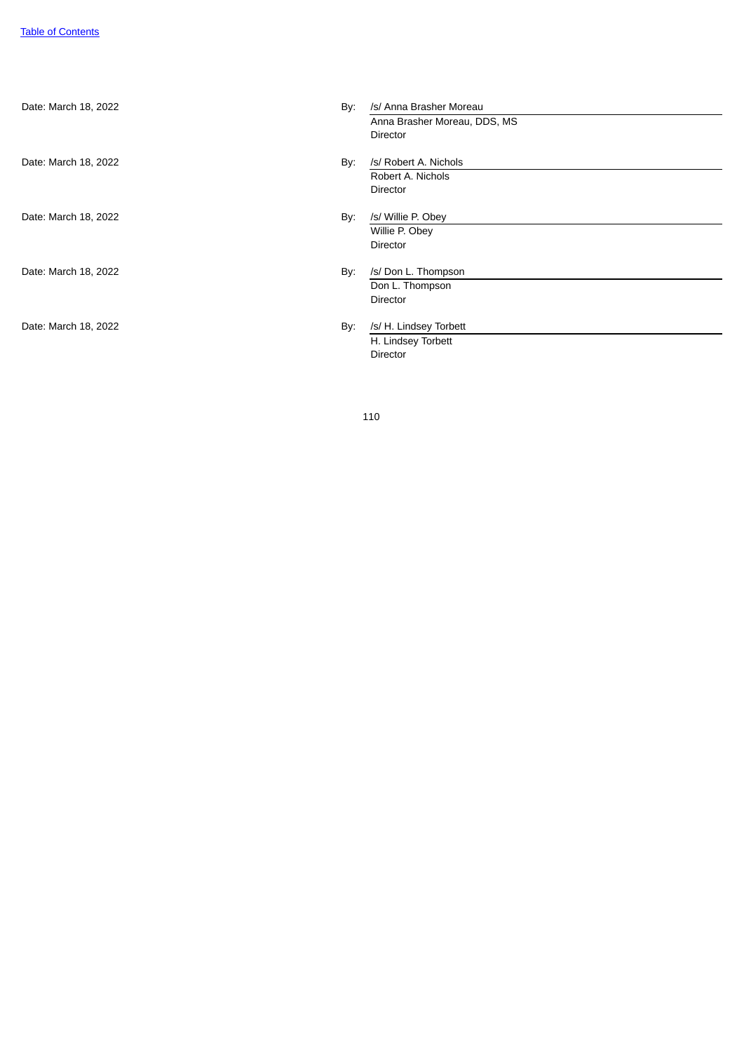| | | |
|---|---|---|
| Date: March 18, 2022 | By: | /s/ Anna Brasher Moreau |
| | | Anna Brasher Moreau, DDS, MS |
| | | Director |
| Date: March 18, 2022 | By: | /s/ Robert A. Nichols |
| | | Robert A. Nichols |
| | | Director |
| Date: March 18, 2022 | By: | /s/ Willie P. Obey |
| | | Willie P. Obey |
| | | Director |
| Date: March 18, 2022 | By: | /s/ Don L. Thompson |
| | | Don L. Thompson |
| | | Director |
| Date: March 18, 2022 | By: | /s/ H. Lindsey Torbett |
| | | H. Lindsey Torbett |
| | | Director |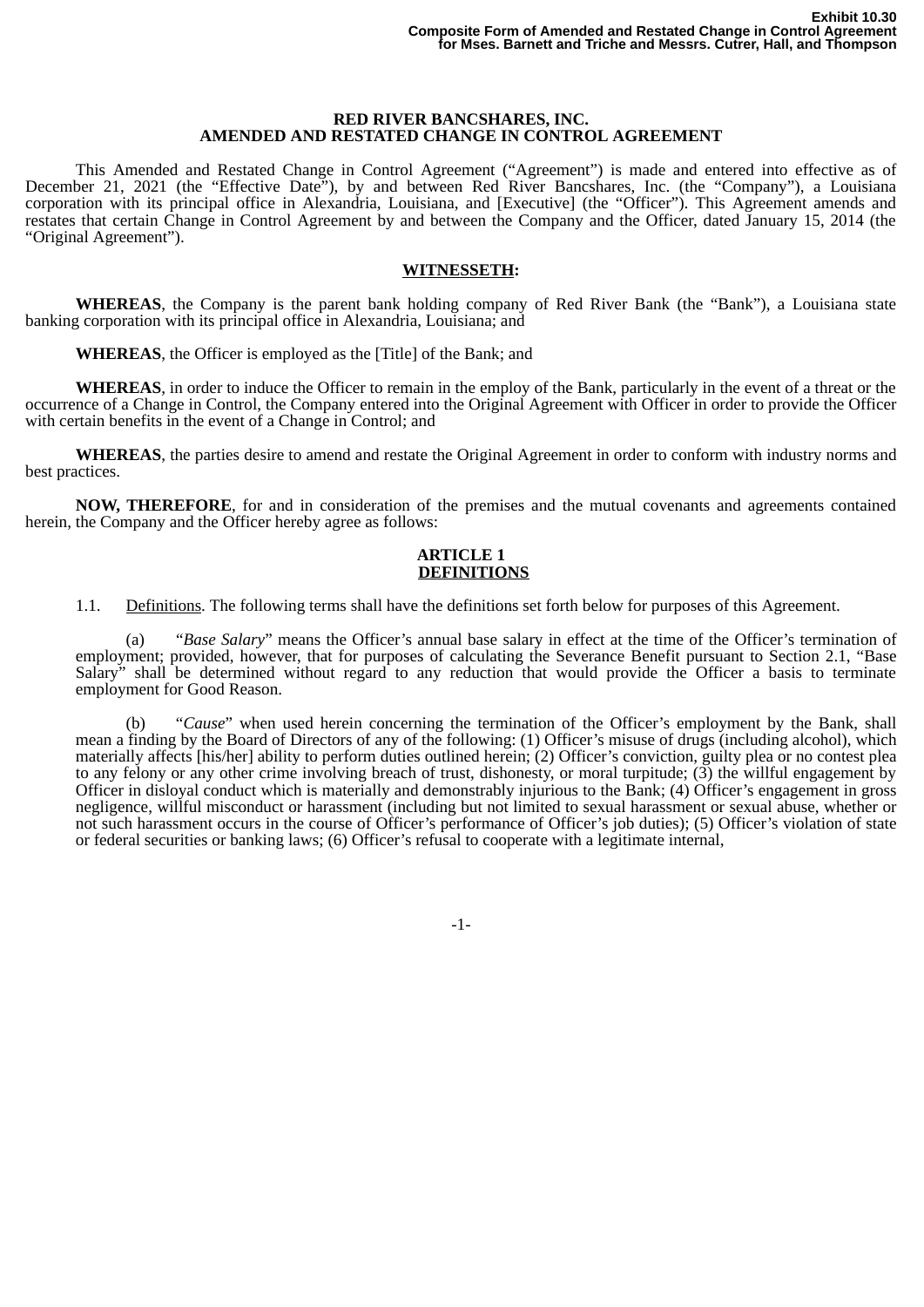Exhibit 10.30
**Composite Form of Amended and Restated Change in Control Agreement for Mses. Barnett and Triche and Messrs. Cutrer, Hall, and Thompson**

**RED RIVER BANCSHARES, INC.**
**AMENDED AND RESTATED CHANGE IN CONTROL AGREEMENT**

This Amended and Restated Change in Control Agreement ("Agreement") is made and entered into effective as of December 21, 2021 (the "Effective Date"), by and between Red River Bancshares, Inc. (the "Company"), a Louisiana corporation with its principal office in Alexandria, Louisiana, and [Executive] (the "Officer"). This Agreement amends and restates that certain Change in Control Agreement by and between the Company and the Officer, dated January 15, 2014 (the "Original Agreement").

**WITNESSETH:**

**WHEREAS**, the Company is the parent bank holding company of Red River Bank (the "Bank"), a Louisiana state banking corporation with its principal office in Alexandria, Louisiana; and

**WHEREAS**, the Officer is employed as the [Title] of the Bank; and

**WHEREAS**, in order to induce the Officer to remain in the employ of the Bank, particularly in the event of a threat or the occurrence of a Change in Control, the Company entered into the Original Agreement with Officer in order to provide the Officer with certain benefits in the event of a Change in Control; and

**WHEREAS**, the parties desire to amend and restate the Original Agreement in order to conform with industry norms and best practices.

**NOW, THEREFORE**, for and in consideration of the premises and the mutual covenants and agreements contained herein, the Company and the Officer hereby agree as follows:

**ARTICLE 1**
**DEFINITIONS**

1.1. Definitions. The following terms shall have the definitions set forth below for purposes of this Agreement.

(a) "*Base Salary*" means the Officer's annual base salary in effect at the time of the Officer's termination of employment; provided, however, that for purposes of calculating the Severance Benefit pursuant to Section 2.1, "Base Salary" shall be determined without regard to any reduction that would provide the Officer a basis to terminate employment for Good Reason.

(b) "*Cause*" when used herein concerning the termination of the Officer's employment by the Bank, shall mean a finding by the Board of Directors of any of the following: (1) Officer's misuse of drugs (including alcohol), which materially affects [his/her] ability to perform duties outlined herein; (2) Officer's conviction, guilty plea or no contest plea to any felony or any other crime involving breach of trust, dishonesty, or moral turpitude; (3) the willful engagement by Officer in disloyal conduct which is materially and demonstrably injurious to the Bank; (4) Officer's engagement in gross negligence, willful misconduct or harassment (including but not limited to sexual harassment or sexual abuse, whether or not such harassment occurs in the course of Officer's performance of Officer's job duties); (5) Officer's violation of state or federal securities or banking laws; (6) Officer's refusal to cooperate with a legitimate internal,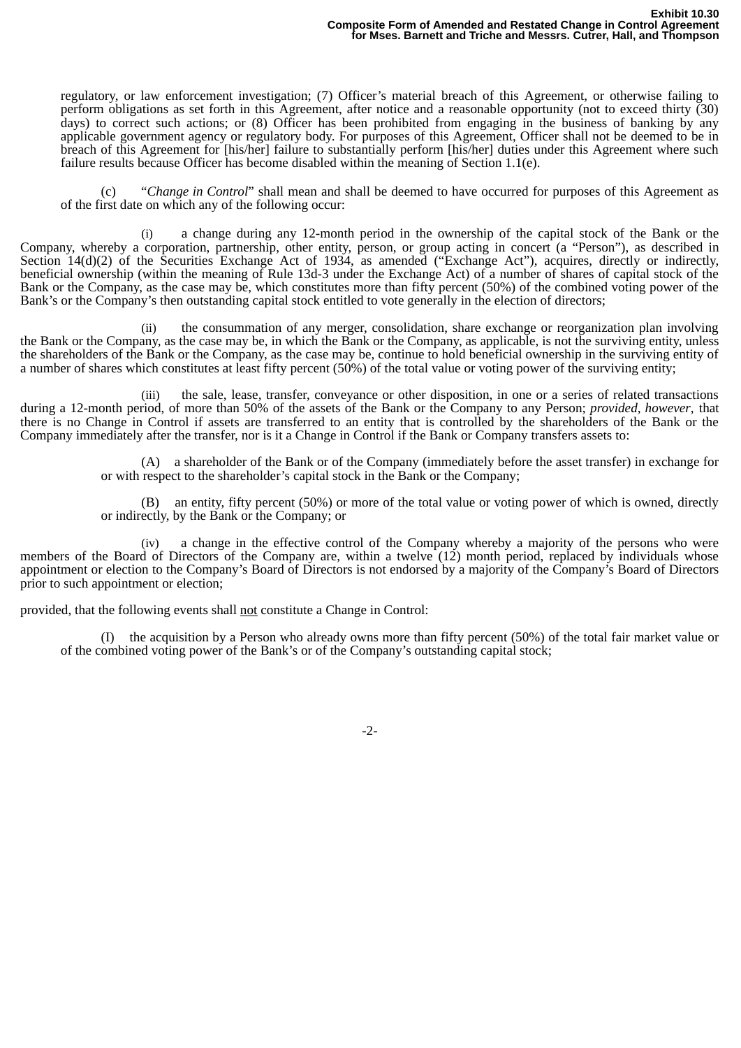regulatory, or law enforcement investigation; (7) Officer's material breach of this Agreement, or otherwise failing to perform obligations as set forth in this Agreement, after notice and a reasonable opportunity (not to exceed thirty (30) days) to correct such actions; or (8) Officer has been prohibited from engaging in the business of banking by any applicable government agency or regulatory body. For purposes of this Agreement, Officer shall not be deemed to be in breach of this Agreement for [his/her] failure to substantially perform [his/her] duties under this Agreement where such failure results because Officer has become disabled within the meaning of Section 1.1(e).

(c) "*Change in Control*" shall mean and shall be deemed to have occurred for purposes of this Agreement as of the first date on which any of the following occur:

(i) a change during any 12-month period in the ownership of the capital stock of the Bank or the Company, whereby a corporation, partnership, other entity, person, or group acting in concert (a "Person"), as described in Section 14(d)(2) of the Securities Exchange Act of 1934, as amended ("Exchange Act"), acquires, directly or indirectly, beneficial ownership (within the meaning of Rule 13d-3 under the Exchange Act) of a number of shares of capital stock of the Bank or the Company, as the case may be, which constitutes more than fifty percent (50%) of the combined voting power of the Bank's or the Company's then outstanding capital stock entitled to vote generally in the election of directors;

(ii) the consummation of any merger, consolidation, share exchange or reorganization plan involving the Bank or the Company, as the case may be, in which the Bank or the Company, as applicable, is not the surviving entity, unless the shareholders of the Bank or the Company, as the case may be, continue to hold beneficial ownership in the surviving entity of a number of shares which constitutes at least fifty percent (50%) of the total value or voting power of the surviving entity;

(iii) the sale, lease, transfer, conveyance or other disposition, in one or a series of related transactions during a 12-month period, of more than 50% of the assets of the Bank or the Company to any Person; *provided*, *however*, that there is no Change in Control if assets are transferred to an entity that is controlled by the shareholders of the Bank or the Company immediately after the transfer, nor is it a Change in Control if the Bank or Company transfers assets to:

(A) a shareholder of the Bank or of the Company (immediately before the asset transfer) in exchange for or with respect to the shareholder's capital stock in the Bank or the Company;

(B) an entity, fifty percent (50%) or more of the total value or voting power of which is owned, directly or indirectly, by the Bank or the Company; or

(iv) a change in the effective control of the Company whereby a majority of the persons who were members of the Board of Directors of the Company are, within a twelve (12) month period, replaced by individuals whose appointment or election to the Company's Board of Directors is not endorsed by a majority of the Company's Board of Directors prior to such appointment or election;

provided, that the following events shall <u>not</u> constitute a Change in Control:

(I) the acquisition by a Person who already owns more than fifty percent (50%) of the total fair market value or of the combined voting power of the Bank's or of the Company's outstanding capital stock;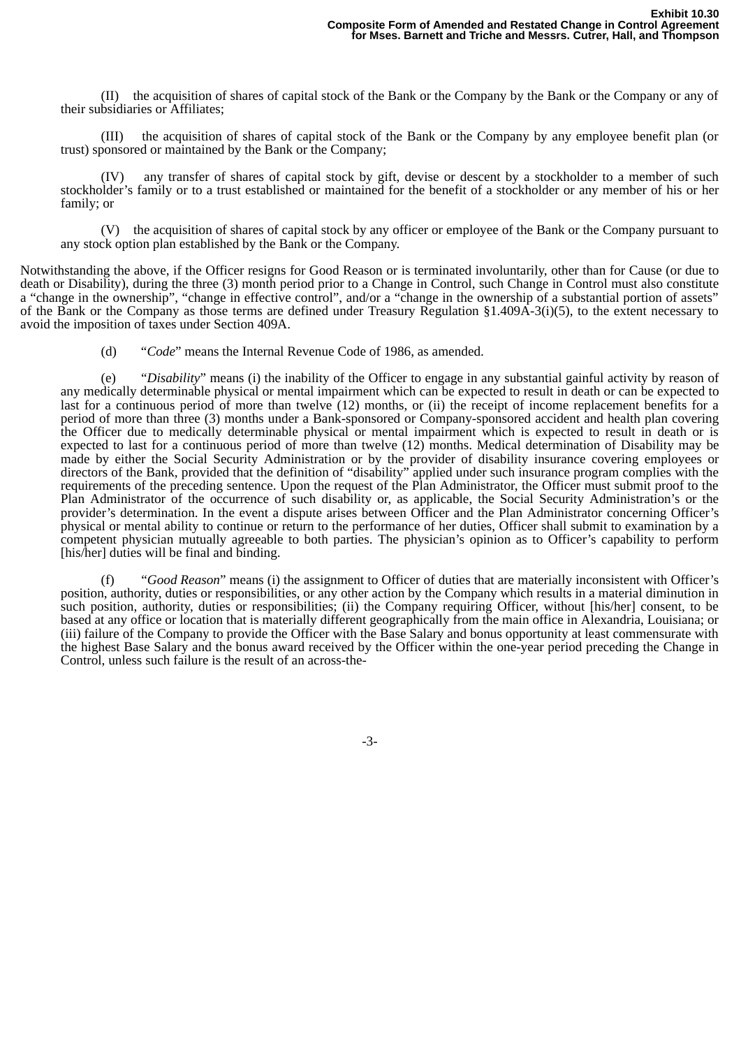(II) the acquisition of shares of capital stock of the Bank or the Company by the Bank or the Company or any of their subsidiaries or Affiliates;

(III) the acquisition of shares of capital stock of the Bank or the Company by any employee benefit plan (or trust) sponsored or maintained by the Bank or the Company;

(IV) any transfer of shares of capital stock by gift, devise or descent by a stockholder to a member of such stockholder's family or to a trust established or maintained for the benefit of a stockholder or any member of his or her family; or

(V) the acquisition of shares of capital stock by any officer or employee of the Bank or the Company pursuant to any stock option plan established by the Bank or the Company.

Notwithstanding the above, if the Officer resigns for Good Reason or is terminated involuntarily, other than for Cause (or due to death or Disability), during the three (3) month period prior to a Change in Control, such Change in Control must also constitute a "change in the ownership", "change in effective control", and/or a "change in the ownership of a substantial portion of assets" of the Bank or the Company as those terms are defined under Treasury Regulation §1.409A-3(i)(5), to the extent necessary to avoid the imposition of taxes under Section 409A.

(d) "*Code*" means the Internal Revenue Code of 1986, as amended.

(e) "*Disability*" means (i) the inability of the Officer to engage in any substantial gainful activity by reason of any medically determinable physical or mental impairment which can be expected to result in death or can be expected to last for a continuous period of more than twelve (12) months, or (ii) the receipt of income replacement benefits for a period of more than three (3) months under a Bank-sponsored or Company-sponsored accident and health plan covering the Officer due to medically determinable physical or mental impairment which is expected to result in death or is expected to last for a continuous period of more than twelve (12) months. Medical determination of Disability may be made by either the Social Security Administration or by the provider of disability insurance covering employees or directors of the Bank, provided that the definition of "disability" applied under such insurance program complies with the requirements of the preceding sentence. Upon the request of the Plan Administrator, the Officer must submit proof to the Plan Administrator of the occurrence of such disability or, as applicable, the Social Security Administration's or the provider's determination. In the event a dispute arises between Officer and the Plan Administrator concerning Officer's physical or mental ability to continue or return to the performance of her duties, Officer shall submit to examination by a competent physician mutually agreeable to both parties. The physician's opinion as to Officer's capability to perform [his/her] duties will be final and binding.

(f) "*Good Reason*" means (i) the assignment to Officer of duties that are materially inconsistent with Officer's position, authority, duties or responsibilities, or any other action by the Company which results in a material diminution in such position, authority, duties or responsibilities; (ii) the Company requiring Officer, without [his/her] consent, to be based at any office or location that is materially different geographically from the main office in Alexandria, Louisiana; or (iii) failure of the Company to provide the Officer with the Base Salary and bonus opportunity at least commensurate with the highest Base Salary and the bonus award received by the Officer within the one-year period preceding the Change in Control, unless such failure is the result of an across-the-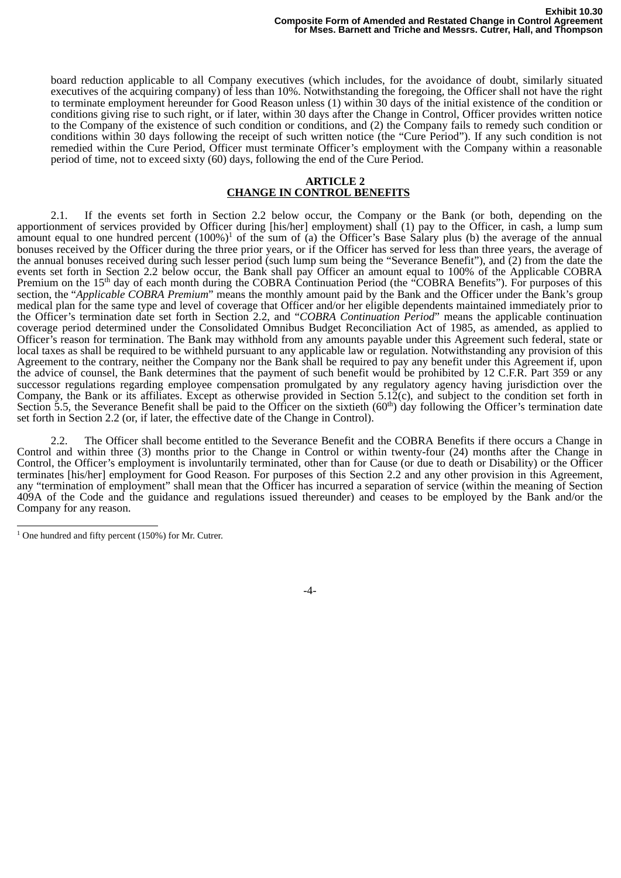board reduction applicable to all Company executives (which includes, for the avoidance of doubt, similarly situated executives of the acquiring company) of less than 10%. Notwithstanding the foregoing, the Officer shall not have the right to terminate employment hereunder for Good Reason unless (1) within 30 days of the initial existence of the condition or conditions giving rise to such right, or if later, within 30 days after the Change in Control, Officer provides written notice to the Company of the existence of such condition or conditions, and (2) the Company fails to remedy such condition or conditions within 30 days following the receipt of such written notice (the "Cure Period"). If any such condition is not remedied within the Cure Period, Officer must terminate Officer's employment with the Company within a reasonable period of time, not to exceed sixty (60) days, following the end of the Cure Period.

**ARTICLE 2**
**CHANGE IN CONTROL BENEFITS**

2.1. If the events set forth in Section 2.2 below occur, the Company or the Bank (or both, depending on the apportionment of services provided by Officer during [his/her] employment) shall (1) pay to the Officer, in cash, a lump sum amount equal to one hundred percent (100%)[1] of the sum of (a) the Officer's Base Salary plus (b) the average of the annual bonuses received by the Officer during the three prior years, or if the Officer has served for less than three years, the average of the annual bonuses received during such lesser period (such lump sum being the "Severance Benefit"), and (2) from the date the events set forth in Section 2.2 below occur, the Bank shall pay Officer an amount equal to 100% of the Applicable COBRA Premium on the 15th day of each month during the COBRA Continuation Period (the "COBRA Benefits"). For purposes of this section, the "*Applicable COBRA Premium*" means the monthly amount paid by the Bank and the Officer under the Bank's group medical plan for the same type and level of coverage that Officer and/or her eligible dependents maintained immediately prior to the Officer's termination date set forth in Section 2.2, and "*COBRA Continuation Period*" means the applicable continuation coverage period determined under the Consolidated Omnibus Budget Reconciliation Act of 1985, as amended, as applied to Officer's reason for termination. The Bank may withhold from any amounts payable under this Agreement such federal, state or local taxes as shall be required to be withheld pursuant to any applicable law or regulation. Notwithstanding any provision of this Agreement to the contrary, neither the Company nor the Bank shall be required to pay any benefit under this Agreement if, upon the advice of counsel, the Bank determines that the payment of such benefit would be prohibited by 12 C.F.R. Part 359 or any successor regulations regarding employee compensation promulgated by any regulatory agency having jurisdiction over the Company, the Bank or its affiliates. Except as otherwise provided in Section 5.12(c), and subject to the condition set forth in Section 5.5, the Severance Benefit shall be paid to the Officer on the sixtieth (60th) day following the Officer's termination date set forth in Section 2.2 (or, if later, the effective date of the Change in Control).

2.2. The Officer shall become entitled to the Severance Benefit and the COBRA Benefits if there occurs a Change in Control and within three (3) months prior to the Change in Control or within twenty-four (24) months after the Change in Control, the Officer's employment is involuntarily terminated, other than for Cause (or due to death or Disability) or the Officer terminates [his/her] employment for Good Reason. For purposes of this Section 2.2 and any other provision in this Agreement, any "termination of employment" shall mean that the Officer has incurred a separation of service (within the meaning of Section 409A of the Code and the guidance and regulations issued thereunder) and ceases to be employed by the Bank and/or the Company for any reason.

---

[1] One hundred and fifty percent (150%) for Mr. Cutrer.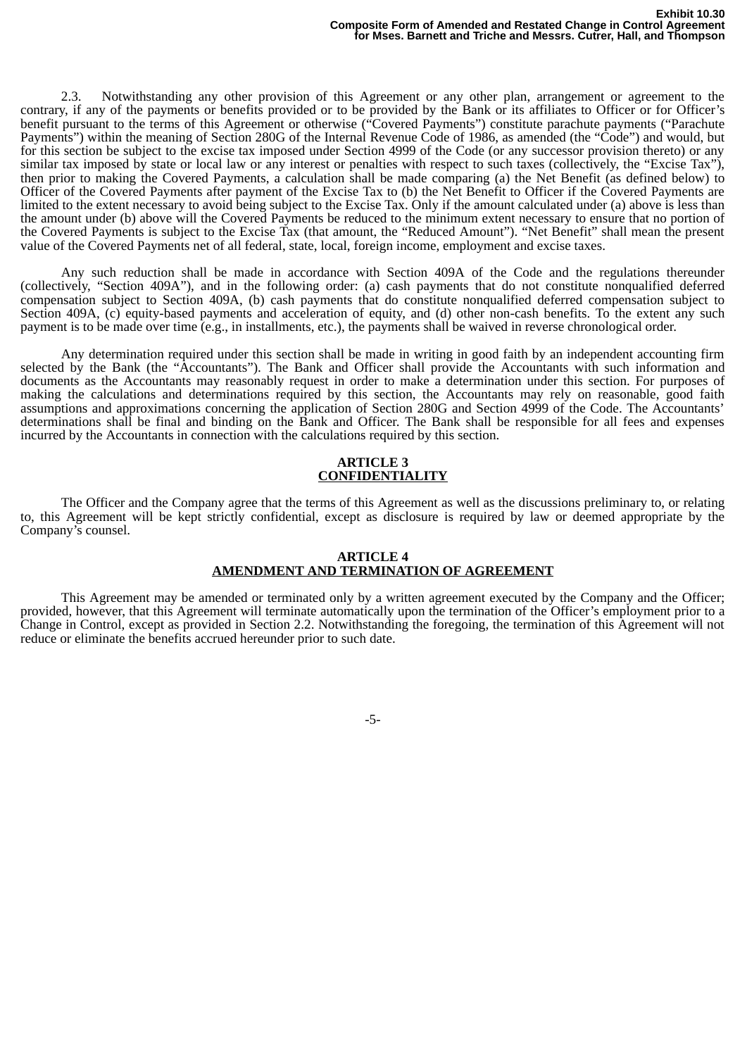2.3. Notwithstanding any other provision of this Agreement or any other plan, arrangement or agreement to the contrary, if any of the payments or benefits provided or to be provided by the Bank or its affiliates to Officer or for Officer's benefit pursuant to the terms of this Agreement or otherwise ("Covered Payments") constitute parachute payments ("Parachute Payments") within the meaning of Section 280G of the Internal Revenue Code of 1986, as amended (the "Code") and would, but for this section be subject to the excise tax imposed under Section 4999 of the Code (or any successor provision thereto) or any similar tax imposed by state or local law or any interest or penalties with respect to such taxes (collectively, the "Excise Tax"), then prior to making the Covered Payments, a calculation shall be made comparing (a) the Net Benefit (as defined below) to Officer of the Covered Payments after payment of the Excise Tax to (b) the Net Benefit to Officer if the Covered Payments are limited to the extent necessary to avoid being subject to the Excise Tax. Only if the amount calculated under (a) above is less than the amount under (b) above will the Covered Payments be reduced to the minimum extent necessary to ensure that no portion of the Covered Payments is subject to the Excise Tax (that amount, the "Reduced Amount"). "Net Benefit" shall mean the present value of the Covered Payments net of all federal, state, local, foreign income, employment and excise taxes.

Any such reduction shall be made in accordance with Section 409A of the Code and the regulations thereunder (collectively, "Section 409A"), and in the following order: (a) cash payments that do not constitute nonqualified deferred compensation subject to Section 409A, (b) cash payments that do constitute nonqualified deferred compensation subject to Section 409A, (c) equity-based payments and acceleration of equity, and (d) other non-cash benefits. To the extent any such payment is to be made over time (e.g., in installments, etc.), the payments shall be waived in reverse chronological order.

Any determination required under this section shall be made in writing in good faith by an independent accounting firm selected by the Bank (the "Accountants"). The Bank and Officer shall provide the Accountants with such information and documents as the Accountants may reasonably request in order to make a determination under this section. For purposes of making the calculations and determinations required by this section, the Accountants may rely on reasonable, good faith assumptions and approximations concerning the application of Section 280G and Section 4999 of the Code. The Accountants' determinations shall be final and binding on the Bank and Officer. The Bank shall be responsible for all fees and expenses incurred by the Accountants in connection with the calculations required by this section.

## ARTICLE 3
## CONFIDENTIALITY

The Officer and the Company agree that the terms of this Agreement as well as the discussions preliminary to, or relating to, this Agreement will be kept strictly confidential, except as disclosure is required by law or deemed appropriate by the Company's counsel.

## ARTICLE 4
## AMENDMENT AND TERMINATION OF AGREEMENT

This Agreement may be amended or terminated only by a written agreement executed by the Company and the Officer; provided, however, that this Agreement will terminate automatically upon the termination of the Officer's employment prior to a Change in Control, except as provided in Section 2.2. Notwithstanding the foregoing, the termination of this Agreement will not reduce or eliminate the benefits accrued hereunder prior to such date.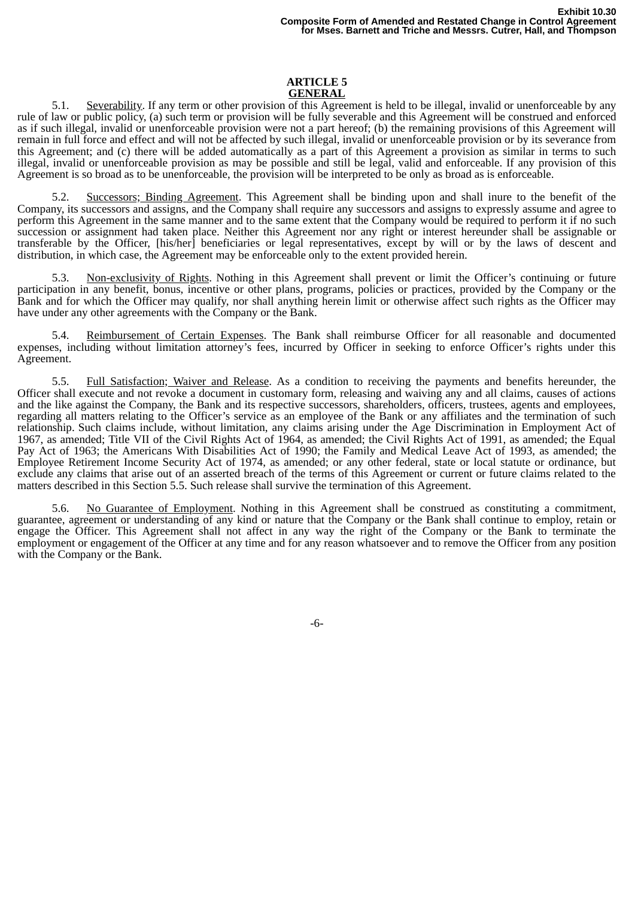## ARTICLE 5
## GENERAL

5.1. Severability. If any term or other provision of this Agreement is held to be illegal, invalid or unenforceable by any rule of law or public policy, (a) such term or provision will be fully severable and this Agreement will be construed and enforced as if such illegal, invalid or unenforceable provision were not a part hereof; (b) the remaining provisions of this Agreement will remain in full force and effect and will not be affected by such illegal, invalid or unenforceable provision or by its severance from this Agreement; and (c) there will be added automatically as a part of this Agreement a provision as similar in terms to such illegal, invalid or unenforceable provision as may be possible and still be legal, valid and enforceable. If any provision of this Agreement is so broad as to be unenforceable, the provision will be interpreted to be only as broad as is enforceable.

5.2. Successors; Binding Agreement. This Agreement shall be binding upon and shall inure to the benefit of the Company, its successors and assigns, and the Company shall require any successors and assigns to expressly assume and agree to perform this Agreement in the same manner and to the same extent that the Company would be required to perform it if no such succession or assignment had taken place. Neither this Agreement nor any right or interest hereunder shall be assignable or transferable by the Officer, [his/her] beneficiaries or legal representatives, except by will or by the laws of descent and distribution, in which case, the Agreement may be enforceable only to the extent provided herein.

5.3. Non-exclusivity of Rights. Nothing in this Agreement shall prevent or limit the Officer's continuing or future participation in any benefit, bonus, incentive or other plans, programs, policies or practices, provided by the Company or the Bank and for which the Officer may qualify, nor shall anything herein limit or otherwise affect such rights as the Officer may have under any other agreements with the Company or the Bank.

5.4. Reimbursement of Certain Expenses. The Bank shall reimburse Officer for all reasonable and documented expenses, including without limitation attorney's fees, incurred by Officer in seeking to enforce Officer's rights under this Agreement.

5.5. Full Satisfaction; Waiver and Release. As a condition to receiving the payments and benefits hereunder, the Officer shall execute and not revoke a document in customary form, releasing and waiving any and all claims, causes of actions and the like against the Company, the Bank and its respective successors, shareholders, officers, trustees, agents and employees, regarding all matters relating to the Officer's service as an employee of the Bank or any affiliates and the termination of such relationship. Such claims include, without limitation, any claims arising under the Age Discrimination in Employment Act of 1967, as amended; Title VII of the Civil Rights Act of 1964, as amended; the Civil Rights Act of 1991, as amended; the Equal Pay Act of 1963; the Americans With Disabilities Act of 1990; the Family and Medical Leave Act of 1993, as amended; the Employee Retirement Income Security Act of 1974, as amended; or any other federal, state or local statute or ordinance, but exclude any claims that arise out of an asserted breach of the terms of this Agreement or current or future claims related to the matters described in this Section 5.5. Such release shall survive the termination of this Agreement.

5.6. No Guarantee of Employment. Nothing in this Agreement shall be construed as constituting a commitment, guarantee, agreement or understanding of any kind or nature that the Company or the Bank shall continue to employ, retain or engage the Officer. This Agreement shall not affect in any way the right of the Company or the Bank to terminate the employment or engagement of the Officer at any time and for any reason whatsoever and to remove the Officer from any position with the Company or the Bank.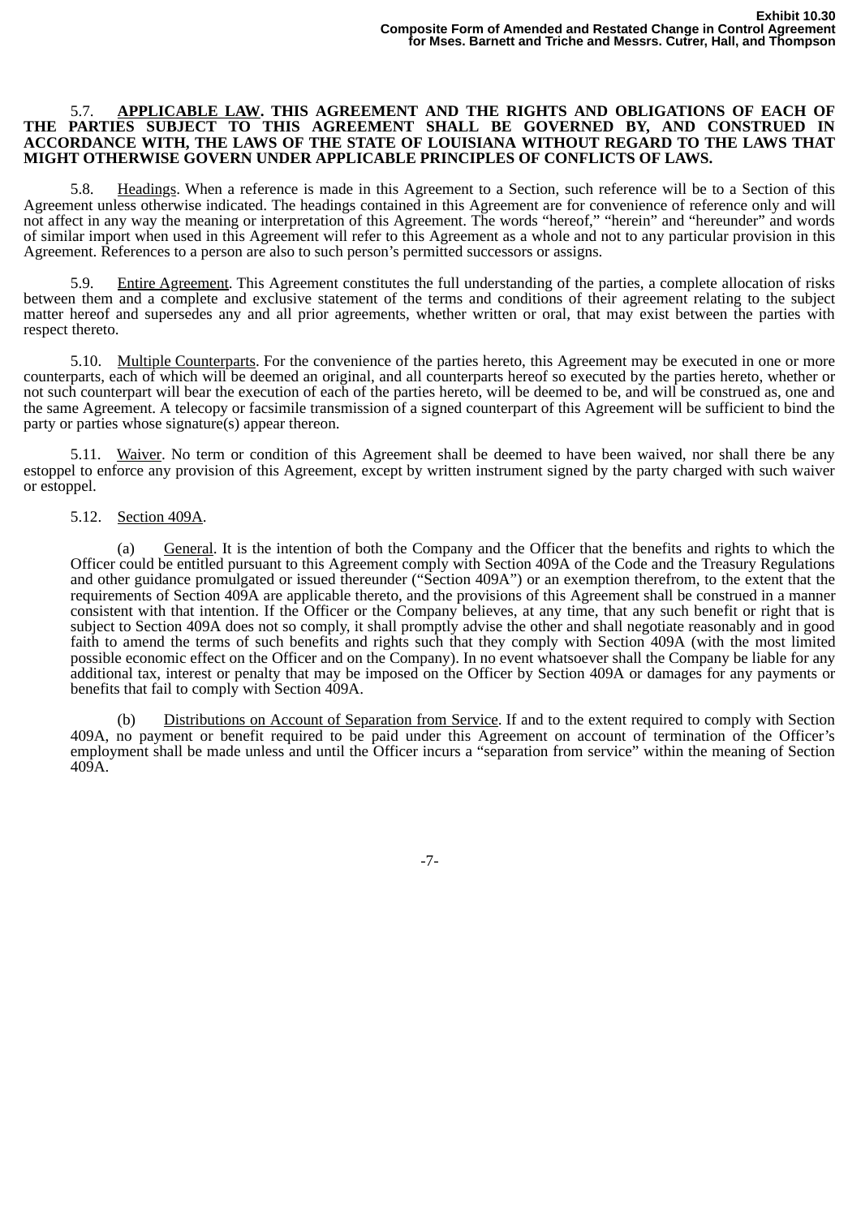5.7. **APPLICABLE LAW. THIS AGREEMENT AND THE RIGHTS AND OBLIGATIONS OF EACH OF THE PARTIES SUBJECT TO THIS AGREEMENT SHALL BE GOVERNED BY, AND CONSTRUED IN ACCORDANCE WITH, THE LAWS OF THE STATE OF LOUISIANA WITHOUT REGARD TO THE LAWS THAT MIGHT OTHERWISE GOVERN UNDER APPLICABLE PRINCIPLES OF CONFLICTS OF LAWS.**

5.8. Headings. When a reference is made in this Agreement to a Section, such reference will be to a Section of this Agreement unless otherwise indicated. The headings contained in this Agreement are for convenience of reference only and will not affect in any way the meaning or interpretation of this Agreement. The words "hereof," "herein" and "hereunder" and words of similar import when used in this Agreement will refer to this Agreement as a whole and not to any particular provision in this Agreement. References to a person are also to such person's permitted successors or assigns.

5.9. Entire Agreement. This Agreement constitutes the full understanding of the parties, a complete allocation of risks between them and a complete and exclusive statement of the terms and conditions of their agreement relating to the subject matter hereof and supersedes any and all prior agreements, whether written or oral, that may exist between the parties with respect thereto.

5.10. Multiple Counterparts. For the convenience of the parties hereto, this Agreement may be executed in one or more counterparts, each of which will be deemed an original, and all counterparts hereof so executed by the parties hereto, whether or not such counterpart will bear the execution of each of the parties hereto, will be deemed to be, and will be construed as, one and the same Agreement. A telecopy or facsimile transmission of a signed counterpart of this Agreement will be sufficient to bind the party or parties whose signature(s) appear thereon.

5.11. Waiver. No term or condition of this Agreement shall be deemed to have been waived, nor shall there be any estoppel to enforce any provision of this Agreement, except by written instrument signed by the party charged with such waiver or estoppel.

5.12. Section 409A.

(a) General. It is the intention of both the Company and the Officer that the benefits and rights to which the Officer could be entitled pursuant to this Agreement comply with Section 409A of the Code and the Treasury Regulations and other guidance promulgated or issued thereunder ("Section 409A") or an exemption therefrom, to the extent that the requirements of Section 409A are applicable thereto, and the provisions of this Agreement shall be construed in a manner consistent with that intention. If the Officer or the Company believes, at any time, that any such benefit or right that is subject to Section 409A does not so comply, it shall promptly advise the other and shall negotiate reasonably and in good faith to amend the terms of such benefits and rights such that they comply with Section 409A (with the most limited possible economic effect on the Officer and on the Company). In no event whatsoever shall the Company be liable for any additional tax, interest or penalty that may be imposed on the Officer by Section 409A or damages for any payments or benefits that fail to comply with Section 409A.

(b) Distributions on Account of Separation from Service. If and to the extent required to comply with Section 409A, no payment or benefit required to be paid under this Agreement on account of termination of the Officer's employment shall be made unless and until the Officer incurs a "separation from service" within the meaning of Section 409A.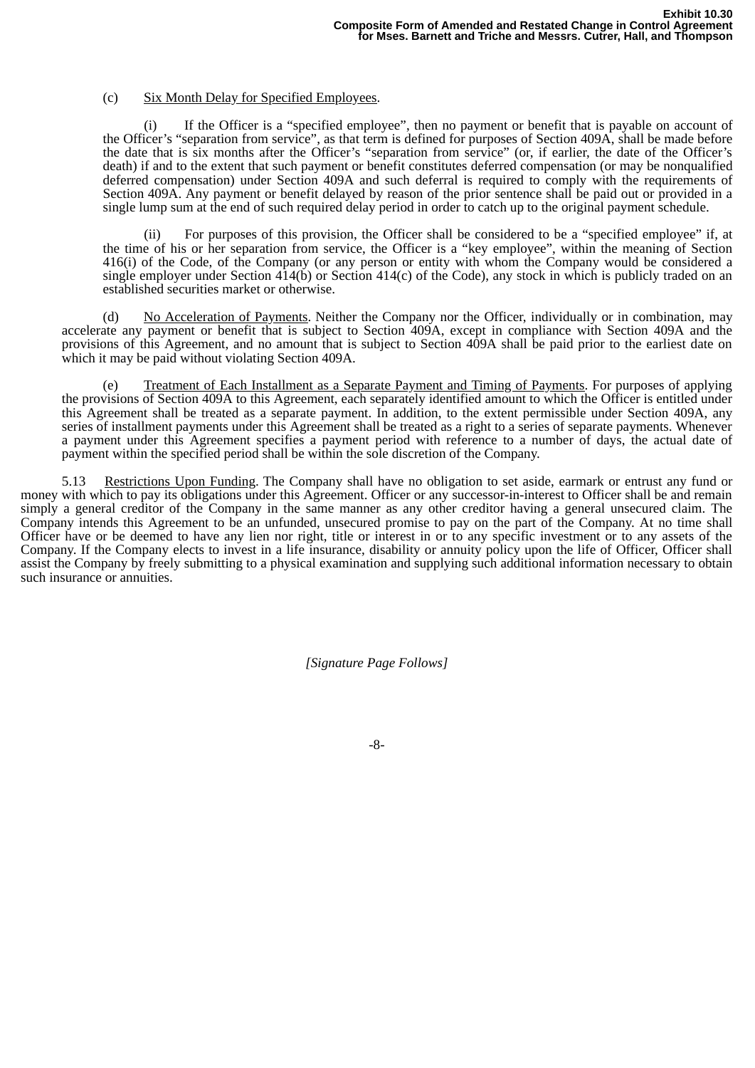(c) Six Month Delay for Specified Employees.

(i) If the Officer is a "specified employee", then no payment or benefit that is payable on account of the Officer's "separation from service", as that term is defined for purposes of Section 409A, shall be made before the date that is six months after the Officer's "separation from service" (or, if earlier, the date of the Officer's death) if and to the extent that such payment or benefit constitutes deferred compensation (or may be nonqualified deferred compensation) under Section 409A and such deferral is required to comply with the requirements of Section 409A. Any payment or benefit delayed by reason of the prior sentence shall be paid out or provided in a single lump sum at the end of such required delay period in order to catch up to the original payment schedule.

(ii) For purposes of this provision, the Officer shall be considered to be a "specified employee" if, at the time of his or her separation from service, the Officer is a "key employee", within the meaning of Section 416(i) of the Code, of the Company (or any person or entity with whom the Company would be considered a single employer under Section 414(b) or Section 414(c) of the Code), any stock in which is publicly traded on an established securities market or otherwise.

(d) No Acceleration of Payments. Neither the Company nor the Officer, individually or in combination, may accelerate any payment or benefit that is subject to Section 409A, except in compliance with Section 409A and the provisions of this Agreement, and no amount that is subject to Section 409A shall be paid prior to the earliest date on which it may be paid without violating Section 409A.

(e) Treatment of Each Installment as a Separate Payment and Timing of Payments. For purposes of applying the provisions of Section 409A to this Agreement, each separately identified amount to which the Officer is entitled under this Agreement shall be treated as a separate payment. In addition, to the extent permissible under Section 409A, any series of installment payments under this Agreement shall be treated as a right to a series of separate payments. Whenever a payment under this Agreement specifies a payment period with reference to a number of days, the actual date of payment within the specified period shall be within the sole discretion of the Company.

5.13 Restrictions Upon Funding. The Company shall have no obligation to set aside, earmark or entrust any fund or money with which to pay its obligations under this Agreement. Officer or any successor-in-interest to Officer shall be and remain simply a general creditor of the Company in the same manner as any other creditor having a general unsecured claim. The Company intends this Agreement to be an unfunded, unsecured promise to pay on the part of the Company. At no time shall Officer have or be deemed to have any lien nor right, title or interest in or to any specific investment or to any assets of the Company. If the Company elects to invest in a life insurance, disability or annuity policy upon the life of Officer, Officer shall assist the Company by freely submitting to a physical examination and supplying such additional information necessary to obtain such insurance or annuities.

*[Signature Page Follows]*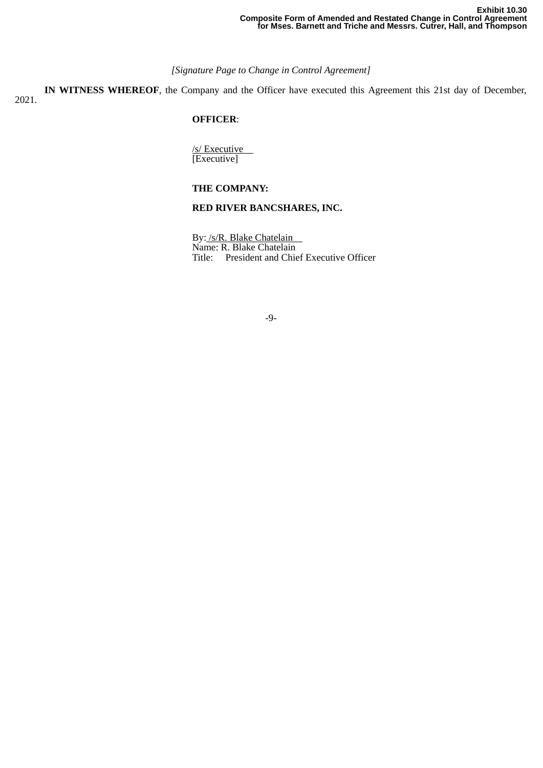*[Signature Page to Change in Control Agreement]*

**IN WITNESS WHEREOF**, the Company and the Officer have executed this Agreement this 21st day of December, 2021.

**OFFICER**:

/s/ Executive
[Executive]

**THE COMPANY:**

**RED RIVER BANCSHARES, INC.**

By: /s/R. Blake Chatelain
Name: R. Blake Chatelain
Title: President and Chief Executive Officer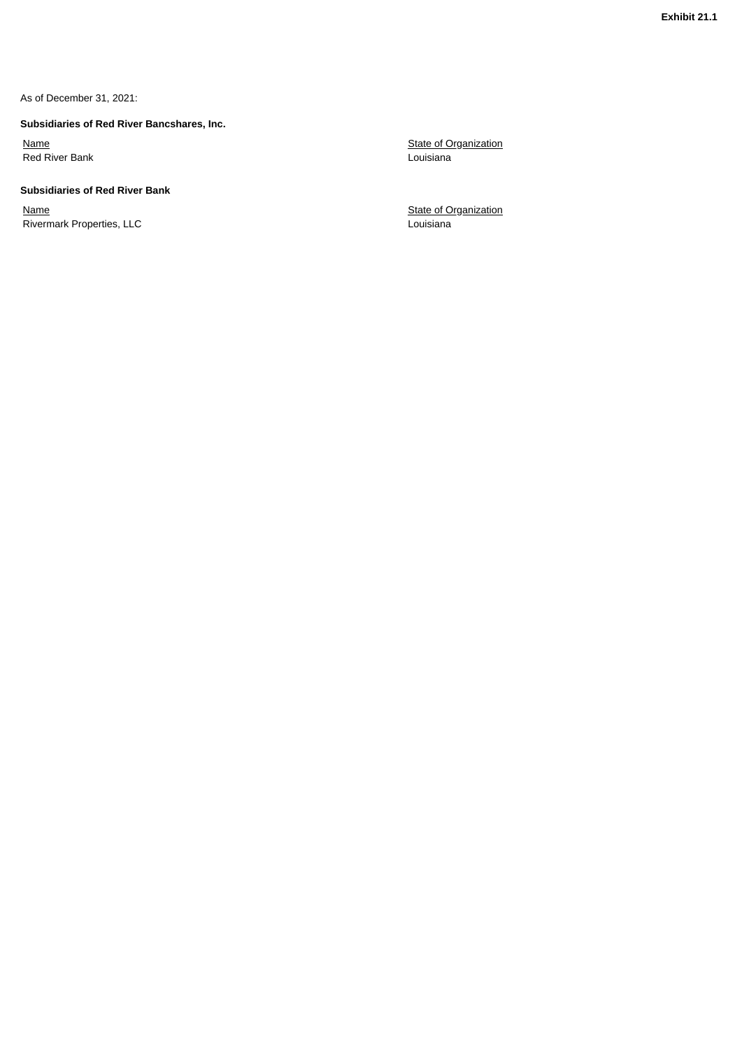**Exhibit 21.1**

As of December 31, 2021:

**Subsidiaries of Red River Bancshares, Inc.**

| Name | State of Organization |
| --- | --- |
| Red River Bank | Louisiana |

**Subsidiaries of Red River Bank**

| Name | State of Organization |
| --- | --- |
| Rivermark Properties, LLC | Louisiana |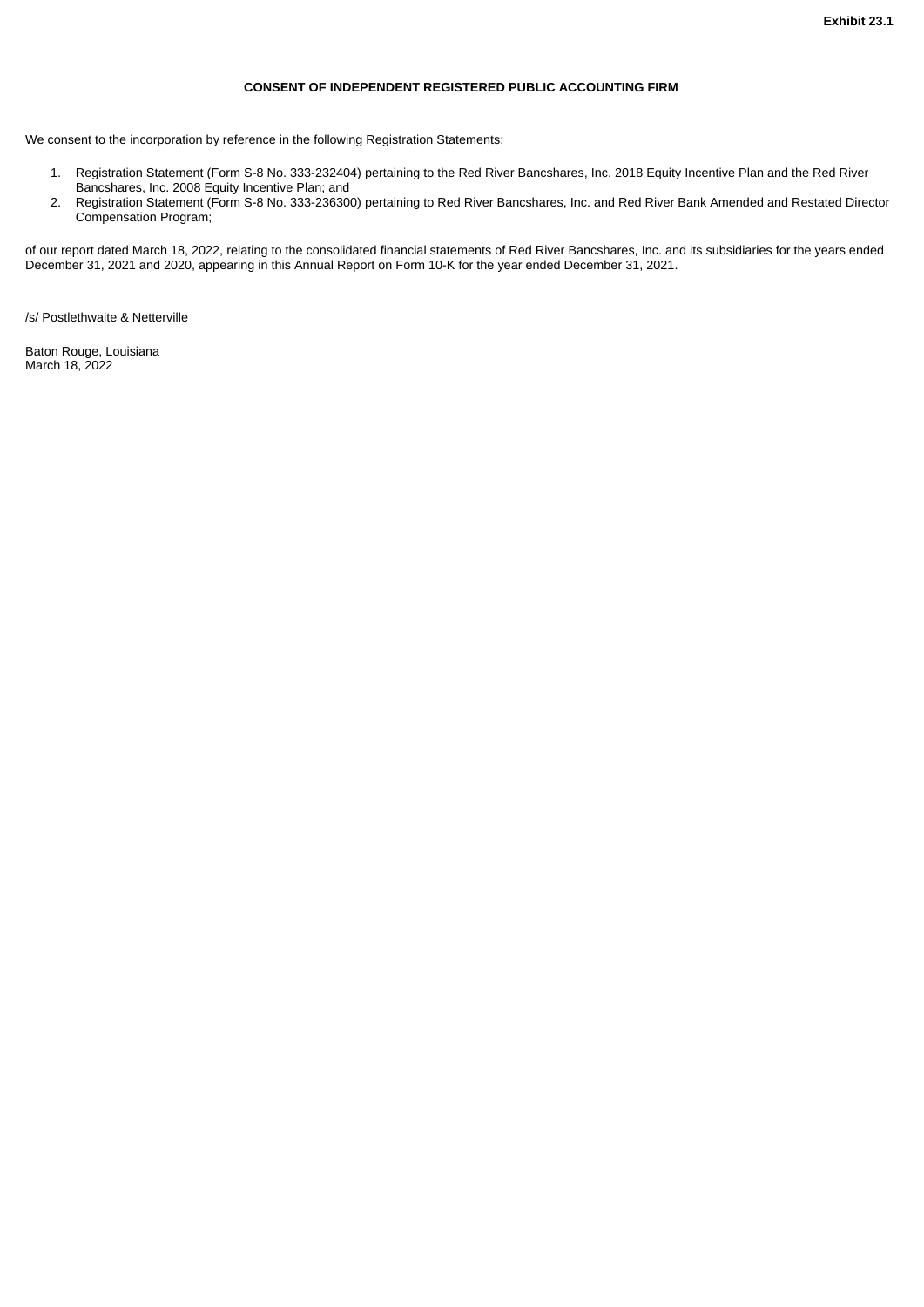**Exhibit 23.1**

**CONSENT OF INDEPENDENT REGISTERED PUBLIC ACCOUNTING FIRM**

We consent to the incorporation by reference in the following Registration Statements:

1. Registration Statement (Form S-8 No. 333-232404) pertaining to the Red River Bancshares, Inc. 2018 Equity Incentive Plan and the Red River Bancshares, Inc. 2008 Equity Incentive Plan; and
2. Registration Statement (Form S-8 No. 333-236300) pertaining to Red River Bancshares, Inc. and Red River Bank Amended and Restated Director Compensation Program;

of our report dated March 18, 2022, relating to the consolidated financial statements of Red River Bancshares, Inc. and its subsidiaries for the years ended December 31, 2021 and 2020, appearing in this Annual Report on Form 10-K for the year ended December 31, 2021.

/s/ Postlethwaite & Netterville

Baton Rouge, Louisiana
March 18, 2022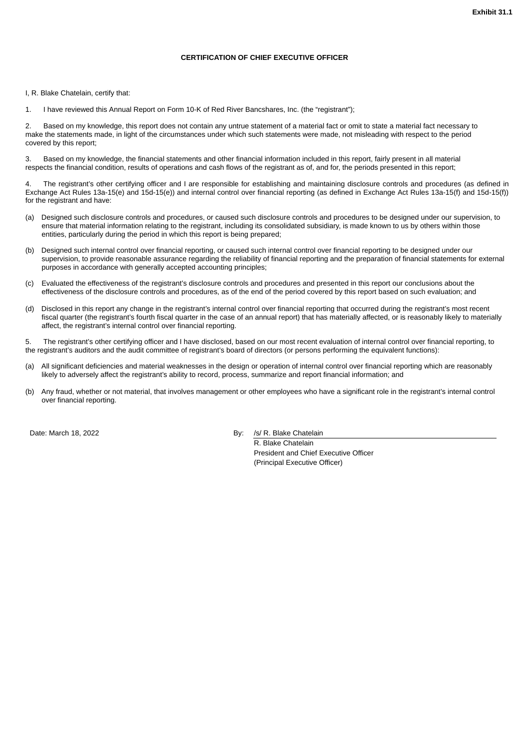**Exhibit 31.1**

**CERTIFICATION OF CHIEF EXECUTIVE OFFICER**

I, R. Blake Chatelain, certify that:

1. I have reviewed this Annual Report on Form 10-K of Red River Bancshares, Inc. (the "registrant");

2. Based on my knowledge, this report does not contain any untrue statement of a material fact or omit to state a material fact necessary to make the statements made, in light of the circumstances under which such statements were made, not misleading with respect to the period covered by this report;

3. Based on my knowledge, the financial statements and other financial information included in this report, fairly present in all material respects the financial condition, results of operations and cash flows of the registrant as of, and for, the periods presented in this report;

4. The registrant's other certifying officer and I are responsible for establishing and maintaining disclosure controls and procedures (as defined in Exchange Act Rules 13a-15(e) and 15d-15(e)) and internal control over financial reporting (as defined in Exchange Act Rules 13a-15(f) and 15d-15(f)) for the registrant and have:

(a) Designed such disclosure controls and procedures, or caused such disclosure controls and procedures to be designed under our supervision, to ensure that material information relating to the registrant, including its consolidated subsidiary, is made known to us by others within those entities, particularly during the period in which this report is being prepared;

(b) Designed such internal control over financial reporting, or caused such internal control over financial reporting to be designed under our supervision, to provide reasonable assurance regarding the reliability of financial reporting and the preparation of financial statements for external purposes in accordance with generally accepted accounting principles;

(c) Evaluated the effectiveness of the registrant's disclosure controls and procedures and presented in this report our conclusions about the effectiveness of the disclosure controls and procedures, as of the end of the period covered by this report based on such evaluation; and

(d) Disclosed in this report any change in the registrant's internal control over financial reporting that occurred during the registrant's most recent fiscal quarter (the registrant's fourth fiscal quarter in the case of an annual report) that has materially affected, or is reasonably likely to materially affect, the registrant's internal control over financial reporting.

5. The registrant's other certifying officer and I have disclosed, based on our most recent evaluation of internal control over financial reporting, to the registrant's auditors and the audit committee of registrant's board of directors (or persons performing the equivalent functions):

(a) All significant deficiencies and material weaknesses in the design or operation of internal control over financial reporting which are reasonably likely to adversely affect the registrant's ability to record, process, summarize and report financial information; and

(b) Any fraud, whether or not material, that involves management or other employees who have a significant role in the registrant's internal control over financial reporting.

Date: March 18, 2022

By: /s/ R. Blake Chatelain
R. Blake Chatelain
President and Chief Executive Officer
(Principal Executive Officer)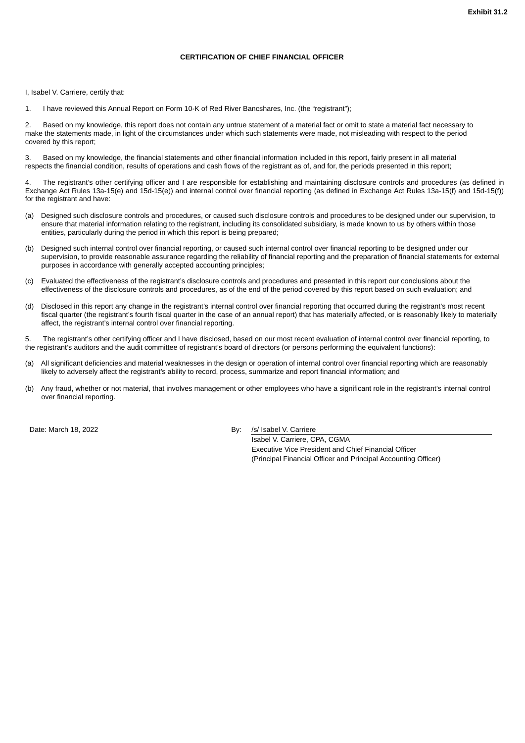**Exhibit 31.2**

**CERTIFICATION OF CHIEF FINANCIAL OFFICER**

I, Isabel V. Carriere, certify that:

1. I have reviewed this Annual Report on Form 10-K of Red River Bancshares, Inc. (the “registrant”);

2. Based on my knowledge, this report does not contain any untrue statement of a material fact or omit to state a material fact necessary to make the statements made, in light of the circumstances under which such statements were made, not misleading with respect to the period covered by this report;

3. Based on my knowledge, the financial statements and other financial information included in this report, fairly present in all material respects the financial condition, results of operations and cash flows of the registrant as of, and for, the periods presented in this report;

4. The registrant’s other certifying officer and I are responsible for establishing and maintaining disclosure controls and procedures (as defined in Exchange Act Rules 13a-15(e) and 15d-15(e)) and internal control over financial reporting (as defined in Exchange Act Rules 13a-15(f) and 15d-15(f)) for the registrant and have:

(a) Designed such disclosure controls and procedures, or caused such disclosure controls and procedures to be designed under our supervision, to ensure that material information relating to the registrant, including its consolidated subsidiary, is made known to us by others within those entities, particularly during the period in which this report is being prepared;

(b) Designed such internal control over financial reporting, or caused such internal control over financial reporting to be designed under our supervision, to provide reasonable assurance regarding the reliability of financial reporting and the preparation of financial statements for external purposes in accordance with generally accepted accounting principles;

(c) Evaluated the effectiveness of the registrant’s disclosure controls and procedures and presented in this report our conclusions about the effectiveness of the disclosure controls and procedures, as of the end of the period covered by this report based on such evaluation; and

(d) Disclosed in this report any change in the registrant’s internal control over financial reporting that occurred during the registrant’s most recent fiscal quarter (the registrant’s fourth fiscal quarter in the case of an annual report) that has materially affected, or is reasonably likely to materially affect, the registrant’s internal control over financial reporting.

5. The registrant’s other certifying officer and I have disclosed, based on our most recent evaluation of internal control over financial reporting, to the registrant’s auditors and the audit committee of registrant’s board of directors (or persons performing the equivalent functions):

(a) All significant deficiencies and material weaknesses in the design or operation of internal control over financial reporting which are reasonably likely to adversely affect the registrant’s ability to record, process, summarize and report financial information; and

(b) Any fraud, whether or not material, that involves management or other employees who have a significant role in the registrant’s internal control over financial reporting.

Date: March 18, 2022

By: /s/ Isabel V. Carriere
Isabel V. Carriere, CPA, CGMA
Executive Vice President and Chief Financial Officer
(Principal Financial Officer and Principal Accounting Officer)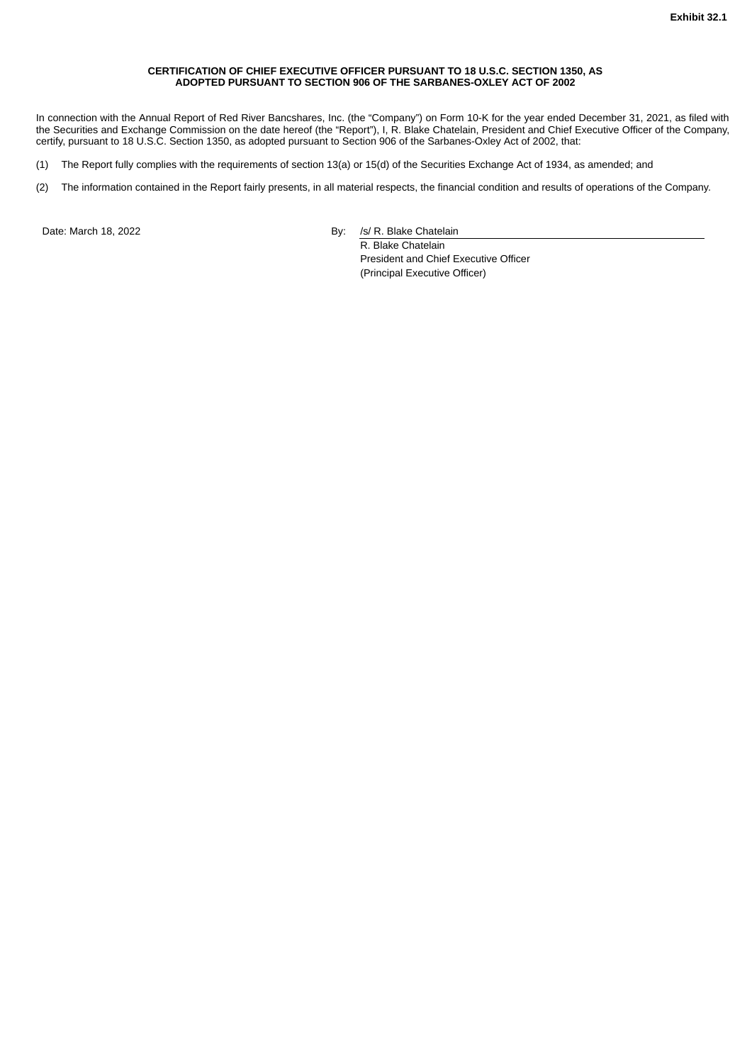**Exhibit 32.1**

**CERTIFICATION OF CHIEF EXECUTIVE OFFICER PURSUANT TO 18 U.S.C. SECTION 1350, AS ADOPTED PURSUANT TO SECTION 906 OF THE SARBANES-OXLEY ACT OF 2002**

In connection with the Annual Report of Red River Bancshares, Inc. (the “Company”) on Form 10-K for the year ended December 31, 2021, as filed with the Securities and Exchange Commission on the date hereof (the “Report”), I, R. Blake Chatelain, President and Chief Executive Officer of the Company, certify, pursuant to 18 U.S.C. Section 1350, as adopted pursuant to Section 906 of the Sarbanes-Oxley Act of 2002, that:

(1) The Report fully complies with the requirements of section 13(a) or 15(d) of the Securities Exchange Act of 1934, as amended; and

(2) The information contained in the Report fairly presents, in all material respects, the financial condition and results of operations of the Company.

Date: March 18, 2022

By: /s/ R. Blake Chatelain
R. Blake Chatelain
President and Chief Executive Officer
(Principal Executive Officer)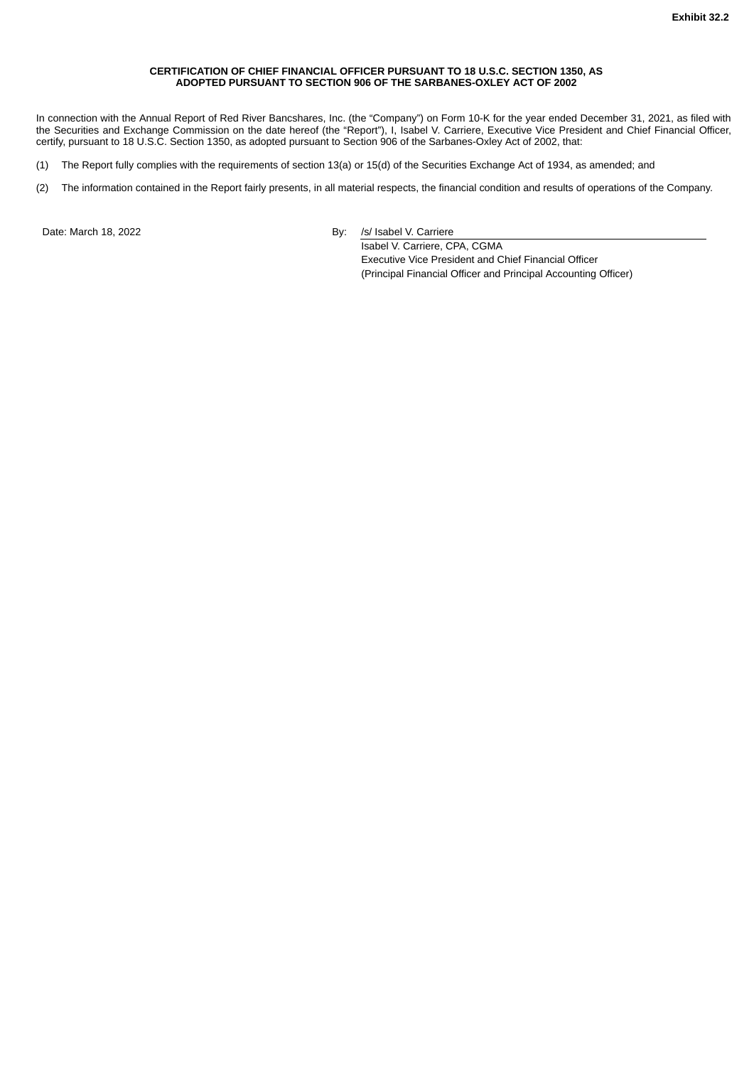**Exhibit 32.2**

**CERTIFICATION OF CHIEF FINANCIAL OFFICER PURSUANT TO 18 U.S.C. SECTION 1350, AS ADOPTED PURSUANT TO SECTION 906 OF THE SARBANES-OXLEY ACT OF 2002**

In connection with the Annual Report of Red River Bancshares, Inc. (the “Company”) on Form 10-K for the year ended December 31, 2021, as filed with the Securities and Exchange Commission on the date hereof (the “Report”), I, Isabel V. Carriere, Executive Vice President and Chief Financial Officer, certify, pursuant to 18 U.S.C. Section 1350, as adopted pursuant to Section 906 of the Sarbanes-Oxley Act of 2002, that:

(1) The Report fully complies with the requirements of section 13(a) or 15(d) of the Securities Exchange Act of 1934, as amended; and

(2) The information contained in the Report fairly presents, in all material respects, the financial condition and results of operations of the Company.

Date: March 18, 2022

By: /s/ Isabel V. Carriere
Isabel V. Carriere, CPA, CGMA
Executive Vice President and Chief Financial Officer
(Principal Financial Officer and Principal Accounting Officer)